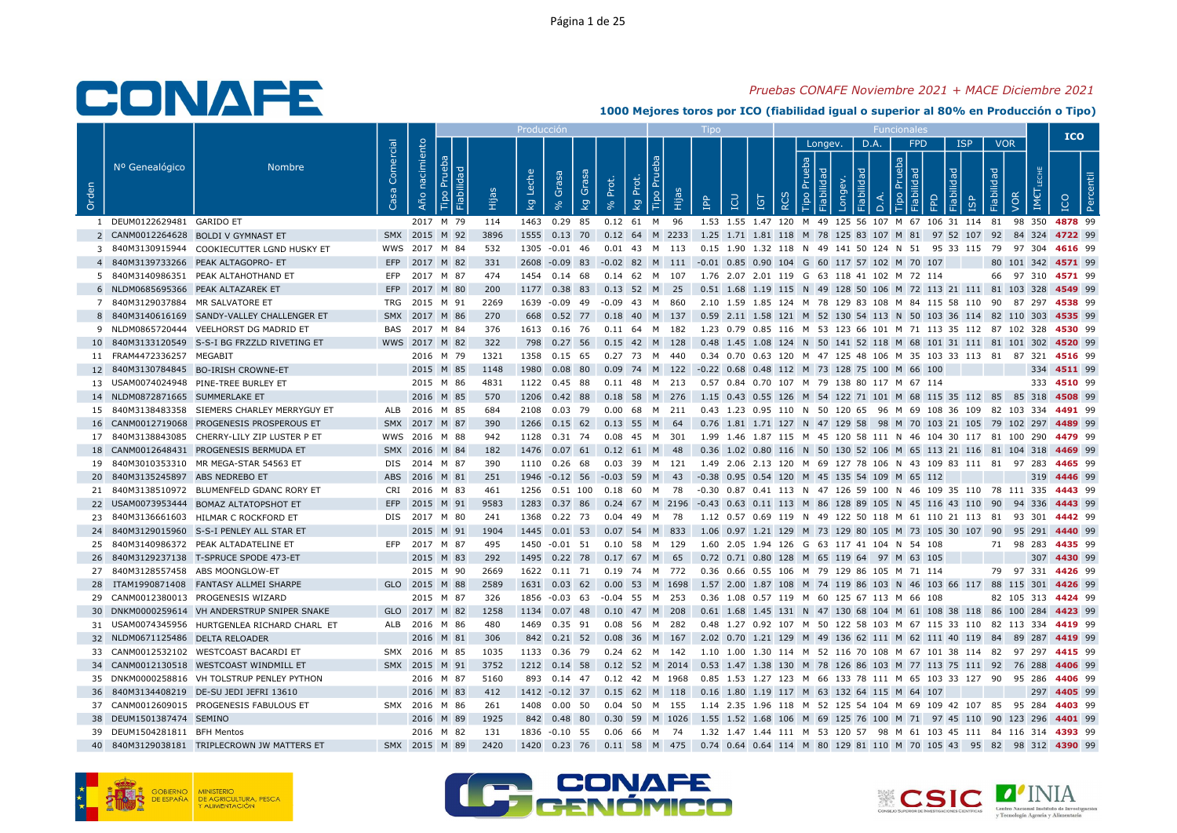# CONAFE

*Pruebas CONAFE Noviembre 2021 + MACE Diciembre 2021*

**1000 Mejores toros por ICO (fiabilidad igual o superior al 80% en Producción o Tipo)**

| Orden | Nº Genealógico | Nombre | Casa Comercial | Año nacimiento | Producción | | | | | | | | Tipo | | | | | | Funcionales | | | | | | | | | | | | | IMCT leche | ICO | |
|---|---|---|---|---|---|---|---|---|---|---|---|---|---|---|---|---|---|---|---|---|---|---|---|---|---|---|---|---|---|---|---|---|---|---|
| | | | | | | | | | | | | | | | | | | | | Longev. | | D.A. | | FPD | | | ISP | | VOR | | | | | |
| | | | | | Tipo Prueba | Fiabilidad | Hijas | kg Leche | % Grasa | kg Grasa | % Prot. | kg Prot. | Tipo Prueba | Hijas | IPP | ICU | IGT | RCS | Tipo Prueba | Fiabilidad | Longev. | Fiabilidad | D.A. | Tipo Prueba | Fiabilidad | FPD | Fiabilidad | ISP | Fiabilidad | VOR | | | ICO | Percentil |
| 1 | DEUM0122629481 | GARIDO ET | | 2017 | M | 79 | 114 | 1463 | 0.29 | 85 | 0.12 | 61 | M | 96 | 1.53 | 1.55 | 1.47 | 120 | M | 49 | 125 | 56 | 107 | M | 67 | 106 | 31 | 114 | 81 | 98 | 350 | | 4878 | 99 |
| 2 | CANM0012264628 | BOLDI V GYMNAST ET | SMX | 2015 | M | 92 | 3896 | 1555 | 0.13 | 70 | 0.12 | 64 | M | 2233 | 1.25 | 1.71 | 1.81 | 118 | M | 78 | 125 | 83 | 107 | M | 81 | 97 | 52 | 107 | 92 | 84 | 324 | | 4722 | 99 |
| 3 | 840M3130915944 | COOKIECUTTER LGND HUSKY ET | WWS | 2017 | M | 84 | 532 | 1305 | -0.01 | 46 | 0.01 | 43 | M | 113 | 0.15 | 1.90 | 1.32 | 118 | N | 49 | 141 | 50 | 124 | N | 51 | 95 | 33 | 115 | 79 | 97 | 304 | | 4616 | 99 |
| 4 | 840M3139733266 | PEAK ALTAGOPRO-ET | EFP | 2017 | M | 82 | 331 | 2608 | -0.09 | 83 | -0.02 | 82 | M | 111 | -0.01 | 0.85 | 0.90 | 104 | G | 60 | 117 | 57 | 102 | M | 70 | 107 | | | 80 | 101 | 342 | | 4571 | 99 |
| 5 | 840M3140986351 | PEAK ALTAHOTHAND ET | EFP | 2017 | M | 87 | 474 | 1454 | 0.14 | 68 | 0.14 | 62 | M | 107 | 1.76 | 2.07 | 2.01 | 119 | G | 63 | 118 | 41 | 102 | M | 72 | 114 | | | 66 | 97 | 310 | | 4571 | 99 |
| 6 | NLDM0685695366 | PEAK ALTAZAREK ET | EFP | 2017 | M | 80 | 200 | 1177 | 0.38 | 83 | 0.13 | 52 | M | 25 | 0.51 | 1.68 | 1.19 | 115 | N | 49 | 128 | 50 | 106 | M | 72 | 113 | 21 | 111 | 81 | 103 | 328 | | 4549 | 99 |
| 7 | 840M3129037884 | MR SALVATORE ET | TRG | 2015 | M | 91 | 2269 | 1639 | -0.09 | 49 | -0.09 | 43 | M | 860 | 2.10 | 1.59 | 1.85 | 124 | M | 78 | 129 | 83 | 108 | M | 84 | 115 | 58 | 110 | 90 | 87 | 297 | | 4538 | 99 |
| 8 | 840M3140616169 | SANDY-VALLEY CHALLENGER ET | SMX | 2017 | M | 86 | 270 | 668 | 0.52 | 77 | 0.18 | 40 | M | 137 | 0.59 | 2.11 | 1.58 | 121 | M | 52 | 130 | 54 | 113 | N | 50 | 103 | 36 | 114 | 82 | 110 | 303 | | 4535 | 99 |
| 9 | NLDM0865720444 | VEELHORST DG MADRID ET | BAS | 2017 | M | 84 | 376 | 1613 | 0.16 | 76 | 0.11 | 64 | M | 182 | 1.23 | 0.79 | 0.85 | 116 | M | 53 | 123 | 66 | 101 | M | 71 | 113 | 35 | 112 | 87 | 102 | 328 | | 4530 | 99 |
| 10 | 840M3133120549 | S-S-I BG FRZZLD RIVETING ET | WWS | 2017 | M | 82 | 322 | 798 | 0.27 | 56 | 0.15 | 42 | M | 128 | 0.48 | 1.45 | 1.08 | 124 | N | 50 | 141 | 52 | 118 | M | 68 | 101 | 31 | 111 | 81 | 101 | 302 | | 4520 | 99 |
| 11 | FRAM4472336257 | MEGABIT | | 2016 | M | 79 | 1321 | 1358 | 0.15 | 65 | 0.27 | 73 | M | 440 | 0.34 | 0.70 | 0.63 | 120 | M | 47 | 125 | 48 | 106 | M | 35 | 103 | 33 | 113 | 81 | 87 | 321 | | 4516 | 99 |
| 12 | 840M3130784845 | BO-IRISH CROWNE-ET | | 2015 | M | 85 | 1148 | 1980 | 0.08 | 80 | 0.09 | 74 | M | 122 | -0.22 | 0.68 | 0.48 | 112 | M | 73 | 128 | 75 | 100 | M | 66 | 100 | | | | | 334 | | 4511 | 99 |
| 13 | USAM0074024948 | PINE-TREE BURLEY ET | | 2015 | M | 86 | 4831 | 1122 | 0.45 | 88 | 0.11 | 48 | M | 213 | 0.57 | 0.84 | 0.70 | 107 | M | 79 | 138 | 80 | 117 | M | 67 | 114 | | | | | 333 | | 4510 | 99 |
| 14 | NLDM0872871665 | SUMMERLAKE ET | | 2016 | M | 85 | 570 | 1206 | 0.42 | 88 | 0.18 | 58 | M | 276 | 1.15 | 0.43 | 0.55 | 126 | M | 54 | 122 | 71 | 101 | M | 68 | 115 | 35 | 112 | 85 | 85 | 318 | | 4508 | 99 |
| 15 | 840M3138483358 | SIEMERS CHARLEY MERRYGUY ET | ALB | 2016 | M | 85 | 684 | 2108 | 0.03 | 79 | 0.00 | 68 | M | 211 | 0.43 | 1.23 | 0.95 | 110 | N | 50 | 120 | 65 | 96 | M | 69 | 108 | 36 | 109 | 82 | 103 | 334 | | 4491 | 99 |
| 16 | CANM0012719068 | PROGENESIS PROSPEROUS ET | SMX | 2017 | M | 87 | 390 | 1266 | 0.15 | 62 | 0.13 | 55 | M | 64 | 0.76 | 1.81 | 1.71 | 127 | N | 47 | 129 | 58 | 98 | M | 70 | 103 | 21 | 105 | 79 | 102 | 297 | | 4489 | 99 |
| 17 | 840M3138843085 | CHERRY-LILY ZIP LUSTER P ET | WWS | 2016 | M | 88 | 942 | 1128 | 0.31 | 74 | 0.08 | 45 | M | 301 | 1.99 | 1.46 | 1.87 | 115 | M | 45 | 120 | 58 | 111 | N | 46 | 104 | 30 | 117 | 81 | 100 | 290 | | 4479 | 99 |
| 18 | CANM0012648431 | PROGENESIS BERMUDA ET | SMX | 2016 | M | 84 | 182 | 1476 | 0.07 | 61 | 0.12 | 61 | M | 48 | 0.36 | 1.02 | 0.80 | 116 | N | 50 | 130 | 52 | 106 | M | 65 | 113 | 21 | 116 | 81 | 104 | 318 | | 4469 | 99 |
| 19 | 840M3010353310 | MR MEGA-STAR 54563 ET | DIS | 2014 | M | 87 | 390 | 1110 | 0.26 | 68 | 0.03 | 39 | M | 121 | 1.49 | 2.06 | 2.13 | 120 | M | 69 | 127 | 78 | 106 | N | 43 | 109 | 83 | 111 | 81 | 97 | 283 | | 4465 | 99 |
| 20 | 840M3135245897 | ABS NEDREBO ET | ABS | 2016 | M | 81 | 251 | 1946 | -0.12 | 56 | -0.03 | 59 | M | 43 | -0.38 | 0.95 | 0.54 | 120 | M | 45 | 135 | 54 | 109 | M | 65 | 112 | | | | | 319 | | 4446 | 99 |
| 21 | 840M3138510972 | BLUMENFELD GDANC RORY ET | CRI | 2016 | M | 83 | 461 | 1256 | 0.51 | 100 | 0.18 | 60 | M | 78 | -0.30 | 0.87 | 0.41 | 113 | N | 47 | 126 | 59 | 100 | N | 46 | 109 | 35 | 110 | 78 | 111 | 335 | | 4443 | 99 |
| 22 | USAM0073953444 | BOMAZ ALTATOPSHOT ET | EFP | 2015 | M | 91 | 9583 | 1283 | 0.37 | 86 | 0.24 | 67 | M | 2196 | -0.43 | 0.63 | 0.11 | 113 | M | 86 | 128 | 89 | 105 | N | 45 | 116 | 43 | 110 | 90 | 94 | 336 | | 4443 | 99 |
| 23 | 840M3136661603 | HILMAR C ROCKFORD ET | DIS | 2017 | M | 80 | 241 | 1368 | 0.22 | 73 | 0.04 | 49 | M | 78 | 1.12 | 0.57 | 0.69 | 119 | N | 49 | 122 | 50 | 118 | M | 61 | 110 | 21 | 113 | 81 | 93 | 301 | | 4442 | 99 |
| 24 | 840M3129015960 | S-S-I PENLEY ALL STAR ET | | 2015 | M | 91 | 1904 | 1445 | 0.01 | 53 | 0.07 | 54 | M | 833 | 1.06 | 0.97 | 1.21 | 129 | M | 73 | 129 | 80 | 105 | M | 73 | 105 | 30 | 107 | 90 | 95 | 291 | | 4440 | 99 |
| 25 | 840M3140986372 | PEAK ALTADATELINE ET | EFP | 2017 | M | 87 | 495 | 1450 | -0.01 | 51 | 0.10 | 58 | M | 129 | 1.60 | 2.05 | 1.94 | 126 | G | 63 | 117 | 41 | 104 | N | 54 | 108 | | | 71 | 98 | 283 | | 4435 | 99 |
| 26 | 840M3129237138 | T-SPRUCE SPODE 473-ET | | 2015 | M | 83 | 292 | 1495 | 0.22 | 78 | 0.17 | 67 | M | 65 | 0.72 | 0.71 | 0.80 | 128 | M | 65 | 119 | 64 | 97 | M | 63 | 105 | | | | | 307 | | 4430 | 99 |
| 27 | 840M3128557458 | ABS MOONGLOW-ET | | 2015 | M | 90 | 2669 | 1622 | 0.11 | 71 | 0.19 | 74 | M | 772 | 0.36 | 0.66 | 0.55 | 106 | M | 79 | 129 | 86 | 105 | M | 71 | 114 | | | 79 | 97 | 331 | | 4426 | 99 |
| 28 | ITAM1990871408 | FANTASY ALLMEI SHARPE | GLO | 2015 | M | 88 | 2589 | 1631 | 0.03 | 62 | 0.00 | 53 | M | 1698 | 1.57 | 2.00 | 1.87 | 108 | M | 74 | 119 | 86 | 103 | N | 46 | 103 | 66 | 117 | 88 | 115 | 301 | | 4426 | 99 |
| 29 | CANM0012380013 | PROGENESIS WIZARD | | 2015 | M | 87 | 326 | 1856 | -0.03 | 63 | -0.04 | 55 | M | 253 | 0.36 | 1.08 | 0.57 | 119 | M | 60 | 125 | 67 | 113 | M | 66 | 108 | | | 82 | 105 | 313 | | 4424 | 99 |
| 30 | DNKM0000259614 | VH ANDERSTRUP SNIPER SNAKE | GLO | 2017 | M | 82 | 1258 | 1134 | 0.07 | 48 | 0.10 | 47 | M | 208 | 0.61 | 1.68 | 1.45 | 131 | N | 47 | 130 | 68 | 104 | M | 61 | 108 | 38 | 118 | 86 | 100 | 284 | | 4423 | 99 |
| 31 | USAM0074345956 | HURTGENLEA RICHARD CHARL ET | ALB | 2016 | M | 86 | 480 | 1469 | 0.35 | 91 | 0.08 | 56 | M | 282 | 0.48 | 1.27 | 0.92 | 107 | M | 50 | 122 | 58 | 103 | M | 67 | 115 | 33 | 110 | 82 | 113 | 334 | | 4419 | 99 |
| 32 | NLDM0671125486 | DELTA RELOADER | | 2016 | M | 81 | 306 | 842 | 0.21 | 52 | 0.08 | 36 | M | 167 | 2.02 | 0.70 | 1.21 | 129 | M | 49 | 136 | 62 | 111 | M | 62 | 111 | 40 | 119 | 84 | 89 | 287 | | 4419 | 99 |
| 33 | CANM0012532102 | WESTCOAST BACARDI ET | SMX | 2016 | M | 85 | 1035 | 1133 | 0.36 | 79 | 0.24 | 62 | M | 142 | 1.10 | 1.00 | 1.30 | 114 | M | 52 | 116 | 70 | 108 | M | 67 | 101 | 38 | 114 | 82 | 97 | 297 | | 4415 | 99 |
| 34 | CANM0012130518 | WESTCOAST WINDMILL ET | SMX | 2015 | M | 91 | 3752 | 1212 | 0.14 | 58 | 0.12 | 52 | M | 2014 | 0.53 | 1.47 | 1.38 | 130 | M | 78 | 126 | 86 | 103 | M | 77 | 113 | 75 | 111 | 92 | 76 | 288 | | 4406 | 99 |
| 35 | DNKM0000258816 | VH TOLSTRUP PENLEY PYTHON | | 2016 | M | 87 | 5160 | 893 | 0.14 | 47 | 0.12 | 42 | M | 1968 | 0.85 | 1.53 | 1.27 | 123 | M | 66 | 133 | 78 | 111 | M | 65 | 103 | 33 | 127 | 90 | 95 | 286 | | 4406 | 99 |
| 36 | 840M3134408219 | DE-SU JEDI JEFRI 13610 | | 2016 | M | 83 | 412 | 1412 | -0.12 | 37 | 0.15 | 62 | M | 118 | 0.16 | 1.80 | 1.19 | 117 | M | 63 | 132 | 64 | 115 | M | 64 | 107 | | | | | 297 | | 4405 | 99 |
| 37 | CANM0012609015 | PROGENESIS FABULOUS ET | SMX | 2016 | M | 86 | 261 | 1408 | 0.00 | 50 | 0.04 | 50 | M | 155 | 1.14 | 2.35 | 1.96 | 118 | M | 52 | 125 | 54 | 104 | M | 69 | 109 | 42 | 107 | 85 | 95 | 284 | | 4403 | 99 |
| 38 | DEUM1501387474 | SEMINO | | 2016 | M | 89 | 1925 | 842 | 0.48 | 80 | 0.30 | 59 | M | 1026 | 1.55 | 1.52 | 1.68 | 106 | M | 69 | 125 | 76 | 100 | M | 71 | 97 | 45 | 110 | 90 | 123 | 296 | | 4401 | 99 |
| 39 | DEUM1504281811 | BFH Mentos | | 2016 | M | 82 | 131 | 1836 | -0.10 | 55 | 0.06 | 66 | M | 74 | 1.32 | 1.47 | 1.44 | 111 | M | 53 | 120 | 57 | 98 | M | 61 | 103 | 45 | 111 | 84 | 116 | 314 | | 4393 | 99 |
| 40 | 840M3129038181 | TRIPLECROWN JW MATTERS ET | SMX | 2015 | M | 89 | 2420 | 1420 | 0.23 | 76 | 0.11 | 58 | M | 475 | 0.74 | 0.64 | 0.64 | 114 | M | 80 | 129 | 81 | 110 | M | 70 | 105 | 43 | 95 | 82 | 98 | 312 | | 4390 | 99 |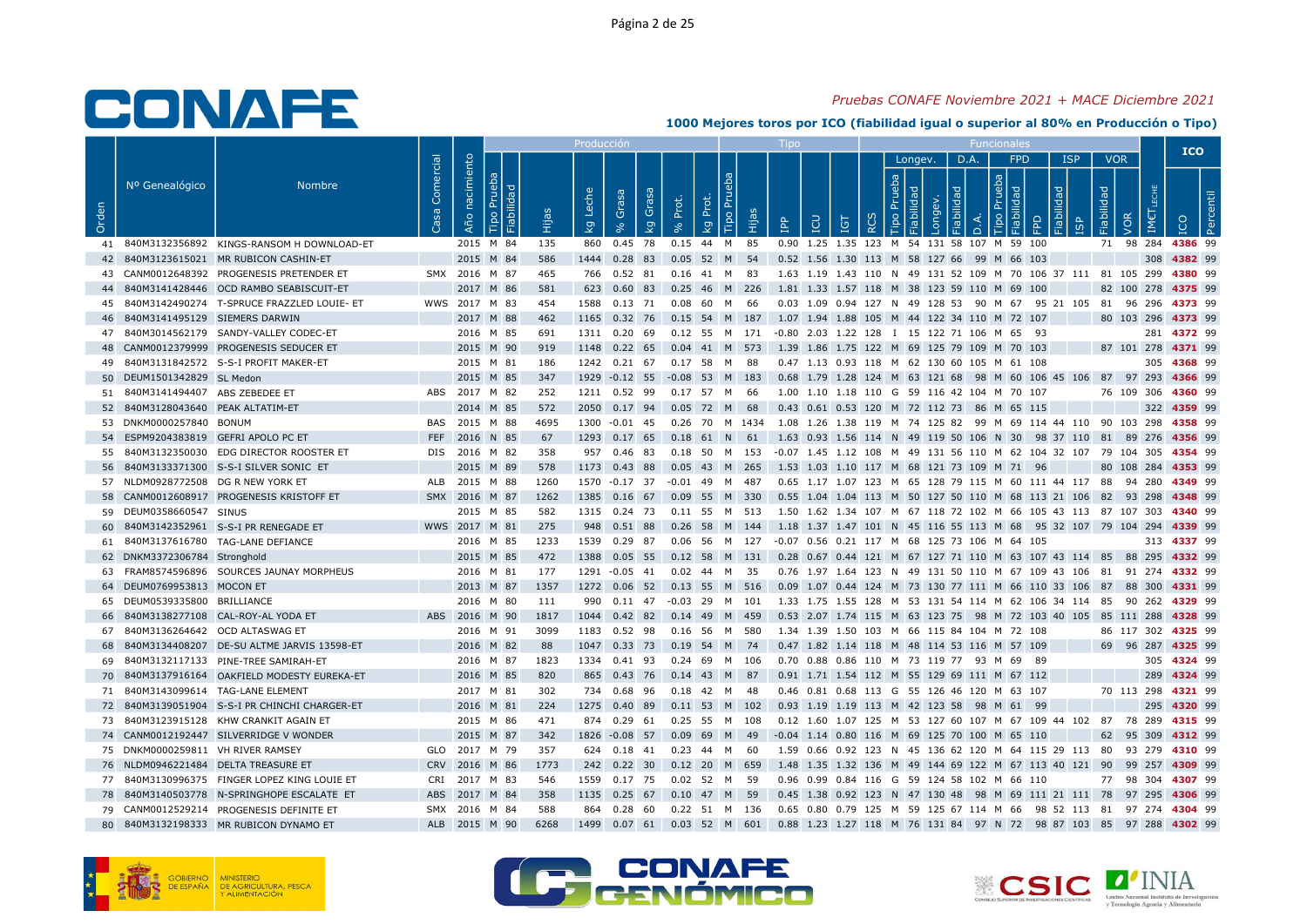*Pruebas CONAFE Noviembre 2021 + MACE Diciembre 2021*

**1000 Mejores toros por ICO (fiabilidad igual o superior al 80% en Producción o Tipo)**

| | | | | | Producción | | | | | | | | Tipo | | | | | | Funcionales | | | | | | | | | | | | | ICO | |
|---|---|---|---|---|---|---|---|---|---|---|---|---|---|---|---|---|---|---|---|---|---|---|---|---|---|---|---|---|---|---|---|---|---|
| | | | | | | | | | | | | | | | | | | | Longev. | | | D.A. | | FPD | | | ISP | | VOR | | | | |
| Orden | Nº Genealógico | Nombre | Casa Comercial | Año nacimiento | Tipo Prueba | Fiabilidad | Hijas | kg Leche | % Grasa | kg Grasa | % Prot. | kg Prot. | Tipo Prueba | Hijas | IPP | ICU | IGT | RCS | Tipo Prueba | Fiabilidad | Longev. | Fiabilidad | D.A. | Tipo Prueba | Fiabilidad | FPD | Fiabilidad | ISP | Fiabilidad | VOR | IMET LECHE | ICO | Percentil |
| 41 | 840M3132356892 | KINGS-RANSOM H DOWNLOAD-ET | | 2015 | M | 84 | 135 | 860 | 0.45 | 78 | 0.15 | 44 | M | 85 | 0.90 | 1.25 | 1.35 | 123 | M | 54 | 131 | 58 | 107 | M | 59 | 100 | | | 71 | 98 | 284 | 4386 | 99 |
| 42 | 840M3123615021 | MR RUBICON CASHIN-ET | | 2015 | M | 84 | 586 | 1444 | 0.28 | 83 | 0.05 | 52 | M | 54 | 0.52 | 1.56 | 1.30 | 113 | M | 58 | 127 | 66 | 99 | M | 66 | 103 | | | | | 308 | 4382 | 99 |
| 43 | CANM0012648392 | PROGENESIS PRETENDER ET | SMX | 2016 | M | 87 | 465 | 766 | 0.52 | 81 | 0.16 | 41 | M | 83 | 1.63 | 1.19 | 1.43 | 110 | N | 49 | 131 | 52 | 109 | M | 70 | 106 | 37 | 111 | 81 | 105 | 299 | 4380 | 99 |
| 44 | 840M3141428446 | OCD RAMBO SEABISCUIT-ET | | 2017 | M | 86 | 581 | 623 | 0.60 | 83 | 0.25 | 46 | M | 226 | 1.81 | 1.33 | 1.57 | 118 | M | 38 | 123 | 59 | 110 | M | 69 | 100 | | | 82 | 100 | 278 | 4375 | 99 |
| 45 | 840M3142490274 | T-SPRUCE FRAZZLED LOUIE- ET | WWS | 2017 | M | 83 | 454 | 1588 | 0.13 | 71 | 0.08 | 60 | M | 66 | 0.03 | 1.09 | 0.94 | 127 | N | 49 | 128 | 53 | 90 | M | 67 | 95 | 21 | 105 | 81 | 96 | 296 | 4373 | 99 |
| 46 | 840M3141495129 | SIEMERS DARWIN | | 2017 | M | 88 | 462 | 1165 | 0.32 | 76 | 0.15 | 54 | M | 187 | 1.07 | 1.94 | 1.88 | 105 | M | 44 | 122 | 34 | 110 | M | 72 | 107 | | | 80 | 103 | 296 | 4373 | 99 |
| 47 | 840M3014562179 | SANDY-VALLEY CODEC-ET | | 2016 | M | 85 | 691 | 1311 | 0.20 | 69 | 0.12 | 55 | M | 171 | -0.80 | 2.03 | 1.22 | 128 | I | 15 | 122 | 71 | 106 | M | 65 | 93 | | | | | 281 | 4372 | 99 |
| 48 | CANM0012379999 | PROGENESIS SEDUCER ET | | 2015 | M | 90 | 919 | 1148 | 0.22 | 65 | 0.04 | 41 | M | 573 | 1.39 | 1.86 | 1.75 | 122 | M | 69 | 125 | 79 | 109 | M | 70 | 103 | | | 87 | 101 | 278 | 4371 | 99 |
| 49 | 840M3131842572 | S-S-I PROFIT MAKER-ET | | 2015 | M | 81 | 186 | 1242 | 0.21 | 67 | 0.17 | 58 | M | 88 | 0.47 | 1.13 | 0.93 | 118 | M | 62 | 130 | 60 | 105 | M | 61 | 108 | | | | | 305 | 4368 | 99 |
| 50 | DEUM1501342829 | SL Medon | | 2015 | M | 85 | 347 | 1929 | -0.12 | 55 | -0.08 | 53 | M | 183 | 0.68 | 1.79 | 1.28 | 124 | M | 63 | 121 | 68 | 98 | M | 60 | 106 | 45 | 106 | 87 | 97 | 293 | 4366 | 99 |
| 51 | 840M3141494407 | ABS ZEBEDEE ET | ABS | 2017 | M | 82 | 252 | 1211 | 0.52 | 99 | 0.17 | 57 | M | 66 | 1.00 | 1.10 | 1.18 | 110 | G | 59 | 116 | 42 | 104 | M | 70 | 107 | | | 76 | 109 | 306 | 4360 | 99 |
| 52 | 840M3128043640 | PEAK ALTATIM-ET | | 2014 | M | 85 | 572 | 2050 | 0.17 | 94 | 0.05 | 72 | M | 68 | 0.43 | 0.61 | 0.53 | 120 | M | 72 | 112 | 73 | 86 | M | 65 | 115 | | | | | 322 | 4359 | 99 |
| 53 | DNKM0000257840 | BONUM | BAS | 2015 | M | 88 | 4695 | 1300 | -0.01 | 45 | 0.26 | 70 | M | 1434 | 1.08 | 1.26 | 1.38 | 119 | M | 74 | 125 | 82 | 99 | M | 69 | 114 | 44 | 110 | 90 | 103 | 298 | 4358 | 99 |
| 54 | ESPM9204383819 | GEFRI APOLO PC ET | FEF | 2016 | N | 85 | 67 | 1293 | 0.17 | 65 | 0.18 | 61 | N | 61 | 1.63 | 0.93 | 1.56 | 114 | N | 49 | 119 | 50 | 106 | N | 30 | 98 | 37 | 110 | 81 | 89 | 276 | 4356 | 99 |
| 55 | 840M3132350030 | EDG DIRECTOR ROOSTER ET | DIS | 2016 | M | 82 | 358 | 957 | 0.46 | 83 | 0.18 | 50 | M | 153 | -0.07 | 1.45 | 1.12 | 108 | M | 49 | 131 | 56 | 110 | M | 62 | 104 | 32 | 107 | 79 | 104 | 305 | 4354 | 99 |
| 56 | 840M3133371300 | S-S-I SILVER SONIC ET | | 2015 | M | 89 | 578 | 1173 | 0.43 | 88 | 0.05 | 43 | M | 265 | 1.53 | 1.03 | 1.10 | 117 | M | 68 | 121 | 73 | 109 | M | 71 | 96 | | | 80 | 108 | 284 | 4353 | 99 |
| 57 | NLDM0928772508 | DG R NEW YORK ET | ALB | 2015 | M | 88 | 1260 | 1570 | -0.17 | 37 | -0.01 | 49 | M | 487 | 0.65 | 1.17 | 1.07 | 123 | M | 65 | 128 | 79 | 115 | M | 60 | 111 | 44 | 117 | 88 | 94 | 280 | 4349 | 99 |
| 58 | CANM0012608917 | PROGENESIS KRISTOFF ET | SMX | 2016 | M | 87 | 1262 | 1385 | 0.16 | 67 | 0.09 | 55 | M | 330 | 0.55 | 1.04 | 1.04 | 113 | M | 50 | 127 | 50 | 110 | M | 68 | 113 | 21 | 106 | 82 | 93 | 298 | 4348 | 99 |
| 59 | DEUM0358660547 | SINUS | | 2015 | M | 85 | 582 | 1315 | 0.24 | 73 | 0.11 | 55 | M | 513 | 1.50 | 1.62 | 1.34 | 107 | M | 67 | 118 | 72 | 102 | M | 66 | 105 | 43 | 113 | 87 | 107 | 303 | 4340 | 99 |
| 60 | 840M3142352961 | S-S-I PR RENEGADE ET | WWS | 2017 | M | 81 | 275 | 948 | 0.51 | 88 | 0.26 | 58 | M | 144 | 1.18 | 1.37 | 1.47 | 101 | N | 45 | 116 | 55 | 113 | M | 68 | 95 | 32 | 107 | 79 | 104 | 294 | 4339 | 99 |
| 61 | 840M3137616780 | TAG-LANE DEFIANCE | | 2016 | M | 85 | 1233 | 1539 | 0.29 | 87 | 0.06 | 56 | M | 127 | -0.07 | 0.56 | 0.21 | 117 | M | 68 | 125 | 73 | 106 | M | 64 | 105 | | | | | 313 | 4337 | 99 |
| 62 | DNKM3372306784 | Stronghold | | 2015 | M | 85 | 472 | 1388 | 0.05 | 55 | 0.12 | 58 | M | 131 | 0.28 | 0.67 | 0.44 | 121 | M | 67 | 127 | 71 | 110 | M | 63 | 107 | 43 | 114 | 85 | 88 | 295 | 4332 | 99 |
| 63 | FRAM8574596896 | SOURCES JAUNAY MORPHEUS | | 2016 | M | 81 | 177 | 1291 | -0.05 | 41 | 0.02 | 44 | M | 35 | 0.76 | 1.97 | 1.64 | 123 | N | 49 | 131 | 50 | 110 | M | 67 | 109 | 43 | 106 | 81 | 91 | 274 | 4332 | 99 |
| 64 | DEUM0769953813 | MOCON ET | | 2013 | M | 87 | 1357 | 1272 | 0.06 | 52 | 0.13 | 55 | M | 516 | 0.09 | 1.07 | 0.44 | 124 | M | 73 | 130 | 77 | 111 | M | 66 | 110 | 33 | 106 | 87 | 88 | 300 | 4331 | 99 |
| 65 | DEUM0539335800 | BRILLIANCE | | 2016 | M | 80 | 111 | 990 | 0.11 | 47 | -0.03 | 29 | M | 101 | 1.33 | 1.75 | 1.55 | 128 | M | 53 | 131 | 54 | 114 | M | 62 | 106 | 34 | 114 | 85 | 90 | 262 | 4329 | 99 |
| 66 | 840M3138277108 | CAL-ROY-AL YODA ET | ABS | 2016 | M | 90 | 1817 | 1044 | 0.42 | 82 | 0.14 | 49 | M | 459 | 0.53 | 2.07 | 1.74 | 115 | M | 63 | 123 | 75 | 98 | M | 72 | 103 | 40 | 105 | 85 | 111 | 288 | 4328 | 99 |
| 67 | 840M3136264642 | OCD ALTASWAG ET | | 2016 | M | 91 | 3099 | 1183 | 0.52 | 98 | 0.16 | 56 | M | 580 | 1.34 | 1.39 | 1.50 | 103 | M | 66 | 115 | 84 | 104 | M | 72 | 108 | | | 86 | 117 | 302 | 4325 | 99 |
| 68 | 840M3134408207 | DE-SU ALTME JARVIS 13598-ET | | 2016 | M | 82 | 88 | 1047 | 0.33 | 73 | 0.19 | 54 | M | 74 | 0.47 | 1.82 | 1.14 | 118 | M | 48 | 114 | 53 | 116 | M | 57 | 109 | | | 69 | 96 | 287 | 4325 | 99 |
| 69 | 840M3132117133 | PINE-TREE SAMIRAH-ET | | 2016 | M | 87 | 1823 | 1334 | 0.41 | 93 | 0.24 | 69 | M | 106 | 0.70 | 0.88 | 0.86 | 110 | M | 73 | 119 | 77 | 93 | M | 69 | 89 | | | | | 305 | 4324 | 99 |
| 70 | 840M3137916164 | OAKFIELD MODESTY EUREKA-ET | | 2016 | M | 85 | 820 | 865 | 0.43 | 76 | 0.14 | 43 | M | 87 | 0.91 | 1.71 | 1.54 | 112 | M | 55 | 129 | 69 | 111 | M | 67 | 112 | | | | | 289 | 4324 | 99 |
| 71 | 840M3143099614 | TAG-LANE ELEMENT | | 2017 | M | 81 | 302 | 734 | 0.68 | 96 | 0.18 | 42 | M | 48 | 0.46 | 0.81 | 0.68 | 113 | G | 55 | 126 | 46 | 120 | M | 63 | 107 | | | 70 | 113 | 298 | 4321 | 99 |
| 72 | 840M3139051904 | S-S-I PR CHINCHI CHARGER-ET | | 2016 | M | 81 | 224 | 1275 | 0.40 | 89 | 0.11 | 53 | M | 102 | 0.93 | 1.19 | 1.19 | 113 | M | 42 | 123 | 58 | 98 | M | 61 | 99 | | | | | 295 | 4320 | 99 |
| 73 | 840M3123915128 | KHW CRANKIT AGAIN ET | | 2015 | M | 86 | 471 | 874 | 0.29 | 61 | 0.25 | 55 | M | 108 | 0.12 | 1.60 | 1.07 | 125 | M | 53 | 127 | 60 | 107 | M | 67 | 109 | 44 | 102 | 87 | 78 | 289 | 4315 | 99 |
| 74 | CANM0012192447 | SILVERRIDGE V WONDER | | 2015 | M | 87 | 342 | 1826 | -0.08 | 57 | 0.09 | 69 | M | 49 | -0.04 | 1.14 | 0.80 | 116 | M | 69 | 125 | 70 | 100 | M | 65 | 110 | | | 62 | 95 | 309 | 4312 | 99 |
| 75 | DNKM0000259811 | VH RIVER RAMSEY | GLO | 2017 | M | 79 | 357 | 624 | 0.18 | 41 | 0.23 | 44 | M | 60 | 1.59 | 0.66 | 0.92 | 123 | N | 45 | 136 | 62 | 120 | M | 64 | 115 | 29 | 113 | 80 | 93 | 279 | 4310 | 99 |
| 76 | NLDM0946221484 | DELTA TREASURE ET | CRV | 2016 | M | 86 | 1773 | 242 | 0.22 | 30 | 0.12 | 20 | M | 659 | 1.48 | 1.35 | 1.32 | 136 | M | 49 | 144 | 69 | 122 | M | 67 | 113 | 40 | 121 | 90 | 99 | 257 | 4309 | 99 |
| 77 | 840M3130996375 | FINGER LOPEZ KING LOUIE ET | CRI | 2017 | M | 83 | 546 | 1559 | 0.17 | 75 | 0.02 | 52 | M | 59 | 0.96 | 0.99 | 0.84 | 116 | G | 59 | 124 | 58 | 102 | M | 66 | 110 | | | 77 | 98 | 304 | 4307 | 99 |
| 78 | 840M3140503778 | N-SPRINGHOPE ESCALATE ET | ABS | 2017 | M | 84 | 358 | 1135 | 0.25 | 67 | 0.10 | 47 | M | 59 | 0.45 | 1.38 | 0.92 | 123 | N | 47 | 130 | 48 | 98 | M | 69 | 111 | 21 | 111 | 78 | 97 | 295 | 4306 | 99 |
| 79 | CANM0012529214 | PROGENESIS DEFINITE ET | SMX | 2016 | M | 84 | 588 | 864 | 0.28 | 60 | 0.22 | 51 | M | 136 | 0.65 | 0.80 | 0.79 | 125 | M | 59 | 125 | 67 | 114 | M | 66 | 98 | 52 | 113 | 81 | 97 | 274 | 4304 | 99 |
| 80 | 840M3132198333 | MR RUBICON DYNAMO ET | ALB | 2015 | M | 90 | 6268 | 1499 | 0.07 | 61 | 0.03 | 52 | M | 601 | 0.88 | 1.23 | 1.27 | 118 | M | 76 | 131 | 84 | 97 | N | 72 | 98 | 87 | 103 | 85 | 97 | 288 | 4302 | 99 |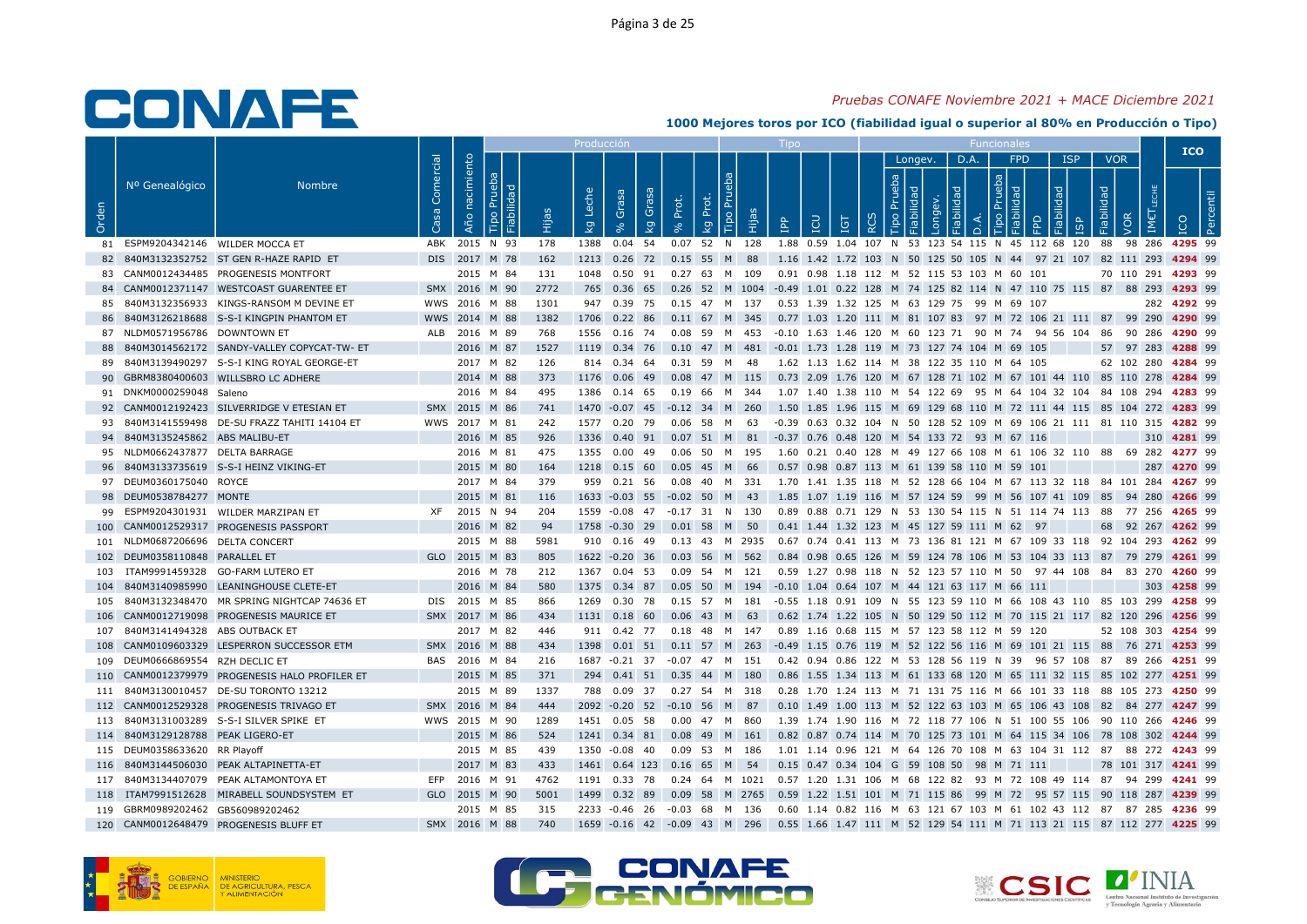*Pruebas CONAFE Noviembre 2021 + MACE Diciembre 2021*

**1000 Mejores toros por ICO (fiabilidad igual o superior al 80% en Producción o Tipo)**

| | | | | | Producción | | | | | | | | Tipo | | | | | | Funcionales | | | | | | | | | | | | | ICO | |
|---|---|---|---|---|---|---|---|---|---|---|---|---|---|---|---|---|---|---|---|---|---|---|---|---|---|---|---|---|---|---|---|---|---|
| | | | | | | | | | | | | | | | | | | | Longev. | | | D.A. | | FPD | | | ISP | | VOR | | | | |
| Orden | Nº Genealógico | Nombre | Casa Comercial | Año nacimiento | Tipo Prueba | Fiabilidad | Hijas | kg Leche | % Grasa | kg Grasa | % Prot. | kg Prot. | Tipo Prueba | Hijas | IPP | ICU | IGT | RCS | Tipo Prueba | Fiabilidad | Longev. | Fiabilidad | D.A. | Tipo Prueba | Fiabilidad | FPD | Fiabilidad | ISP | Fiabilidad | VOR | IMET LECHE | ICO | Percentil |
| 81 | ESPM9204342146 | WILDER MOCCA ET | ABK | 2015 | N | 93 | 178 | 1388 | 0.04 | 54 | 0.07 | 52 | N | 128 | 1.88 | 0.59 | 1.04 | 107 | N | 53 | 123 | 54 | 115 | N | 45 | 112 | 68 | 120 | 88 | 98 | 286 | 4295 | 99 |
| 82 | 840M3132352752 | ST GEN R-HAZE RAPID ET | DIS | 2017 | M | 78 | 162 | 1213 | 0.26 | 72 | 0.15 | 55 | M | 88 | 1.16 | 1.42 | 1.72 | 103 | N | 50 | 125 | 50 | 105 | N | 44 | 97 | 21 | 107 | 82 | 111 | 293 | 4294 | 99 |
| 83 | CANM0012434485 | PROGENESIS MONTFORT | | 2015 | M | 84 | 131 | 1048 | 0.50 | 91 | 0.27 | 63 | M | 109 | 0.91 | 0.98 | 1.18 | 112 | M | 52 | 115 | 53 | 103 | M | 60 | 101 | | | 70 | 110 | 291 | 4293 | 99 |
| 84 | CANM0012371147 | WESTCOAST GUARENTEE ET | SMX | 2016 | M | 90 | 2772 | 765 | 0.36 | 65 | 0.26 | 52 | M | 1004 | -0.49 | 1.01 | 0.22 | 128 | M | 74 | 125 | 82 | 114 | N | 47 | 110 | 75 | 115 | 87 | 88 | 293 | 4293 | 99 |
| 85 | 840M3132356933 | KINGS-RANSOM M DEVINE ET | WWS | 2016 | M | 88 | 1301 | 947 | 0.39 | 75 | 0.15 | 47 | M | 137 | 0.53 | 1.39 | 1.32 | 125 | M | 63 | 129 | 75 | 99 | M | 69 | 107 | | | | | 282 | 4292 | 99 |
| 86 | 840M3126218688 | S-S-I KINGPIN PHANTOM ET | WWS | 2014 | M | 88 | 1382 | 1706 | 0.22 | 86 | 0.11 | 67 | M | 345 | 0.77 | 1.03 | 1.20 | 111 | M | 81 | 107 | 83 | 97 | M | 72 | 106 | 21 | 111 | 87 | 99 | 290 | 4290 | 99 |
| 87 | NLDM0571956786 | DOWNTOWN ET | ALB | 2016 | M | 89 | 768 | 1556 | 0.16 | 74 | 0.08 | 59 | M | 453 | -0.10 | 1.63 | 1.46 | 120 | M | 60 | 123 | 71 | 90 | M | 74 | 94 | 56 | 104 | 86 | 90 | 286 | 4290 | 99 |
| 88 | 840M3014562172 | SANDY-VALLEY COPYCAT-TW- ET | | 2016 | M | 87 | 1527 | 1119 | 0.34 | 76 | 0.10 | 47 | M | 481 | -0.01 | 1.73 | 1.28 | 119 | M | 73 | 127 | 74 | 104 | M | 69 | 105 | | | 57 | 97 | 283 | 4288 | 99 |
| 89 | 840M3139490297 | S-S-I KING ROYAL GEORGE-ET | | 2017 | M | 82 | 126 | 814 | 0.34 | 64 | 0.31 | 59 | M | 48 | 1.62 | 1.13 | 1.62 | 114 | M | 38 | 122 | 35 | 110 | M | 64 | 105 | | | 62 | 102 | 280 | 4284 | 99 |
| 90 | GBRM8380400603 | WILLSBRO LC ADHERE | | 2014 | M | 88 | 373 | 1176 | 0.06 | 49 | 0.08 | 47 | M | 115 | 0.73 | 2.09 | 1.76 | 120 | M | 67 | 128 | 71 | 102 | M | 67 | 101 | 44 | 110 | 85 | 110 | 278 | 4284 | 99 |
| 91 | DNKM0000259048 | Saleno | | 2016 | M | 84 | 495 | 1386 | 0.14 | 65 | 0.19 | 66 | M | 344 | 1.07 | 1.40 | 1.38 | 110 | M | 54 | 122 | 69 | 95 | M | 64 | 104 | 32 | 104 | 84 | 108 | 294 | 4283 | 99 |
| 92 | CANM0012192423 | SILVERRIDGE V ETESIAN ET | SMX | 2015 | M | 86 | 741 | 1470 | -0.07 | 45 | -0.12 | 34 | M | 260 | 1.50 | 1.85 | 1.96 | 115 | M | 69 | 129 | 68 | 110 | M | 72 | 111 | 44 | 115 | 85 | 104 | 272 | 4283 | 99 |
| 93 | 840M3141559498 | DE-SU FRAZZ TAHITI 14104 ET | WWS | 2017 | M | 81 | 242 | 1577 | 0.20 | 79 | 0.06 | 58 | M | 63 | -0.39 | 0.63 | 0.32 | 104 | N | 50 | 128 | 52 | 109 | M | 69 | 106 | 21 | 111 | 81 | 110 | 315 | 4282 | 99 |
| 94 | 840M3135245862 | ABS MALIBU-ET | | 2016 | M | 85 | 926 | 1336 | 0.40 | 91 | 0.07 | 51 | M | 81 | -0.37 | 0.76 | 0.48 | 120 | M | 54 | 133 | 72 | 93 | M | 67 | 116 | | | | | 310 | 4281 | 99 |
| 95 | NLDM0662437877 | DELTA BARRAGE | | 2016 | M | 81 | 475 | 1355 | 0.00 | 49 | 0.06 | 50 | M | 195 | 1.60 | 0.21 | 0.40 | 128 | M | 49 | 127 | 66 | 108 | M | 61 | 106 | 32 | 110 | 88 | 69 | 282 | 4277 | 99 |
| 96 | 840M3133735619 | S-S-I HEINZ VIKING-ET | | 2015 | M | 80 | 164 | 1218 | 0.15 | 60 | 0.05 | 45 | M | 66 | 0.57 | 0.98 | 0.87 | 113 | M | 61 | 139 | 58 | 110 | M | 59 | 101 | | | | | 287 | 4270 | 99 |
| 97 | DEUM0360175040 | ROYCE | | 2017 | M | 84 | 379 | 959 | 0.21 | 56 | 0.08 | 40 | M | 331 | 1.70 | 1.41 | 1.35 | 118 | M | 52 | 128 | 66 | 104 | M | 67 | 113 | 32 | 118 | 84 | 101 | 284 | 4267 | 99 |
| 98 | DEUM0538784277 | MONTE | | 2015 | M | 81 | 116 | 1633 | -0.03 | 55 | -0.02 | 50 | M | 43 | 1.85 | 1.07 | 1.19 | 116 | M | 57 | 124 | 59 | 99 | M | 56 | 107 | 41 | 109 | 85 | 94 | 280 | 4266 | 99 |
| 99 | ESPM9204301931 | WILDER MARZIPAN ET | XF | 2015 | N | 94 | 204 | 1559 | -0.08 | 47 | -0.17 | 31 | N | 130 | 0.89 | 0.88 | 0.71 | 129 | N | 53 | 130 | 54 | 115 | N | 51 | 114 | 74 | 113 | 88 | 77 | 256 | 4265 | 99 |
| 100 | CANM0012529317 | PROGENESIS PASSPORT | | 2016 | M | 82 | 94 | 1758 | -0.30 | 29 | 0.01 | 58 | M | 50 | 0.41 | 1.44 | 1.32 | 123 | M | 45 | 127 | 59 | 111 | M | 62 | 97 | | | 68 | 92 | 267 | 4262 | 99 |
| 101 | NLDM0687206696 | DELTA CONCERT | | 2015 | M | 88 | 5981 | 910 | 0.16 | 49 | 0.13 | 43 | M | 2935 | 0.67 | 0.74 | 0.41 | 113 | M | 73 | 136 | 81 | 121 | M | 67 | 109 | 33 | 118 | 92 | 104 | 293 | 4262 | 99 |
| 102 | DEUM0358110848 | PARALLEL ET | GLO | 2015 | M | 83 | 805 | 1622 | -0.20 | 36 | 0.03 | 56 | M | 562 | 0.84 | 0.98 | 0.65 | 126 | M | 59 | 124 | 78 | 106 | M | 53 | 104 | 33 | 113 | 87 | 79 | 279 | 4261 | 99 |
| 103 | ITAM9991459328 | GO-FARM LUTERO ET | | 2016 | M | 78 | 212 | 1367 | 0.04 | 53 | 0.09 | 54 | M | 121 | 0.59 | 1.27 | 0.98 | 118 | N | 52 | 123 | 57 | 110 | M | 50 | 97 | 44 | 108 | 84 | 83 | 270 | 4260 | 99 |
| 104 | 840M3140985990 | LEANINGHOUSE CLETE-ET | | 2016 | M | 84 | 580 | 1375 | 0.34 | 87 | 0.05 | 50 | M | 194 | -0.10 | 1.04 | 0.64 | 107 | M | 44 | 121 | 63 | 117 | M | 66 | 111 | | | | | 303 | 4258 | 99 |
| 105 | 840M3132348470 | MR SPRING NIGHTCAP 74636 ET | DIS | 2015 | M | 85 | 866 | 1269 | 0.30 | 78 | 0.15 | 57 | M | 181 | -0.55 | 1.18 | 0.91 | 109 | N | 55 | 123 | 59 | 110 | M | 66 | 108 | 43 | 110 | 85 | 103 | 299 | 4258 | 99 |
| 106 | CANM0012719098 | PROGENESIS MAURICE ET | SMX | 2017 | M | 86 | 434 | 1131 | 0.18 | 60 | 0.06 | 43 | M | 63 | 0.62 | 1.74 | 1.22 | 105 | N | 50 | 129 | 50 | 112 | M | 70 | 115 | 21 | 117 | 82 | 120 | 296 | 4256 | 99 |
| 107 | 840M3141494328 | ABS OUTBACK ET | | 2017 | M | 82 | 446 | 911 | 0.42 | 77 | 0.18 | 48 | M | 147 | 0.89 | 1.16 | 0.68 | 115 | M | 57 | 123 | 58 | 112 | M | 59 | 120 | | | 52 | 108 | 303 | 4254 | 99 |
| 108 | CANM0109603329 | LESPERRON SUCCESSOR ETM | SMX | 2016 | M | 88 | 434 | 1398 | 0.01 | 51 | 0.11 | 57 | M | 263 | -0.49 | 1.15 | 0.76 | 119 | M | 52 | 122 | 56 | 116 | M | 69 | 101 | 21 | 115 | 88 | 76 | 271 | 4253 | 99 |
| 109 | DEUM0666869554 | RZH DECLIC ET | BAS | 2016 | M | 84 | 216 | 1687 | -0.21 | 37 | -0.07 | 47 | M | 151 | 0.42 | 0.94 | 0.86 | 122 | M | 53 | 128 | 56 | 119 | N | 39 | 96 | 57 | 108 | 87 | 89 | 266 | 4251 | 99 |
| 110 | CANM0012379979 | PROGENESIS HALO PROFILER ET | SMX | 2015 | M | 85 | 371 | 294 | 0.41 | 51 | 0.35 | 44 | M | 180 | 0.86 | 1.55 | 1.34 | 113 | M | 61 | 133 | 68 | 120 | M | 65 | 111 | 32 | 115 | 85 | 102 | 277 | 4251 | 99 |
| 111 | 840M3130010457 | DE-SU TORONTO 13212 | | 2015 | M | 89 | 1337 | 788 | 0.09 | 37 | 0.27 | 54 | M | 318 | 0.28 | 1.70 | 1.24 | 113 | M | 71 | 131 | 75 | 116 | M | 66 | 101 | 33 | 118 | 88 | 105 | 273 | 4250 | 99 |
| 112 | CANM0012529328 | PROGENESIS TRIVAGO ET | SMX | 2016 | M | 84 | 444 | 2092 | -0.20 | 52 | -0.10 | 56 | M | 87 | 0.10 | 1.49 | 1.00 | 113 | M | 52 | 122 | 63 | 103 | M | 65 | 106 | 43 | 108 | 82 | 84 | 277 | 4247 | 99 |
| 113 | 840M3131003289 | S-S-I SILVER SPIKE ET | WWS | 2015 | M | 90 | 1289 | 1451 | 0.05 | 58 | 0.00 | 47 | M | 860 | 1.39 | 1.74 | 1.90 | 116 | M | 72 | 118 | 77 | 106 | N | 51 | 100 | 55 | 106 | 90 | 110 | 266 | 4246 | 99 |
| 114 | 840M3129128788 | PEAK LIGERO-ET | | 2015 | M | 86 | 524 | 1241 | 0.34 | 81 | 0.08 | 49 | M | 161 | 0.82 | 0.87 | 0.74 | 114 | M | 70 | 125 | 73 | 101 | M | 64 | 115 | 34 | 106 | 78 | 108 | 302 | 4244 | 99 |
| 115 | DEUM0358633620 | RR Playoff | | 2015 | M | 85 | 439 | 1350 | -0.08 | 40 | 0.09 | 53 | M | 186 | 1.01 | 1.14 | 0.96 | 121 | M | 64 | 126 | 70 | 108 | M | 63 | 104 | 31 | 112 | 87 | 88 | 272 | 4243 | 99 |
| 116 | 840M3144506030 | PEAK ALTAPINETTA-ET | | 2017 | M | 83 | 433 | 1461 | 0.64 | 123 | 0.16 | 65 | M | 54 | 0.15 | 0.47 | 0.34 | 104 | G | 59 | 108 | 50 | 98 | M | 71 | 111 | | | 78 | 101 | 317 | 4241 | 99 |
| 117 | 840M3134407079 | PEAK ALTAMONTOYA ET | EFP | 2016 | M | 91 | 4762 | 1191 | 0.33 | 78 | 0.24 | 64 | M | 1021 | 0.57 | 1.20 | 1.31 | 106 | M | 68 | 122 | 82 | 93 | M | 72 | 108 | 49 | 114 | 87 | 94 | 299 | 4241 | 99 |
| 118 | ITAM7991512628 | MIRABELL SOUNDSYSTEM ET | GLO | 2015 | M | 90 | 5001 | 1499 | 0.32 | 89 | 0.09 | 58 | M | 2765 | 0.59 | 1.22 | 1.51 | 101 | M | 71 | 115 | 86 | 99 | M | 72 | 95 | 57 | 115 | 90 | 118 | 287 | 4239 | 99 |
| 119 | GBRM0989202462 | GB560989202462 | | 2015 | M | 85 | 315 | 2233 | -0.46 | 26 | -0.03 | 68 | M | 136 | 0.60 | 1.14 | 0.82 | 116 | M | 63 | 121 | 67 | 103 | M | 61 | 102 | 43 | 112 | 87 | 87 | 285 | 4236 | 99 |
| 120 | CANM0012648479 | PROGENESIS BLUFF ET | SMX | 2016 | M | 88 | 740 | 1659 | -0.16 | 42 | -0.09 | 43 | M | 296 | 0.55 | 1.66 | 1.47 | 111 | M | 52 | 129 | 54 | 111 | M | 71 | 113 | 21 | 115 | 87 | 112 | 277 | 4225 | 99 |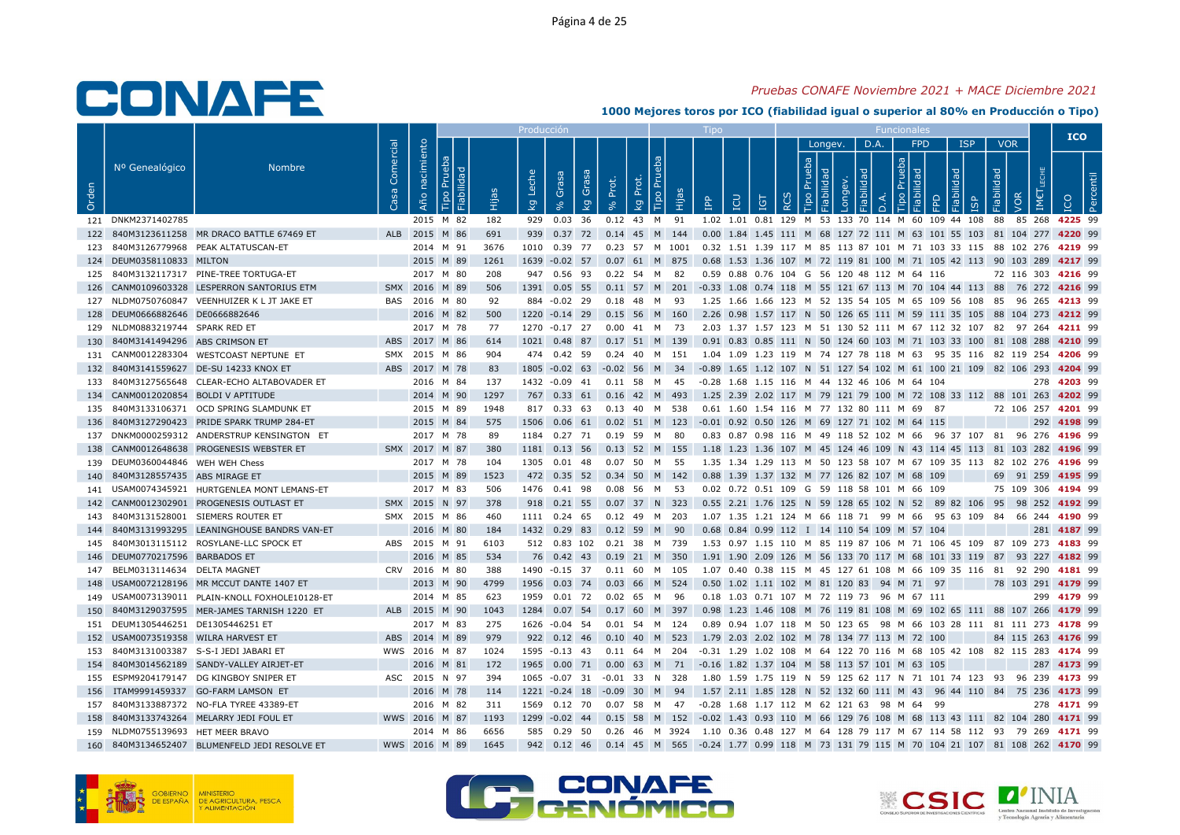# CONAFE

*Pruebas CONAFE Noviembre 2021 + MACE Diciembre 2021*

**1000 Mejores toros por ICO (fiabilidad igual o superior al 80% en Producción o Tipo)**

| Orden | Nº Genealógico | Nombre | Casa Comercial | Año nacimiento | Tipo Prueba | Fiabilidad | Hijas | kg Leche | % Grasa | kg Grasa | % Prot. | kg Prot. | Tipo Prueba | Hijas | IPP | ICU | IGT | RCS | Longev. Tipo Prueba | Longev. Fiabilidad | Longev. | D.A. Fiabilidad | D.A. | FPD Tipo Prueba | FPD Fiabilidad | FPD | ISP Fiabilidad | ISP | VOR Fiabilidad | VOR | IMET LECHE | ICO | Percentil |
|---|---|---|---|---|---|---|---|---|---|---|---|---|---|---|---|---|---|---|---|---|---|---|---|---|---|---|---|---|---|---|---|---|---|
| 121 | DNKM2371402785 | | | 2015 | M | 82 | 182 | 929 | 0.03 | 36 | 0.12 | 43 | M | 91 | 1.02 | 1.01 | 0.81 | 129 | M | 53 | 133 | 70 | 114 | M | 60 | 109 | 44 | 108 | 88 | 85 | 268 | 4225 | 99 |
| 122 | 840M3123611258 | MR DRACO BATTLE 67469 ET | ALB | 2015 | M | 86 | 691 | 939 | 0.37 | 72 | 0.14 | 45 | M | 144 | 0.00 | 1.84 | 1.45 | 111 | M | 68 | 127 | 72 | 111 | M | 63 | 101 | 55 | 103 | 81 | 104 | 277 | 4220 | 99 |
| 123 | 840M3126779968 | PEAK ALTATUSCAN-ET | | 2014 | M | 91 | 3676 | 1010 | 0.39 | 77 | 0.23 | 57 | M | 1001 | 0.32 | 1.51 | 1.39 | 117 | M | 85 | 113 | 87 | 101 | M | 71 | 103 | 33 | 115 | 88 | 102 | 276 | 4219 | 99 |
| 124 | DEUM0358110833 | MILTON | | 2015 | M | 89 | 1261 | 1639 | -0.02 | 57 | 0.07 | 61 | M | 875 | 0.68 | 1.53 | 1.36 | 107 | M | 72 | 119 | 81 | 100 | M | 71 | 105 | 42 | 113 | 90 | 103 | 289 | 4217 | 99 |
| 125 | 840M3132117317 | PINE-TREE TORTUGA-ET | | 2017 | M | 80 | 208 | 947 | 0.56 | 93 | 0.22 | 54 | M | 82 | 0.59 | 0.88 | 0.76 | 104 | G | 56 | 120 | 48 | 112 | M | 64 | 116 | | | 72 | 116 | 303 | 4216 | 99 |
| 126 | CANM0109603328 | LESPERRON SANTORIUS ETM | SMX | 2016 | M | 89 | 506 | 1391 | 0.05 | 55 | 0.11 | 57 | M | 201 | -0.33 | 1.08 | 0.74 | 118 | M | 55 | 121 | 67 | 113 | M | 70 | 104 | 44 | 113 | 88 | 76 | 272 | 4216 | 99 |
| 127 | NLDM0750760847 | VEENHUIZER K L JT JAKE ET | BAS | 2016 | M | 80 | 92 | 884 | -0.02 | 29 | 0.18 | 48 | M | 93 | 1.25 | 1.66 | 1.66 | 123 | M | 52 | 135 | 54 | 105 | M | 65 | 109 | 56 | 108 | 85 | 96 | 265 | 4213 | 99 |
| 128 | DEUM0666882646 | DE0666882646 | | 2016 | M | 82 | 500 | 1220 | -0.14 | 29 | 0.15 | 56 | M | 160 | 2.26 | 0.98 | 1.57 | 117 | N | 50 | 126 | 65 | 111 | M | 59 | 111 | 35 | 105 | 88 | 104 | 273 | 4212 | 99 |
| 129 | NLDM0883219744 | SPARK RED ET | | 2017 | M | 78 | 77 | 1270 | -0.17 | 27 | 0.00 | 41 | M | 73 | 2.03 | 1.37 | 1.57 | 123 | M | 51 | 130 | 52 | 111 | M | 67 | 112 | 32 | 107 | 82 | 97 | 264 | 4211 | 99 |
| 130 | 840M3141494296 | ABS CRIMSON ET | ABS | 2017 | M | 86 | 614 | 1021 | 0.48 | 87 | 0.17 | 51 | M | 139 | 0.91 | 0.83 | 0.85 | 111 | N | 50 | 124 | 60 | 103 | M | 71 | 103 | 33 | 100 | 81 | 108 | 288 | 4210 | 99 |
| 131 | CANM0012283304 | WESTCOAST NEPTUNE ET | SMX | 2015 | M | 86 | 904 | 474 | 0.42 | 59 | 0.24 | 40 | M | 151 | 1.04 | 1.09 | 1.23 | 119 | M | 74 | 127 | 78 | 118 | M | 63 | 95 | 35 | 116 | 82 | 119 | 254 | 4206 | 99 |
| 132 | 840M3141559627 | DE-SU 14233 KNOX ET | ABS | 2017 | M | 78 | 83 | 1805 | -0.02 | 63 | -0.02 | 56 | M | 34 | -0.89 | 1.65 | 1.12 | 107 | N | 51 | 127 | 54 | 102 | M | 61 | 100 | 21 | 109 | 82 | 106 | 293 | 4204 | 99 |
| 133 | 840M3127565648 | CLEAR-ECHO ALTABOVADER ET | | 2016 | M | 84 | 137 | 1432 | -0.09 | 41 | 0.11 | 58 | M | 45 | -0.28 | 1.68 | 1.15 | 116 | M | 44 | 132 | 46 | 106 | M | 64 | 104 | | | | | 278 | 4203 | 99 |
| 134 | CANM0012020854 | BOLDI V APTITUDE | | 2014 | M | 90 | 1297 | 767 | 0.33 | 61 | 0.16 | 42 | M | 493 | 1.25 | 2.39 | 2.02 | 117 | M | 79 | 121 | 79 | 100 | M | 72 | 108 | 33 | 112 | 88 | 101 | 263 | 4202 | 99 |
| 135 | 840M3133106371 | OCD SPRING SLAMDUNK ET | | 2015 | M | 89 | 1948 | 817 | 0.33 | 63 | 0.13 | 40 | M | 538 | 0.61 | 1.60 | 1.54 | 116 | M | 77 | 132 | 80 | 111 | M | 69 | 87 | | | 72 | 106 | 257 | 4201 | 99 |
| 136 | 840M3127290423 | PRIDE SPARK TRUMP 284-ET | | 2015 | M | 84 | 575 | 1506 | 0.06 | 61 | 0.02 | 51 | M | 123 | -0.01 | 0.92 | 0.50 | 126 | M | 69 | 127 | 71 | 102 | M | 64 | 115 | | | | | 292 | 4198 | 99 |
| 137 | DNKM0000259312 | ANDERSTRUP KENSINGTON ET | | 2017 | M | 78 | 89 | 1184 | 0.27 | 71 | 0.19 | 59 | M | 80 | 0.83 | 0.87 | 0.98 | 116 | M | 49 | 118 | 52 | 102 | M | 66 | 96 | 37 | 107 | 81 | 96 | 276 | 4196 | 99 |
| 138 | CANM0012648638 | PROGENESIS WEBSTER ET | SMX | 2017 | M | 87 | 380 | 1181 | 0.13 | 56 | 0.13 | 52 | M | 155 | 1.18 | 1.23 | 1.36 | 107 | M | 45 | 124 | 46 | 109 | N | 43 | 114 | 45 | 113 | 81 | 103 | 282 | 4196 | 99 |
| 139 | DEUM0360044846 | WEH WEH Chess | | 2017 | M | 78 | 104 | 1305 | 0.01 | 48 | 0.07 | 50 | M | 55 | 1.35 | 1.34 | 1.29 | 113 | M | 50 | 123 | 58 | 107 | M | 67 | 109 | 35 | 113 | 82 | 102 | 276 | 4196 | 99 |
| 140 | 840M3128557435 | ABS MIRAGE ET | | 2015 | M | 89 | 1523 | 472 | 0.35 | 52 | 0.34 | 50 | M | 142 | 0.88 | 1.39 | 1.37 | 132 | M | 77 | 126 | 82 | 107 | M | 68 | 109 | | | 69 | 91 | 259 | 4195 | 99 |
| 141 | USAM0074345921 | HURTGENLEA MONT LEMANS-ET | | 2017 | M | 83 | 506 | 1476 | 0.41 | 98 | 0.08 | 56 | M | 53 | 0.02 | 0.72 | 0.51 | 109 | G | 59 | 118 | 58 | 101 | M | 66 | 109 | | | 75 | 109 | 306 | 4194 | 99 |
| 142 | CANM0012302901 | PROGENESIS OUTLAST ET | SMX | 2015 | N | 97 | 378 | 918 | 0.21 | 55 | 0.07 | 37 | N | 323 | 0.55 | 2.21 | 1.76 | 125 | N | 59 | 128 | 65 | 102 | N | 52 | 89 | 82 | 106 | 95 | 98 | 252 | 4192 | 99 |
| 143 | 840M3131528001 | SIEMERS ROUTER ET | SMX | 2015 | M | 86 | 460 | 1111 | 0.24 | 65 | 0.12 | 49 | M | 203 | 1.07 | 1.35 | 1.21 | 124 | M | 66 | 118 | 71 | 99 | M | 66 | 95 | 63 | 109 | 84 | 66 | 244 | 4190 | 99 |
| 144 | 840M3131993295 | LEANINGHOUSE BANDRS VAN-ET | | 2016 | M | 80 | 184 | 1432 | 0.29 | 83 | 0.12 | 59 | M | 90 | 0.68 | 0.84 | 0.99 | 112 | I | 14 | 110 | 54 | 109 | M | 57 | 104 | | | | | 281 | 4187 | 99 |
| 145 | 840M3013115112 | ROSYLANE-LLC SPOCK ET | ABS | 2015 | M | 91 | 6103 | 512 | 0.83 | 102 | 0.21 | 38 | M | 739 | 1.53 | 0.97 | 1.15 | 110 | M | 85 | 119 | 87 | 106 | M | 71 | 106 | 45 | 109 | 87 | 109 | 273 | 4183 | 99 |
| 146 | DEUM0770217596 | BARBADOS ET | | 2016 | M | 85 | 534 | 76 | 0.42 | 43 | 0.19 | 21 | M | 350 | 1.91 | 1.90 | 2.09 | 126 | M | 56 | 133 | 70 | 117 | M | 68 | 101 | 33 | 119 | 87 | 93 | 227 | 4182 | 99 |
| 147 | BELM0313114634 | DELTA MAGNET | CRV | 2016 | M | 80 | 388 | 1490 | -0.15 | 37 | 0.11 | 60 | M | 105 | 1.07 | 0.40 | 0.38 | 115 | M | 45 | 127 | 61 | 108 | M | 66 | 109 | 35 | 116 | 81 | 92 | 290 | 4181 | 99 |
| 148 | USAM0072128196 | MR MCCUT DANTE 1407 ET | | 2013 | M | 90 | 4799 | 1956 | 0.03 | 74 | 0.03 | 66 | M | 524 | 0.50 | 1.02 | 1.11 | 102 | M | 81 | 120 | 83 | 94 | M | 71 | 97 | | | 78 | 103 | 291 | 4179 | 99 |
| 149 | USAM0073139011 | PLAIN-KNOLL FOXHOLE10128-ET | | 2014 | M | 85 | 623 | 1959 | 0.01 | 72 | 0.02 | 65 | M | 96 | 0.18 | 1.03 | 0.71 | 107 | M | 72 | 119 | 73 | 96 | M | 67 | 111 | | | | | 299 | 4179 | 99 |
| 150 | 840M3129037595 | MER-JAMES TARNISH 1220 ET | ALB | 2015 | M | 90 | 1043 | 1284 | 0.07 | 54 | 0.17 | 60 | M | 397 | 0.98 | 1.23 | 1.46 | 108 | M | 76 | 119 | 81 | 108 | M | 69 | 102 | 65 | 111 | 88 | 107 | 266 | 4179 | 99 |
| 151 | DEUM1305446251 | DE1305446251 ET | | 2017 | M | 83 | 275 | 1626 | -0.04 | 54 | 0.01 | 54 | M | 124 | 0.89 | 0.94 | 1.07 | 118 | M | 50 | 123 | 65 | 98 | M | 66 | 103 | 28 | 111 | 81 | 111 | 273 | 4178 | 99 |
| 152 | USAM0073519358 | WILRA HARVEST ET | ABS | 2014 | M | 89 | 979 | 922 | 0.12 | 46 | 0.10 | 40 | M | 523 | 1.79 | 2.03 | 2.02 | 102 | M | 78 | 134 | 77 | 113 | M | 72 | 100 | | | 84 | 115 | 263 | 4176 | 99 |
| 153 | 840M3131003387 | S-S-I JEDI JABARI ET | WWS | 2016 | M | 87 | 1024 | 1595 | -0.13 | 43 | 0.11 | 64 | M | 204 | -0.31 | 1.29 | 1.02 | 108 | M | 64 | 122 | 70 | 116 | M | 68 | 105 | 42 | 108 | 82 | 115 | 283 | 4174 | 99 |
| 154 | 840M3014562189 | SANDY-VALLEY AIRJET-ET | | 2016 | M | 81 | 172 | 1965 | 0.00 | 71 | 0.00 | 63 | M | 71 | -0.16 | 1.82 | 1.37 | 104 | M | 58 | 113 | 57 | 101 | M | 63 | 105 | | | | | 287 | 4173 | 99 |
| 155 | ESPM9204179147 | DG KINGBOY SNIPER ET | ASC | 2015 | N | 97 | 394 | 1065 | -0.07 | 31 | -0.01 | 33 | N | 328 | 1.80 | 1.59 | 1.75 | 119 | N | 59 | 125 | 62 | 117 | N | 71 | 101 | 74 | 123 | 93 | 96 | 239 | 4173 | 99 |
| 156 | ITAM9991459337 | GO-FARM LAMSON ET | | 2016 | M | 78 | 114 | 1221 | -0.24 | 18 | -0.09 | 30 | M | 94 | 1.57 | 2.11 | 1.85 | 128 | N | 52 | 132 | 60 | 111 | M | 43 | 96 | 44 | 110 | 84 | 75 | 236 | 4173 | 99 |
| 157 | 840M3133887372 | NO-FLA TYREE 43389-ET | | 2016 | M | 82 | 311 | 1569 | 0.12 | 70 | 0.07 | 58 | M | 47 | -0.28 | 1.68 | 1.17 | 112 | M | 62 | 121 | 63 | 98 | M | 64 | 99 | | | | | 278 | 4171 | 99 |
| 158 | 840M3133743264 | MELARRY JEDI FOUL ET | WWS | 2016 | M | 87 | 1193 | 1299 | -0.02 | 44 | 0.15 | 58 | M | 152 | -0.02 | 1.43 | 0.93 | 110 | M | 66 | 129 | 76 | 108 | M | 68 | 113 | 43 | 111 | 82 | 104 | 280 | 4171 | 99 |
| 159 | NLDM0755139693 | HET MEER BRAVO | | 2014 | M | 86 | 6656 | 585 | 0.29 | 50 | 0.26 | 46 | M | 3924 | 1.10 | 0.36 | 0.48 | 127 | M | 64 | 128 | 79 | 117 | M | 67 | 114 | 58 | 112 | 93 | 79 | 269 | 4171 | 99 |
| 160 | 840M3134652407 | BLUMENFELD JEDI RESOLVE ET | WWS | 2016 | M | 89 | 1645 | 942 | 0.12 | 46 | 0.14 | 45 | M | 565 | -0.24 | 1.77 | 0.99 | 118 | M | 73 | 131 | 79 | 115 | M | 70 | 104 | 21 | 107 | 81 | 108 | 262 | 4170 | 99 |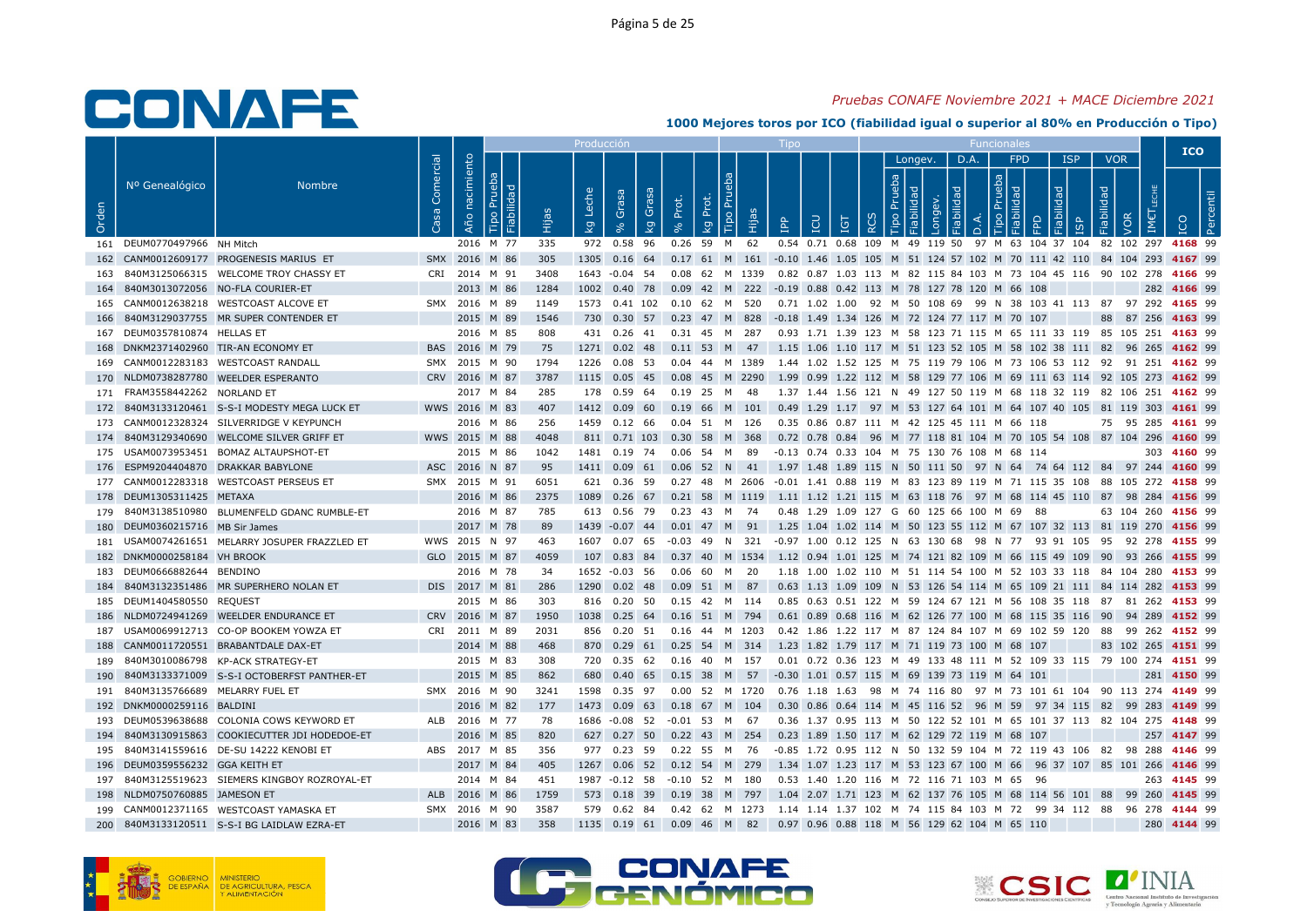# Pruebas CONAFE Noviembre 2021 + MACE Diciembre 2021

## 1000 Mejores toros por ICO (fiabilidad igual o superior al 80% en Producción o Tipo)

| | | | | | Producción | | | | | | | | Tipo | | | | | Funcionales | | | | | | | | | | | | | | ICO | |
|---|---|---|---|---|---|---|---|---|---|---|---|---|---|---|---|---|---|---|---|---|---|---|---|---|---|---|---|---|---|---|---|---|---|
| | | | | | | | | | | | | | | | | | | | Longev. | | | D.A. | | FPD | | | ISP | | VOR | | | | |
| Orden | Nº Genealógico | Nombre | Casa Comercial | Año nacimiento | Tipo Prueba | Fiabilidad | Hijas | kg Leche | % Grasa | kg Grasa | % Prot. | kg Prot. | Tipo Prueba | Hijas | IPP | ICU | IGT | RCS | Tipo Prueba | Fiabilidad | Longev. | Fiabilidad | D.A. | Tipo Prueba | Fiabilidad | FPD | Fiabilidad | ISP | Fiabilidad | VOR | IMCT LECHE | ICO | Percentil |
| 161 | DEUM0770497966 | NH Mitch | | 2016 | M | 77 | 335 | 972 | 0.58 | 96 | 0.26 | 59 | M | 62 | 0.54 | 0.71 | 0.68 | 109 | M | 49 | 119 | 50 | 97 | M | 63 | 104 | 37 | 104 | 82 | 102 | 297 | 4168 | 99 |
| 162 | CANM0012609177 | PROGENESIS MARIUS ET | SMX | 2016 | M | 86 | 305 | 1305 | 0.16 | 64 | 0.17 | 61 | M | 161 | -0.10 | 1.46 | 1.05 | 105 | M | 51 | 124 | 57 | 102 | M | 70 | 111 | 42 | 110 | 84 | 104 | 293 | 4167 | 99 |
| 163 | 840M3125066315 | WELCOME TROY CHASSY ET | CRI | 2014 | M | 91 | 3408 | 1643 | -0.04 | 54 | 0.08 | 62 | M | 1339 | 0.82 | 0.87 | 1.03 | 113 | M | 82 | 115 | 84 | 103 | M | 73 | 104 | 45 | 116 | 90 | 102 | 278 | 4166 | 99 |
| 164 | 840M3013072056 | NO-FLA COURIER-ET | | 2013 | M | 86 | 1284 | 1002 | 0.40 | 78 | 0.09 | 42 | M | 222 | -0.19 | 0.88 | 0.42 | 113 | M | 78 | 127 | 78 | 120 | M | 66 | 108 | | | | | 282 | 4166 | 99 |
| 165 | CANM0012638218 | WESTCOAST ALCOVE ET | SMX | 2016 | M | 89 | 1149 | 1573 | 0.41 | 102 | 0.10 | 62 | M | 520 | 0.71 | 1.02 | 1.00 | 92 | M | 50 | 108 | 69 | 99 | N | 38 | 103 | 41 | 113 | 87 | 97 | 292 | 4165 | 99 |
| 166 | 840M3129037755 | MR SUPER CONTENDER ET | | 2015 | M | 89 | 1546 | 730 | 0.30 | 57 | 0.23 | 47 | M | 828 | -0.18 | 1.49 | 1.34 | 126 | M | 72 | 124 | 77 | 117 | M | 70 | 107 | | | 88 | 87 | 256 | 4163 | 99 |
| 167 | DEUM0357810874 | HELLAS ET | | 2016 | M | 85 | 808 | 431 | 0.26 | 41 | 0.31 | 45 | M | 287 | 0.93 | 1.71 | 1.39 | 123 | M | 58 | 123 | 71 | 115 | M | 65 | 111 | 33 | 119 | 85 | 105 | 251 | 4163 | 99 |
| 168 | DNKM2371402960 | TIR-AN ECONOMY ET | BAS | 2016 | M | 79 | 75 | 1271 | 0.02 | 48 | 0.11 | 53 | M | 47 | 1.15 | 1.06 | 1.10 | 117 | M | 51 | 123 | 52 | 105 | M | 58 | 102 | 38 | 111 | 82 | 96 | 265 | 4162 | 99 |
| 169 | CANM0012283183 | WESTCOAST RANDALL | SMX | 2015 | M | 90 | 1794 | 1226 | 0.08 | 53 | 0.04 | 44 | M | 1389 | 1.44 | 1.02 | 1.52 | 125 | M | 75 | 119 | 79 | 106 | M | 73 | 106 | 53 | 112 | 92 | 91 | 251 | 4162 | 99 |
| 170 | NLDM0738287780 | WEELDER ESPERANTO | CRV | 2016 | M | 87 | 3787 | 1115 | 0.05 | 45 | 0.08 | 45 | M | 2290 | 1.99 | 0.99 | 1.22 | 112 | M | 58 | 129 | 77 | 106 | M | 69 | 111 | 63 | 114 | 92 | 105 | 273 | 4162 | 99 |
| 171 | FRAM3558442262 | NORLAND ET | | 2017 | M | 84 | 285 | 178 | 0.59 | 64 | 0.19 | 25 | M | 48 | 1.37 | 1.44 | 1.56 | 121 | N | 49 | 127 | 50 | 119 | M | 68 | 118 | 32 | 119 | 82 | 106 | 251 | 4162 | 99 |
| 172 | 840M3133120461 | S-S-I MODESTY MEGA LUCK ET | WWS | 2016 | M | 83 | 407 | 1412 | 0.09 | 60 | 0.19 | 66 | M | 101 | 0.49 | 1.29 | 1.17 | 97 | M | 53 | 127 | 64 | 101 | M | 64 | 107 | 40 | 105 | 81 | 119 | 303 | 4161 | 99 |
| 173 | CANM0012328324 | SILVERRIDGE V KEYPUNCH | | 2016 | M | 86 | 256 | 1459 | 0.12 | 66 | 0.04 | 51 | M | 126 | 0.35 | 0.86 | 0.87 | 111 | M | 42 | 125 | 45 | 111 | M | 66 | 118 | | | 75 | 95 | 285 | 4161 | 99 |
| 174 | 840M3129340690 | WELCOME SILVER GRIFF ET | WWS | 2015 | M | 88 | 4048 | 811 | 0.71 | 103 | 0.30 | 58 | M | 368 | 0.72 | 0.78 | 0.84 | 96 | M | 77 | 118 | 81 | 104 | M | 70 | 105 | 54 | 108 | 87 | 104 | 296 | 4160 | 99 |
| 175 | USAM0073953451 | BOMAZ ALTAUPSHOT-ET | | 2015 | M | 86 | 1042 | 1481 | 0.19 | 74 | 0.06 | 54 | M | 89 | -0.13 | 0.74 | 0.33 | 104 | M | 75 | 130 | 76 | 108 | M | 68 | 114 | | | | | 303 | 4160 | 99 |
| 176 | ESPM9204404870 | DRAKKAR BABYLONE | ASC | 2016 | N | 87 | 95 | 1411 | 0.09 | 60 | 0.06 | 52 | N | 41 | 1.97 | 1.48 | 1.89 | 115 | N | 50 | 111 | 50 | 97 | N | 64 | 74 | 64 | 112 | 84 | 97 | 244 | 4160 | 99 |
| 177 | CANM0012283318 | WESTCOAST PERSEUS ET | SMX | 2015 | M | 91 | 6051 | 621 | 0.36 | 59 | 0.27 | 48 | M | 2606 | -0.01 | 1.41 | 0.88 | 119 | M | 83 | 123 | 89 | 119 | M | 71 | 115 | 35 | 108 | 88 | 105 | 272 | 4158 | 99 |
| 178 | DEUM1305311425 | METAXA | | 2016 | M | 86 | 2375 | 1089 | 0.26 | 67 | 0.21 | 58 | M | 1119 | 1.11 | 1.12 | 1.21 | 115 | M | 63 | 118 | 76 | 97 | M | 68 | 114 | 45 | 110 | 87 | 98 | 284 | 4156 | 99 |
| 179 | 840M3138510980 | BLUMENFELD GDANC RUMBLE-ET | | 2016 | M | 87 | 785 | 613 | 0.56 | 79 | 0.23 | 43 | M | 74 | 0.48 | 1.29 | 1.09 | 127 | G | 60 | 125 | 66 | 100 | M | 69 | 88 | | | 63 | 104 | 260 | 4156 | 99 |
| 180 | DEUM0360215716 | MB Sir James | | 2017 | M | 78 | 89 | 1439 | -0.07 | 44 | 0.01 | 47 | M | 91 | 1.25 | 1.04 | 1.02 | 114 | M | 50 | 123 | 55 | 112 | M | 67 | 107 | 32 | 113 | 81 | 119 | 270 | 4156 | 99 |
| 181 | USAM0074261651 | MELARRY JOSUPER FRAZZLED ET | WWS | 2015 | N | 97 | 463 | 1607 | 0.07 | 65 | -0.03 | 49 | N | 321 | -0.97 | 1.00 | 0.12 | 125 | N | 63 | 130 | 68 | 98 | N | 77 | 93 | 91 | 105 | 95 | 92 | 278 | 4155 | 99 |
| 182 | DNKM0000258184 | VH BROOK | GLO | 2015 | M | 87 | 4059 | 107 | 0.83 | 84 | 0.37 | 40 | M | 1534 | 1.12 | 0.94 | 1.01 | 125 | M | 74 | 121 | 82 | 109 | M | 66 | 115 | 49 | 109 | 90 | 93 | 266 | 4155 | 99 |
| 183 | DEUM0666882644 | BENDINO | | 2016 | M | 78 | 34 | 1652 | -0.03 | 56 | 0.06 | 60 | M | 20 | 1.18 | 1.00 | 1.02 | 110 | M | 51 | 114 | 54 | 100 | M | 52 | 103 | 33 | 118 | 84 | 104 | 280 | 4153 | 99 |
| 184 | 840M3132351486 | MR SUPERHERO NOLAN ET | DIS | 2017 | M | 81 | 286 | 1290 | 0.02 | 48 | 0.09 | 51 | M | 87 | 0.63 | 1.13 | 1.09 | 109 | N | 53 | 126 | 54 | 114 | M | 65 | 109 | 21 | 111 | 84 | 114 | 282 | 4153 | 99 |
| 185 | DEUM1404580550 | REQUEST | | 2015 | M | 86 | 303 | 816 | 0.20 | 50 | 0.15 | 42 | M | 114 | 0.85 | 0.63 | 0.51 | 122 | M | 59 | 124 | 67 | 121 | M | 56 | 108 | 35 | 118 | 87 | 81 | 262 | 4153 | 99 |
| 186 | NLDM0724941269 | WEELDER ENDURANCE ET | CRV | 2016 | M | 87 | 1950 | 1038 | 0.25 | 64 | 0.16 | 51 | M | 794 | 0.61 | 0.89 | 0.68 | 116 | M | 62 | 126 | 77 | 100 | M | 68 | 115 | 35 | 116 | 90 | 94 | 289 | 4152 | 99 |
| 187 | USAM0069912713 | CO-OP BOOKEM YOWZA ET | CRI | 2011 | M | 89 | 2031 | 856 | 0.20 | 51 | 0.16 | 44 | M | 1203 | 0.42 | 1.86 | 1.22 | 117 | M | 87 | 124 | 84 | 107 | M | 69 | 102 | 59 | 120 | 88 | 99 | 262 | 4152 | 99 |
| 188 | CANM0011720551 | BRABANTDALE DAX-ET | | 2014 | M | 88 | 468 | 870 | 0.29 | 61 | 0.25 | 54 | M | 314 | 1.23 | 1.82 | 1.79 | 117 | M | 71 | 119 | 73 | 100 | M | 68 | 107 | | | 83 | 102 | 265 | 4151 | 99 |
| 189 | 840M3010086798 | KP-ACK STRATEGY-ET | | 2015 | M | 83 | 308 | 720 | 0.35 | 62 | 0.16 | 40 | M | 157 | 0.01 | 0.72 | 0.36 | 123 | M | 49 | 133 | 48 | 111 | M | 52 | 109 | 33 | 115 | 79 | 100 | 274 | 4151 | 99 |
| 190 | 840M3133371009 | S-S-I OCTOBERFEST PANTHER-ET | | 2015 | M | 85 | 862 | 680 | 0.40 | 65 | 0.15 | 38 | M | 57 | -0.30 | 1.01 | 0.57 | 115 | M | 69 | 139 | 73 | 119 | M | 64 | 101 | | | | | 281 | 4150 | 99 |
| 191 | 840M3135766689 | MELARRY FUEL ET | SMX | 2016 | M | 90 | 3241 | 1598 | 0.35 | 97 | 0.00 | 52 | M | 1720 | 0.76 | 1.18 | 1.63 | 98 | M | 74 | 116 | 80 | 97 | M | 73 | 101 | 61 | 104 | 90 | 113 | 274 | 4149 | 99 |
| 192 | DNKM0000259116 | BALDINI | | 2016 | M | 82 | 177 | 1473 | 0.09 | 63 | 0.18 | 67 | M | 104 | 0.30 | 0.86 | 0.64 | 114 | M | 45 | 116 | 52 | 96 | M | 59 | 97 | 34 | 115 | 82 | 99 | 283 | 4149 | 99 |
| 193 | DEUM0539638688 | COLONIA COWS KEYWORD ET | ALB | 2016 | M | 77 | 78 | 1686 | -0.08 | 52 | -0.01 | 53 | M | 67 | 0.36 | 1.37 | 0.95 | 113 | M | 50 | 122 | 52 | 101 | M | 65 | 101 | 37 | 113 | 82 | 104 | 275 | 4148 | 99 |
| 194 | 840M3130915863 | COOKIECUTTER JDI HODEDOE-ET | | 2016 | M | 85 | 820 | 627 | 0.27 | 50 | 0.22 | 43 | M | 254 | 0.23 | 1.89 | 1.50 | 117 | M | 62 | 129 | 72 | 119 | M | 68 | 107 | | | | | 257 | 4147 | 99 |
| 195 | 840M3141559616 | DE-SU 14222 KENOBI ET | ABS | 2017 | M | 85 | 356 | 977 | 0.23 | 59 | 0.22 | 55 | M | 76 | -0.85 | 1.72 | 0.95 | 112 | N | 50 | 132 | 59 | 104 | M | 72 | 119 | 43 | 106 | 82 | 98 | 288 | 4146 | 99 |
| 196 | DEUM0359556232 | GGA KEITH ET | | 2017 | M | 84 | 405 | 1267 | 0.06 | 52 | 0.12 | 54 | M | 279 | 1.34 | 1.07 | 1.23 | 117 | M | 53 | 123 | 67 | 100 | M | 66 | 96 | 37 | 107 | 85 | 101 | 266 | 4146 | 99 |
| 197 | 840M3125519623 | SIEMERS KINGBOY ROZROYAL-ET | | 2014 | M | 84 | 451 | 1987 | -0.12 | 58 | -0.10 | 52 | M | 180 | 0.53 | 1.40 | 1.20 | 116 | M | 72 | 116 | 71 | 103 | M | 65 | 96 | | | | | 263 | 4145 | 99 |
| 198 | NLDM0750760885 | JAMESON ET | ALB | 2016 | M | 86 | 1759 | 573 | 0.18 | 39 | 0.19 | 38 | M | 797 | 1.04 | 2.07 | 1.71 | 123 | M | 62 | 137 | 76 | 105 | M | 68 | 114 | 56 | 101 | 88 | 99 | 260 | 4145 | 99 |
| 199 | CANM0012371165 | WESTCOAST YAMASKA ET | SMX | 2016 | M | 90 | 3587 | 579 | 0.62 | 84 | 0.42 | 62 | M | 1273 | 1.14 | 1.14 | 1.37 | 102 | M | 74 | 115 | 84 | 103 | M | 72 | 99 | 34 | 112 | 88 | 96 | 278 | 4144 | 99 |
| 200 | 840M3133120511 | S-S-I BG LAIDLAW EZRA-ET | | 2016 | M | 83 | 358 | 1135 | 0.19 | 61 | 0.09 | 46 | M | 82 | 0.97 | 0.96 | 0.88 | 118 | M | 56 | 129 | 62 | 104 | M | 65 | 110 | | | | | 280 | 4144 | 99 |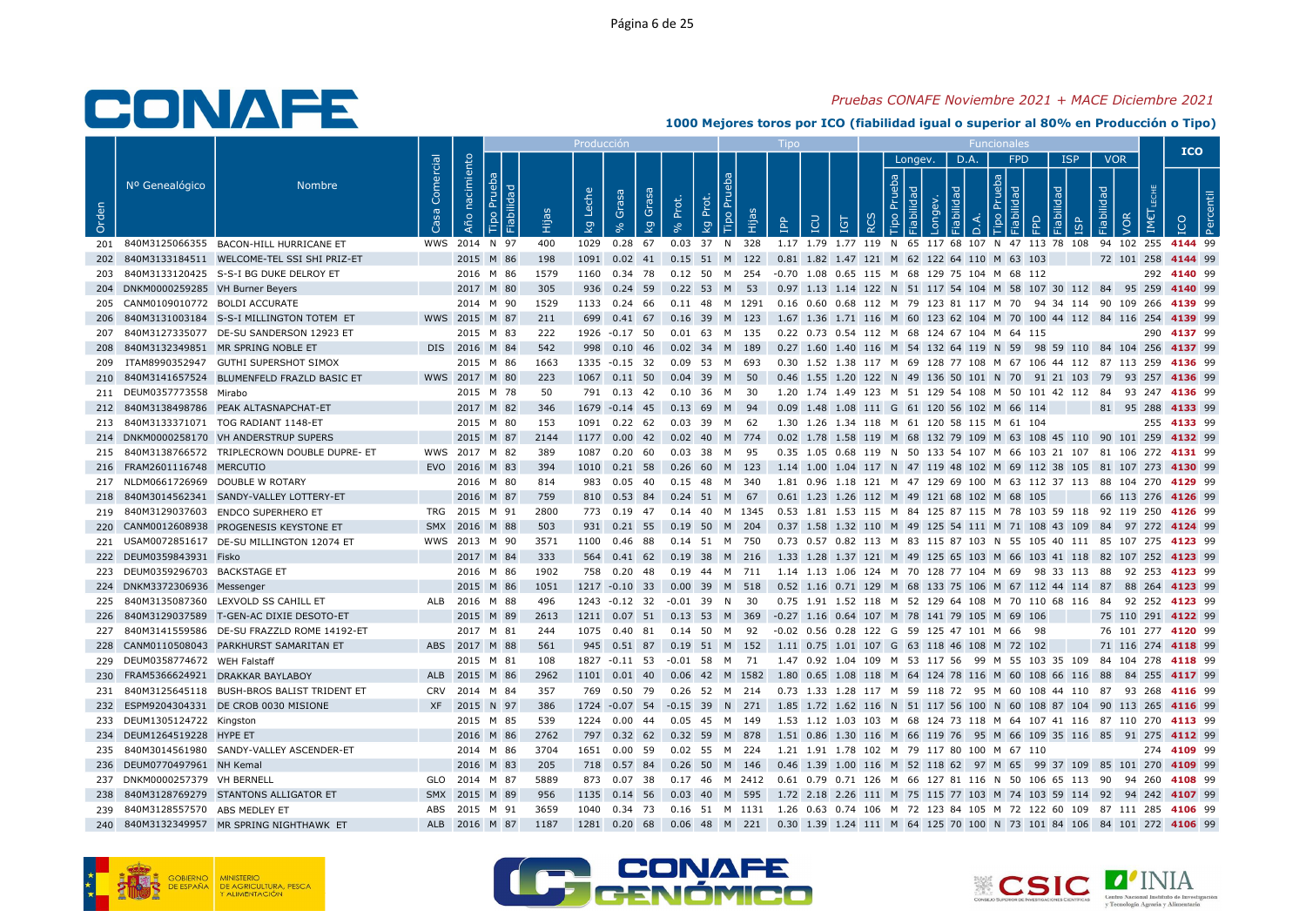## Pruebas CONAFE Noviembre 2021 + MACE Diciembre 2021

### 1000 Mejores toros por ICO (fiabilidad igual o superior al 80% en Producción o Tipo)

| | | | | | Producción | | | | | | | | Tipo | | | | | | Funcionales | | | | | | | | | | | | | | ICO | |
|---|---|---|---|---|---|---|---|---|---|---|---|---|---|---|---|---|---|---|---|---|---|---|---|---|---|---|---|---|---|---|---|---|---|---|
| | | | | | | | | | | | | | | | | | | | Longev. | | | D.A. | | FPD | | | ISP | | VOR | | | | | |
| Orden | Nº Genealógico | Nombre | Casa Comercial | Año nacimiento | Tipo Prueba | Fiabilidad | Hijas | kg Leche | % Grasa | kg Grasa | % Prot. | kg Prot. | Tipo Prueba | Hijas | IPP | ICU | IGT | RCS | Tipo Prueba | Fiabilidad | Longev. | Fiabilidad | D.A. | Tipo Prueba | Fiabilidad | FPD | Fiabilidad | ISP | Fiabilidad | VOR | IMCT LECHE | ICO | Percentil |
| 201 | 840M3125066355 | BACON-HILL HURRICANE ET | WWS | 2014 | N | 97 | 400 | 1029 | 0.28 | 67 | 0.03 | 37 | N | 328 | 1.17 | 1.79 | 1.77 | 119 | N | 65 | 117 | 68 | 107 | N | 47 | 113 | 78 | 108 | 94 | 102 | 255 | 4144 | 99 |
| 202 | 840M3133184511 | WELCOME-TEL SSI SHI PRIZ-ET | | 2015 | M | 86 | 198 | 1091 | 0.02 | 41 | 0.15 | 51 | M | 122 | 0.81 | 1.82 | 1.47 | 121 | M | 62 | 122 | 64 | 110 | M | 63 | 103 | | | 72 | 101 | 258 | 4144 | 99 |
| 203 | 840M3133120425 | S-S-I BG DUKE DELROY ET | | 2016 | M | 86 | 1579 | 1160 | 0.34 | 78 | 0.12 | 50 | M | 254 | -0.70 | 1.08 | 0.65 | 115 | M | 68 | 129 | 75 | 104 | M | 68 | 112 | | | | | 292 | 4140 | 99 |
| 204 | DNKM0000259285 | VH Burner Beyers | | 2017 | M | 80 | 305 | 936 | 0.24 | 59 | 0.22 | 53 | M | 53 | 0.97 | 1.13 | 1.14 | 122 | N | 51 | 117 | 54 | 104 | M | 58 | 107 | 30 | 112 | 84 | 95 | 259 | 4140 | 99 |
| 205 | CANM0109010772 | BOLDI ACCURATE | | 2014 | M | 90 | 1529 | 1133 | 0.24 | 66 | 0.11 | 48 | M | 1291 | 0.16 | 0.60 | 0.68 | 112 | M | 79 | 123 | 81 | 117 | M | 70 | 94 | 34 | 114 | 90 | 109 | 266 | 4139 | 99 |
| 206 | 840M3131003184 | S-S-I MILLINGTON TOTEM ET | WWS | 2015 | M | 87 | 211 | 699 | 0.41 | 67 | 0.16 | 39 | M | 123 | 1.67 | 1.36 | 1.71 | 116 | M | 60 | 123 | 62 | 104 | M | 70 | 100 | 44 | 112 | 84 | 116 | 254 | 4139 | 99 |
| 207 | 840M3127335077 | DE-SU SANDERSON 12923 ET | | 2015 | M | 83 | 222 | 1926 | -0.17 | 50 | 0.01 | 63 | M | 135 | 0.22 | 0.73 | 0.54 | 112 | M | 68 | 124 | 67 | 104 | M | 64 | 115 | | | | | 290 | 4137 | 99 |
| 208 | 840M3132349851 | MR SPRING NOBLE ET | DIS | 2016 | M | 84 | 542 | 998 | 0.10 | 46 | 0.02 | 34 | M | 189 | 0.27 | 1.60 | 1.40 | 116 | M | 54 | 132 | 64 | 119 | N | 59 | 98 | 59 | 110 | 84 | 104 | 256 | 4137 | 99 |
| 209 | ITAM8990352947 | GUTHI SUPERSHOT SIMOX | | 2015 | M | 86 | 1663 | 1335 | -0.15 | 32 | 0.09 | 53 | M | 693 | 0.30 | 1.52 | 1.38 | 117 | M | 69 | 128 | 77 | 108 | M | 67 | 106 | 44 | 112 | 87 | 113 | 259 | 4136 | 99 |
| 210 | 840M3141657524 | BLUMENFELD FRAZLD BASIC ET | WWS | 2017 | M | 80 | 223 | 1067 | 0.11 | 50 | 0.04 | 39 | M | 50 | 0.46 | 1.55 | 1.20 | 122 | N | 49 | 136 | 50 | 101 | N | 70 | 91 | 21 | 103 | 79 | 93 | 257 | 4136 | 99 |
| 211 | DEUM0357773558 | Mirabo | | 2015 | M | 78 | 50 | 791 | 0.13 | 42 | 0.10 | 36 | M | 30 | 1.20 | 1.74 | 1.49 | 123 | M | 51 | 129 | 54 | 108 | M | 50 | 101 | 42 | 112 | 84 | 93 | 247 | 4136 | 99 |
| 212 | 840M3138498786 | PEAK ALTASNAPCHAT-ET | | 2017 | M | 82 | 346 | 1679 | -0.14 | 45 | 0.13 | 69 | M | 94 | 0.09 | 1.48 | 1.08 | 111 | G | 61 | 120 | 56 | 102 | M | 66 | 114 | | | 81 | 95 | 288 | 4133 | 99 |
| 213 | 840M3133371071 | TOG RADIANT 1148-ET | | 2015 | M | 80 | 153 | 1091 | 0.22 | 62 | 0.03 | 39 | M | 62 | 1.30 | 1.26 | 1.34 | 118 | M | 61 | 120 | 58 | 115 | M | 61 | 104 | | | | | 255 | 4133 | 99 |
| 214 | DNKM0000258170 | VH ANDERSTRUP SUPERS | | 2015 | M | 87 | 2144 | 1177 | 0.00 | 42 | 0.02 | 40 | M | 774 | 0.02 | 1.78 | 1.58 | 119 | M | 68 | 132 | 79 | 109 | M | 63 | 108 | 45 | 110 | 90 | 101 | 259 | 4132 | 99 |
| 215 | 840M3138766572 | TRIPLECROWN DOUBLE DUPRE- ET | WWS | 2017 | M | 82 | 389 | 1087 | 0.20 | 60 | 0.03 | 38 | M | 95 | 0.35 | 1.05 | 0.68 | 119 | N | 50 | 133 | 54 | 107 | M | 66 | 103 | 21 | 107 | 81 | 106 | 272 | 4131 | 99 |
| 216 | FRAM2601116748 | MERCUTIO | EVO | 2016 | M | 83 | 394 | 1010 | 0.21 | 58 | 0.26 | 60 | M | 123 | 1.14 | 1.00 | 1.04 | 117 | N | 47 | 119 | 48 | 102 | M | 69 | 112 | 38 | 105 | 81 | 107 | 273 | 4130 | 99 |
| 217 | NLDM0661726969 | DOUBLE W ROTARY | | 2016 | M | 80 | 814 | 983 | 0.05 | 40 | 0.15 | 48 | M | 340 | 1.81 | 0.96 | 1.18 | 121 | M | 47 | 129 | 69 | 100 | M | 63 | 112 | 37 | 113 | 88 | 104 | 270 | 4129 | 99 |
| 218 | 840M3014562341 | SANDY-VALLEY LOTTERY-ET | | 2016 | M | 87 | 759 | 810 | 0.53 | 84 | 0.24 | 51 | M | 67 | 0.61 | 1.23 | 1.26 | 112 | M | 49 | 121 | 68 | 102 | M | 68 | 105 | | | 66 | 113 | 276 | 4126 | 99 |
| 219 | 840M3129037603 | ENDCO SUPERHERO ET | TRG | 2015 | M | 91 | 2800 | 773 | 0.19 | 47 | 0.14 | 40 | M | 1345 | 0.53 | 1.81 | 1.53 | 115 | M | 84 | 125 | 87 | 115 | M | 78 | 103 | 59 | 118 | 92 | 119 | 250 | 4126 | 99 |
| 220 | CANM0012608938 | PROGENESIS KEYSTONE ET | SMX | 2016 | M | 88 | 503 | 931 | 0.21 | 55 | 0.19 | 50 | M | 204 | 0.37 | 1.58 | 1.32 | 110 | M | 49 | 125 | 54 | 111 | M | 71 | 108 | 43 | 109 | 84 | 97 | 272 | 4124 | 99 |
| 221 | USAM0072851617 | DE-SU MILLINGTON 12074 ET | WWS | 2013 | M | 90 | 3571 | 1100 | 0.46 | 88 | 0.14 | 51 | M | 750 | 0.73 | 0.57 | 0.82 | 113 | M | 83 | 115 | 87 | 103 | N | 55 | 105 | 40 | 111 | 85 | 107 | 275 | 4123 | 99 |
| 222 | DEUM0359843931 | Fisko | | 2017 | M | 84 | 333 | 564 | 0.41 | 62 | 0.19 | 38 | M | 216 | 1.33 | 1.28 | 1.37 | 121 | M | 49 | 125 | 65 | 103 | M | 66 | 103 | 41 | 118 | 82 | 107 | 252 | 4123 | 99 |
| 223 | DEUM0359296703 | BACKSTAGE ET | | 2016 | M | 86 | 1902 | 758 | 0.20 | 48 | 0.19 | 44 | M | 711 | 1.14 | 1.13 | 1.06 | 124 | M | 70 | 128 | 77 | 104 | M | 69 | 98 | 33 | 113 | 88 | 92 | 253 | 4123 | 99 |
| 224 | DNKM3372306936 | Messenger | | 2015 | M | 86 | 1051 | 1217 | -0.10 | 33 | 0.00 | 39 | M | 518 | 0.52 | 1.16 | 0.71 | 129 | M | 68 | 133 | 75 | 106 | M | 67 | 112 | 44 | 114 | 87 | 88 | 264 | 4123 | 99 |
| 225 | 840M3135087360 | LEXVOLD SS CAHILL ET | ALB | 2016 | M | 88 | 496 | 1243 | -0.12 | 32 | -0.01 | 39 | N | 30 | 0.75 | 1.91 | 1.52 | 118 | M | 52 | 129 | 64 | 108 | M | 70 | 110 | 68 | 116 | 84 | 92 | 252 | 4123 | 99 |
| 226 | 840M3129037589 | T-GEN-AC DIXIE DESOTO-ET | | 2015 | M | 89 | 2613 | 1211 | 0.07 | 51 | 0.13 | 53 | M | 369 | -0.27 | 1.16 | 0.64 | 107 | M | 78 | 141 | 79 | 105 | M | 69 | 106 | | | 75 | 110 | 291 | 4122 | 99 |
| 227 | 840M3141559586 | DE-SU FRAZZLD ROME 14192-ET | | 2017 | M | 81 | 244 | 1075 | 0.40 | 81 | 0.14 | 50 | M | 92 | -0.02 | 0.56 | 0.28 | 122 | G | 59 | 125 | 47 | 101 | M | 66 | 98 | | | 76 | 101 | 277 | 4120 | 99 |
| 228 | CANM0110508043 | PARKHURST SAMARITAN ET | ABS | 2017 | M | 88 | 561 | 945 | 0.51 | 87 | 0.19 | 51 | M | 152 | 1.11 | 0.75 | 1.01 | 107 | G | 63 | 118 | 46 | 108 | M | 72 | 102 | | | 71 | 116 | 274 | 4118 | 99 |
| 229 | DEUM0358774672 | WEH Falstaff | | 2015 | M | 81 | 108 | 1827 | -0.11 | 53 | -0.01 | 58 | M | 71 | 1.47 | 0.92 | 1.04 | 109 | M | 53 | 117 | 56 | 99 | M | 55 | 103 | 35 | 109 | 84 | 104 | 278 | 4118 | 99 |
| 230 | FRAM5366624921 | DRAKKAR BAYLABOY | ALB | 2015 | M | 86 | 2962 | 1101 | 0.01 | 40 | 0.06 | 42 | M | 1582 | 1.80 | 0.65 | 1.08 | 118 | M | 64 | 124 | 78 | 116 | M | 60 | 108 | 66 | 116 | 88 | 84 | 255 | 4117 | 99 |
| 231 | 840M3125645118 | BUSH-BROS BALIST TRIDENT ET | CRV | 2014 | M | 84 | 357 | 769 | 0.50 | 79 | 0.26 | 52 | M | 214 | 0.73 | 1.33 | 1.28 | 117 | M | 59 | 118 | 72 | 95 | M | 60 | 108 | 44 | 110 | 87 | 93 | 268 | 4116 | 99 |
| 232 | ESPM9204304331 | DE CROB 0030 MISIONE | XF | 2015 | N | 97 | 386 | 1724 | -0.07 | 54 | -0.15 | 39 | N | 271 | 1.85 | 1.72 | 1.62 | 116 | N | 51 | 117 | 56 | 100 | N | 60 | 108 | 87 | 104 | 90 | 113 | 265 | 4116 | 99 |
| 233 | DEUM1305124722 | Kingston | | 2015 | M | 85 | 539 | 1224 | 0.00 | 44 | 0.05 | 45 | M | 149 | 1.53 | 1.12 | 1.03 | 103 | M | 68 | 124 | 73 | 118 | M | 64 | 107 | 41 | 116 | 87 | 110 | 270 | 4113 | 99 |
| 234 | DEUM1264519228 | HYPE ET | | 2016 | M | 86 | 2762 | 797 | 0.32 | 62 | 0.32 | 59 | M | 878 | 1.51 | 0.86 | 1.30 | 116 | M | 66 | 119 | 76 | 95 | M | 66 | 109 | 35 | 116 | 85 | 91 | 275 | 4112 | 99 |
| 235 | 840M3014561980 | SANDY-VALLEY ASCENDER-ET | | 2014 | M | 86 | 3704 | 1651 | 0.00 | 59 | 0.02 | 55 | M | 224 | 1.21 | 1.91 | 1.78 | 102 | M | 79 | 117 | 80 | 100 | M | 67 | 110 | | | | | 274 | 4109 | 99 |
| 236 | DEUM0770497961 | NH Kemal | | 2016 | M | 83 | 205 | 718 | 0.57 | 84 | 0.26 | 50 | M | 146 | 0.46 | 1.39 | 1.00 | 116 | M | 52 | 118 | 62 | 97 | M | 65 | 99 | 37 | 109 | 85 | 101 | 270 | 4109 | 99 |
| 237 | DNKM0000257379 | VH BERNELL | GLO | 2014 | M | 87 | 5889 | 873 | 0.07 | 38 | 0.17 | 46 | M | 2412 | 0.61 | 0.79 | 0.71 | 126 | M | 66 | 127 | 81 | 116 | N | 50 | 106 | 65 | 113 | 90 | 94 | 260 | 4108 | 99 |
| 238 | 840M3128769279 | STANTONS ALLIGATOR ET | SMX | 2015 | M | 89 | 956 | 1135 | 0.14 | 56 | 0.03 | 40 | M | 595 | 1.72 | 2.18 | 2.26 | 111 | M | 75 | 115 | 77 | 103 | M | 74 | 103 | 59 | 114 | 92 | 94 | 242 | 4107 | 99 |
| 239 | 840M3128557570 | ABS MEDLEY ET | ABS | 2015 | M | 91 | 3659 | 1040 | 0.34 | 73 | 0.16 | 51 | M | 1131 | 1.26 | 0.63 | 0.74 | 106 | M | 72 | 123 | 84 | 105 | M | 72 | 122 | 60 | 109 | 87 | 111 | 285 | 4106 | 99 |
| 240 | 840M3132349957 | MR SPRING NIGHTHAWK ET | ALB | 2016 | M | 87 | 1187 | 1281 | 0.20 | 68 | 0.06 | 48 | M | 221 | 0.30 | 1.39 | 1.24 | 111 | M | 64 | 125 | 70 | 100 | N | 73 | 101 | 84 | 106 | 84 | 101 | 272 | 4106 | 99 |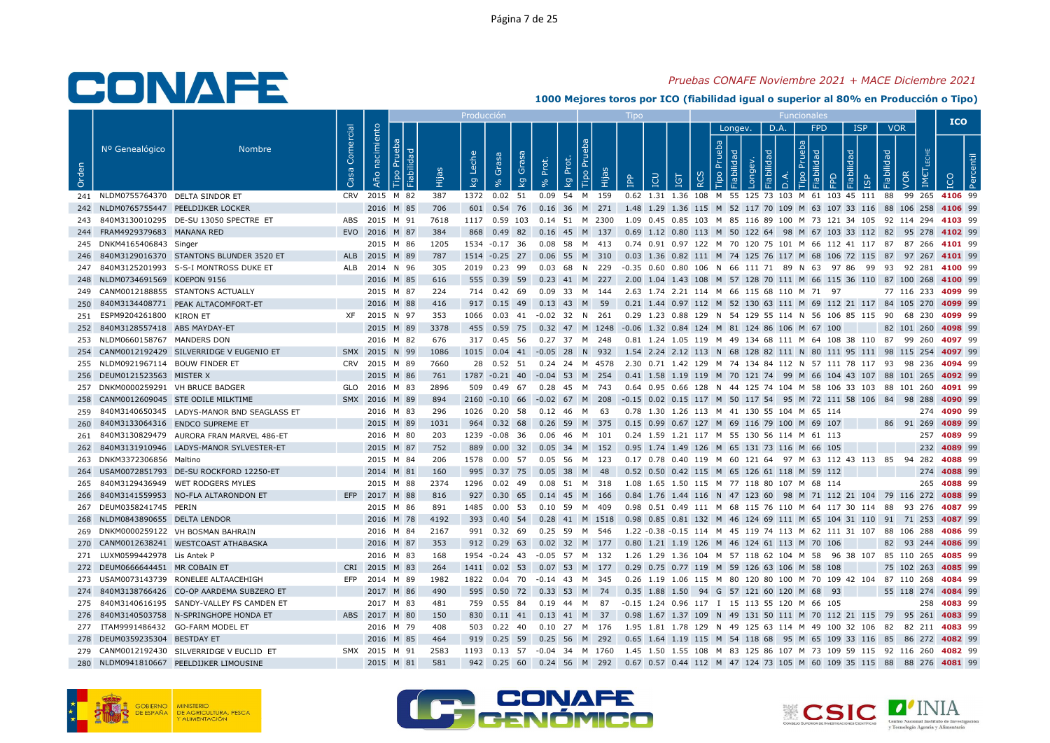# Pruebas CONAFE Noviembre 2021 + MACE Diciembre 2021

## 1000 Mejores toros por ICO (fiabilidad igual o superior al 80% en Producción o Tipo)

| Orden | Nº Genealógico | Nombre | Casa Comercial | Año nacimiento | Producción | | | | | | | | Tipo | | | | | | Funcionales | | | | | | | | | | | | IMCT LECHE | ICO | |
|---|---|---|---|---|---|---|---|---|---|---|---|---|---|---|---|---|---|---|---|---|---|---|---|---|---|---|---|---|---|---|---|---|---|
| | | | | | | | | | | | | | | | | | | | Longev. | | | D.A. | | FPD | | | ISP | | VOR | | | | |
| | | | | | Tipo Prueba | Fiabilidad | Hijas | kg Leche | % Grasa | kg Grasa | % Prot. | kg Prot. | Tipo Prueba | Hijas | IPP | ICU | IGT | RCS | Tipo Prueba | Fiabilidad | Longev. | Fiabilidad | D.A. | Tipo Prueba | Fiabilidad | FPD | Fiabilidad | ISP | Fiabilidad | VOR | | ICO | Percentil |
| 241 | NLDM0755764370 | DELTA SINDOR ET | CRV | 2015 | M | 82 | 387 | 1372 | 0.02 | 51 | 0.09 | 54 | M | 159 | 0.62 | 1.31 | 1.36 | 108 | M | 55 | 125 | 73 | 103 | M | 61 | 103 | 45 | 111 | 88 | 99 | 265 | 4106 | 99 |
| 242 | NLDM0765755447 | PEELDIJKER LOCKER | | 2016 | M | 85 | 706 | 601 | 0.54 | 76 | 0.16 | 36 | M | 271 | 1.48 | 1.29 | 1.36 | 115 | M | 52 | 117 | 70 | 109 | M | 63 | 107 | 33 | 116 | 88 | 106 | 258 | 4106 | 99 |
| 243 | 840M3130010295 | DE-SU 13050 SPECTRE ET | ABS | 2015 | M | 91 | 7618 | 1117 | 0.59 | 103 | 0.14 | 51 | M | 2300 | 1.09 | 0.45 | 0.85 | 103 | M | 85 | 116 | 89 | 100 | M | 73 | 121 | 34 | 105 | 92 | 114 | 294 | 4103 | 99 |
| 244 | FRAM4929379683 | MANANA RED | EVO | 2016 | M | 87 | 384 | 868 | 0.49 | 82 | 0.16 | 45 | M | 137 | 0.69 | 1.12 | 0.80 | 113 | M | 50 | 122 | 64 | 98 | M | 67 | 103 | 33 | 112 | 82 | 95 | 278 | 4102 | 99 |
| 245 | DNKM4165406843 | Singer | | 2015 | M | 86 | 1205 | 1534 | -0.17 | 36 | 0.08 | 58 | M | 413 | 0.74 | 0.91 | 0.97 | 122 | M | 70 | 120 | 75 | 101 | M | 66 | 112 | 41 | 117 | 87 | 87 | 266 | 4101 | 99 |
| 246 | 840M3129016370 | STANTONS BLUNDER 3520 ET | ALB | 2015 | M | 89 | 787 | 1514 | -0.25 | 27 | 0.06 | 55 | M | 310 | 0.03 | 1.36 | 0.82 | 111 | M | 74 | 125 | 76 | 117 | M | 68 | 106 | 72 | 115 | 87 | 97 | 267 | 4101 | 99 |
| 247 | 840M3125201993 | S-S-I MONTROSS DUKE ET | ALB | 2014 | N | 96 | 305 | 2019 | 0.23 | 99 | 0.03 | 68 | N | 229 | -0.35 | 0.60 | 0.80 | 106 | N | 66 | 111 | 71 | 89 | N | 63 | 97 | 86 | 99 | 93 | 92 | 281 | 4100 | 99 |
| 248 | NLDM0734691569 | KOEPON 9156 | | 2016 | M | 85 | 616 | 555 | 0.39 | 59 | 0.23 | 41 | M | 227 | 2.00 | 1.04 | 1.43 | 108 | M | 57 | 128 | 70 | 111 | M | 66 | 115 | 36 | 110 | 87 | 100 | 268 | 4100 | 99 |
| 249 | CANM0012188855 | STANTONS ACTUALLY | | 2015 | M | 87 | 224 | 714 | 0.42 | 69 | 0.09 | 33 | M | 144 | 2.63 | 1.74 | 2.21 | 114 | M | 66 | 115 | 68 | 110 | M | 71 | 97 | | | 77 | 116 | 233 | 4099 | 99 |
| 250 | 840M3134408771 | PEAK ALTACOMFORT-ET | | 2016 | M | 88 | 416 | 917 | 0.15 | 49 | 0.13 | 43 | M | 59 | 0.21 | 1.44 | 0.97 | 112 | M | 52 | 130 | 63 | 111 | M | 69 | 112 | 21 | 117 | 84 | 105 | 270 | 4099 | 99 |
| 251 | ESPM9204261800 | KIRON ET | XF | 2015 | N | 97 | 353 | 1066 | 0.03 | 41 | -0.02 | 32 | N | 261 | 0.29 | 1.23 | 0.88 | 129 | N | 54 | 129 | 55 | 114 | N | 56 | 106 | 85 | 115 | | 90 | 230 | 4099 | 99 |
| 252 | 840M3128557418 | ABS MAYDAY-ET | | 2015 | M | 89 | 3378 | 455 | 0.59 | 75 | 0.32 | 47 | M | 1248 | -0.06 | 1.32 | 0.84 | 124 | M | 81 | 124 | 86 | 106 | M | 67 | 100 | | | 82 | 101 | 260 | 4098 | 99 |
| 253 | NLDM0660158767 | MANDERS DON | | 2016 | M | 82 | 676 | 317 | 0.45 | 56 | 0.27 | 37 | M | 248 | 0.81 | 1.24 | 1.05 | 119 | M | 49 | 134 | 68 | 111 | M | 64 | 108 | 38 | 110 | 87 | 99 | 260 | 4097 | 99 |
| 254 | CANM0012192429 | SILVERRIDGE V EUGENIO ET | SMX | 2015 | N | 99 | 1086 | 1015 | 0.04 | 41 | -0.05 | 28 | N | 932 | 1.54 | 2.24 | 2.12 | 113 | N | 68 | 128 | 82 | 111 | N | 80 | 111 | 95 | 111 | 98 | 115 | 254 | 4097 | 99 |
| 255 | NLDM0921967114 | BOUW FINDER ET | CRV | 2015 | M | 89 | 7660 | 28 | 0.52 | 51 | 0.24 | 24 | M | 4578 | 2.30 | 0.71 | 1.42 | 129 | M | 74 | 134 | 84 | 112 | N | 57 | 111 | 78 | 117 | 93 | 98 | 236 | 4094 | 99 |
| 256 | DEUM0121523563 | MISTER X | | 2015 | M | 86 | 761 | 1787 | -0.21 | 40 | -0.04 | 53 | M | 254 | 0.41 | 1.58 | 1.19 | 119 | M | 70 | 121 | 74 | 99 | M | 66 | 104 | 43 | 107 | 88 | 101 | 265 | 4092 | 99 |
| 257 | DNKM0000259291 | VH BRUCE BADGER | GLO | 2016 | M | 83 | 2896 | 509 | 0.49 | 67 | 0.28 | 45 | M | 743 | 0.64 | 0.95 | 0.66 | 128 | N | 44 | 125 | 74 | 104 | M | 58 | 106 | 33 | 103 | 88 | 101 | 260 | 4091 | 99 |
| 258 | CANM0012609045 | STE ODILE MILKTIME | SMX | 2016 | M | 89 | 894 | 2160 | -0.10 | 66 | -0.02 | 67 | M | 208 | -0.15 | 0.02 | 0.15 | 117 | M | 50 | 117 | 54 | 95 | M | 72 | 111 | 58 | 106 | 84 | 98 | 288 | 4090 | 99 |
| 259 | 840M3140650345 | LADYS-MANOR BND SEAGLASS ET | | 2016 | M | 83 | 296 | 1026 | 0.20 | 58 | 0.12 | 46 | M | 63 | 0.78 | 1.30 | 1.26 | 113 | M | 41 | 130 | 55 | 104 | M | 65 | 114 | | | | | 274 | 4090 | 99 |
| 260 | 840M3133064316 | ENDCO SUPREME ET | | 2015 | M | 89 | 1031 | 964 | 0.32 | 68 | 0.26 | 59 | M | 375 | 0.15 | 0.99 | 0.67 | 127 | M | 69 | 116 | 79 | 100 | M | 69 | 107 | | | 86 | 91 | 269 | 4089 | 99 |
| 261 | 840M3130829479 | AURORA FRAN MARVEL 486-ET | | 2016 | M | 80 | 203 | 1239 | -0.08 | 36 | 0.06 | 46 | M | 101 | 0.24 | 1.59 | 1.21 | 117 | M | 55 | 130 | 56 | 114 | M | 61 | 113 | | | | | 257 | 4089 | 99 |
| 262 | 840M3131910946 | LADYS-MANOR SYLVESTER-ET | | 2015 | M | 87 | 752 | 889 | 0.00 | 32 | 0.05 | 34 | M | 152 | 0.95 | 1.74 | 1.49 | 126 | M | 65 | 131 | 73 | 116 | M | 66 | 105 | | | | | 232 | 4089 | 99 |
| 263 | DNKM3372306856 | Maltino | | 2015 | M | 84 | 206 | 1578 | 0.00 | 57 | 0.05 | 56 | M | 123 | 0.17 | 0.78 | 0.40 | 119 | M | 60 | 121 | 64 | 97 | M | 63 | 112 | 43 | 113 | 85 | 94 | 282 | 4088 | 99 |
| 264 | USAM0072851793 | DE-SU ROCKFORD 12250-ET | | 2014 | M | 81 | 160 | 995 | 0.37 | 75 | 0.05 | 38 | M | 48 | 0.52 | 0.50 | 0.42 | 115 | M | 65 | 126 | 61 | 118 | M | 59 | 112 | | | | | 274 | 4088 | 99 |
| 265 | 840M3129436949 | WET RODGERS MYLES | | 2015 | M | 88 | 2374 | 1296 | 0.02 | 49 | 0.08 | 51 | M | 318 | 1.08 | 1.65 | 1.50 | 115 | M | 77 | 118 | 80 | 107 | M | 68 | 114 | | | | | 265 | 4088 | 99 |
| 266 | 840M3141559953 | NO-FLA ALTARONDON ET | EFP | 2017 | M | 88 | 816 | 927 | 0.30 | 65 | 0.14 | 45 | M | 166 | 0.84 | 1.76 | 1.44 | 116 | N | 47 | 123 | 60 | 98 | M | 71 | 112 | 21 | 104 | 79 | 116 | 272 | 4088 | 99 |
| 267 | DEUM0358241745 | PERIN | | 2015 | M | 86 | 891 | 1485 | 0.00 | 53 | 0.10 | 59 | M | 409 | 0.98 | 0.51 | 0.49 | 111 | M | 68 | 115 | 76 | 110 | M | 64 | 117 | 30 | 114 | 88 | 93 | 276 | 4087 | 99 |
| 268 | NLDM0843890655 | DELTA LENDOR | | 2016 | M | 78 | 4192 | 393 | 0.40 | 54 | 0.28 | 41 | M | 1518 | 0.98 | 0.85 | 0.81 | 132 | M | 46 | 124 | 69 | 111 | M | 65 | 104 | 31 | 110 | 91 | 71 | 253 | 4087 | 99 |
| 269 | DNKM0000259122 | VH BOSMAN BAHRAIN | | 2016 | M | 84 | 2167 | 991 | 0.32 | 69 | 0.25 | 59 | M | 546 | 1.22 | -0.38 | -0.15 | 114 | M | 45 | 119 | 74 | 113 | M | 62 | 111 | 31 | 107 | 88 | 106 | 288 | 4086 | 99 |
| 270 | CANM0012638241 | WESTCOAST ATHABASKA | | 2016 | M | 87 | 353 | 912 | 0.29 | 63 | 0.02 | 32 | M | 177 | 0.80 | 1.21 | 1.19 | 126 | M | 46 | 124 | 61 | 113 | M | 70 | 106 | | | 82 | 93 | 244 | 4086 | 99 |
| 271 | LUXM0599442978 | Lis Antek P | | 2016 | M | 83 | 168 | 1954 | -0.24 | 43 | -0.05 | 57 | M | 132 | 1.26 | 1.29 | 1.36 | 104 | M | 57 | 118 | 62 | 104 | M | 58 | 96 | 38 | 107 | 85 | 110 | 265 | 4085 | 99 |
| 272 | DEUM0666644451 | MR COBAIN ET | CRI | 2015 | M | 83 | 264 | 1411 | 0.02 | 53 | 0.07 | 53 | M | 177 | 0.29 | 0.75 | 0.77 | 119 | M | 59 | 126 | 63 | 106 | M | 58 | 108 | | | 75 | 102 | 263 | 4085 | 99 |
| 273 | USAM0073143739 | RONELEE ALTAACEHIGH | EFP | 2014 | M | 89 | 1982 | 1822 | 0.04 | 70 | -0.14 | 43 | M | 345 | 0.26 | 1.19 | 1.06 | 115 | M | 80 | 120 | 80 | 100 | M | 70 | 109 | 42 | 104 | 87 | 110 | 268 | 4084 | 99 |
| 274 | 840M3138766426 | CO-OP AARDEMA SUBZERO ET | | 2017 | M | 86 | 490 | 595 | 0.50 | 72 | 0.33 | 53 | M | 74 | 0.35 | 1.88 | 1.50 | 94 | G | 57 | 121 | 60 | 120 | M | 68 | 93 | | | 55 | 118 | 274 | 4084 | 99 |
| 275 | 840M3140616195 | SANDY-VALLEY FS CAMDEN ET | | 2017 | M | 83 | 481 | 759 | 0.55 | 84 | 0.19 | 44 | M | 87 | -0.15 | 1.24 | 0.96 | 117 | I | 15 | 113 | 55 | 120 | M | 66 | 105 | | | | | 258 | 4083 | 99 |
| 276 | 840M3140503758 | N-SPRINGHOPE HONDA ET | ABS | 2017 | M | 80 | 150 | 830 | 0.11 | 41 | 0.13 | 41 | M | 37 | 0.98 | 1.67 | 1.37 | 109 | N | 49 | 131 | 50 | 111 | M | 70 | 112 | 21 | 115 | 79 | 95 | 261 | 4083 | 99 |
| 277 | ITAM9991486432 | GO-FARM MODEL ET | | 2016 | M | 79 | 408 | 503 | 0.22 | 40 | 0.10 | 27 | M | 176 | 1.95 | 1.81 | 1.78 | 129 | N | 49 | 125 | 63 | 114 | M | 49 | 100 | 32 | 106 | 82 | 82 | 211 | 4083 | 99 |
| 278 | DEUM0359235304 | BESTDAY ET | | 2016 | M | 85 | 464 | 919 | 0.25 | 59 | 0.25 | 56 | M | 292 | 0.65 | 1.64 | 1.19 | 115 | M | 54 | 118 | 68 | 95 | M | 65 | 109 | 33 | 116 | 85 | 86 | 272 | 4082 | 99 |
| 279 | CANM0012192430 | SILVERRIDGE V EUCLID ET | SMX | 2015 | M | 91 | 2583 | 1193 | 0.13 | 57 | -0.04 | 34 | M | 1760 | 1.45 | 1.50 | 1.55 | 108 | M | 83 | 125 | 86 | 107 | M | 73 | 109 | 59 | 115 | 92 | 116 | 260 | 4082 | 99 |
| 280 | NLDM0941810667 | PEELDIJKER LIMOUSINE | | 2015 | M | 81 | 581 | 942 | 0.25 | 60 | 0.24 | 56 | M | 292 | 0.67 | 0.57 | 0.44 | 112 | M | 47 | 124 | 73 | 105 | M | 60 | 109 | 35 | 115 | 88 | 88 | 276 | 4081 | 99 |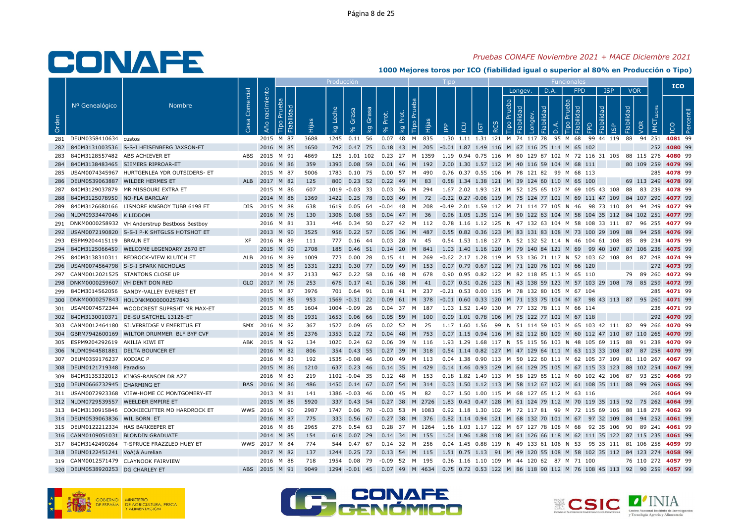*Pruebas CONAFE Noviembre 2021 + MACE Diciembre 2021*

**1000 Mejores toros por ICO (fiabilidad igual o superior al 80% en Producción o Tipo)**

| | | | | | Producción | | | | | | | | Tipo | | | | | | Funcionales | | | | | | | | | | | | | ICO | |
|---|---|---|---|---|---|---|---|---|---|---|---|---|---|---|---|---|---|---|---|---|---|---|---|---|---|---|---|---|---|---|---|---|---|
| | | | | | | | | | | | | | | | | | | | Longev. | | | D.A. | | FPD | | | ISP | | VOR | | | | |
| Orden | Nº Genealógico | Nombre | Casa Comercial | Año nacimiento | Tipo Prueba | Fiabilidad | Hijas | kg Leche | % Grasa | kg Grasa | % Prot. | kg Prot. | Tipo Prueba | Hijas | IPP | ICU | IGT | RCS | Tipo Prueba | Fiabilidad | Longev. | Fiabilidad | D.A. | Tipo Prueba | Fiabilidad | FPD | Fiabilidad | ISP | Fiabilidad | VOR | IMET LECHE | ICO | Percentil |
| 281 | DEUM0358410634 | custos | | 2015 | M | 87 | 3688 | 1245 | 0.11 | 56 | 0.07 | 48 | M | 835 | 1.30 | 1.11 | 1.31 | 121 | M | 74 | 117 | 78 | 95 | M | 68 | 99 | 44 | 119 | 88 | 94 | 251 | 4081 | 99 |
| 282 | 840M3131003536 | S-S-I HEISENBERG JAXSON-ET | | 2016 | M | 85 | 1650 | 742 | 0.47 | 75 | 0.18 | 43 | M | 205 | -0.01 | 1.87 | 1.49 | 116 | M | 67 | 116 | 75 | 114 | M | 65 | 102 | | | | | 252 | 4080 | 99 |
| 283 | 840M3128557482 | ABS ACHIEVER ET | ABS | 2015 | M | 91 | 4869 | 125 | 1.01 | 102 | 0.23 | 27 | M | 1359 | 1.19 | 0.94 | 0.75 | 116 | M | 80 | 129 | 87 | 102 | M | 72 | 116 | 31 | 105 | 88 | 115 | 276 | 4080 | 99 |
| 284 | 840M3138483465 | SIEMERS RIPROAR-ET | | 2016 | M | 86 | 359 | 1393 | 0.08 | 59 | 0.01 | 46 | M | 192 | 2.00 | 1.30 | 1.57 | 112 | M | 40 | 116 | 59 | 104 | M | 68 | 111 | | | 80 | 109 | 259 | 4079 | 99 |
| 285 | USAM0074345967 | HURTGENLEA YDR OUTSIDERS- ET | | 2015 | M | 87 | 5006 | 1783 | 0.10 | 75 | 0.00 | 57 | M | 490 | 0.76 | 0.37 | 0.55 | 106 | M | 78 | 121 | 82 | 99 | M | 68 | 113 | | | | | 285 | 4078 | 99 |
| 286 | DEUM0539063887 | WILDER HERMES ET | ALB | 2017 | M | 82 | 125 | 800 | 0.23 | 52 | 0.22 | 49 | M | 83 | 0.58 | 1.34 | 1.38 | 121 | M | 39 | 124 | 60 | 110 | M | 65 | 100 | | | 69 | 113 | 249 | 4078 | 99 |
| 287 | 840M3129037879 | MR MISSOURI EXTRA ET | | 2015 | M | 86 | 607 | 1019 | -0.03 | 33 | 0.03 | 36 | M | 294 | 1.67 | 2.02 | 1.93 | 121 | M | 52 | 125 | 65 | 107 | M | 69 | 105 | 43 | 108 | 88 | 83 | 239 | 4078 | 99 |
| 288 | 840M3125078950 | NO-FLA BARCLAY | | 2014 | M | 86 | 1369 | 1422 | 0.25 | 78 | 0.03 | 49 | M | 72 | -0.32 | 0.27 | -0.06 | 119 | M | 75 | 124 | 77 | 101 | M | 69 | 111 | 47 | 109 | 84 | 107 | 290 | 4077 | 99 |
| 289 | 840M3126680166 | LISMORE KNGBOY TUBB 6198 ET | DIS | 2015 | M | 88 | 638 | 1619 | 0.05 | 64 | -0.04 | 48 | M | 208 | -0.49 | 2.01 | 1.59 | 112 | M | 71 | 114 | 77 | 105 | N | 46 | 98 | 73 | 110 | 84 | 94 | 249 | 4077 | 99 |
| 290 | NLDM0933447046 | K LIDDOM | | 2016 | M | 78 | 130 | 1306 | 0.08 | 55 | 0.04 | 47 | M | 36 | 0.96 | 1.05 | 1.35 | 114 | M | 50 | 122 | 63 | 104 | M | 58 | 104 | 35 | 112 | 84 | 102 | 251 | 4077 | 99 |
| 291 | DNKM0000258932 | VH Anderstrup Bestboss Bestboy | | 2016 | M | 81 | 331 | 446 | 0.34 | 50 | 0.27 | 42 | M | 112 | 0.78 | 1.16 | 1.12 | 125 | N | 47 | 132 | 63 | 104 | M | 58 | 108 | 33 | 111 | 87 | 96 | 255 | 4077 | 99 |
| 292 | USAM0072190820 | S-S-I P-K SHTGLSS HOTSHOT ET | | 2013 | M | 90 | 3525 | 956 | 0.22 | 57 | 0.05 | 36 | M | 487 | 0.55 | 0.82 | 0.36 | 123 | M | 83 | 131 | 83 | 108 | M | 73 | 100 | 29 | 109 | 88 | 94 | 258 | 4076 | 99 |
| 293 | ESPM9204415119 | BRAUN ET | XF | 2016 | N | 89 | 111 | 777 | 0.16 | 44 | 0.03 | 28 | N | 45 | 0.54 | 1.53 | 1.18 | 127 | N | 52 | 132 | 52 | 114 | N | 46 | 104 | 61 | 108 | 85 | 89 | 234 | 4075 | 99 |
| 294 | 840M3125066459 | WELCOME LEGENDARY 2870 ET | | 2015 | M | 90 | 2708 | 185 | 0.46 | 51 | 0.14 | 20 | M | 841 | 1.03 | 1.40 | 1.16 | 120 | M | 79 | 140 | 84 | 121 | M | 69 | 99 | 40 | 107 | 87 | 106 | 238 | 4075 | 99 |
| 295 | 840M3138310311 | REDROCK-VIEW KLUTCH ET | ALB | 2016 | M | 89 | 1009 | 773 | 0.00 | 28 | 0.15 | 41 | M | 269 | -0.62 | 2.17 | 1.28 | 119 | M | 53 | 136 | 71 | 117 | N | 52 | 103 | 62 | 108 | 84 | 87 | 248 | 4074 | 99 |
| 296 | USAM0074564798 | S-S-I SPARK NICHOLAS | | 2015 | M | 85 | 1331 | 1231 | 0.30 | 77 | 0.09 | 49 | M | 153 | 0.07 | 0.79 | 0.67 | 122 | M | 71 | 120 | 76 | 101 | M | 66 | 120 | | | | | 272 | 4073 | 99 |
| 297 | CANM0012021525 | STANTONS CLOSE UP | | 2014 | M | 87 | 2133 | 967 | 0.22 | 58 | 0.16 | 48 | M | 678 | 0.90 | 0.95 | 0.82 | 122 | M | 82 | 118 | 85 | 113 | M | 65 | 110 | | | 79 | 89 | 260 | 4072 | 99 |
| 298 | DNKM0000259607 | VH DENT DON RED | GLO | 2017 | M | 78 | 253 | 676 | 0.17 | 41 | 0.16 | 38 | M | 41 | 0.07 | 0.51 | 0.26 | 123 | N | 43 | 138 | 59 | 123 | M | 57 | 103 | 29 | 108 | 78 | 85 | 259 | 4072 | 99 |
| 299 | 840M3014562056 | SANDY-VALLEY EVEREST ET | | 2015 | M | 87 | 3976 | 701 | 0.64 | 91 | 0.18 | 41 | M | 237 | -0.21 | 0.53 | 0.00 | 115 | M | 78 | 132 | 80 | 105 | M | 67 | 104 | | | | | 285 | 4071 | 99 |
| 300 | DNKM0000257843 | HOLDNKM000000257843 | | 2015 | M | 86 | 953 | 1569 | -0.31 | 22 | 0.09 | 61 | M | 378 | -0.01 | 0.60 | 0.33 | 120 | M | 71 | 133 | 75 | 104 | M | 67 | 98 | 43 | 113 | 87 | 95 | 260 | 4071 | 99 |
| 301 | USAM0074572344 | WOODCREST SUPRSHT MR MAX-ET | | 2015 | M | 85 | 1604 | 1004 | -0.09 | 26 | 0.04 | 37 | M | 187 | 1.03 | 1.52 | 1.49 | 130 | M | 77 | 132 | 78 | 111 | M | 66 | 114 | | | | | 238 | 4071 | 99 |
| 302 | 840M3130010371 | DE-SU SATCHEL 13126-ET | | 2015 | M | 86 | 1931 | 1653 | 0.06 | 66 | 0.05 | 59 | M | 100 | 0.09 | 1.01 | 0.78 | 106 | M | 75 | 122 | 77 | 101 | M | 67 | 118 | | | | | 292 | 4070 | 99 |
| 303 | CANM0012464180 | SILVERRIDGE V EMERITUS ET | SMX | 2016 | M | 82 | 367 | 1527 | 0.09 | 65 | 0.02 | 52 | M | 25 | 1.17 | 1.60 | 1.56 | 99 | N | 51 | 114 | 59 | 103 | M | 65 | 103 | 42 | 111 | 82 | 99 | 266 | 4070 | 99 |
| 304 | GBRM7942600169 | WILTOR DRUMMER BLF BYF CVF | | 2014 | M | 85 | 2376 | 1353 | 0.22 | 72 | 0.04 | 48 | M | 753 | 0.07 | 1.15 | 0.94 | 116 | M | 82 | 112 | 80 | 109 | M | 60 | 112 | 47 | 110 | 87 | 110 | 265 | 4070 | 99 |
| 305 | ESPM9204292619 | AKILIA KIWI ET | ABK | 2015 | N | 92 | 134 | 1020 | 0.24 | 62 | 0.06 | 39 | N | 116 | 1.93 | 1.29 | 1.68 | 117 | N | 55 | 115 | 56 | 103 | N | 48 | 105 | 69 | 115 | 88 | 91 | 238 | 4070 | 99 |
| 306 | NLDM0944581881 | DELTA BOUNCER ET | | 2016 | M | 82 | 846 | 354 | 0.43 | 55 | 0.27 | 39 | M | 318 | 0.54 | 1.14 | 0.82 | 127 | M | 47 | 129 | 64 | 111 | M | 63 | 113 | 33 | 108 | 87 | 87 | 258 | 4070 | 99 |
| 307 | DEUM0359176237 | KODIAC P | | 2016 | M | 83 | 192 | 1535 | -0.08 | 46 | 0.00 | 49 | M | 113 | 0.04 | 1.38 | 0.90 | 113 | M | 50 | 122 | 60 | 111 | M | 62 | 105 | 37 | 109 | 81 | 110 | 267 | 4067 | 99 |
| 308 | DEUM0121719348 | Paradiso | | 2015 | M | 86 | 1210 | 637 | 0.23 | 46 | 0.14 | 35 | M | 429 | 0.14 | 1.46 | 0.93 | 129 | M | 64 | 129 | 75 | 105 | M | 67 | 115 | 33 | 123 | 88 | 102 | 254 | 4067 | 99 |
| 309 | 840M3135332013 | KINGS-RANSOM DR AZZ | | 2016 | M | 83 | 219 | 1102 | -0.04 | 35 | 0.12 | 48 | M | 153 | 0.18 | 1.82 | 1.49 | 113 | M | 58 | 129 | 65 | 112 | M | 60 | 102 | 42 | 106 | 87 | 93 | 250 | 4066 | 99 |
| 310 | DEUM0666732945 | CHARMING ET | BAS | 2016 | M | 86 | 486 | 1450 | 0.14 | 67 | 0.07 | 54 | M | 314 | 0.03 | 1.50 | 1.12 | 113 | M | 58 | 112 | 67 | 102 | M | 61 | 108 | 35 | 111 | 88 | 99 | 269 | 4065 | 99 |
| 311 | USAM0072923368 | VIEW-HOME CC MONTGOMERY-ET | | 2013 | M | 81 | 141 | 1386 | -0.03 | 46 | 0.00 | 45 | M | 82 | 0.07 | 1.50 | 1.00 | 115 | M | 68 | 127 | 65 | 112 | M | 63 | 116 | | | | | 266 | 4064 | 99 |
| 312 | NLDM0729539557 | WEELDER EMPIRE ET | | 2015 | M | 88 | 5920 | 337 | 0.43 | 54 | 0.27 | 38 | M | 2726 | 1.83 | 0.43 | 0.47 | 128 | M | 61 | 124 | 79 | 112 | M | 70 | 119 | 35 | 115 | 92 | 75 | 262 | 4064 | 99 |
| 313 | 840M3130915846 | COOKIECUTTER MD HARDROCK ET | WWS | 2016 | M | 90 | 2987 | 1747 | 0.06 | 70 | -0.03 | 53 | M | 1083 | 0.92 | 1.18 | 1.30 | 102 | M | 72 | 117 | 81 | 99 | M | 72 | 115 | 69 | 105 | 88 | 118 | 278 | 4062 | 99 |
| 314 | DEUM0539063836 | WIL BORN ET | | 2016 | M | 87 | 775 | 333 | 0.56 | 67 | 0.27 | 38 | M | 376 | 0.82 | 1.14 | 0.94 | 121 | M | 68 | 132 | 70 | 101 | M | 67 | 97 | 32 | 109 | 84 | 94 | 252 | 4061 | 99 |
| 315 | DEUM0122212334 | HAS BARKEEPER ET | | 2016 | M | 88 | 2965 | 276 | 0.54 | 63 | 0.28 | 37 | M | 1264 | 1.56 | 1.03 | 1.17 | 122 | M | 67 | 127 | 78 | 108 | M | 68 | 92 | 35 | 106 | 90 | 89 | 241 | 4061 | 99 |
| 316 | CANM0109051031 | BLONDIN GRADUATE | | 2014 | M | 85 | 154 | 618 | 0.07 | 29 | 0.14 | 34 | M | 155 | 1.04 | 1.96 | 1.88 | 118 | M | 61 | 126 | 66 | 118 | M | 62 | 111 | 35 | 122 | 87 | 115 | 235 | 4061 | 99 |
| 317 | 840M3142490264 | T-SPRUCE FRAZZLED HUEY ET | WWS | 2017 | M | 84 | 774 | 544 | 0.47 | 67 | 0.14 | 32 | M | 256 | 0.04 | 1.45 | 0.88 | 119 | N | 49 | 133 | 61 | 106 | N | 53 | 95 | 35 | 111 | 81 | 106 | 258 | 4059 | 99 |
| 318 | DEUM0122451241 | VoÃ¦â Aurelian | | 2017 | M | 82 | 137 | 1244 | 0.25 | 72 | 0.13 | 54 | M | 115 | 1.51 | 0.75 | 1.13 | 91 | M | 49 | 120 | 55 | 108 | M | 58 | 102 | 35 | 112 | 84 | 123 | 274 | 4058 | 99 |
| 319 | CANM0012571479 | CLAYNOOK FAIRVIEW | | 2016 | M | 88 | 718 | 1954 | 0.08 | 79 | -0.09 | 52 | M | 195 | 0.36 | 1.16 | 1.10 | 109 | M | 44 | 120 | 62 | 87 | M | 71 | 100 | | | 76 | 110 | 272 | 4057 | 99 |
| 320 | DEUM0538920253 | DG CHARLEY ET | ABS | 2015 | M | 91 | 9049 | 1294 | -0.01 | 45 | 0.07 | 49 | M | 4634 | 0.75 | 0.72 | 0.53 | 122 | M | 86 | 118 | 90 | 112 | M | 76 | 108 | 45 | 113 | 92 | 90 | 259 | 4057 | 99 |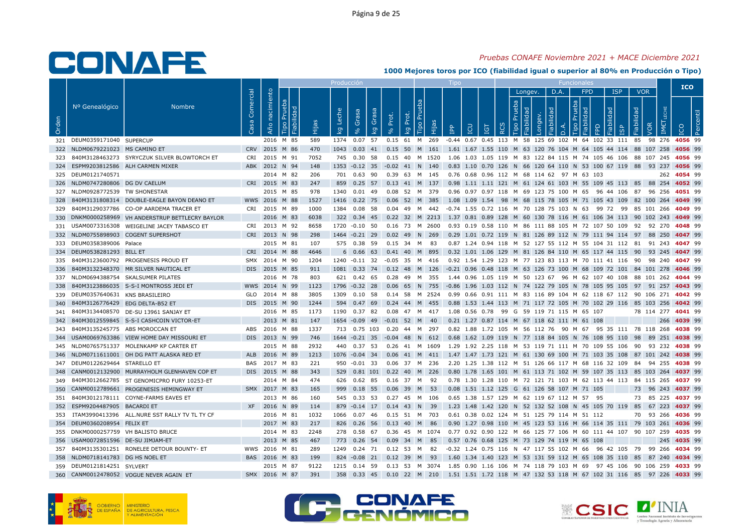*Pruebas CONAFE Noviembre 2021 + MACE Diciembre 2021*

**1000 Mejores toros por ICO (fiabilidad igual o superior al 80% en Producción o Tipo)**

| | | | | | Producción | | | | | | | | Tipo | | | | | | Funcionales: Longev. | | | D.A. | | FPD | | | ISP | | VOR | | | ICO | |
|---|---|---|---|---|---|---|---|---|---|---|---|---|---|---|---|---|---|---|---|---|---|---|---|---|---|---|---|---|---|---|---|---|---|
| Orden | Nº Genealógico | Nombre | Casa Comercial | Año nacimiento | Tipo Prueba | Fiabilidad | Hijas | kg Leche | % Grasa | kg Grasa | % Prot. | kg Prot. | Tipo Prueba | Hijas | IPP | ICU | IGT | RCS | Tipo Prueba | Fiabilidad | Longev. | Fiabilidad | D.A. | Tipo Prueba | Fiabilidad | FPD | Fiabilidad | ISP | Fiabilidad | VOR | IMCT LECHE | ICO | Percentil |
| 321 | DEUM0359171040 | SUPERCUP | | 2016 | M | 85 | 589 | 1374 | 0.07 | 57 | 0.15 | 61 | M | 269 | -0.44 | 0.67 | 0.45 | 113 | M | 58 | 125 | 69 | 102 | M | 64 | 102 | 33 | 111 | 85 | 98 | 276 | 4056 | 99 |
| 322 | NLDM0679221023 | MS CAMINO ET | CRV | 2015 | M | 86 | 470 | 1043 | 0.03 | 41 | 0.15 | 50 | M | 161 | 1.61 | 1.67 | 1.55 | 110 | M | 63 | 120 | 76 | 104 | M | 64 | 105 | 44 | 114 | 88 | 107 | 258 | 4056 | 99 |
| 323 | 840M3128463273 | SYRYCZUK SILVER BLOWTORCH ET | CRI | 2015 | M | 91 | 7052 | 745 | 0.30 | 58 | 0.15 | 40 | M | 1520 | 1.06 | 1.03 | 1.05 | 119 | M | 83 | 122 | 84 | 115 | M | 74 | 105 | 46 | 106 | 88 | 107 | 245 | 4056 | 99 |
| 324 | ESPM9203812586 | ALH CARMEN MIXER | ABK | 2012 | N | 94 | 148 | 1353 | -0.12 | 35 | -0.02 | 41 | N | 140 | 0.83 | 1.10 | 0.70 | 126 | N | 66 | 120 | 64 | 110 | N | 53 | 100 | 67 | 119 | 88 | 93 | 237 | 4056 | 99 |
| 325 | DEUM0121740571 | | | 2014 | M | 82 | 206 | 701 | 0.63 | 90 | 0.39 | 63 | M | 145 | 0.76 | 0.68 | 0.96 | 112 | M | 68 | 114 | 62 | 97 | M | 63 | 103 | | | | | 262 | 4054 | 99 |
| 326 | NLDM0747280806 | DG DV CAELUM | CRI | 2015 | M | 83 | 247 | 859 | 0.25 | 57 | 0.13 | 41 | M | 137 | 0.98 | 1.11 | 1.11 | 121 | M | 61 | 124 | 61 | 103 | M | 55 | 109 | 45 | 113 | 85 | 88 | 254 | 4052 | 99 |
| 327 | NLDM0928772539 | TW SHONESTAR | | 2015 | M | 85 | 978 | 1340 | 0.01 | 49 | 0.08 | 52 | M | 379 | 0.96 | 0.97 | 0.97 | 118 | M | 69 | 123 | 75 | 100 | M | 65 | 96 | 44 | 106 | 87 | 96 | 256 | 4051 | 99 |
| 328 | 840M3131808314 | DOUBLE-EAGLE BAYON DEANO ET | WWS | 2016 | M | 88 | 1527 | 1416 | 0.22 | 75 | 0.06 | 52 | M | 385 | 1.08 | 1.09 | 1.54 | 98 | M | 68 | 115 | 78 | 105 | M | 71 | 105 | 43 | 109 | 82 | 100 | 264 | 4049 | 99 |
| 329 | 840M3129037786 | CO-OP AARDEMA TRACER ET | CRI | 2015 | M | 89 | 1000 | 1384 | 0.08 | 58 | 0.04 | 49 | M | 442 | -0.74 | 1.55 | 0.72 | 116 | M | 70 | 128 | 75 | 103 | N | 63 | 99 | 72 | 99 | 85 | 101 | 266 | 4049 | 99 |
| 330 | DNKM0000258969 | VH ANDERSTRUP BETTLECRY BAYLOR | | 2016 | M | 83 | 6038 | 322 | 0.34 | 45 | 0.22 | 32 | M | 2213 | 1.37 | 0.81 | 0.89 | 128 | M | 60 | 130 | 78 | 116 | M | 61 | 106 | 34 | 113 | 90 | 102 | 243 | 4049 | 99 |
| 331 | USAM0073316308 | WEIGELINE JACEY TABASCO ET | CRI | 2013 | M | 92 | 8658 | 1720 | -0.10 | 50 | 0.16 | 73 | M | 2600 | 0.93 | 0.19 | 0.58 | 110 | M | 86 | 111 | 88 | 105 | M | 72 | 107 | 50 | 109 | 92 | 92 | 270 | 4048 | 99 |
| 332 | NLDM0755898903 | COGENT SUPERSHOT | CRI | 2013 | N | 98 | 298 | 1464 | -0.21 | 29 | 0.02 | 49 | N | 269 | 0.29 | 1.01 | 0.72 | 119 | N | 81 | 126 | 89 | 112 | N | 79 | 111 | 94 | 114 | 97 | 88 | 250 | 4047 | 99 |
| 333 | DEUM0358389006 | Palace | | 2015 | M | 81 | 107 | 575 | 0.38 | 59 | 0.15 | 34 | M | 83 | 0.87 | 1.24 | 0.94 | 118 | M | 52 | 127 | 55 | 112 | M | 55 | 104 | 31 | 112 | 81 | 91 | 243 | 4047 | 99 |
| 334 | DEUM0538281293 | BILL ET | CRI | 2014 | M | 88 | 4646 | 6 | 0.66 | 63 | 0.41 | 40 | M | 895 | 0.32 | 1.01 | 1.06 | 129 | M | 81 | 126 | 84 | 110 | M | 65 | 117 | 44 | 115 | 90 | 93 | 245 | 4047 | 99 |
| 335 | 840M3123600792 | PROGENESIS PROUD ET | SMX | 2014 | M | 90 | 1204 | 1240 | -0.11 | 32 | -0.05 | 35 | M | 416 | 0.92 | 1.54 | 1.29 | 123 | M | 77 | 123 | 83 | 113 | M | 70 | 111 | 41 | 116 | 90 | 98 | 240 | 4047 | 99 |
| 336 | 840M3132348370 | MR SILVER NAUTICAL ET | DIS | 2015 | M | 85 | 911 | 1081 | 0.33 | 74 | 0.12 | 48 | M | 126 | -0.21 | 0.96 | 0.48 | 118 | M | 63 | 126 | 73 | 100 | M | 68 | 109 | 72 | 101 | 84 | 101 | 278 | 4046 | 99 |
| 337 | NLDM0694388754 | SKALSUMER PILATES | | 2016 | M | 78 | 803 | 621 | 0.42 | 65 | 0.28 | 49 | M | 355 | 1.44 | 0.96 | 1.05 | 119 | M | 50 | 123 | 67 | 96 | M | 62 | 107 | 40 | 108 | 88 | 101 | 262 | 4044 | 99 |
| 338 | 840M3123886035 | S-S-I MONTROSS JEDI ET | WWS | 2014 | N | 99 | 1123 | 1796 | -0.32 | 28 | 0.06 | 65 | N | 755 | -0.86 | 1.96 | 1.03 | 112 | N | 74 | 122 | 79 | 105 | N | 78 | 105 | 95 | 105 | 97 | 91 | 257 | 4043 | 99 |
| 339 | DEUM0357640631 | KNS BRASILEIRO | GLO | 2014 | M | 88 | 3805 | 1309 | 0.10 | 58 | 0.14 | 58 | M | 2524 | 0.99 | 0.66 | 0.91 | 111 | M | 83 | 116 | 89 | 104 | M | 62 | 118 | 67 | 112 | 90 | 106 | 271 | 4042 | 99 |
| 340 | 840M3126776429 | EDG DELTA-B52 ET | DIS | 2015 | M | 90 | 1244 | 594 | 0.47 | 69 | 0.24 | 44 | M | 455 | 0.88 | 1.53 | 1.44 | 113 | M | 71 | 117 | 72 | 105 | M | 70 | 102 | 29 | 116 | 85 | 103 | 256 | 4042 | 99 |
| 341 | 840M3134408570 | DE-SU 13961 SANJAY ET | | 2016 | M | 85 | 1173 | 1190 | 0.37 | 82 | 0.08 | 47 | M | 417 | 1.08 | 0.56 | 0.78 | 99 | G | 59 | 119 | 71 | 115 | M | 65 | 107 | | | 78 | 114 | 277 | 4041 | 99 |
| 342 | 840M3012559845 | S-S-I CASHCOIN VICTOR-ET | | 2013 | M | 81 | 147 | 1654 | -0.09 | 49 | -0.01 | 52 | M | 40 | 0.21 | 1.27 | 0.87 | 114 | M | 67 | 118 | 62 | 111 | M | 61 | 108 | | | | | 266 | 4039 | 99 |
| 343 | 840M3135245775 | ABS MOROCCAN ET | ABS | 2016 | M | 88 | 1337 | 713 | 0.75 | 103 | 0.20 | 44 | M | 297 | 0.82 | 1.88 | 1.72 | 105 | M | 56 | 112 | 76 | 90 | M | 67 | 95 | 35 | 111 | 78 | 118 | 268 | 4038 | 99 |
| 344 | USAM0069763386 | VIEW HOME DAY MISSOURI ET | DIS | 2013 | N | 99 | 746 | 1644 | -0.21 | 35 | -0.04 | 48 | N | 612 | 0.68 | 1.62 | 1.09 | 119 | N | 77 | 118 | 84 | 105 | N | 76 | 108 | 95 | 110 | 98 | 89 | 251 | 4038 | 99 |
| 345 | NLDM0765751337 | MOLENKAMP KP CARTER ET | | 2015 | M | 88 | 2932 | 440 | 0.37 | 53 | 0.26 | 41 | M | 1609 | 1.29 | 1.92 | 2.25 | 118 | M | 53 | 119 | 71 | 111 | M | 70 | 109 | 55 | 106 | 90 | 93 | 232 | 4038 | 99 |
| 346 | NLDM0711611001 | OH DG PATT ALASKA RED ET | ALB | 2016 | M | 89 | 1213 | 1076 | -0.04 | 34 | 0.06 | 41 | M | 411 | 1.47 | 1.47 | 1.73 | 121 | M | 61 | 130 | 69 | 100 | M | 71 | 103 | 35 | 108 | 87 | 101 | 242 | 4038 | 99 |
| 347 | DEUM0122629464 | STARELLO ET | BAS | 2017 | M | 83 | 221 | 950 | -0.01 | 33 | 0.06 | 37 | M | 236 | 2.20 | 1.25 | 1.38 | 112 | M | 51 | 126 | 66 | 117 | M | 68 | 116 | 32 | 109 | 84 | 94 | 255 | 4038 | 99 |
| 348 | CANM0012132900 | MURRAYHOLM GLENHAVEN COP ET | DIS | 2015 | M | 88 | 343 | 529 | 0.81 | 101 | 0.22 | 40 | M | 226 | 0.80 | 1.78 | 1.65 | 101 | M | 61 | 113 | 71 | 102 | M | 59 | 107 | 35 | 113 | 85 | 103 | 264 | 4037 | 99 |
| 349 | 840M3012662785 | ST GENOMICPRO FURY 10253-ET | | 2014 | M | 84 | 474 | 626 | 0.62 | 85 | 0.16 | 37 | M | 92 | 0.78 | 1.30 | 1.28 | 110 | M | 72 | 121 | 71 | 103 | M | 62 | 113 | 44 | 113 | 84 | 115 | 265 | 4037 | 99 |
| 350 | CANM0012789661 | PROGENESIS HEMINGWAY ET | SMX | 2017 | M | 83 | 165 | 999 | 0.18 | 55 | 0.06 | 39 | M | 53 | 0.08 | 1.51 | 1.12 | 125 | G | 61 | 126 | 58 | 107 | M | 71 | 105 | | | 73 | 96 | 243 | 4037 | 99 |
| 351 | 840M3012178111 | COYNE-FARMS EAVES ET | | 2013 | M | 86 | 160 | 545 | 0.33 | 53 | 0.27 | 45 | M | 106 | 0.65 | 1.38 | 1.57 | 129 | M | 62 | 119 | 67 | 112 | M | 57 | 95 | | | 73 | 85 | 225 | 4037 | 99 |
| 352 | ESPM9204487905 | BACARDI ET | XF | 2016 | N | 89 | 114 | 879 | -0.14 | 17 | 0.14 | 43 | N | 39 | 1.23 | 1.48 | 1.42 | 120 | N | 52 | 132 | 52 | 108 | N | 45 | 105 | 70 | 119 | 85 | 67 | 223 | 4037 | 99 |
| 353 | ITAM3990413396 | ALL.NURE SST RALLY TV TL TY CF | | 2016 | M | 81 | 1032 | 1066 | 0.07 | 46 | 0.15 | 51 | M | 703 | 0.61 | 0.38 | 0.02 | 124 | M | 51 | 125 | 79 | 114 | M | 51 | 112 | | | 70 | 93 | 266 | 4036 | 99 |
| 354 | DEUM0360208954 | FELIX ET | | 2017 | M | 83 | 217 | 826 | 0.26 | 56 | 0.13 | 40 | M | 86 | 0.90 | 1.27 | 0.98 | 110 | M | 45 | 123 | 53 | 116 | M | 66 | 114 | 35 | 111 | 79 | 103 | 261 | 4036 | 99 |
| 355 | DNKM0000257759 | VH BALISTO BRUCE | | 2014 | M | 83 | 2248 | 278 | 0.58 | 67 | 0.36 | 45 | M | 1074 | 0.77 | 0.92 | 0.90 | 122 | M | 66 | 125 | 77 | 106 | M | 60 | 111 | 44 | 107 | 90 | 107 | 259 | 4035 | 99 |
| 356 | USAM0072851596 | DE-SU JIMJAM-ET | | 2013 | M | 85 | 467 | 773 | 0.26 | 54 | 0.09 | 34 | M | 85 | 0.57 | 0.76 | 0.68 | 125 | M | 73 | 129 | 74 | 119 | M | 65 | 108 | | | | | 245 | 4035 | 99 |
| 357 | 840M3135301251 | RONELEE DETOUR BOUNTY- ET | WWS | 2016 | M | 81 | 289 | 1249 | 0.24 | 71 | 0.12 | 53 | M | 82 | -0.32 | 1.24 | 0.75 | 116 | N | 47 | 117 | 55 | 102 | M | 66 | 96 | 42 | 105 | 79 | 99 | 266 | 4034 | 99 |
| 358 | NLDM0718141783 | DG HS NOEL ET | BAS | 2016 | M | 83 | 199 | 824 | -0.08 | 21 | 0.12 | 39 | M | 93 | 1.60 | 1.34 | 1.40 | 123 | M | 53 | 131 | 59 | 112 | M | 65 | 108 | 35 | 110 | 85 | 87 | 240 | 4034 | 99 |
| 359 | DEUM0121814251 | SYLVERT | | 2015 | M | 87 | 9122 | 1215 | 0.14 | 59 | 0.13 | 53 | M | 3074 | 1.85 | 0.90 | 1.16 | 106 | M | 74 | 118 | 79 | 103 | M | 69 | 97 | 45 | 106 | 90 | 106 | 259 | 4033 | 99 |
| 360 | CANM0012478052 | VOGUE NEVER AGAIN ET | SMX | 2016 | M | 87 | 391 | 358 | 0.33 | 45 | 0.10 | 22 | M | 210 | 1.51 | 1.51 | 1.72 | 118 | M | 47 | 132 | 53 | 118 | M | 67 | 102 | 31 | 116 | 85 | 97 | 226 | 4033 | 99 |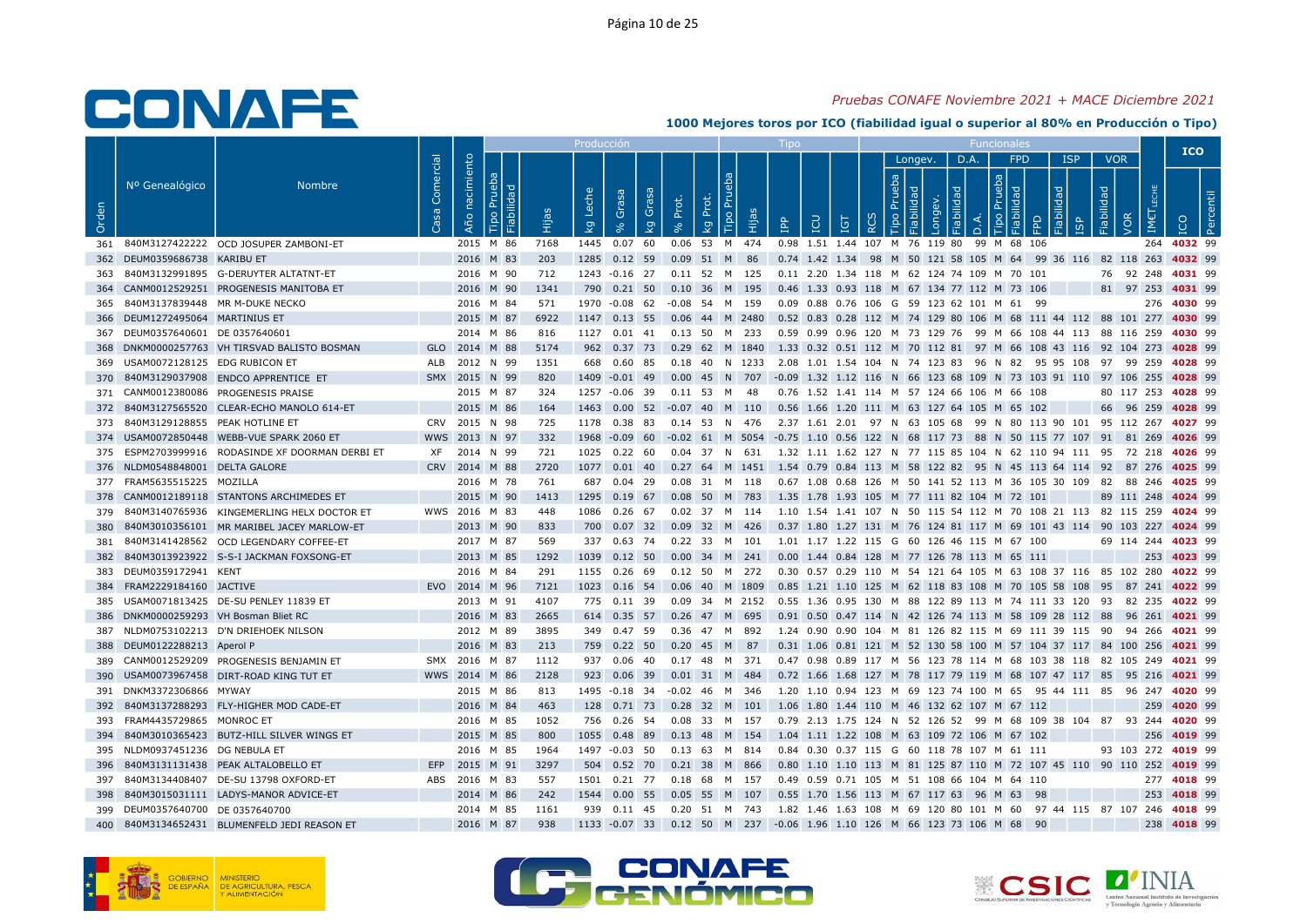*Pruebas CONAFE Noviembre 2021 + MACE Diciembre 2021*

**1000 Mejores toros por ICO (fiabilidad igual o superior al 80% en Producción o Tipo)**

| Orden | Nº Genealógico | Nombre | Casa Comercial | Año nacimiento | Producción | | | | | | | | Tipo | | | | | | Funcionales | | | | | | | | | | | | | ICO | |
|---|---|---|---|---|---|---|---|---|---|---|---|---|---|---|---|---|---|---|---|---|---|---|---|---|---|---|---|---|---|---|---|---|---|
| | | | | | | | | | | | | | | | | | | | Longev. | | | D.A. | | FPD | | | ISP | | VOR | | | | |
| | | | | | Tipo Prueba | Fiabilidad | Hijas | kg Leche | % Grasa | kg Grasa | % Prot. | kg Prot. | Tipo Prueba | Hijas | IPP | ICU | IGT | RCS | Tipo Prueba | Fiabilidad | Longev. | Fiabilidad | D.A. | Tipo Prueba | Fiabilidad | FPD | Fiabilidad | ISP | Fiabilidad | VOR | IMCT LECHE | ICO | Percentil |
| 361 | 840M3127422222 | OCD JOSUPER ZAMBONI-ET | | 2015 | M | 86 | 7168 | 1445 | 0.07 | 60 | 0.06 | 53 | M | 474 | 0.98 | 1.51 | 1.44 | 107 | M | 76 | 119 | 80 | 99 | M | 68 | 106 | | | | | 264 | 4032 | 99 |
| 362 | DEUM0359686738 | KARIBU ET | | 2016 | M | 83 | 203 | 1285 | 0.12 | 59 | 0.09 | 51 | M | 86 | 0.74 | 1.42 | 1.34 | 98 | M | 50 | 121 | 58 | 105 | M | 64 | 99 | 36 | 116 | 82 | 118 | 263 | 4032 | 99 |
| 363 | 840M3132991895 | G-DERUYTER ALTATNT-ET | | 2016 | M | 90 | 712 | 1243 | -0.16 | 27 | 0.11 | 52 | M | 125 | 0.11 | 2.20 | 1.34 | 118 | M | 62 | 124 | 74 | 109 | M | 70 | 101 | | | 76 | 92 | 248 | 4031 | 99 |
| 364 | CANM0012529251 | PROGENESIS MANITOBA ET | | 2016 | M | 90 | 1341 | 790 | 0.21 | 50 | 0.10 | 36 | M | 195 | 0.46 | 1.33 | 0.93 | 118 | M | 67 | 134 | 77 | 112 | M | 73 | 106 | | | 81 | 97 | 253 | 4031 | 99 |
| 365 | 840M3137839448 | MR M-DUKE NECKO | | 2016 | M | 84 | 571 | 1970 | -0.08 | 62 | -0.08 | 54 | M | 159 | 0.09 | 0.88 | 0.76 | 106 | G | 59 | 123 | 62 | 101 | M | 61 | 99 | | | | | 276 | 4030 | 99 |
| 366 | DEUM1272495064 | MARTINIUS ET | | 2015 | M | 87 | 6922 | 1147 | 0.13 | 55 | 0.06 | 44 | M | 2480 | 0.52 | 0.83 | 0.28 | 112 | M | 74 | 129 | 80 | 106 | M | 68 | 111 | 44 | 112 | 88 | 101 | 277 | 4030 | 99 |
| 367 | DEUM0357640601 | DE 0357640601 | | 2014 | M | 86 | 816 | 1127 | 0.01 | 41 | 0.13 | 50 | M | 233 | 0.59 | 0.99 | 0.96 | 120 | M | 73 | 129 | 76 | 99 | M | 66 | 108 | 44 | 113 | 88 | 116 | 259 | 4030 | 99 |
| 368 | DNKM0000257763 | VH TIRSVAD BALISTO BOSMAN | GLO | 2014 | M | 88 | 5174 | 962 | 0.37 | 73 | 0.29 | 62 | M | 1840 | 1.33 | 0.32 | 0.51 | 112 | M | 70 | 112 | 81 | 97 | M | 66 | 108 | 43 | 116 | 92 | 104 | 273 | 4028 | 99 |
| 369 | USAM0072128125 | EDG RUBICON ET | ALB | 2012 | N | 99 | 1351 | 668 | 0.60 | 85 | 0.18 | 40 | N | 1233 | 2.08 | 1.01 | 1.54 | 104 | N | 74 | 123 | 83 | 96 | N | 82 | 95 | 95 | 108 | 97 | 99 | 259 | 4028 | 99 |
| 370 | 840M3129037908 | ENDCO APPRENTICE ET | SMX | 2015 | N | 99 | 820 | 1409 | -0.01 | 49 | 0.00 | 45 | N | 707 | -0.09 | 1.32 | 1.12 | 116 | N | 66 | 123 | 68 | 109 | N | 73 | 103 | 91 | 110 | 97 | 106 | 255 | 4028 | 99 |
| 371 | CANM0012380086 | PROGENESIS PRAISE | | 2015 | M | 87 | 324 | 1257 | -0.06 | 39 | 0.11 | 53 | M | 48 | 0.76 | 1.52 | 1.41 | 114 | M | 57 | 124 | 66 | 106 | M | 66 | 108 | | | 80 | 117 | 253 | 4028 | 99 |
| 372 | 840M3127565520 | CLEAR-ECHO MANOLO 614-ET | | 2015 | M | 86 | 164 | 1463 | 0.00 | 52 | -0.07 | 40 | M | 110 | 0.56 | 1.66 | 1.20 | 111 | M | 63 | 127 | 64 | 105 | M | 65 | 102 | | | 66 | 96 | 259 | 4028 | 99 |
| 373 | 840M3129128855 | PEAK HOTLINE ET | CRV | 2015 | N | 98 | 725 | 1178 | 0.38 | 83 | 0.14 | 53 | N | 476 | 2.37 | 1.61 | 2.01 | 97 | N | 63 | 105 | 68 | 99 | N | 80 | 113 | 90 | 101 | 95 | 112 | 267 | 4027 | 99 |
| 374 | USAM0072850448 | WEBB-VUE SPARK 2060 ET | WWS | 2013 | N | 97 | 332 | 1968 | -0.09 | 60 | -0.02 | 61 | M | 5054 | -0.75 | 1.10 | 0.56 | 122 | N | 68 | 117 | 73 | 88 | N | 50 | 115 | 77 | 107 | 91 | 81 | 269 | 4026 | 99 |
| 375 | ESPM2703999916 | RODASINDE XF DOORMAN DERBI ET | XF | 2014 | N | 99 | 721 | 1025 | 0.22 | 60 | 0.04 | 37 | N | 631 | 1.32 | 1.11 | 1.62 | 127 | N | 77 | 115 | 85 | 104 | N | 62 | 110 | 94 | 111 | 95 | 72 | 218 | 4026 | 99 |
| 376 | NLDM0548848001 | DELTA GALORE | CRV | 2014 | M | 88 | 2720 | 1077 | 0.01 | 40 | 0.27 | 64 | M | 1451 | 1.54 | 0.79 | 0.84 | 113 | M | 58 | 122 | 82 | 95 | N | 45 | 113 | 64 | 114 | 92 | 87 | 276 | 4025 | 99 |
| 377 | FRAM5635515225 | MOZILLA | | 2016 | M | 78 | 761 | 687 | 0.04 | 29 | 0.08 | 31 | M | 118 | 0.67 | 1.08 | 0.68 | 126 | M | 50 | 141 | 52 | 113 | M | 36 | 105 | 30 | 109 | 82 | 88 | 246 | 4025 | 99 |
| 378 | CANM0012189118 | STANTONS ARCHIMEDES ET | | 2015 | M | 90 | 1413 | 1295 | 0.19 | 67 | 0.08 | 50 | M | 783 | 1.35 | 1.78 | 1.93 | 105 | M | 77 | 111 | 82 | 104 | M | 72 | 101 | | | 89 | 111 | 248 | 4024 | 99 |
| 379 | 840M3140765936 | KINGEMERLING HELX DOCTOR ET | WWS | 2016 | M | 83 | 448 | 1086 | 0.26 | 67 | 0.02 | 37 | M | 114 | 1.10 | 1.54 | 1.41 | 107 | N | 50 | 115 | 54 | 112 | M | 70 | 108 | 21 | 113 | 82 | 115 | 259 | 4024 | 99 |
| 380 | 840M3010356101 | MR MARIBEL JACEY MARLOW-ET | | 2013 | M | 90 | 833 | 700 | 0.07 | 32 | 0.09 | 32 | M | 426 | 0.37 | 1.80 | 1.27 | 131 | M | 76 | 124 | 81 | 117 | M | 69 | 101 | 43 | 114 | 90 | 103 | 227 | 4024 | 99 |
| 381 | 840M3141428562 | OCD LEGENDARY COFFEE-ET | | 2017 | M | 87 | 569 | 337 | 0.63 | 74 | 0.22 | 33 | M | 101 | 1.01 | 1.17 | 1.22 | 115 | G | 60 | 126 | 46 | 115 | M | 67 | 100 | | | 69 | 114 | 244 | 4023 | 99 |
| 382 | 840M3013923922 | S-S-I JACKMAN FOXSONG-ET | | 2013 | M | 85 | 1292 | 1039 | 0.12 | 50 | 0.00 | 34 | M | 241 | 0.00 | 1.44 | 0.84 | 128 | M | 77 | 126 | 78 | 113 | M | 65 | 111 | | | | | 253 | 4023 | 99 |
| 383 | DEUM0359172941 | KENT | | 2016 | M | 84 | 291 | 1155 | 0.26 | 69 | 0.12 | 50 | M | 272 | 0.30 | 0.57 | 0.29 | 110 | M | 54 | 121 | 64 | 105 | M | 63 | 108 | 37 | 116 | 85 | 102 | 280 | 4022 | 99 |
| 384 | FRAM2229184160 | JACTIVE | EVO | 2014 | M | 96 | 7121 | 1023 | 0.16 | 54 | 0.06 | 40 | M | 1809 | 0.85 | 1.21 | 1.10 | 125 | M | 62 | 118 | 83 | 108 | M | 70 | 105 | 58 | 108 | 95 | 87 | 241 | 4022 | 99 |
| 385 | USAM0071813425 | DE-SU PENLEY 11839 ET | | 2013 | M | 91 | 4107 | 775 | 0.11 | 39 | 0.09 | 34 | M | 2152 | 0.55 | 1.36 | 0.95 | 130 | M | 88 | 122 | 89 | 113 | M | 74 | 111 | 33 | 120 | 93 | 82 | 235 | 4022 | 99 |
| 386 | DNKM0000259293 | VH Bosman Bliet RC | | 2016 | M | 83 | 2665 | 614 | 0.35 | 57 | 0.26 | 47 | M | 695 | 0.91 | 0.50 | 0.47 | 114 | N | 42 | 126 | 74 | 113 | M | 58 | 109 | 28 | 112 | 88 | 96 | 261 | 4021 | 99 |
| 387 | NLDM0753102213 | D'N DRIEHOEK NILSON | | 2012 | M | 89 | 3895 | 349 | 0.47 | 59 | 0.36 | 47 | M | 892 | 1.24 | 0.90 | 0.90 | 104 | M | 81 | 126 | 82 | 115 | M | 69 | 111 | 39 | 115 | 90 | 94 | 266 | 4021 | 99 |
| 388 | DEUM0122288213 | Aperol P | | 2016 | M | 83 | 213 | 759 | 0.22 | 50 | 0.20 | 45 | M | 87 | 0.31 | 1.06 | 0.81 | 121 | M | 52 | 130 | 58 | 100 | M | 57 | 104 | 37 | 117 | 84 | 100 | 256 | 4021 | 99 |
| 389 | CANM0012529209 | PROGENESIS BENJAMIN ET | SMX | 2016 | M | 87 | 1112 | 937 | 0.06 | 40 | 0.17 | 48 | M | 371 | 0.47 | 0.98 | 0.89 | 117 | M | 56 | 123 | 78 | 114 | M | 68 | 103 | 38 | 118 | 82 | 105 | 249 | 4021 | 99 |
| 390 | USAM0073967458 | DIRT-ROAD KING TUT ET | WWS | 2014 | M | 86 | 2128 | 923 | 0.06 | 39 | 0.01 | 31 | M | 484 | 0.72 | 1.66 | 1.68 | 127 | M | 78 | 117 | 79 | 119 | M | 68 | 107 | 47 | 117 | 85 | 95 | 216 | 4021 | 99 |
| 391 | DNKM3372306866 | MYWAY | | 2015 | M | 86 | 813 | 1495 | -0.18 | 34 | -0.02 | 46 | M | 346 | 1.20 | 1.10 | 0.94 | 123 | M | 69 | 123 | 74 | 100 | M | 65 | 95 | 44 | 111 | 85 | 96 | 247 | 4020 | 99 |
| 392 | 840M3137288293 | FLY-HIGHER MOD CADE-ET | | 2016 | M | 84 | 463 | 128 | 0.71 | 73 | 0.28 | 32 | M | 101 | 1.06 | 1.80 | 1.44 | 110 | M | 46 | 132 | 62 | 107 | M | 67 | 112 | | | | | 259 | 4020 | 99 |
| 393 | FRAM4435729865 | MONROC ET | | 2016 | M | 85 | 1052 | 756 | 0.26 | 54 | 0.08 | 33 | M | 157 | 0.79 | 2.13 | 1.75 | 124 | N | 52 | 126 | 52 | 99 | M | 68 | 109 | 38 | 104 | 87 | 93 | 244 | 4020 | 99 |
| 394 | 840M3010365423 | BUTZ-HILL SILVER WINGS ET | | 2015 | M | 85 | 800 | 1055 | 0.48 | 89 | 0.13 | 48 | M | 154 | 1.04 | 1.11 | 1.22 | 108 | M | 63 | 109 | 72 | 106 | M | 67 | 102 | | | | | 256 | 4019 | 99 |
| 395 | NLDM0937451236 | DG NEBULA ET | | 2016 | M | 85 | 1964 | 1497 | -0.03 | 50 | 0.13 | 63 | M | 814 | 0.84 | 0.30 | 0.37 | 115 | G | 60 | 118 | 78 | 107 | M | 61 | 111 | | | 93 | 103 | 272 | 4019 | 99 |
| 396 | 840M3131131438 | PEAK ALTALOBELLO ET | EFP | 2015 | M | 91 | 3297 | 504 | 0.52 | 70 | 0.21 | 38 | M | 866 | 0.80 | 1.10 | 1.10 | 113 | M | 81 | 125 | 87 | 110 | M | 72 | 107 | 45 | 110 | 90 | 110 | 252 | 4019 | 99 |
| 397 | 840M3134408407 | DE-SU 13798 OXFORD-ET | ABS | 2016 | M | 83 | 557 | 1501 | 0.21 | 77 | 0.18 | 68 | M | 154 | 0.49 | 0.59 | 0.71 | 105 | M | 51 | 108 | 66 | 104 | M | 64 | 110 | | | | | 277 | 4018 | 99 |
| 398 | 840M3015031111 | LADYS-MANOR ADVICE-ET | | 2014 | M | 86 | 242 | 1544 | 0.00 | 55 | 0.05 | 55 | M | 107 | 0.55 | 1.70 | 1.56 | 113 | M | 67 | 117 | 63 | 96 | M | 63 | 98 | | | | | 253 | 4018 | 99 |
| 399 | DEUM0357640700 | DE 0357640700 | | 2014 | M | 85 | 1161 | 939 | 0.11 | 45 | 0.20 | 51 | M | 743 | 1.82 | 1.46 | 1.63 | 108 | M | 69 | 120 | 80 | 101 | M | 60 | 97 | 44 | 115 | 87 | 107 | 246 | 4018 | 99 |
| 400 | 840M3134652431 | BLUMENFELD JEDI REASON ET | | 2016 | M | 87 | 938 | 1133 | -0.07 | 33 | 0.12 | 50 | M | 237 | -0.06 | 1.96 | 1.10 | 126 | M | 66 | 123 | 73 | 106 | M | 68 | 90 | | | | | 238 | 4018 | 99 |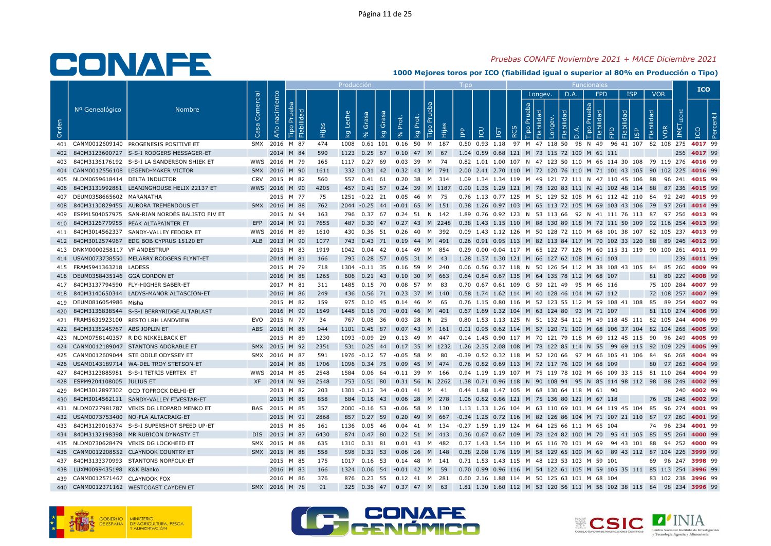*Pruebas CONAFE Noviembre 2021 + MACE Diciembre 2021*

**1000 Mejores toros por ICO (fiabilidad igual o superior al 80% en Producción o Tipo)**

| | | | | | Producción | | | | | | | | Tipo | | | | | Funcionales | | | | | | | | | | | | | | ICO | |
|---|---|---|---|---|---|---|---|---|---|---|---|---|---|---|---|---|---|---|---|---|---|---|---|---|---|---|---|---|---|---|---|---|---|
| | | | | | | | | | | | | | | | | | | | Longev. | | | D.A. | | FPD | | | ISP | | VOR | | | | |
| Orden | Nº Genealógico | Nombre | Casa Comercial | Año nacimiento | Tipo Prueba | Fiabilidad | Hijas | kg Leche | % Grasa | kg Grasa | % Prot. | kg Prot. | Tipo Prueba | Hijas | IPP | ICU | IGT | RCS | Tipo Prueba | Fiabilidad | Longev. | Fiabilidad | D.A. | Tipo Prueba | Fiabilidad | FPD | Fiabilidad | ISP | Fiabilidad | VOR | IMET LECHE | ICO | Percentil |
| 401 | CANM0012609140 | PROGENESIS POSITIVE ET | SMX | 2016 | M | 87 | 474 | 1008 | 0.61 | 101 | 0.16 | 50 | M | 187 | 0.50 | 0.93 | 1.18 | 97 | M | 47 | 118 | 50 | 98 | N | 49 | 96 | 41 | 107 | 82 | 108 | 275 | 4017 | 99 |
| 402 | 840M3123600727 | S-S-I RODGERS MESSAGER-ET | | 2014 | M | 84 | 590 | 1123 | 0.25 | 67 | 0.10 | 47 | M | 67 | 1.04 | 0.59 | 0.68 | 121 | M | 73 | 115 | 72 | 109 | M | 61 | 111 | | | | | 256 | 4017 | 99 |
| 403 | 840M3136176192 | S-S-I LA SANDERSON SHIEK ET | WWS | 2016 | M | 79 | 165 | 1117 | 0.27 | 69 | 0.03 | 39 | M | 74 | 0.82 | 1.01 | 1.00 | 107 | N | 47 | 123 | 50 | 110 | M | 66 | 114 | 30 | 108 | 79 | 119 | 276 | 4016 | 99 |
| 404 | CANM0012556108 | LEGEND-MAKER VICTOR | SMX | 2016 | M | 90 | 1611 | 332 | 0.31 | 42 | 0.32 | 43 | M | 791 | 2.00 | 2.41 | 2.70 | 110 | M | 72 | 120 | 76 | 110 | M | 71 | 101 | 43 | 105 | 90 | 102 | 225 | 4016 | 99 |
| 405 | NLDM0659618414 | DELTA INDUCTOR | CRV | 2015 | M | 82 | 560 | 557 | 0.41 | 61 | 0.20 | 38 | M | 314 | 1.09 | 1.34 | 1.34 | 119 | M | 49 | 121 | 72 | 111 | N | 47 | 110 | 45 | 106 | 88 | 96 | 241 | 4015 | 99 |
| 406 | 840M3131992881 | LEANINGHOUSE HELIX 22137 ET | WWS | 2016 | M | 90 | 4205 | 457 | 0.41 | 57 | 0.24 | 39 | M | 1187 | 0.90 | 1.35 | 1.29 | 121 | M | 78 | 120 | 83 | 111 | N | 41 | 102 | 48 | 114 | 88 | 87 | 236 | 4015 | 99 |
| 407 | DEUM0358665602 | MARANATHA | | 2015 | M | 77 | 75 | 1251 | -0.22 | 21 | 0.05 | 46 | M | 75 | 0.76 | 1.13 | 0.77 | 125 | M | 51 | 129 | 52 | 108 | M | 61 | 112 | 42 | 110 | 84 | 92 | 249 | 4015 | 99 |
| 408 | 840M3130829455 | AURORA TREMENDOUS ET | SMX | 2016 | M | 88 | 762 | 2044 | -0.25 | 44 | -0.01 | 65 | M | 151 | 0.38 | 1.26 | 0.97 | 103 | M | 65 | 113 | 72 | 105 | M | 69 | 103 | 43 | 106 | 79 | 97 | 264 | 4014 | 99 |
| 409 | ESPM1504057975 | SAN-RIAN NORDÉS BALISTO FIV ET | | 2015 | N | 94 | 163 | 796 | 0.37 | 67 | 0.24 | 51 | N | 142 | 1.89 | 0.76 | 0.92 | 123 | N | 53 | 113 | 66 | 92 | N | 41 | 111 | 76 | 113 | 87 | 97 | 256 | 4013 | 99 |
| 410 | 840M3126779955 | PEAK ALTAPAINTER ET | EFP | 2014 | M | 91 | 7655 | 487 | 0.30 | 47 | 0.27 | 43 | M | 2248 | 0.38 | 1.43 | 1.15 | 110 | M | 88 | 130 | 89 | 118 | M | 72 | 111 | 50 | 109 | 92 | 116 | 254 | 4013 | 99 |
| 411 | 840M3014562337 | SANDY-VALLEY FEDORA ET | WWS | 2016 | M | 89 | 1610 | 430 | 0.36 | 51 | 0.26 | 40 | M | 392 | 0.09 | 1.43 | 1.12 | 126 | M | 50 | 128 | 72 | 110 | M | 68 | 101 | 38 | 107 | 82 | 105 | 237 | 4013 | 99 |
| 412 | 840M3012574967 | EDG BOB CYPRUS 15120 ET | ALB | 2013 | M | 90 | 1077 | 743 | 0.43 | 71 | 0.19 | 44 | M | 491 | 0.26 | 0.91 | 0.95 | 113 | M | 82 | 113 | 84 | 117 | M | 70 | 102 | 33 | 120 | 88 | 89 | 246 | 4012 | 99 |
| 413 | DNKM0000258117 | VF ANDESTRUP | | 2015 | M | 83 | 1919 | 1042 | 0.04 | 42 | 0.14 | 49 | M | 854 | 0.29 | 0.00 | -0.04 | 117 | M | 65 | 122 | 77 | 126 | M | 60 | 115 | 31 | 119 | 90 | 100 | 261 | 4011 | 99 |
| 414 | USAM0073738550 | MELARRY RODGERS FLYNT-ET | | 2014 | M | 81 | 166 | 793 | 0.28 | 57 | 0.05 | 31 | M | 43 | 1.28 | 1.37 | 1.30 | 121 | M | 66 | 127 | 62 | 108 | M | 61 | 103 | | | | | 239 | 4011 | 99 |
| 415 | FRAM5941363218 | LADESS | | 2015 | M | 79 | 718 | 1304 | -0.11 | 35 | 0.16 | 59 | M | 240 | 0.06 | 0.56 | 0.37 | 118 | N | 50 | 126 | 54 | 112 | M | 38 | 108 | 43 | 105 | 84 | 85 | 260 | 4009 | 99 |
| 416 | DEUM0358435146 | GGA GORDON ET | | 2016 | M | 88 | 1265 | 606 | 0.21 | 43 | 0.10 | 30 | M | 663 | 0.64 | 0.84 | 0.67 | 135 | M | 64 | 135 | 78 | 112 | M | 68 | 107 | | | 81 | 80 | 229 | 4008 | 99 |
| 417 | 840M3137794590 | FLY-HIGHER SABER-ET | | 2017 | M | 81 | 311 | 1485 | 0.15 | 70 | 0.08 | 57 | M | 83 | 0.70 | 0.67 | 0.61 | 109 | G | 59 | 121 | 49 | 95 | M | 66 | 116 | | | 75 | 100 | 284 | 4007 | 99 |
| 418 | 840M3140650344 | LADYS-MANOR ALTASCION-ET | | 2016 | M | 86 | 249 | 436 | 0.56 | 71 | 0.23 | 37 | M | 140 | 0.58 | 1.74 | 1.62 | 114 | M | 40 | 128 | 46 | 104 | M | 67 | 112 | | | 72 | 108 | 257 | 4007 | 99 |
| 419 | DEUM0816054986 | Misha | | 2015 | M | 82 | 159 | 975 | 0.10 | 45 | 0.14 | 46 | M | 65 | 0.76 | 1.15 | 0.80 | 116 | M | 52 | 123 | 55 | 112 | M | 59 | 108 | 41 | 108 | 85 | 89 | 254 | 4007 | 99 |
| 420 | 840M3136838544 | S-S-I BERRYRIDGE ALTABLAST | | 2016 | M | 90 | 1549 | 1448 | 0.16 | 70 | -0.01 | 46 | M | 401 | 0.67 | 1.69 | 1.32 | 104 | M | 63 | 124 | 80 | 93 | M | 71 | 107 | | | 81 | 110 | 274 | 4006 | 99 |
| 421 | FRAM5631923100 | RESTO LRH LANDVIEW | EVO | 2015 | N | 77 | 34 | 767 | 0.08 | 36 | 0.03 | 28 | N | 25 | 0.80 | 1.53 | 1.13 | 125 | N | 51 | 132 | 54 | 112 | M | 49 | 118 | 45 | 111 | 82 | 105 | 244 | 4006 | 99 |
| 422 | 840M3135245767 | ABS JOPLIN ET | ABS | 2016 | M | 86 | 944 | 1101 | 0.45 | 87 | 0.07 | 43 | M | 161 | 0.01 | 0.95 | 0.62 | 114 | M | 57 | 120 | 71 | 100 | M | 68 | 106 | 37 | 104 | 82 | 104 | 268 | 4005 | 99 |
| 423 | NLDM0758140357 | R DG NIKKELBACK ET | | 2015 | M | 89 | 1230 | 1093 | -0.09 | 29 | 0.13 | 49 | M | 447 | 0.14 | 1.45 | 0.90 | 117 | M | 70 | 121 | 79 | 118 | M | 69 | 112 | 45 | 115 | 90 | 96 | 249 | 4005 | 99 |
| 424 | CANM0012189047 | STANTONS ADORABLE ET | SMX | 2015 | M | 92 | 2351 | 531 | 0.25 | 44 | 0.17 | 35 | M | 1232 | 1.26 | 2.35 | 2.08 | 108 | M | 78 | 122 | 85 | 114 | N | 55 | 99 | 69 | 115 | 92 | 109 | 229 | 4005 | 99 |
| 425 | CANM0012609044 | STE ODILE ODYSSEY ET | SMX | 2016 | M | 87 | 591 | 1976 | -0.12 | 57 | -0.05 | 58 | M | 80 | -0.39 | 0.52 | 0.32 | 118 | M | 52 | 120 | 66 | 97 | M | 66 | 105 | 41 | 106 | 84 | 96 | 268 | 4004 | 99 |
| 426 | USAM0143189714 | WA-DEL TROY STETSON-ET | | 2014 | M | 86 | 1706 | 1096 | 0.34 | 75 | 0.09 | 45 | M | 474 | 0.76 | 0.82 | 0.69 | 113 | M | 72 | 117 | 76 | 109 | M | 68 | 109 | | | 80 | 97 | 263 | 4004 | 99 |
| 427 | 840M3123885981 | S-S-I TETRIS VERTEX ET | WWS | 2014 | M | 85 | 2548 | 1584 | 0.06 | 64 | -0.11 | 39 | M | 166 | 0.94 | 1.19 | 1.19 | 107 | M | 75 | 119 | 78 | 102 | M | 66 | 109 | 33 | 115 | 81 | 110 | 264 | 4004 | 99 |
| 428 | ESPM9204108005 | JULIUS ET | XF | 2014 | N | 99 | 2548 | 753 | 0.51 | 80 | 0.31 | 56 | N | 2262 | 1.38 | 0.71 | 0.96 | 118 | N | 90 | 108 | 94 | 95 | N | 85 | 114 | 98 | 112 | 98 | 88 | 249 | 4002 | 99 |
| 429 | 840M3012897302 | OCD TOPROCK DELHI-ET | | 2013 | M | 82 | 203 | 1301 | -0.12 | 34 | -0.01 | 41 | M | 41 | 0.44 | 1.88 | 1.47 | 105 | M | 68 | 130 | 64 | 118 | M | 61 | 90 | | | | | 240 | 4002 | 99 |
| 430 | 840M3014562111 | SANDY-VALLEY FIVESTAR-ET | | 2015 | M | 88 | 858 | 684 | 0.18 | 43 | 0.06 | 28 | M | 278 | 1.06 | 0.82 | 0.86 | 121 | M | 75 | 136 | 80 | 121 | M | 67 | 118 | | | 76 | 98 | 248 | 4002 | 99 |
| 431 | NLDM0727981787 | VEKIS DG LEOPARD MENKO ET | BAS | 2015 | M | 85 | 357 | 2000 | -0.16 | 53 | -0.06 | 58 | M | 130 | 1.13 | 1.33 | 1.26 | 104 | M | 63 | 110 | 69 | 101 | M | 64 | 119 | 45 | 104 | 85 | 96 | 274 | 4001 | 99 |
| 432 | USAM0073753400 | NO-FLA ALTACRAIG-ET | | 2015 | M | 91 | 2868 | 857 | 0.27 | 59 | 0.20 | 49 | M | 667 | -0.34 | 1.25 | 0.72 | 116 | M | 82 | 126 | 86 | 104 | M | 71 | 107 | 21 | 110 | 87 | 97 | 260 | 4001 | 99 |
| 433 | 840M3129016374 | S-S-I SUPERSHOT SPEED UP-ET | | 2015 | M | 86 | 161 | 1136 | 0.05 | 46 | 0.04 | 41 | M | 134 | -0.27 | 1.59 | 1.19 | 124 | M | 64 | 125 | 66 | 111 | M | 65 | 104 | | | 74 | 96 | 234 | 4001 | 99 |
| 434 | 840M3132198398 | MR RUBICON DYNASTY ET | DIS | 2015 | M | 87 | 6430 | 874 | 0.47 | 80 | 0.22 | 51 | M | 413 | 0.36 | 0.67 | 0.67 | 109 | M | 78 | 124 | 82 | 100 | M | 70 | 95 | 41 | 105 | 85 | 95 | 264 | 4000 | 99 |
| 435 | NLDM0730628479 | VEKIS DG LOCKHEED ET | SMX | 2015 | M | 88 | 635 | 1310 | 0.31 | 81 | 0.01 | 43 | M | 482 | 0.37 | 1.43 | 1.54 | 110 | M | 65 | 116 | 70 | 101 | M | 69 | 94 | 43 | 101 | 88 | 94 | 252 | 4000 | 99 |
| 436 | CANM0012208552 | CLAYNOOK COUNTRY ET | SMX | 2015 | M | 88 | 558 | 598 | 0.31 | 53 | 0.06 | 26 | M | 148 | 0.38 | 2.08 | 1.76 | 119 | M | 58 | 129 | 65 | 109 | M | 69 | 89 | 43 | 112 | 87 | 104 | 226 | 3999 | 99 |
| 437 | 840M3133370993 | STANTONS NORFOLK-ET | | 2015 | M | 85 | 175 | 1017 | 0.16 | 53 | 0.14 | 48 | M | 141 | 0.71 | 1.53 | 1.43 | 115 | M | 48 | 123 | 53 | 103 | M | 59 | 101 | | | 69 | 96 | 247 | 3998 | 99 |
| 438 | LUXM0099435198 | K&K Blanko | | 2016 | M | 83 | 166 | 1324 | 0.06 | 54 | -0.01 | 42 | M | 59 | 0.70 | 0.99 | 0.96 | 116 | M | 54 | 122 | 61 | 105 | M | 59 | 105 | 35 | 111 | 85 | 113 | 254 | 3996 | 99 |
| 439 | CANM0012571467 | CLAYNOOK FOX | | 2016 | M | 86 | 376 | 876 | 0.23 | 55 | 0.12 | 41 | M | 281 | 0.60 | 2.16 | 1.88 | 114 | M | 50 | 125 | 63 | 101 | M | 68 | 104 | | | 83 | 102 | 238 | 3996 | 99 |
| 440 | CANM0012371162 | WESTCOAST CAYDEN ET | SMX | 2016 | M | 78 | 91 | 325 | 0.36 | 47 | 0.37 | 47 | M | 63 | 1.81 | 1.30 | 1.60 | 112 | M | 53 | 120 | 56 | 111 | M | 56 | 102 | 38 | 115 | 84 | 98 | 234 | 3996 | 99 |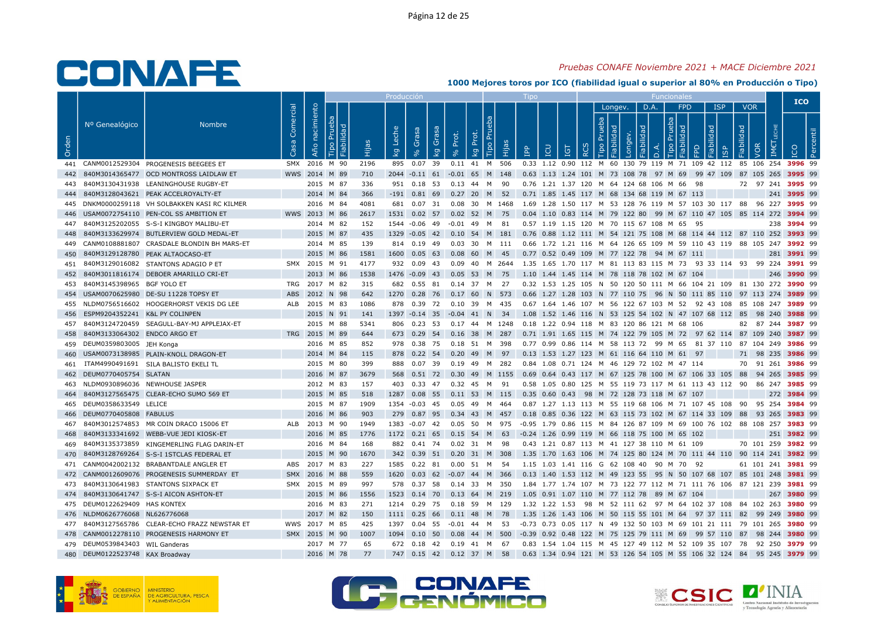# CONAFE

*Pruebas CONAFE Noviembre 2021 + MACE Diciembre 2021*

**1000 Mejores toros por ICO (fiabilidad igual o superior al 80% en Producción o Tipo)**

| | | | | | Producción | | | | | | | | Tipo | | | | | | Funcionales | | | | | | | | | | | | | ICO | |
|---|---|---|---|---|---|---|---|---|---|---|---|---|---|---|---|---|---|---|---|---|---|---|---|---|---|---|---|---|---|---|---|---|---|
| | | | | | | | | | | | | | | | | | | | Longev. | | | D.A. | | FPD | | | ISP | | VOR | | | | |
| Orden | Nº Genealógico | Nombre | Casa Comercial | Año nacimiento | Tipo Prueba | Fiabilidad | Hijas | kg Leche | % Grasa | kg Grasa | % Prot. | kg Prot. | Tipo Prueba | Hijas | IPP | ICU | IGT | RCS | Tipo Prueba | Fiabilidad | Longev. | Fiabilidad | D.A. | Tipo Prueba | Fiabilidad | FPD | Fiabilidad | ISP | Fiabilidad | VOR | IMCT LECHE | ICO | Percentil |
| 441 | CANM0012529304 | PROGENESIS BEEGEES ET | SMX | 2016 | M | 90 | 2196 | 895 | 0.07 | 39 | 0.11 | 41 | M | 506 | 0.33 | 1.12 | 0.90 | 112 | M | 60 | 130 | 79 | 119 | M | 71 | 109 | 42 | 112 | 85 | 106 | 254 | 3996 | 99 |
| 442 | 840M3014365477 | OCD MONTROSS LAIDLAW ET | WWS | 2014 | M | 89 | 710 | 2044 | -0.11 | 61 | -0.01 | 65 | M | 148 | 0.63 | 1.13 | 1.24 | 101 | M | 73 | 108 | 78 | 97 | M | 69 | 99 | 47 | 109 | 87 | 105 | 265 | 3995 | 99 |
| 443 | 840M3130431938 | LEANINGHOUSE RUGBY-ET | | 2015 | M | 87 | 336 | 951 | 0.18 | 53 | 0.13 | 44 | M | 90 | 0.76 | 1.21 | 1.37 | 120 | M | 64 | 124 | 68 | 106 | M | 66 | 98 | | | 72 | 97 | 241 | 3995 | 99 |
| 444 | 840M3128043621 | PEAK ACCELROYALTY-ET | | 2014 | M | 84 | 366 | -191 | 0.81 | 69 | 0.27 | 20 | M | 52 | 0.71 | 1.85 | 1.45 | 117 | M | 68 | 134 | 68 | 119 | M | 67 | 113 | | | | | 241 | 3995 | 99 |
| 445 | DNKM0000259118 | VH SOLBAKKEN KASI RC KILMER | | 2016 | M | 84 | 4081 | 681 | 0.07 | 31 | 0.08 | 30 | M | 1468 | 1.69 | 1.28 | 1.50 | 117 | M | 53 | 128 | 76 | 119 | M | 57 | 103 | 30 | 117 | 88 | 96 | 227 | 3995 | 99 |
| 446 | USAM0072754110 | PEN-COL SS AMBITION ET | WWS | 2013 | M | 86 | 2617 | 1531 | 0.02 | 57 | 0.02 | 52 | M | 75 | 0.04 | 1.10 | 0.83 | 114 | M | 79 | 122 | 80 | 99 | M | 67 | 110 | 47 | 105 | 85 | 114 | 272 | 3994 | 99 |
| 447 | 840M3125202055 | S-S-I KINGBOY MALIBU-ET | | 2014 | M | 82 | 152 | 1544 | -0.06 | 49 | -0.01 | 49 | M | 81 | 0.57 | 1.19 | 1.15 | 120 | M | 70 | 115 | 67 | 108 | M | 65 | 95 | | | | | 238 | 3994 | 99 |
| 448 | 840M3133629974 | BUTLERVIEW GOLD MEDAL-ET | | 2015 | M | 87 | 435 | 1329 | -0.05 | 42 | 0.10 | 54 | M | 181 | 0.76 | 0.88 | 1.12 | 111 | M | 54 | 121 | 75 | 108 | M | 68 | 114 | 44 | 112 | 87 | 110 | 252 | 3993 | 99 |
| 449 | CANM0108881807 | CRASDALE BLONDIN BH MARS-ET | | 2014 | M | 85 | 139 | 814 | 0.19 | 49 | 0.03 | 30 | M | 111 | 0.66 | 1.72 | 1.21 | 116 | M | 64 | 126 | 65 | 109 | M | 59 | 110 | 43 | 119 | 88 | 105 | 247 | 3992 | 99 |
| 450 | 840M3129128780 | PEAK ALTAOCASO-ET | | 2015 | M | 86 | 1581 | 1600 | 0.05 | 63 | 0.08 | 60 | M | 45 | 0.77 | 0.52 | 0.49 | 109 | M | 77 | 122 | 78 | 94 | M | 67 | 111 | | | | | 281 | 3991 | 99 |
| 451 | 840M3129016082 | STANTONS ADAGIO P ET | SMX | 2015 | M | 91 | 4177 | 932 | 0.09 | 43 | 0.09 | 40 | M | 2644 | 1.35 | 1.65 | 1.70 | 117 | M | 81 | 113 | 83 | 115 | M | 73 | 93 | 33 | 114 | 93 | 99 | 224 | 3991 | 99 |
| 452 | 840M3011816174 | DEBOER AMARILLO CRI-ET | | 2013 | M | 86 | 1538 | 1476 | -0.09 | 43 | 0.05 | 53 | M | 75 | 1.10 | 1.44 | 1.45 | 114 | M | 78 | 118 | 78 | 102 | M | 67 | 104 | | | | | 246 | 3990 | 99 |
| 453 | 840M3145398965 | BGF YOLO ET | TRG | 2017 | M | 82 | 315 | 682 | 0.55 | 81 | 0.14 | 37 | M | 27 | 0.32 | 1.53 | 1.25 | 105 | N | 50 | 120 | 50 | 111 | M | 66 | 104 | 21 | 109 | 81 | 130 | 272 | 3990 | 99 |
| 454 | USAM0070625980 | DE-SU 11228 TOPSY ET | ABS | 2012 | N | 98 | 642 | 1270 | 0.28 | 76 | 0.17 | 60 | N | 573 | 0.66 | 1.27 | 1.28 | 103 | N | 77 | 110 | 75 | 96 | N | 50 | 111 | 85 | 110 | 97 | 113 | 274 | 3989 | 99 |
| 455 | NLDM0756516602 | HOOGERHORST VEKIS DG LEE | ALB | 2015 | M | 83 | 1086 | 878 | 0.39 | 72 | 0.10 | 39 | M | 435 | 0.67 | 1.64 | 1.46 | 107 | M | 56 | 122 | 67 | 103 | M | 52 | 92 | 43 | 108 | 85 | 108 | 247 | 3989 | 99 |
| 456 | ESPM9204352241 | K&L PY COLINPEN | | 2015 | N | 91 | 141 | 1397 | -0.14 | 35 | -0.04 | 41 | N | 34 | 1.08 | 1.52 | 1.46 | 116 | N | 53 | 125 | 54 | 102 | N | 47 | 107 | 68 | 112 | 85 | 98 | 240 | 3988 | 99 |
| 457 | 840M3124720459 | SEAGULL-BAY-MJ APPLEJAX-ET | | 2015 | M | 88 | 5341 | 806 | 0.23 | 53 | 0.17 | 44 | M | 1248 | 0.18 | 1.22 | 0.94 | 118 | M | 83 | 120 | 86 | 121 | M | 68 | 106 | | | 82 | 87 | 244 | 3987 | 99 |
| 458 | 840M3133064302 | ENDCO ARGO ET | TRG | 2015 | M | 89 | 644 | 673 | 0.29 | 54 | 0.16 | 38 | M | 287 | 0.71 | 1.91 | 1.65 | 115 | M | 74 | 122 | 79 | 105 | M | 72 | 97 | 62 | 114 | 87 | 109 | 240 | 3987 | 99 |
| 459 | DEUM0359803005 | JEH Konga | | 2016 | M | 85 | 852 | 978 | 0.38 | 75 | 0.18 | 51 | M | 398 | 0.77 | 0.99 | 0.86 | 114 | M | 58 | 113 | 72 | 99 | M | 65 | 81 | 37 | 110 | 87 | 104 | 249 | 3986 | 99 |
| 460 | USAM0073138985 | PLAIN-KNOLL DRAGON-ET | | 2014 | M | 84 | 115 | 878 | 0.22 | 54 | 0.20 | 49 | M | 97 | 0.13 | 1.53 | 1.27 | 123 | M | 61 | 116 | 64 | 110 | M | 61 | 97 | | | 71 | 98 | 235 | 3986 | 99 |
| 461 | ITAM4990491691 | SILA BALISTO EKELI TL | | 2015 | M | 80 | 399 | 888 | 0.07 | 39 | 0.19 | 49 | M | 282 | 0.84 | 1.08 | 0.71 | 124 | M | 46 | 129 | 72 | 102 | M | 47 | 114 | | | 70 | 91 | 261 | 3986 | 99 |
| 462 | DEUM0770405754 | SLATAN | | 2016 | M | 87 | 3679 | 568 | 0.51 | 72 | 0.30 | 49 | M | 1155 | 0.69 | 0.64 | 0.43 | 117 | M | 67 | 125 | 78 | 100 | M | 67 | 106 | 33 | 105 | 88 | 94 | 265 | 3985 | 99 |
| 463 | NLDM0930896036 | NEWHOUSE JASPER | | 2012 | M | 83 | 157 | 403 | 0.33 | 47 | 0.32 | 45 | M | 91 | 0.58 | 1.05 | 0.80 | 125 | M | 55 | 119 | 73 | 117 | M | 61 | 113 | 43 | 112 | 90 | 86 | 247 | 3985 | 99 |
| 464 | 840M3127565475 | CLEAR-ECHO SUMO 569 ET | | 2015 | M | 85 | 518 | 1287 | 0.08 | 55 | 0.11 | 53 | M | 115 | 0.35 | 0.60 | 0.43 | 98 | M | 72 | 128 | 73 | 118 | M | 67 | 107 | | | | | 272 | 3984 | 99 |
| 465 | DEUM0358633549 | LELICE | | 2015 | M | 87 | 1909 | 1354 | -0.03 | 45 | 0.05 | 49 | M | 464 | 0.87 | 1.27 | 1.13 | 113 | M | 55 | 119 | 68 | 106 | M | 71 | 107 | 45 | 108 | 90 | 95 | 254 | 3984 | 99 |
| 466 | DEUM0770405808 | FABULUS | | 2016 | M | 86 | 903 | 279 | 0.87 | 95 | 0.34 | 43 | M | 457 | 0.18 | 0.85 | 0.36 | 122 | M | 63 | 115 | 73 | 102 | M | 67 | 114 | 33 | 109 | 88 | 93 | 265 | 3983 | 99 |
| 467 | 840M3012574853 | MR COIN DRACO 15006 ET | ALB | 2013 | M | 90 | 1949 | 1383 | -0.07 | 42 | 0.05 | 50 | M | 975 | -0.95 | 1.79 | 0.86 | 115 | M | 84 | 126 | 87 | 109 | M | 69 | 100 | 76 | 102 | 88 | 108 | 257 | 3983 | 99 |
| 468 | 840M3133341692 | WEBB-VUE JEDI KIOSK-ET | | 2016 | M | 85 | 1776 | 1172 | 0.21 | 65 | 0.15 | 54 | M | 63 | -0.24 | 1.26 | 0.99 | 119 | M | 66 | 118 | 75 | 100 | M | 65 | 102 | | | | | 251 | 3982 | 99 |
| 469 | 840M3135373859 | KINGEMERLING FLAG DARIN-ET | | 2016 | M | 84 | 168 | 882 | 0.41 | 74 | 0.02 | 31 | M | 98 | 0.43 | 1.21 | 0.87 | 113 | M | 41 | 127 | 38 | 110 | M | 61 | 109 | | | 70 | 101 | 259 | 3982 | 99 |
| 470 | 840M3128769264 | S-S-I 1STCLAS FEDERAL ET | | 2015 | M | 90 | 1670 | 342 | 0.39 | 51 | 0.20 | 31 | M | 308 | 1.35 | 1.70 | 1.63 | 106 | M | 74 | 125 | 80 | 124 | M | 70 | 111 | 44 | 110 | 90 | 114 | 241 | 3982 | 99 |
| 471 | CANM0042002132 | BRABANTDALE ANGLER ET | ABS | 2017 | M | 83 | 227 | 1585 | 0.22 | 81 | 0.00 | 51 | M | 54 | 1.15 | 1.03 | 1.41 | 116 | G | 62 | 108 | 40 | 90 | M | 70 | 92 | | | 61 | 101 | 241 | 3981 | 99 |
| 472 | CANM0012609076 | PROGENESIS SUMMERDAY ET | SMX | 2016 | M | 88 | 559 | 1620 | 0.03 | 62 | -0.07 | 44 | M | 366 | 0.13 | 1.40 | 1.53 | 112 | M | 49 | 123 | 55 | 95 | N | 50 | 107 | 68 | 107 | 85 | 101 | 248 | 3981 | 99 |
| 473 | 840M3130641983 | STANTONS SIXPACK ET | SMX | 2015 | M | 89 | 997 | 578 | 0.37 | 58 | 0.14 | 33 | M | 350 | 1.84 | 1.77 | 1.74 | 107 | M | 73 | 122 | 77 | 112 | M | 71 | 111 | 76 | 106 | 87 | 121 | 239 | 3981 | 99 |
| 474 | 840M3130641747 | S-S-I AICON ASHTON-ET | | 2015 | M | 86 | 1556 | 1523 | 0.14 | 70 | 0.13 | 64 | M | 219 | 1.05 | 0.91 | 1.07 | 110 | M | 77 | 112 | 78 | 89 | M | 67 | 104 | | | | | 267 | 3980 | 99 |
| 475 | DEUM0122629409 | HAS KONTEX | | 2016 | M | 83 | 271 | 1214 | 0.29 | 75 | 0.18 | 59 | M | 129 | 1.32 | 1.22 | 1.53 | 98 | M | 52 | 111 | 62 | 97 | M | 64 | 102 | 37 | 108 | 84 | 102 | 263 | 3980 | 99 |
| 476 | NLDM0626776068 | NL626776068 | | 2017 | M | 82 | 150 | 1111 | 0.25 | 66 | 0.11 | 48 | M | 78 | 1.35 | 1.26 | 1.43 | 106 | M | 50 | 115 | 55 | 101 | M | 64 | 97 | 37 | 111 | 82 | 99 | 249 | 3980 | 99 |
| 477 | 840M3127565786 | CLEAR-ECHO FRAZZ NEWSTAR ET | WWS | 2017 | M | 85 | 425 | 1397 | 0.04 | 55 | -0.01 | 44 | M | 53 | -0.73 | 0.73 | 0.05 | 117 | N | 49 | 132 | 50 | 103 | M | 69 | 101 | 21 | 111 | 79 | 101 | 265 | 3980 | 99 |
| 478 | CANM0012278110 | PROGENESIS HARMONY ET | SMX | 2015 | M | 90 | 1007 | 1094 | 0.10 | 50 | 0.08 | 44 | M | 500 | -0.39 | 0.92 | 0.48 | 122 | M | 75 | 125 | 79 | 111 | M | 69 | 99 | 57 | 110 | 87 | 98 | 244 | 3980 | 99 |
| 479 | DEUM0539843403 | WIL Ganderas | | 2017 | M | 77 | 65 | 672 | 0.18 | 42 | 0.19 | 41 | M | 67 | 0.83 | 1.54 | 1.04 | 115 | M | 45 | 127 | 49 | 112 | M | 52 | 109 | 35 | 107 | 78 | 92 | 250 | 3979 | 99 |
| 480 | DEUM0122523748 | KAX Broadway | | 2016 | M | 78 | 77 | 747 | 0.15 | 42 | 0.12 | 37 | M | 58 | 0.63 | 1.34 | 0.94 | 121 | M | 53 | 126 | 54 | 105 | M | 55 | 106 | 32 | 124 | 84 | 95 | 245 | 3979 | 99 |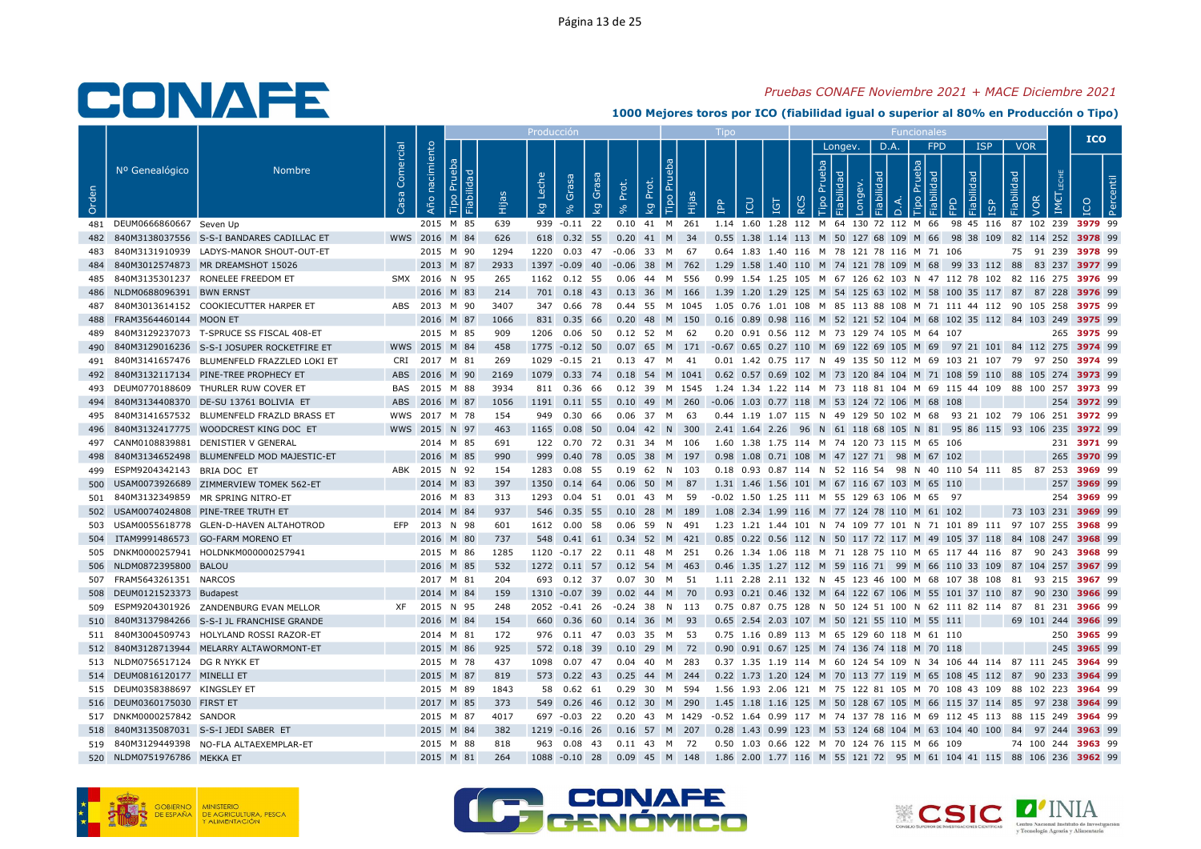# Pruebas CONAFE Noviembre 2021 + MACE Diciembre 2021

## 1000 Mejores toros por ICO (fiabilidad igual o superior al 80% en Producción o Tipo)

| Orden | Nº Genealógico | Nombre | Casa Comercial | Año nacimiento | Producción | | | | | | | | Tipo | | | | | | Funcionales | | | | | | | | | | | | | | ICO | |
|---|---|---|---|---|---|---|---|---|---|---|---|---|---|---|---|---|---|---|---|---|---|---|---|---|---|---|---|---|---|---|---|---|---|---|
| | | | | | Tipo Prueba | Fiabilidad | Hijas | kg Leche | % Grasa | kg Grasa | % Prot. | kg Prot. | Tipo Prueba | Hijas | IPP | ICU | IGT | RCS | Longev. Tipo Prueba | Longev. Fiabilidad | Longev. | D.A. Fiabilidad | D.A. | FPD Tipo Prueba | FPD Fiabilidad | FPD | ISP Fiabilidad | ISP | VOR Fiabilidad | VOR | IMC leche | ICO | Percentil |
| 481 | DEUM0666860667 | Seven Up | | 2015 | M | 85 | 639 | 939 | -0.11 | 22 | 0.10 | 41 | M | 261 | 1.14 | 1.60 | 1.28 | 112 | M | 64 | 130 | 72 | 112 | M | 66 | 98 | 45 | 116 | 87 | 102 | 239 | 3979 | 99 |
| 482 | 840M3138037556 | S-S-I BANDARES CADILLAC ET | WWS | 2016 | M | 84 | 626 | 618 | 0.32 | 55 | 0.20 | 41 | M | 34 | 0.55 | 1.38 | 1.14 | 113 | M | 50 | 127 | 68 | 109 | M | 66 | 98 | 38 | 109 | 82 | 114 | 252 | 3978 | 99 |
| 483 | 840M3131910939 | LADYS-MANOR SHOUT-OUT-ET | | 2015 | M | 90 | 1294 | 1220 | 0.03 | 47 | -0.06 | 33 | M | 67 | 0.64 | 1.83 | 1.40 | 116 | M | 78 | 121 | 78 | 116 | M | 71 | 106 | | | 75 | 91 | 239 | 3978 | 99 |
| 484 | 840M3012574873 | MR DREAMSHOT 15026 | | 2013 | M | 87 | 2933 | 1397 | -0.09 | 40 | -0.06 | 38 | M | 762 | 1.29 | 1.58 | 1.40 | 110 | M | 74 | 121 | 78 | 109 | M | 68 | 99 | 33 | 112 | 88 | 83 | 237 | 3977 | 99 |
| 485 | 840M3135301237 | RONELEE FREEDOM ET | SMX | 2016 | N | 95 | 265 | 1162 | 0.12 | 55 | 0.06 | 44 | M | 556 | 0.99 | 1.54 | 1.25 | 105 | M | 67 | 126 | 62 | 103 | N | 47 | 112 | 78 | 102 | 82 | 116 | 275 | 3976 | 99 |
| 486 | NLDM0688096391 | BWN ERNST | | 2016 | M | 83 | 214 | 701 | 0.18 | 43 | 0.13 | 36 | M | 166 | 1.39 | 1.20 | 1.29 | 125 | M | 54 | 125 | 63 | 102 | M | 58 | 100 | 35 | 117 | 87 | 87 | 228 | 3976 | 99 |
| 487 | 840M3013614152 | COOKIECUTTER HARPER ET | ABS | 2013 | M | 90 | 3407 | 347 | 0.66 | 78 | 0.44 | 55 | M | 1045 | 1.05 | 0.76 | 1.01 | 108 | M | 85 | 113 | 88 | 108 | M | 71 | 111 | 44 | 112 | 90 | 105 | 258 | 3975 | 99 |
| 488 | FRAM3564460144 | MOON ET | | 2016 | M | 87 | 1066 | 831 | 0.35 | 66 | 0.20 | 48 | M | 150 | 0.16 | 0.89 | 0.98 | 116 | M | 52 | 121 | 52 | 104 | M | 68 | 102 | 35 | 112 | 84 | 103 | 249 | 3975 | 99 |
| 489 | 840M3129237073 | T-SPRUCE SS FISCAL 408-ET | | 2015 | M | 85 | 909 | 1206 | 0.06 | 50 | 0.12 | 52 | M | 62 | 0.20 | 0.91 | 0.56 | 112 | M | 73 | 129 | 74 | 105 | M | 64 | 107 | | | | | 265 | 3975 | 99 |
| 490 | 840M3129016236 | S-S-I JOSUPER ROCKETFIRE ET | WWS | 2015 | M | 84 | 458 | 1775 | -0.12 | 50 | 0.07 | 65 | M | 171 | -0.67 | 0.65 | 0.27 | 110 | M | 69 | 122 | 69 | 105 | M | 69 | 97 | 21 | 101 | 84 | 112 | 275 | 3974 | 99 |
| 491 | 840M3141657476 | BLUMENFELD FRAZZLED LOKI ET | CRI | 2017 | M | 81 | 269 | 1029 | -0.15 | 21 | 0.13 | 47 | M | 41 | 0.01 | 1.42 | 0.75 | 117 | N | 49 | 135 | 50 | 112 | M | 69 | 103 | 21 | 107 | 79 | 97 | 250 | 3974 | 99 |
| 492 | 840M3132117134 | PINE-TREE PROPHECY ET | ABS | 2016 | M | 90 | 2169 | 1079 | 0.33 | 74 | 0.18 | 54 | M | 1041 | 0.62 | 0.57 | 0.69 | 102 | M | 73 | 120 | 84 | 104 | M | 71 | 108 | 59 | 110 | 88 | 105 | 274 | 3973 | 99 |
| 493 | DEUM0770188609 | THURLER RUW COVER ET | BAS | 2015 | M | 88 | 3934 | 811 | 0.36 | 66 | 0.12 | 39 | M | 1545 | 1.24 | 1.34 | 1.22 | 114 | M | 73 | 118 | 81 | 104 | M | 69 | 115 | 44 | 109 | 88 | 100 | 257 | 3973 | 99 |
| 494 | 840M3134408370 | DE-SU 13761 BOLIVIA ET | ABS | 2016 | M | 87 | 1056 | 1191 | 0.11 | 55 | 0.10 | 49 | M | 260 | -0.06 | 1.03 | 0.77 | 118 | M | 53 | 124 | 72 | 106 | M | 68 | 108 | | | | | 254 | 3972 | 99 |
| 495 | 840M3141657532 | BLUMENFELD FRAZLD BRASS ET | WWS | 2017 | M | 78 | 154 | 949 | 0.30 | 66 | 0.06 | 37 | M | 63 | 0.44 | 1.19 | 1.07 | 115 | N | 49 | 129 | 50 | 102 | M | 68 | 93 | 21 | 102 | 79 | 106 | 251 | 3972 | 99 |
| 496 | 840M3132417775 | WOODCREST KING DOC ET | WWS | 2015 | N | 97 | 463 | 1165 | 0.08 | 50 | 0.04 | 42 | N | 300 | 2.41 | 1.64 | 2.26 | 96 | N | 61 | 118 | 68 | 105 | N | 81 | 95 | 86 | 115 | 93 | 106 | 235 | 3972 | 99 |
| 497 | CANM0108839881 | DENISTIER V GENERAL | | 2014 | M | 85 | 691 | 122 | 0.70 | 72 | 0.31 | 34 | M | 106 | 1.60 | 1.38 | 1.75 | 114 | M | 74 | 120 | 73 | 115 | M | 65 | 106 | | | | | 231 | 3971 | 99 |
| 498 | 840M3134652498 | BLUMENFELD MOD MAJESTIC-ET | | 2016 | M | 85 | 990 | 999 | 0.40 | 78 | 0.05 | 38 | M | 197 | 0.98 | 1.08 | 0.71 | 108 | M | 47 | 127 | 71 | 98 | M | 67 | 102 | | | | | 265 | 3970 | 99 |
| 499 | ESPM9204342143 | BRIA DOC ET | ABK | 2015 | N | 92 | 154 | 1283 | 0.08 | 55 | 0.19 | 62 | N | 103 | 0.18 | 0.93 | 0.87 | 114 | N | 52 | 116 | 54 | 98 | N | 40 | 110 | 54 | 111 | 85 | 87 | 253 | 3969 | 99 |
| 500 | USAM0073926689 | ZIMMERVIEW TOMEK 562-ET | | 2014 | M | 83 | 397 | 1350 | 0.14 | 64 | 0.06 | 50 | M | 87 | 1.31 | 1.46 | 1.56 | 101 | M | 67 | 116 | 67 | 103 | M | 65 | 110 | | | | | 257 | 3969 | 99 |
| 501 | 840M3132349859 | MR SPRING NITRO-ET | | 2016 | M | 83 | 313 | 1293 | 0.04 | 51 | 0.01 | 43 | M | 59 | -0.02 | 1.50 | 1.25 | 111 | M | 55 | 129 | 63 | 106 | M | 65 | 97 | | | | | 254 | 3969 | 99 |
| 502 | USAM0074024808 | PINE-TREE TRUTH ET | | 2014 | M | 84 | 937 | 546 | 0.35 | 55 | 0.10 | 28 | M | 189 | 1.08 | 2.34 | 1.99 | 116 | M | 77 | 124 | 78 | 110 | M | 61 | 102 | | | 73 | 103 | 231 | 3969 | 99 |
| 503 | USAM0055618778 | GLEN-D-HAVEN ALTAHOTROD | EFP | 2013 | N | 98 | 601 | 1612 | 0.00 | 58 | 0.06 | 59 | N | 491 | 1.23 | 1.21 | 1.44 | 101 | N | 74 | 109 | 77 | 101 | N | 71 | 101 | 89 | 111 | 97 | 107 | 255 | 3968 | 99 |
| 504 | ITAM9991486573 | GO-FARM MORENO ET | | 2016 | M | 80 | 737 | 548 | 0.41 | 61 | 0.34 | 52 | M | 421 | 0.85 | 0.22 | 0.56 | 112 | N | 50 | 117 | 72 | 117 | M | 49 | 105 | 37 | 118 | 84 | 108 | 247 | 3968 | 99 |
| 505 | DNKM0000257941 | HOLDNKM000000257941 | | 2015 | M | 86 | 1285 | 1120 | -0.17 | 22 | 0.11 | 48 | M | 251 | 0.26 | 1.34 | 1.06 | 118 | M | 71 | 128 | 75 | 110 | M | 65 | 117 | 44 | 116 | 87 | 90 | 243 | 3968 | 99 |
| 506 | NLDM0872395800 | BALOU | | 2016 | M | 85 | 532 | 1272 | 0.11 | 57 | 0.12 | 54 | M | 463 | 0.46 | 1.35 | 1.27 | 112 | M | 59 | 116 | 71 | 99 | M | 66 | 110 | 33 | 109 | 87 | 104 | 257 | 3967 | 99 |
| 507 | FRAM5643261351 | NARCOS | | 2017 | M | 81 | 204 | 693 | 0.12 | 37 | 0.07 | 30 | M | 51 | 1.11 | 2.28 | 2.11 | 132 | N | 45 | 123 | 46 | 100 | M | 68 | 107 | 38 | 108 | 81 | 93 | 215 | 3967 | 99 |
| 508 | DEUM0121523373 | Budapest | | 2014 | M | 84 | 159 | 1310 | -0.07 | 39 | 0.02 | 44 | M | 70 | 0.93 | 0.21 | 0.46 | 132 | M | 64 | 122 | 67 | 106 | M | 55 | 101 | 37 | 110 | 87 | 90 | 230 | 3966 | 99 |
| 509 | ESPM9204301926 | ZANDENBURG EVAN MELLOR | XF | 2015 | N | 95 | 248 | 2052 | -0.41 | 26 | -0.24 | 38 | N | 113 | 0.75 | 0.87 | 0.75 | 128 | N | 50 | 124 | 51 | 100 | N | 62 | 111 | 82 | 114 | 87 | 81 | 231 | 3966 | 99 |
| 510 | 840M3137984266 | S-S-I JL FRANCHISE GRANDE | | 2016 | M | 84 | 154 | 660 | 0.36 | 60 | 0.14 | 36 | M | 93 | 0.65 | 2.54 | 2.03 | 107 | M | 50 | 121 | 55 | 110 | M | 55 | 111 | | | 69 | 101 | 244 | 3966 | 99 |
| 511 | 840M3004509743 | HOLYLAND ROSSI RAZOR-ET | | 2014 | M | 81 | 172 | 976 | 0.11 | 47 | 0.03 | 35 | M | 53 | 0.75 | 1.16 | 0.89 | 113 | M | 65 | 129 | 60 | 118 | M | 61 | 110 | | | | | 250 | 3965 | 99 |
| 512 | 840M3128713944 | MELARRY ALTAWORMONT-ET | | 2015 | M | 86 | 925 | 572 | 0.18 | 39 | 0.10 | 29 | M | 72 | 0.90 | 0.91 | 0.67 | 125 | M | 74 | 136 | 74 | 118 | M | 70 | 118 | | | | | 245 | 3965 | 99 |
| 513 | NLDM0756517124 | DG R NYKK ET | | 2015 | M | 78 | 437 | 1098 | 0.07 | 47 | 0.04 | 40 | M | 283 | 0.37 | 1.35 | 1.19 | 114 | M | 60 | 124 | 54 | 109 | N | 34 | 106 | 44 | 114 | 87 | 111 | 245 | 3964 | 99 |
| 514 | DEUM0816120177 | MINELLI ET | | 2015 | M | 87 | 819 | 573 | 0.22 | 43 | 0.25 | 44 | M | 244 | 0.22 | 1.73 | 1.20 | 124 | M | 70 | 113 | 77 | 119 | M | 65 | 108 | 45 | 112 | 87 | 90 | 233 | 3964 | 99 |
| 515 | DEUM0358388697 | KINGSLEY ET | | 2015 | M | 89 | 1843 | 58 | 0.62 | 61 | 0.29 | 30 | M | 594 | 1.56 | 1.93 | 2.06 | 121 | M | 75 | 122 | 81 | 105 | M | 70 | 108 | 43 | 109 | 88 | 102 | 223 | 3964 | 99 |
| 516 | DEUM0360175030 | FIRST ET | | 2017 | M | 85 | 373 | 549 | 0.26 | 46 | 0.12 | 30 | M | 290 | 1.45 | 1.18 | 1.16 | 125 | M | 50 | 128 | 67 | 105 | M | 66 | 115 | 37 | 114 | 85 | 97 | 238 | 3964 | 99 |
| 517 | DNKM0000257842 | SANDOR | | 2015 | M | 87 | 4017 | 697 | -0.03 | 22 | 0.20 | 43 | M | 1429 | -0.52 | 1.64 | 0.99 | 117 | M | 74 | 137 | 78 | 116 | M | 69 | 112 | 45 | 113 | 88 | 115 | 249 | 3964 | 99 |
| 518 | 840M3135087031 | S-S-I JEDI SABER ET | | 2015 | M | 84 | 382 | 1219 | -0.16 | 26 | 0.16 | 57 | M | 207 | 0.28 | 1.43 | 0.99 | 123 | M | 53 | 124 | 68 | 104 | M | 63 | 104 | 40 | 100 | 84 | 97 | 244 | 3963 | 99 |
| 519 | 840M3129449398 | NO-FLA ALTAEXEMPLAR-ET | | 2015 | M | 88 | 818 | 963 | 0.08 | 43 | 0.11 | 43 | M | 72 | 0.50 | 1.03 | 0.66 | 122 | M | 70 | 124 | 76 | 115 | M | 66 | 109 | | | 74 | 100 | 244 | 3963 | 99 |
| 520 | NLDM0751976786 | MEKKA ET | | 2015 | M | 81 | 264 | 1088 | -0.10 | 28 | 0.09 | 45 | M | 148 | 1.86 | 2.00 | 1.77 | 116 | M | 55 | 121 | 72 | 95 | M | 61 | 104 | 41 | 115 | 88 | 106 | 236 | 3962 | 99 |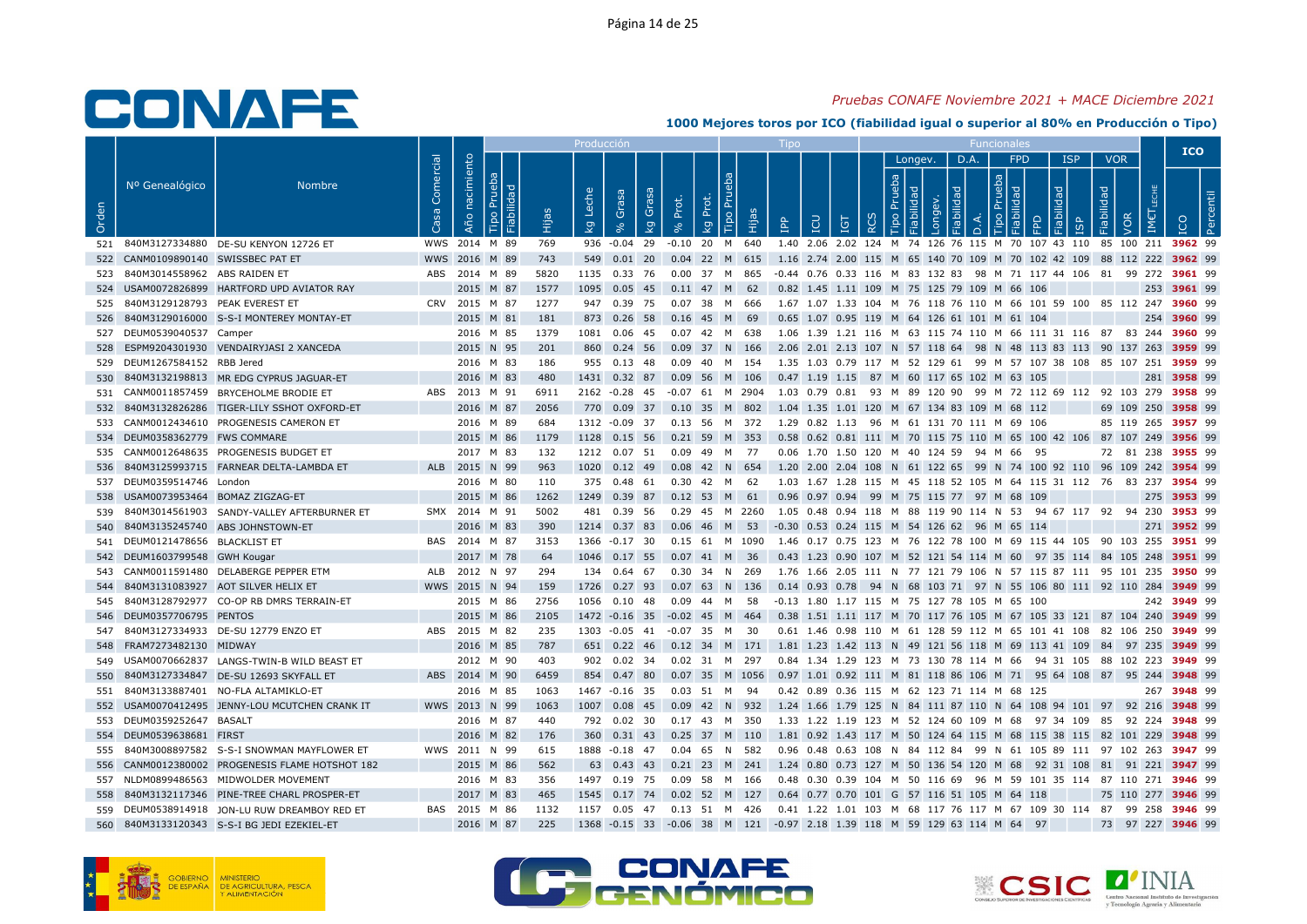*Pruebas CONAFE Noviembre 2021 + MACE Diciembre 2021*

**1000 Mejores toros por ICO (fiabilidad igual o superior al 80% en Producción o Tipo)**

| | | | | | Producción | | | | | | | | Tipo | | | | | | Funcionales | | | | | | | | | | | | | ICO | |
|---|---|---|---|---|---|---|---|---|---|---|---|---|---|---|---|---|---|---|---|---|---|---|---|---|---|---|---|---|---|---|---|---|---|
| Orden | Nº Genealógico | Nombre | Casa Comercial | Año nacimiento | Tipo Prueba | Fiabilidad | Hijas | kg Leche | % Grasa | kg Grasa | % Prot. | kg Prot. | Tipo Prueba | Hijas | IPP | ICU | IGT | RCS | Longev. Tipo Prueba | Fiabilidad | Longev. | D.A. Fiabilidad | D.A. | FPD Tipo Prueba | Fiabilidad | FPD | ISP Fiabilidad | ISP | VOR Fiabilidad | VOR | IMC LECHE | ICO | Percentil |
| 521 | 840M3127334880 | DE-SU KENYON 12726 ET | WWS | 2014 | M | 89 | 769 | 936 | -0.04 | 29 | -0.10 | 20 | M | 640 | 1.40 | 2.06 | 2.02 | 124 | M | 74 | 126 | 76 | 115 | M | 70 | 107 | 43 | 110 | 85 | 100 | 211 | 3962 | 99 |
| 522 | CANM0109890140 | SWISSBEC PAT ET | WWS | 2016 | M | 89 | 743 | 549 | 0.01 | 20 | 0.04 | 22 | M | 615 | 1.16 | 2.74 | 2.00 | 115 | M | 65 | 140 | 70 | 109 | M | 70 | 102 | 42 | 109 | 88 | 112 | 222 | 3962 | 99 |
| 523 | 840M3014558962 | ABS RAIDEN ET | ABS | 2014 | M | 89 | 5820 | 1135 | 0.33 | 76 | 0.00 | 37 | M | 865 | -0.44 | 0.76 | 0.33 | 116 | M | 83 | 132 | 83 | 98 | M | 71 | 117 | 44 | 106 | 81 | 99 | 272 | 3961 | 99 |
| 524 | USAM0072826899 | HARTFORD UPD AVIATOR RAY | | 2015 | M | 87 | 1577 | 1095 | 0.05 | 45 | 0.11 | 47 | M | 62 | 0.82 | 1.45 | 1.11 | 109 | M | 75 | 125 | 79 | 109 | M | 66 | 106 | | | | | 253 | 3961 | 99 |
| 525 | 840M3129128793 | PEAK EVEREST ET | CRV | 2015 | M | 87 | 1277 | 947 | 0.39 | 75 | 0.07 | 38 | M | 666 | 1.67 | 1.07 | 1.33 | 104 | M | 76 | 118 | 76 | 110 | M | 66 | 101 | 59 | 100 | 85 | 112 | 247 | 3960 | 99 |
| 526 | 840M3129016000 | S-S-I MONTEREY MONTAY-ET | | 2015 | M | 81 | 181 | 873 | 0.26 | 58 | 0.16 | 45 | M | 69 | 0.65 | 1.07 | 0.95 | 119 | M | 64 | 126 | 61 | 101 | M | 61 | 104 | | | | | 254 | 3960 | 99 |
| 527 | DEUM0539040537 | Camper | | 2016 | M | 85 | 1379 | 1081 | 0.06 | 45 | 0.07 | 42 | M | 638 | 1.06 | 1.39 | 1.21 | 116 | M | 63 | 115 | 74 | 110 | M | 66 | 111 | 31 | 116 | 87 | 83 | 244 | 3960 | 99 |
| 528 | ESPM9204301930 | VENDAIRYJASI 2 XANCEDA | | 2015 | N | 95 | 201 | 860 | 0.24 | 56 | 0.09 | 37 | N | 166 | 2.06 | 2.01 | 2.13 | 107 | N | 57 | 118 | 64 | 98 | N | 48 | 113 | 83 | 113 | 90 | 137 | 263 | 3959 | 99 |
| 529 | DEUM1267584152 | RBB Jered | | 2016 | M | 83 | 186 | 955 | 0.13 | 48 | 0.09 | 40 | M | 154 | 1.35 | 1.03 | 0.79 | 117 | M | 52 | 129 | 61 | 99 | M | 57 | 107 | 38 | 108 | 85 | 107 | 251 | 3959 | 99 |
| 530 | 840M3132198813 | MR EDG CYPRUS JAGUAR-ET | | 2016 | M | 83 | 480 | 1431 | 0.32 | 87 | 0.09 | 56 | M | 106 | 0.47 | 1.19 | 1.15 | 87 | M | 60 | 117 | 65 | 102 | M | 63 | 105 | | | | | 281 | 3958 | 99 |
| 531 | CANM0011857459 | BRYCEHOLME BRODIE ET | ABS | 2013 | M | 91 | 6911 | 2162 | -0.28 | 45 | -0.07 | 61 | M | 2904 | 1.03 | 0.79 | 0.81 | 93 | M | 89 | 120 | 90 | 99 | M | 72 | 112 | 69 | 112 | 92 | 103 | 279 | 3958 | 99 |
| 532 | 840M3132826286 | TIGER-LILY SSHOT OXFORD-ET | | 2016 | M | 87 | 2056 | 770 | 0.09 | 37 | 0.10 | 35 | M | 802 | 1.04 | 1.35 | 1.01 | 120 | M | 67 | 134 | 83 | 109 | M | 68 | 112 | | | 69 | 109 | 250 | 3958 | 99 |
| 533 | CANM0012434610 | PROGENESIS CAMERON ET | | 2016 | M | 89 | 684 | 1312 | -0.09 | 37 | 0.13 | 56 | M | 372 | 1.29 | 0.82 | 1.13 | 96 | M | 61 | 131 | 70 | 111 | M | 69 | 106 | | | 85 | 119 | 265 | 3957 | 99 |
| 534 | DEUM0358362779 | FWS COMMARE | | 2015 | M | 86 | 1179 | 1128 | 0.15 | 56 | 0.21 | 59 | M | 353 | 0.58 | 0.62 | 0.81 | 111 | M | 70 | 115 | 75 | 110 | M | 65 | 100 | 42 | 106 | 87 | 107 | 249 | 3956 | 99 |
| 535 | CANM0012648635 | PROGENESIS BUDGET ET | | 2017 | M | 83 | 132 | 1212 | 0.07 | 51 | 0.09 | 49 | M | 77 | 0.06 | 1.70 | 1.50 | 120 | M | 40 | 124 | 59 | 94 | M | 66 | 95 | | | 72 | 81 | 238 | 3955 | 99 |
| 536 | 840M3125993715 | FARNEAR DELTA-LAMBDA ET | ALB | 2015 | N | 99 | 963 | 1020 | 0.12 | 49 | 0.08 | 42 | N | 654 | 1.20 | 2.00 | 2.04 | 108 | N | 61 | 122 | 65 | 99 | N | 74 | 100 | 92 | 110 | 96 | 109 | 242 | 3954 | 99 |
| 537 | DEUM0359514746 | London | | 2016 | M | 80 | 110 | 375 | 0.48 | 61 | 0.30 | 42 | M | 62 | 1.03 | 1.67 | 1.28 | 115 | M | 45 | 118 | 52 | 105 | M | 64 | 115 | 31 | 112 | 76 | 83 | 237 | 3954 | 99 |
| 538 | USAM0073953464 | BOMAZ ZIGZAG-ET | | 2015 | M | 86 | 1262 | 1249 | 0.39 | 87 | 0.12 | 53 | M | 61 | 0.96 | 0.97 | 0.94 | 99 | M | 75 | 115 | 77 | 97 | M | 68 | 109 | | | | | 275 | 3953 | 99 |
| 539 | 840M3014561903 | SANDY-VALLEY AFTERBURNER ET | SMX | 2014 | M | 91 | 5002 | 481 | 0.39 | 56 | 0.29 | 45 | M | 2260 | 1.05 | 0.48 | 0.94 | 118 | M | 88 | 119 | 90 | 114 | N | 53 | 94 | 67 | 117 | 92 | 94 | 230 | 3953 | 99 |
| 540 | 840M3135245740 | ABS JOHNSTOWN-ET | | 2016 | M | 83 | 390 | 1214 | 0.37 | 83 | 0.06 | 46 | M | 53 | -0.30 | 0.53 | 0.24 | 115 | M | 54 | 126 | 62 | 96 | M | 65 | 114 | | | | | 271 | 3952 | 99 |
| 541 | DEUM0121478656 | BLACKLIST ET | BAS | 2014 | M | 87 | 3153 | 1366 | -0.17 | 30 | 0.15 | 61 | M | 1090 | 1.46 | 0.17 | 0.75 | 123 | M | 76 | 122 | 78 | 100 | M | 69 | 115 | 44 | 105 | 90 | 103 | 255 | 3951 | 99 |
| 542 | DEUM1603799548 | GWH Kougar | | 2017 | M | 78 | 64 | 1046 | 0.17 | 55 | 0.07 | 41 | M | 36 | 0.43 | 1.23 | 0.90 | 107 | M | 52 | 121 | 54 | 114 | M | 60 | 97 | 35 | 114 | 84 | 105 | 248 | 3951 | 99 |
| 543 | CANM0011591480 | DELABERGE PEPPER ETM | ALB | 2012 | N | 97 | 294 | 134 | 0.64 | 67 | 0.30 | 34 | N | 269 | 1.76 | 1.66 | 2.05 | 111 | N | 77 | 121 | 79 | 106 | N | 57 | 115 | 87 | 111 | 95 | 101 | 235 | 3950 | 99 |
| 544 | 840M3131083927 | AOT SILVER HELIX ET | WWS | 2015 | N | 94 | 159 | 1726 | 0.27 | 93 | 0.07 | 63 | N | 136 | 0.14 | 0.93 | 0.78 | 94 | N | 68 | 103 | 71 | 97 | N | 55 | 106 | 80 | 111 | 92 | 110 | 284 | 3949 | 99 |
| 545 | 840M3128792977 | CO-OP RB DMRS TERRAIN-ET | | 2015 | M | 86 | 2756 | 1056 | 0.10 | 48 | 0.09 | 44 | M | 58 | -0.13 | 1.80 | 1.17 | 115 | M | 75 | 127 | 78 | 105 | M | 65 | 100 | | | | | 242 | 3949 | 99 |
| 546 | DEUM0357706795 | PENTOS | | 2015 | M | 86 | 2105 | 1472 | -0.16 | 35 | -0.02 | 45 | M | 464 | 0.38 | 1.51 | 1.11 | 117 | M | 70 | 117 | 76 | 105 | M | 67 | 105 | 33 | 121 | 87 | 104 | 240 | 3949 | 99 |
| 547 | 840M3127334933 | DE-SU 12779 ENZO ET | ABS | 2015 | M | 82 | 235 | 1303 | -0.05 | 41 | -0.07 | 35 | M | 30 | 0.61 | 1.46 | 0.98 | 110 | M | 61 | 128 | 59 | 112 | M | 65 | 101 | 41 | 108 | 82 | 106 | 250 | 3949 | 99 |
| 548 | FRAM7273482130 | MIDWAY | | 2016 | M | 85 | 787 | 651 | 0.22 | 46 | 0.12 | 34 | M | 171 | 1.81 | 1.23 | 1.42 | 113 | N | 49 | 121 | 56 | 118 | M | 69 | 113 | 41 | 109 | 84 | 97 | 235 | 3949 | 99 |
| 549 | USAM0070662837 | LANGS-TWIN-B WILD BEAST ET | | 2012 | M | 90 | 403 | 902 | 0.02 | 34 | 0.02 | 31 | M | 297 | 0.84 | 1.34 | 1.29 | 123 | M | 73 | 130 | 78 | 114 | M | 66 | 94 | 31 | 105 | 88 | 102 | 223 | 3949 | 99 |
| 550 | 840M3127334847 | DE-SU 12693 SKYFALL ET | ABS | 2014 | M | 90 | 6459 | 854 | 0.47 | 80 | 0.07 | 35 | M | 1056 | 0.97 | 1.01 | 0.92 | 111 | M | 81 | 118 | 86 | 106 | M | 71 | 95 | 64 | 108 | 87 | 95 | 244 | 3948 | 99 |
| 551 | 840M3133887401 | NO-FLA ALTAMIKLO-ET | | 2016 | M | 85 | 1063 | 1467 | -0.16 | 35 | 0.03 | 51 | M | 94 | 0.42 | 0.89 | 0.36 | 115 | M | 62 | 123 | 71 | 114 | M | 68 | 125 | | | | | 267 | 3948 | 99 |
| 552 | USAM0070412495 | JENNY-LOU MCUTCHEN CRANK IT | WWS | 2013 | N | 99 | 1063 | 1007 | 0.08 | 45 | 0.09 | 42 | N | 932 | 1.24 | 1.66 | 1.79 | 125 | N | 84 | 111 | 87 | 110 | N | 64 | 108 | 94 | 101 | 97 | 92 | 216 | 3948 | 99 |
| 553 | DEUM0359252647 | BASALT | | 2016 | M | 87 | 440 | 792 | 0.02 | 30 | 0.17 | 43 | M | 350 | 1.33 | 1.22 | 1.19 | 123 | M | 52 | 124 | 60 | 109 | M | 68 | 97 | 34 | 109 | 85 | 92 | 224 | 3948 | 99 |
| 554 | DEUM0539638681 | FIRST | | 2016 | M | 82 | 176 | 360 | 0.31 | 43 | 0.25 | 37 | M | 110 | 1.81 | 0.92 | 1.43 | 117 | M | 50 | 124 | 64 | 115 | M | 68 | 115 | 38 | 115 | 82 | 101 | 229 | 3948 | 99 |
| 555 | 840M3008897582 | S-S-I SNOWMAN MAYFLOWER ET | WWS | 2011 | N | 99 | 615 | 1888 | -0.18 | 47 | 0.04 | 65 | N | 582 | 0.96 | 0.48 | 0.63 | 108 | N | 84 | 112 | 84 | 99 | N | 61 | 105 | 89 | 111 | 97 | 102 | 263 | 3947 | 99 |
| 556 | CANM0012380002 | PROGENESIS FLAME HOTSHOT 182 | | 2015 | M | 86 | 562 | 63 | 0.43 | 43 | 0.21 | 23 | M | 241 | 1.24 | 0.80 | 0.73 | 127 | M | 50 | 136 | 54 | 120 | M | 68 | 92 | 31 | 108 | 81 | 91 | 221 | 3947 | 99 |
| 557 | NLDM0899486563 | MIDWOLDER MOVEMENT | | 2016 | M | 83 | 356 | 1497 | 0.19 | 75 | 0.09 | 58 | M | 166 | 0.48 | 0.30 | 0.39 | 104 | M | 50 | 116 | 69 | 96 | M | 59 | 101 | 35 | 114 | 87 | 110 | 271 | 3946 | 99 |
| 558 | 840M3132117346 | PINE-TREE CHARL PROSPER-ET | | 2017 | M | 83 | 465 | 1545 | 0.17 | 74 | 0.02 | 52 | M | 127 | 0.64 | 0.77 | 0.70 | 101 | G | 57 | 116 | 51 | 105 | M | 64 | 118 | | | 75 | 110 | 277 | 3946 | 99 |
| 559 | DEUM0538914918 | JON-LU RUW DREAMBOY RED ET | BAS | 2015 | M | 86 | 1132 | 1157 | 0.05 | 47 | 0.13 | 51 | M | 426 | 0.41 | 1.22 | 1.01 | 103 | M | 68 | 117 | 76 | 117 | M | 67 | 109 | 30 | 114 | 87 | 99 | 258 | 3946 | 99 |
| 560 | 840M3133120343 | S-S-I BG JEDI EZEKIEL-ET | | 2016 | M | 87 | 225 | 1368 | -0.15 | 33 | -0.06 | 38 | M | 121 | -0.97 | 2.18 | 1.39 | 118 | M | 59 | 129 | 63 | 114 | M | 64 | 97 | | | 73 | 97 | 227 | 3946 | 99 |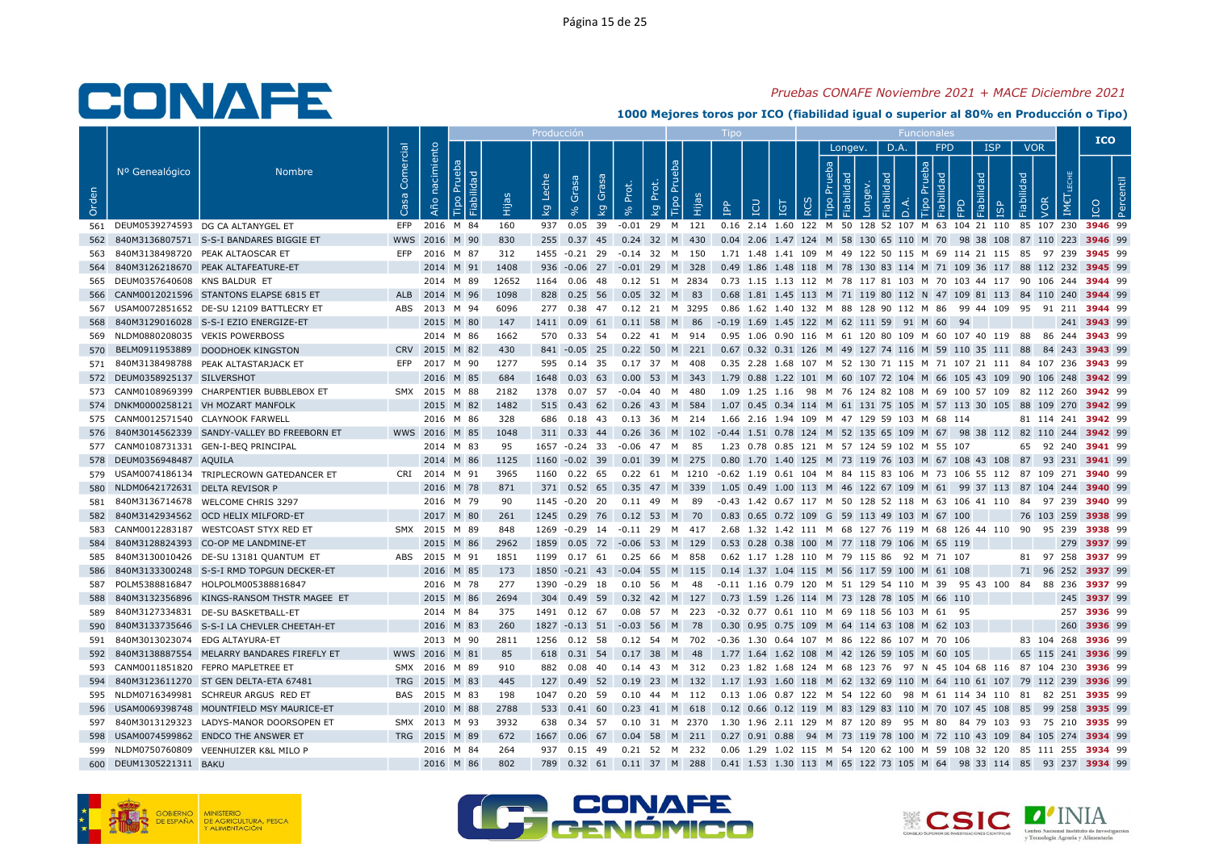*Pruebas CONAFE Noviembre 2021 + MACE Diciembre 2021*

**1000 Mejores toros por ICO (fiabilidad igual o superior al 80% en Producción o Tipo)**

| Orden | Nº Genealógico | Nombre | Casa Comercial | Año nacimiento | Producción Tipo Prueba | Fiabilidad | Hijas | kg Leche | % Grasa | kg Grasa | % Prot. | kg Prot. | Tipo Tipo Prueba | Hijas | IPP | ICU | IGT | RCS | Longev. Tipo Prueba | Fiabilidad | Longev. | D.A. Fiabilidad | D.A. | FPD Tipo Prueba | Fiabilidad | FPD | ISP Fiabilidad | ISP | VOR Fiabilidad | VOR | IMET LECHE | ICO | Percentil |
|---|---|---|---|---|---|---|---|---|---|---|---|---|---|---|---|---|---|---|---|---|---|---|---|---|---|---|---|---|---|---|---|---|---|
| 561 | DEUM0539274593 | DG CA ALTANYGEL ET | EFP | 2016 | M | 84 | 160 | 937 | 0.05 | 39 | -0.01 | 29 | M | 121 | 0.16 | 2.14 | 1.60 | 122 | M | 50 | 128 | 52 | 107 | M | 63 | 104 | 21 | 110 | 85 | 107 | 230 | 3946 | 99 |
| 562 | 840M3136807571 | S-S-I BANDARES BIGGIE ET | WWS | 2016 | M | 90 | 830 | 255 | 0.37 | 45 | 0.24 | 32 | M | 430 | 0.04 | 2.06 | 1.47 | 124 | M | 58 | 130 | 65 | 110 | M | 70 | 98 | 38 | 108 | 87 | 110 | 223 | 3946 | 99 |
| 563 | 840M3138498720 | PEAK ALTAOSCAR ET | EFP | 2016 | M | 87 | 312 | 1455 | -0.21 | 29 | -0.14 | 32 | M | 150 | 1.71 | 1.48 | 1.41 | 109 | M | 49 | 122 | 50 | 115 | M | 69 | 114 | 21 | 115 | 85 | 97 | 239 | 3945 | 99 |
| 564 | 840M3126218670 | PEAK ALTAFEATURE-ET | | 2014 | M | 91 | 1408 | 936 | -0.06 | 27 | -0.01 | 29 | M | 328 | 0.49 | 1.86 | 1.48 | 118 | M | 78 | 130 | 83 | 114 | M | 71 | 109 | 36 | 117 | 88 | 112 | 232 | 3945 | 99 |
| 565 | DEUM0357640608 | KNS BALDUR ET | | 2014 | M | 89 | 12652 | 1164 | 0.06 | 48 | 0.12 | 51 | M | 2834 | 0.73 | 1.15 | 1.13 | 112 | M | 78 | 117 | 81 | 103 | M | 70 | 103 | 44 | 117 | 90 | 106 | 244 | 3944 | 99 |
| 566 | CANM0012021596 | STANTONS ELAPSE 6815 ET | ALB | 2014 | M | 96 | 1098 | 828 | 0.25 | 56 | 0.05 | 32 | M | 83 | 0.68 | 1.81 | 1.45 | 113 | M | 71 | 119 | 80 | 112 | N | 47 | 109 | 81 | 113 | 84 | 110 | 240 | 3944 | 99 |
| 567 | USAM0072851652 | DE-SU 12109 BATTLECRY ET | ABS | 2013 | M | 94 | 6096 | 277 | 0.38 | 47 | 0.12 | 21 | M | 3295 | 0.86 | 1.62 | 1.40 | 132 | M | 88 | 128 | 90 | 112 | M | 86 | 99 | 44 | 109 | 95 | 91 | 211 | 3944 | 99 |
| 568 | 840M3129016028 | S-S-I EZIO ENERGIZE-ET | | 2015 | M | 80 | 147 | 1411 | 0.09 | 61 | 0.11 | 58 | M | 86 | -0.19 | 1.69 | 1.45 | 122 | M | 62 | 111 | 59 | 91 | M | 60 | 94 | | | | | 241 | 3943 | 99 |
| 569 | NLDM0880208035 | VEKIS POWERBOSS | | 2014 | M | 86 | 1662 | 570 | 0.33 | 54 | 0.22 | 41 | M | 914 | 0.95 | 1.06 | 0.90 | 116 | M | 61 | 120 | 80 | 109 | M | 60 | 107 | 40 | 119 | 88 | 86 | 244 | 3943 | 99 |
| 570 | BELM0911953889 | DOODHOEK KINGSTON | CRV | 2015 | M | 82 | 430 | 841 | -0.05 | 25 | 0.22 | 50 | M | 221 | 0.67 | 0.32 | 0.31 | 126 | M | 49 | 127 | 74 | 116 | M | 59 | 110 | 35 | 111 | 88 | 84 | 243 | 3943 | 99 |
| 571 | 840M3138498788 | PEAK ALTASTARJACK ET | EFP | 2017 | M | 90 | 1277 | 595 | 0.14 | 35 | 0.17 | 37 | M | 408 | 0.35 | 2.28 | 1.68 | 107 | M | 52 | 130 | 71 | 115 | M | 71 | 107 | 21 | 111 | 84 | 107 | 236 | 3943 | 99 |
| 572 | DEUM0358925137 | SILVERSHOT | | 2016 | M | 85 | 684 | 1648 | 0.03 | 63 | 0.00 | 53 | M | 343 | 1.79 | 0.88 | 1.22 | 101 | M | 60 | 107 | 72 | 104 | M | 66 | 105 | 43 | 109 | 90 | 106 | 248 | 3942 | 99 |
| 573 | CANM0108969399 | CHARPENTIER BUBBLEBOX ET | SMX | 2015 | M | 88 | 2182 | 1378 | 0.07 | 57 | -0.04 | 40 | M | 480 | 1.09 | 1.25 | 1.16 | 98 | M | 76 | 124 | 82 | 108 | M | 69 | 100 | 57 | 109 | 82 | 112 | 260 | 3942 | 99 |
| 574 | DNKM0000258121 | VH MOZART MANFOLK | | 2015 | M | 82 | 1482 | 515 | 0.43 | 62 | 0.26 | 43 | M | 584 | 1.07 | 0.45 | 0.34 | 114 | M | 61 | 131 | 75 | 105 | M | 57 | 113 | 30 | 105 | 88 | 109 | 270 | 3942 | 99 |
| 575 | CANM0012571540 | CLAYNOOK FARWELL | | 2016 | M | 86 | 328 | 686 | 0.18 | 43 | 0.13 | 36 | M | 214 | 1.66 | 2.16 | 1.94 | 109 | M | 47 | 129 | 59 | 103 | M | 68 | 114 | | | 81 | 114 | 241 | 3942 | 99 |
| 576 | 840M3014562339 | SANDY-VALLEY BD FREEBORN ET | WWS | 2016 | M | 85 | 1048 | 311 | 0.33 | 44 | 0.26 | 36 | M | 102 | -0.44 | 1.51 | 0.78 | 124 | M | 52 | 135 | 65 | 109 | M | 67 | 98 | 38 | 112 | 82 | 110 | 244 | 3942 | 99 |
| 577 | CANM0108731331 | GEN-I-BEQ PRINCIPAL | | 2014 | M | 83 | 95 | 1657 | -0.24 | 33 | -0.06 | 47 | M | 85 | 1.23 | 0.78 | 0.85 | 121 | M | 57 | 124 | 59 | 102 | M | 55 | 107 | | | 65 | 92 | 240 | 3941 | 99 |
| 578 | DEUM0356948487 | AQUILA | | 2014 | M | 86 | 1125 | 1160 | -0.02 | 39 | 0.01 | 39 | M | 275 | 0.80 | 1.70 | 1.40 | 125 | M | 73 | 119 | 76 | 103 | M | 67 | 108 | 43 | 108 | 87 | 93 | 231 | 3941 | 99 |
| 579 | USAM0074186134 | TRIPLECROWN GATEDANCER ET | CRI | 2014 | M | 91 | 3965 | 1160 | 0.22 | 65 | 0.22 | 61 | M | 1210 | -0.62 | 1.19 | 0.61 | 104 | M | 84 | 115 | 83 | 106 | M | 73 | 106 | 55 | 112 | 87 | 109 | 271 | 3940 | 99 |
| 580 | NLDM0642172631 | DELTA REVISOR P | | 2016 | M | 78 | 871 | 371 | 0.52 | 65 | 0.35 | 47 | M | 339 | 1.05 | 0.49 | 1.00 | 113 | M | 46 | 122 | 67 | 109 | M | 61 | 99 | 37 | 113 | 87 | 104 | 244 | 3940 | 99 |
| 581 | 840M3136714678 | WELCOME CHRIS 3297 | | 2016 | M | 79 | 90 | 1145 | -0.20 | 20 | 0.11 | 49 | M | 89 | -0.43 | 1.42 | 0.67 | 117 | M | 50 | 128 | 52 | 118 | M | 63 | 106 | 41 | 110 | 84 | 97 | 239 | 3940 | 99 |
| 582 | 840M3142934562 | OCD HELIX MILFORD-ET | | 2017 | M | 80 | 261 | 1245 | 0.29 | 76 | 0.12 | 53 | M | 70 | 0.83 | 0.65 | 0.72 | 109 | G | 59 | 113 | 49 | 103 | M | 67 | 100 | | | 76 | 103 | 259 | 3938 | 99 |
| 583 | CANM0012283187 | WESTCOAST STYX RED ET | SMX | 2015 | M | 89 | 848 | 1269 | -0.29 | 14 | -0.11 | 29 | M | 417 | 2.68 | 1.32 | 1.42 | 111 | M | 68 | 127 | 76 | 119 | M | 68 | 126 | 44 | 110 | 90 | 95 | 239 | 3938 | 99 |
| 584 | 840M3128824393 | CO-OP ME LANDMINE-ET | | 2015 | M | 86 | 2962 | 1859 | 0.05 | 72 | -0.06 | 53 | M | 129 | 0.53 | 0.28 | 0.38 | 100 | M | 77 | 118 | 79 | 106 | M | 65 | 119 | | | | | 279 | 3937 | 99 |
| 585 | 840M3130010426 | DE-SU 13181 QUANTUM ET | ABS | 2015 | M | 91 | 1851 | 1199 | 0.17 | 61 | 0.25 | 66 | M | 858 | 0.62 | 1.17 | 1.28 | 110 | M | 79 | 115 | 86 | 92 | M | 71 | 107 | | | 81 | 97 | 258 | 3937 | 99 |
| 586 | 840M3133300248 | S-S-I RMD TOPGUN DECKER-ET | | 2016 | M | 85 | 173 | 1850 | -0.21 | 43 | -0.04 | 55 | M | 115 | 0.14 | 1.37 | 1.04 | 115 | M | 56 | 117 | 59 | 100 | M | 61 | 108 | | | 71 | 96 | 252 | 3937 | 99 |
| 587 | POLM5388816847 | HOLPOLM005388816847 | | 2016 | M | 78 | 277 | 1390 | -0.29 | 18 | 0.10 | 56 | M | 48 | -0.11 | 1.16 | 0.79 | 120 | M | 51 | 129 | 54 | 110 | M | 39 | 95 | 43 | 100 | 84 | 88 | 236 | 3937 | 99 |
| 588 | 840M3132356896 | KINGS-RANSOM THSTR MAGEE ET | | 2015 | M | 86 | 2694 | 304 | 0.49 | 59 | 0.32 | 42 | M | 127 | 0.73 | 1.59 | 1.26 | 114 | M | 73 | 128 | 78 | 105 | M | 66 | 110 | | | | | 245 | 3937 | 99 |
| 589 | 840M3127334831 | DE-SU BASKETBALL-ET | | 2014 | M | 84 | 375 | 1491 | 0.12 | 67 | 0.08 | 57 | M | 223 | -0.32 | 0.77 | 0.61 | 110 | M | 69 | 118 | 56 | 103 | M | 61 | 95 | | | | | 257 | 3936 | 99 |
| 590 | 840M3133735646 | S-S-I LA CHEVLER CHEETAH-ET | | 2016 | M | 83 | 260 | 1827 | -0.13 | 51 | -0.03 | 56 | M | 78 | 0.30 | 0.95 | 0.75 | 109 | M | 64 | 114 | 63 | 108 | M | 62 | 103 | | | | | 260 | 3936 | 99 |
| 591 | 840M3013023074 | EDG ALTAYURA-ET | | 2013 | M | 90 | 2811 | 1256 | 0.12 | 58 | 0.12 | 54 | M | 702 | -0.36 | 1.30 | 0.64 | 107 | M | 86 | 122 | 86 | 107 | M | 70 | 106 | | | 83 | 104 | 268 | 3936 | 99 |
| 592 | 840M3138887554 | MELARRY BANDARES FIREFLY ET | WWS | 2016 | M | 81 | 85 | 618 | 0.31 | 54 | 0.17 | 38 | M | 48 | 1.77 | 1.64 | 1.62 | 108 | M | 42 | 126 | 59 | 105 | M | 60 | 105 | | | 65 | 115 | 241 | 3936 | 99 |
| 593 | CANM0011851820 | FEPRO MAPLETREE ET | SMX | 2016 | M | 89 | 910 | 882 | 0.08 | 40 | 0.14 | 43 | M | 312 | 0.23 | 1.82 | 1.68 | 124 | M | 68 | 123 | 76 | 97 | N | 45 | 104 | 68 | 116 | 87 | 104 | 230 | 3936 | 99 |
| 594 | 840M3123611270 | ST GEN DELTA-ETA 67481 | TRG | 2015 | M | 83 | 445 | 127 | 0.49 | 52 | 0.19 | 23 | M | 132 | 1.17 | 1.93 | 1.60 | 118 | M | 62 | 132 | 69 | 110 | M | 64 | 110 | 61 | 107 | 79 | 112 | 239 | 3936 | 99 |
| 595 | NLDM0716349981 | SCHREUR ARGUS RED ET | BAS | 2015 | M | 83 | 198 | 1047 | 0.20 | 59 | 0.10 | 44 | M | 112 | 0.13 | 1.06 | 0.87 | 122 | M | 54 | 122 | 60 | 98 | M | 61 | 114 | 34 | 110 | 81 | 82 | 251 | 3935 | 99 |
| 596 | USAM0069398748 | MOUNTFIELD MSY MAURICE-ET | | 2010 | M | 88 | 2788 | 533 | 0.41 | 60 | 0.23 | 41 | M | 618 | 0.12 | 0.66 | 0.12 | 119 | M | 83 | 129 | 83 | 110 | M | 70 | 107 | 45 | 108 | 85 | 99 | 258 | 3935 | 99 |
| 597 | 840M3013129323 | LADYS-MANOR DOORSOPEN ET | SMX | 2013 | M | 93 | 3932 | 638 | 0.34 | 57 | 0.10 | 31 | M | 2370 | 1.30 | 1.96 | 2.11 | 129 | M | 87 | 120 | 89 | 95 | M | 80 | 84 | 79 | 103 | 93 | 75 | 210 | 3935 | 99 |
| 598 | USAM0074599862 | ENDCO THE ANSWER ET | TRG | 2015 | M | 89 | 672 | 1667 | 0.06 | 67 | 0.04 | 58 | M | 211 | 0.27 | 0.91 | 0.88 | 94 | M | 73 | 119 | 78 | 100 | M | 72 | 110 | 43 | 109 | 84 | 105 | 274 | 3934 | 99 |
| 599 | NLDM0750760809 | VEENHUIZER K&L MILO P | | 2016 | M | 84 | 264 | 937 | 0.15 | 49 | 0.21 | 52 | M | 232 | 0.06 | 1.29 | 1.02 | 115 | M | 54 | 120 | 62 | 100 | M | 59 | 108 | 32 | 120 | 85 | 111 | 255 | 3934 | 99 |
| 600 | DEUM1305221311 | BAKU | | 2016 | M | 86 | 802 | 789 | 0.32 | 61 | 0.11 | 37 | M | 288 | 0.41 | 1.53 | 1.30 | 113 | M | 65 | 122 | 73 | 105 | M | 64 | 98 | 33 | 114 | 85 | 93 | 237 | 3934 | 99 |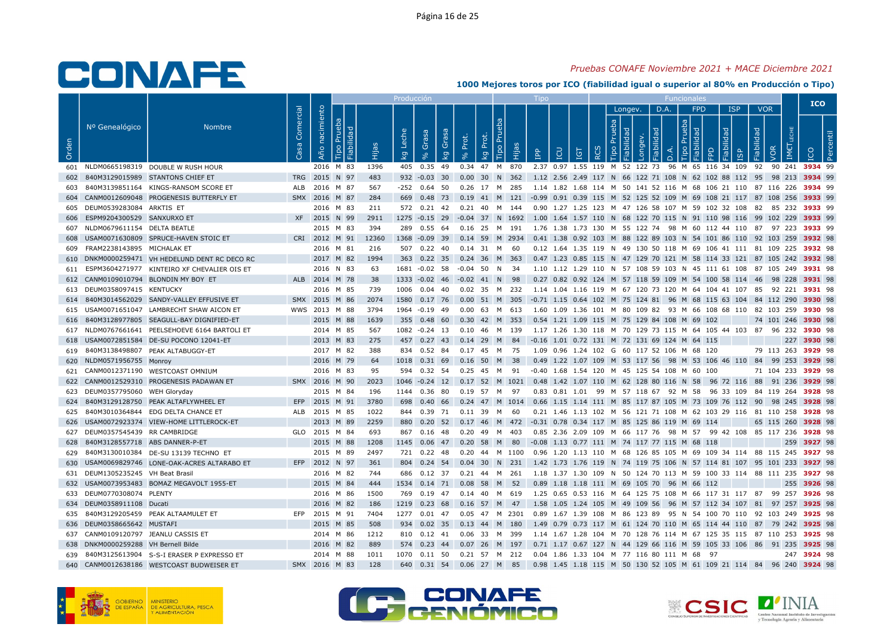# 1000 Mejores toros por ICO (fiabilidad igual o superior al 80% en Producción o Tipo)

*Pruebas CONAFE Noviembre 2021 + MACE Diciembre 2021*

| Orden | Nº Genealógico | Nombre | Casa Comercial | Año nacimiento | Producción: Tipo Prueba | Fiabilidad | Hijas | kg Leche | % Grasa | kg Grasa | % Prot. | kg Prot. | Tipo: Tipo Prueba | Hijas | IPP | ICU | IGT | RCS | Longev.: Tipo Prueba | Fiabilidad | Longev. | D.A.: Fiabilidad | D.A. | FPD: Tipo Prueba | Fiabilidad | FPD | ISP: Fiabilidad | ISP | VOR: Fiabilidad | VOR | IMCT LECHE | ICO | Percentil |
|---|---|---|---|---|---|---|---|---|---|---|---|---|---|---|---|---|---|---|---|---|---|---|---|---|---|---|---|---|---|---|---|---|---|
| 601 | NLDM0665198319 | DOUBLE W RUSH HOUR | | 2016 | M | 83 | 1396 | 405 | 0.35 | 49 | 0.34 | 47 | M | 870 | 2.37 | 0.97 | 1.55 | 119 | M | 52 | 122 | 73 | 96 | M | 65 | 116 | 34 | 109 | 92 | 90 | 241 | 3934 | 99 |
| 602 | 840M3129015989 | STANTONS CHIEF ET | TRG | 2015 | N | 97 | 483 | 932 | -0.03 | 30 | 0.00 | 30 | N | 362 | 1.12 | 2.56 | 2.49 | 117 | N | 66 | 122 | 71 | 108 | N | 62 | 102 | 88 | 112 | 95 | 98 | 213 | 3934 | 99 |
| 603 | 840M3139851164 | KINGS-RANSOM SCORE ET | ALB | 2016 | M | 87 | 567 | -252 | 0.64 | 50 | 0.26 | 17 | M | 285 | 1.14 | 1.82 | 1.68 | 114 | M | 50 | 141 | 52 | 116 | M | 68 | 106 | 21 | 110 | 87 | 116 | 226 | 3934 | 99 |
| 604 | CANM0012609048 | PROGENESIS BUTTERFLY ET | SMX | 2016 | M | 87 | 284 | 669 | 0.48 | 73 | 0.19 | 41 | M | 121 | -0.99 | 0.91 | 0.39 | 115 | M | 52 | 125 | 52 | 109 | M | 69 | 108 | 21 | 117 | 87 | 108 | 256 | 3933 | 99 |
| 605 | DEUM0539283084 | ARKTIS ET | | 2016 | M | 83 | 211 | 572 | 0.21 | 42 | 0.21 | 40 | M | 144 | 0.90 | 1.27 | 1.25 | 123 | M | 47 | 126 | 58 | 107 | M | 59 | 102 | 32 | 108 | 82 | 85 | 232 | 3933 | 99 |
| 606 | ESPM9204300529 | SANXURXO ET | XF | 2015 | N | 99 | 2911 | 1275 | -0.15 | 29 | -0.04 | 37 | N | 1692 | 1.00 | 1.64 | 1.57 | 110 | N | 68 | 122 | 70 | 115 | N | 91 | 110 | 98 | 116 | 99 | 102 | 229 | 3933 | 99 |
| 607 | NLDM0679611154 | DELTA BEATLE | | 2015 | M | 83 | 394 | 289 | 0.55 | 64 | 0.16 | 25 | M | 191 | 1.76 | 1.38 | 1.73 | 130 | M | 55 | 122 | 74 | 98 | M | 60 | 112 | 44 | 110 | 87 | 97 | 223 | 3933 | 99 |
| 608 | USAM0071630809 | SPRUCE-HAVEN STOIC ET | CRI | 2012 | M | 91 | 12360 | 1368 | -0.09 | 39 | 0.14 | 59 | M | 2934 | 0.41 | 1.38 | 0.92 | 103 | M | 88 | 122 | 89 | 103 | N | 54 | 101 | 86 | 110 | 92 | 103 | 259 | 3932 | 98 |
| 609 | FRAM2238143895 | MICHALAK ET | | 2016 | M | 81 | 216 | 507 | 0.22 | 40 | 0.14 | 31 | M | 60 | 0.12 | 1.64 | 1.35 | 119 | N | 49 | 130 | 50 | 118 | M | 69 | 106 | 41 | 111 | 81 | 109 | 225 | 3932 | 98 |
| 610 | DNKM0000259471 | VH HEDELUND DENT RC DECO RC | | 2017 | M | 82 | 1994 | 363 | 0.22 | 35 | 0.24 | 36 | M | 363 | 0.47 | 1.23 | 0.85 | 115 | N | 47 | 129 | 70 | 121 | M | 58 | 114 | 33 | 121 | 87 | 105 | 242 | 3932 | 98 |
| 611 | ESPM3604271977 | KINTEIRO XF CHEVALIER OIS ET | | 2016 | N | 83 | 63 | 1681 | -0.02 | 58 | -0.04 | 50 | N | 34 | 1.10 | 1.12 | 1.29 | 110 | N | 57 | 108 | 59 | 103 | N | 45 | 111 | 61 | 108 | 87 | 105 | 249 | 3931 | 98 |
| 612 | CANM0109010794 | BLONDIN MY BOY ET | ALB | 2014 | M | 78 | 38 | 1333 | -0.02 | 46 | -0.02 | 41 | N | 98 | 0.27 | 0.82 | 0.92 | 124 | M | 57 | 118 | 59 | 109 | M | 54 | 100 | 58 | 114 | 46 | 98 | 228 | 3931 | 98 |
| 613 | DEUM0358097415 | KENTUCKY | | 2016 | M | 85 | 739 | 1006 | 0.04 | 40 | 0.02 | 35 | M | 232 | 1.14 | 1.04 | 1.16 | 119 | M | 67 | 120 | 73 | 120 | M | 64 | 104 | 41 | 107 | 85 | 92 | 221 | 3931 | 98 |
| 614 | 840M3014562029 | SANDY-VALLEY EFFUSIVE ET | SMX | 2015 | M | 86 | 2074 | 1580 | 0.17 | 76 | 0.00 | 51 | M | 305 | -0.71 | 1.15 | 0.64 | 102 | M | 75 | 124 | 81 | 96 | M | 68 | 115 | 63 | 104 | 84 | 112 | 290 | 3930 | 98 |
| 615 | USAM0071651047 | LAMBRECHT SHAW AICON ET | WWS | 2013 | M | 88 | 3794 | 1964 | -0.19 | 49 | 0.00 | 63 | M | 613 | 1.60 | 1.09 | 1.36 | 101 | M | 80 | 109 | 82 | 93 | M | 66 | 108 | 68 | 110 | 82 | 103 | 259 | 3930 | 98 |
| 616 | 840M3128977805 | SEAGULL-BAY DIGNIFIED-ET | | 2015 | M | 88 | 1639 | 355 | 0.48 | 60 | 0.30 | 42 | M | 353 | 0.54 | 1.21 | 1.09 | 115 | M | 75 | 129 | 84 | 108 | M | 69 | 102 | | | 74 | 101 | 246 | 3930 | 98 |
| 617 | NLDM0767661641 | PEELSEHOEVE 6164 BARTOLI ET | | 2014 | M | 85 | 567 | 1082 | -0.24 | 13 | 0.10 | 46 | M | 139 | 1.17 | 1.26 | 1.30 | 118 | M | 70 | 129 | 73 | 115 | M | 64 | 105 | 44 | 103 | 87 | 96 | 232 | 3930 | 98 |
| 618 | USAM0072851584 | DE-SU POCONO 12041-ET | | 2013 | M | 83 | 275 | 457 | 0.27 | 43 | 0.14 | 29 | M | 84 | -0.16 | 1.01 | 0.72 | 131 | M | 72 | 131 | 69 | 124 | M | 64 | 115 | | | | | 227 | 3930 | 98 |
| 619 | 840M3138498807 | PEAK ALTABUGGY-ET | | 2017 | M | 82 | 388 | 834 | 0.52 | 84 | 0.17 | 45 | M | 75 | 1.09 | 0.96 | 1.24 | 102 | G | 60 | 117 | 52 | 106 | M | 68 | 120 | | | 79 | 113 | 263 | 3929 | 98 |
| 620 | NLDM0571956755 | Monroy | | 2016 | M | 79 | 64 | 1018 | 0.31 | 69 | 0.16 | 50 | M | 38 | 0.49 | 1.22 | 1.07 | 109 | M | 53 | 117 | 56 | 98 | M | 53 | 106 | 46 | 110 | 84 | 99 | 253 | 3929 | 98 |
| 621 | CANM0012371190 | WESTCOAST OMNIUM | | 2016 | M | 83 | 95 | 594 | 0.32 | 54 | 0.25 | 45 | M | 91 | -0.40 | 1.68 | 1.54 | 120 | M | 45 | 125 | 54 | 108 | M | 60 | 100 | | | 71 | 104 | 233 | 3929 | 98 |
| 622 | CANM0012529310 | PROGENESIS PADAWAN ET | SMX | 2016 | M | 90 | 2023 | 1046 | -0.24 | 12 | 0.17 | 52 | M | 1021 | 0.48 | 1.42 | 1.07 | 110 | M | 62 | 128 | 80 | 116 | N | 58 | 96 | 72 | 116 | 88 | 91 | 236 | 3929 | 98 |
| 623 | DEUM0357795060 | WEH Gloryday | | 2015 | M | 84 | 196 | 1144 | 0.36 | 80 | 0.19 | 57 | M | 97 | 0.83 | 0.81 | 1.01 | 99 | M | 57 | 118 | 67 | 92 | M | 58 | 96 | 33 | 109 | 84 | 119 | 264 | 3928 | 98 |
| 624 | 840M3129128750 | PEAK ALTAFLYWHEEL ET | EFP | 2015 | M | 91 | 3780 | 698 | 0.40 | 66 | 0.24 | 47 | M | 1014 | 0.66 | 1.15 | 1.14 | 111 | M | 85 | 117 | 87 | 105 | M | 73 | 109 | 76 | 112 | 90 | 98 | 245 | 3928 | 98 |
| 625 | 840M3010364844 | EDG DELTA CHANCE ET | ALB | 2015 | M | 85 | 1022 | 844 | 0.39 | 71 | 0.11 | 39 | M | 60 | 0.21 | 1.46 | 1.13 | 102 | M | 56 | 121 | 71 | 108 | M | 62 | 103 | 29 | 116 | 81 | 110 | 258 | 3928 | 98 |
| 626 | USAM0072923374 | VIEW-HOME LITTLEROCK-ET | | 2013 | M | 89 | 2259 | 880 | 0.20 | 52 | 0.17 | 46 | M | 472 | -0.31 | 0.78 | 0.34 | 117 | M | 85 | 125 | 86 | 119 | M | 69 | 114 | | | 65 | 115 | 260 | 3928 | 98 |
| 627 | DEUM0357545439 | RR CAMBRIDGE | GLO | 2015 | M | 84 | 693 | 867 | 0.16 | 48 | 0.20 | 49 | M | 403 | 0.85 | 2.36 | 2.09 | 109 | M | 66 | 117 | 76 | 98 | M | 57 | 99 | 42 | 108 | 85 | 117 | 236 | 3928 | 98 |
| 628 | 840M3128557718 | ABS DANNER-P-ET | | 2015 | M | 88 | 1208 | 1145 | 0.06 | 47 | 0.20 | 58 | M | 80 | -0.08 | 1.13 | 0.77 | 111 | M | 74 | 117 | 77 | 115 | M | 68 | 118 | | | | | 259 | 3927 | 98 |
| 629 | 840M3130010384 | DE-SU 13139 TECHNO ET | | 2015 | M | 89 | 2497 | 721 | 0.22 | 48 | 0.20 | 44 | M | 1100 | 0.96 | 1.20 | 1.13 | 110 | M | 68 | 126 | 85 | 105 | M | 69 | 109 | 34 | 114 | 88 | 115 | 245 | 3927 | 98 |
| 630 | USAM0069829746 | LONE-OAK-ACRES ALTARABO ET | EFP | 2012 | N | 97 | 361 | 804 | 0.24 | 54 | 0.04 | 30 | N | 231 | 1.42 | 1.73 | 1.76 | 119 | N | 74 | 119 | 75 | 106 | N | 57 | 114 | 81 | 107 | 95 | 101 | 233 | 3927 | 98 |
| 631 | DEUM1305235245 | VH Beat Brasil | | 2016 | M | 82 | 744 | 686 | 0.12 | 37 | 0.21 | 44 | M | 261 | 1.18 | 1.37 | 1.30 | 109 | N | 50 | 124 | 70 | 113 | M | 59 | 100 | 33 | 114 | 88 | 111 | 235 | 3927 | 98 |
| 632 | USAM0073953483 | BOMAZ MEGAVOLT 1955-ET | | 2015 | M | 84 | 444 | 1534 | 0.14 | 71 | 0.08 | 58 | M | 52 | 0.89 | 1.18 | 1.18 | 111 | M | 69 | 105 | 70 | 96 | M | 66 | 112 | | | | | 255 | 3926 | 98 |
| 633 | DEUM0770308074 | PLENTY | | 2016 | M | 86 | 1500 | 769 | 0.19 | 47 | 0.14 | 40 | M | 619 | 1.25 | 0.65 | 0.53 | 116 | M | 64 | 125 | 75 | 108 | M | 66 | 117 | 31 | 117 | 87 | 99 | 257 | 3926 | 98 |
| 634 | DEUM0358911108 | Ducati | | 2016 | M | 82 | 186 | 1219 | 0.23 | 68 | 0.16 | 57 | M | 47 | 1.58 | 1.05 | 1.24 | 105 | M | 49 | 109 | 56 | 96 | M | 57 | 112 | 34 | 107 | 81 | 97 | 257 | 3925 | 98 |
| 635 | 840M3129205459 | PEAK ALTAAMULET ET | EFP | 2015 | M | 91 | 7404 | 1277 | 0.01 | 47 | 0.05 | 47 | M | 2301 | 0.89 | 1.67 | 1.39 | 108 | M | 86 | 123 | 89 | 95 | N | 54 | 100 | 70 | 110 | 92 | 103 | 249 | 3925 | 98 |
| 636 | DEUM0358665642 | MUSTAFI | | 2015 | M | 85 | 508 | 934 | 0.02 | 35 | 0.13 | 44 | M | 180 | 1.49 | 0.79 | 0.73 | 117 | M | 61 | 124 | 70 | 110 | M | 65 | 114 | 44 | 110 | 87 | 79 | 242 | 3925 | 98 |
| 637 | CANM0109120797 | JEANLU CASSIS ET | | 2014 | M | 86 | 1212 | 810 | 0.12 | 41 | 0.06 | 33 | M | 399 | 1.14 | 1.67 | 1.28 | 104 | M | 70 | 128 | 76 | 114 | M | 67 | 125 | 35 | 115 | 87 | 110 | 253 | 3925 | 98 |
| 638 | DNKM0000259288 | VH Bernell Bilde | | 2016 | M | 82 | 889 | 574 | 0.23 | 44 | 0.07 | 26 | M | 197 | 0.71 | 1.17 | 0.67 | 127 | N | 44 | 129 | 66 | 116 | M | 59 | 105 | 33 | 106 | 86 | 91 | 235 | 3925 | 98 |
| 639 | 840M3125613904 | S-S-I ERASER P EXPRESSO ET | | 2014 | M | 88 | 1011 | 1070 | 0.11 | 50 | 0.21 | 57 | M | 212 | 0.04 | 1.86 | 1.33 | 104 | M | 77 | 116 | 80 | 111 | M | 68 | 97 | | | | | 247 | 3924 | 98 |
| 640 | CANM0012638186 | WESTCOAST BUDWEISER ET | SMX | 2016 | M | 83 | 128 | 640 | 0.31 | 54 | 0.06 | 27 | M | 85 | 0.98 | 1.45 | 1.18 | 115 | M | 50 | 130 | 52 | 105 | M | 61 | 109 | 21 | 114 | 84 | 96 | 240 | 3924 | 98 |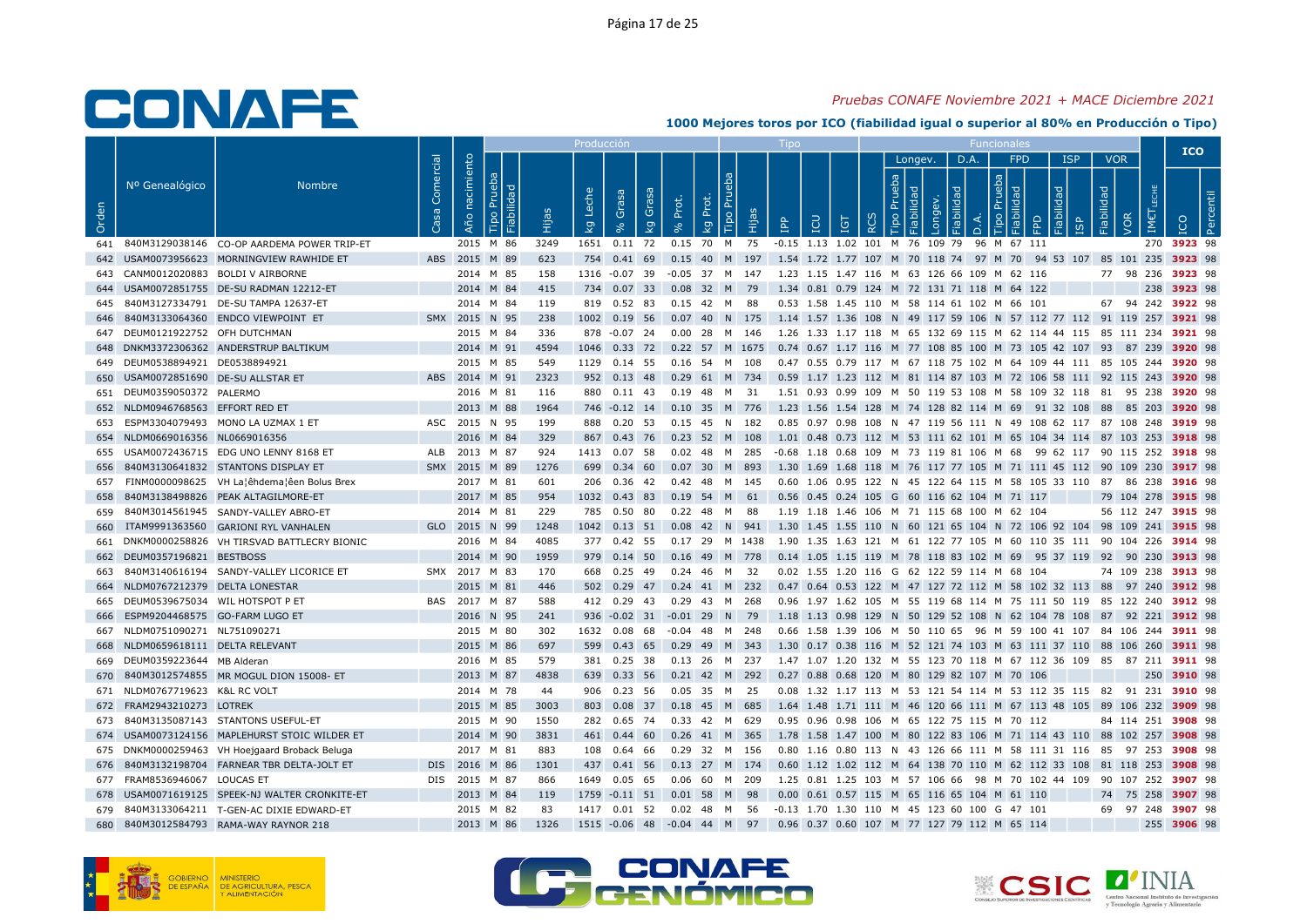# CONAFE

*Pruebas CONAFE Noviembre 2021 + MACE Diciembre 2021*

**1000 Mejores toros por ICO (fiabilidad igual o superior al 80% en Producción o Tipo)**

| Orden | Nº Genealógico | Nombre | Casa Comercial | Año nacimiento | Producción Tipo Prueba | Fiabilidad | Hijas | kg Leche | % Grasa | kg Grasa | % Prot. | kg Prot. | Tipo Tipo Prueba | Hijas | IPP | ICU | IGT | RCS | Longev. Tipo Prueba | Fiabilidad | Longev. | D.A. Fiabilidad | D.A. | FPD Tipo Prueba | Fiabilidad | FPD | ISP Fiabilidad | ISP | VOR Fiabilidad | VOR | IMET LECHE | ICO | Percentil |
|---|---|---|---|---|---|---|---|---|---|---|---|---|---|---|---|---|---|---|---|---|---|---|---|---|---|---|---|---|---|---|---|---|---|
| 641 | 840M3129038146 | CO-OP AARDEMA POWER TRIP-ET | | 2015 | M | 86 | 3249 | 1651 | 0.11 | 72 | 0.15 | 70 | M | 75 | -0.15 | 1.13 | 1.02 | 101 | M | 76 | 109 | 79 | 96 | M | 67 | 111 | | | | | 270 | 3923 | 98 |
| 642 | USAM0073956623 | MORNINGVIEW RAWHIDE ET | ABS | 2015 | M | 89 | 623 | 754 | 0.41 | 69 | 0.15 | 40 | M | 197 | 1.54 | 1.72 | 1.77 | 107 | M | 70 | 118 | 74 | 97 | M | 70 | 94 | 53 | 107 | 85 | 101 | 235 | 3923 | 98 |
| 643 | CANM0012020883 | BOLDI V AIRBORNE | | 2014 | M | 85 | 158 | 1316 | -0.07 | 39 | -0.05 | 37 | M | 147 | 1.23 | 1.15 | 1.47 | 116 | M | 63 | 126 | 66 | 109 | M | 62 | 116 | | | 77 | 98 | 236 | 3923 | 98 |
| 644 | USAM0072851755 | DE-SU RADMAN 12212-ET | | 2014 | M | 84 | 415 | 734 | 0.07 | 33 | 0.08 | 32 | M | 79 | 1.34 | 0.81 | 0.79 | 124 | M | 72 | 131 | 71 | 118 | M | 64 | 122 | | | | | 238 | 3923 | 98 |
| 645 | 840M3127334791 | DE-SU TAMPA 12637-ET | | 2014 | M | 84 | 119 | 819 | 0.52 | 83 | 0.15 | 42 | M | 88 | 0.53 | 1.58 | 1.45 | 110 | M | 58 | 114 | 61 | 102 | M | 66 | 101 | | | 67 | 94 | 242 | 3922 | 98 |
| 646 | 840M3133064360 | ENDCO VIEWPOINT ET | SMX | 2015 | N | 95 | 238 | 1002 | 0.19 | 56 | 0.07 | 40 | N | 175 | 1.14 | 1.57 | 1.36 | 108 | N | 49 | 117 | 59 | 106 | N | 57 | 112 | 77 | 112 | 91 | 119 | 257 | 3921 | 98 |
| 647 | DEUM0121922752 | OFH DUTCHMAN | | 2015 | M | 84 | 336 | 878 | -0.07 | 24 | 0.00 | 28 | M | 146 | 1.26 | 1.33 | 1.17 | 118 | M | 65 | 132 | 69 | 115 | M | 62 | 114 | 44 | 115 | 85 | 111 | 234 | 3921 | 98 |
| 648 | DNKM3372306362 | ANDERSTRUP BALTIKUM | | 2014 | M | 91 | 4594 | 1046 | 0.33 | 72 | 0.22 | 57 | M | 1675 | 0.74 | 0.67 | 1.17 | 116 | M | 77 | 108 | 85 | 100 | M | 73 | 105 | 42 | 107 | 93 | 87 | 239 | 3920 | 98 |
| 649 | DEUM0538894921 | DE0538894921 | | 2015 | M | 85 | 549 | 1129 | 0.14 | 55 | 0.16 | 54 | M | 108 | 0.47 | 0.55 | 0.79 | 117 | M | 67 | 118 | 75 | 102 | M | 64 | 109 | 44 | 111 | 85 | 105 | 244 | 3920 | 98 |
| 650 | USAM0072851690 | DE-SU ALLSTAR ET | ABS | 2014 | M | 91 | 2323 | 952 | 0.13 | 48 | 0.29 | 61 | M | 734 | 0.59 | 1.17 | 1.23 | 112 | M | 81 | 114 | 87 | 103 | M | 72 | 106 | 58 | 111 | 92 | 115 | 243 | 3920 | 98 |
| 651 | DEUM0359050372 | PALERMO | | 2016 | M | 81 | 116 | 880 | 0.11 | 43 | 0.19 | 48 | M | 31 | 1.51 | 0.93 | 0.99 | 109 | M | 50 | 119 | 53 | 108 | M | 58 | 109 | 32 | 118 | 81 | 95 | 238 | 3920 | 98 |
| 652 | NLDM0946768563 | EFFORT RED ET | | 2013 | M | 88 | 1964 | 746 | -0.12 | 14 | 0.10 | 35 | M | 776 | 1.23 | 1.56 | 1.54 | 128 | M | 74 | 128 | 82 | 114 | M | 69 | 91 | 32 | 108 | 88 | 85 | 203 | 3920 | 98 |
| 653 | ESPM3304079493 | MONO LA UZMAX 1 ET | ASC | 2015 | N | 95 | 199 | 888 | 0.20 | 53 | 0.15 | 45 | N | 182 | 0.85 | 0.97 | 0.98 | 108 | N | 47 | 119 | 56 | 111 | N | 49 | 108 | 62 | 117 | 87 | 108 | 248 | 3919 | 98 |
| 654 | NLDM0669016356 | NL0669016356 | | 2016 | M | 84 | 329 | 867 | 0.43 | 76 | 0.23 | 52 | M | 108 | 1.01 | 0.48 | 0.73 | 112 | M | 53 | 111 | 62 | 101 | M | 65 | 104 | 34 | 114 | 87 | 103 | 253 | 3918 | 98 |
| 655 | USAM0072436715 | EDG UNO LENNY 8168 ET | ALB | 2013 | M | 87 | 924 | 1413 | 0.07 | 58 | 0.02 | 48 | M | 285 | -0.68 | 1.18 | 0.68 | 109 | M | 73 | 119 | 81 | 106 | M | 68 | 99 | 62 | 117 | 90 | 115 | 252 | 3918 | 98 |
| 656 | 840M3130641832 | STANTONS DISPLAY ET | SMX | 2015 | M | 89 | 1276 | 699 | 0.34 | 60 | 0.07 | 30 | M | 893 | 1.30 | 1.69 | 1.68 | 118 | M | 76 | 117 | 77 | 105 | M | 71 | 111 | 45 | 112 | 90 | 109 | 230 | 3917 | 98 |
| 657 | FINM0000098625 | VH La¦êhdema¦êen Bolus Brex | | 2017 | M | 81 | 601 | 206 | 0.36 | 42 | 0.42 | 48 | M | 145 | 0.60 | 1.06 | 0.95 | 122 | N | 45 | 122 | 64 | 115 | M | 58 | 105 | 33 | 110 | 87 | 86 | 238 | 3916 | 98 |
| 658 | 840M3138498826 | PEAK ALTAGILMORE-ET | | 2017 | M | 85 | 954 | 1032 | 0.43 | 83 | 0.19 | 54 | M | 61 | 0.56 | 0.45 | 0.24 | 105 | G | 60 | 116 | 62 | 104 | M | 71 | 117 | | | 79 | 104 | 278 | 3915 | 98 |
| 659 | 840M3014561945 | SANDY-VALLEY ABRO-ET | | 2014 | M | 81 | 229 | 785 | 0.50 | 80 | 0.22 | 48 | M | 88 | 1.19 | 1.18 | 1.46 | 106 | M | 71 | 115 | 68 | 100 | M | 62 | 104 | | | 56 | 112 | 247 | 3915 | 98 |
| 660 | ITAM9991363560 | GARIONI RYL VANHALEN | GLO | 2015 | N | 99 | 1248 | 1042 | 0.13 | 51 | 0.08 | 42 | N | 941 | 1.30 | 1.45 | 1.55 | 110 | N | 60 | 121 | 65 | 104 | N | 72 | 106 | 92 | 104 | 98 | 109 | 241 | 3915 | 98 |
| 661 | DNKM0000258826 | VH TIRSVAD BATTLECRY BIONIC | | 2016 | M | 84 | 4085 | 377 | 0.42 | 55 | 0.17 | 29 | M | 1438 | 1.90 | 1.35 | 1.63 | 121 | M | 61 | 122 | 77 | 105 | M | 60 | 110 | 35 | 111 | 90 | 104 | 226 | 3914 | 98 |
| 662 | DEUM0357196821 | BESTBOSS | | 2014 | M | 90 | 1959 | 979 | 0.14 | 50 | 0.16 | 49 | M | 778 | 0.14 | 1.05 | 1.15 | 119 | M | 78 | 118 | 83 | 102 | M | 69 | 95 | 37 | 119 | 92 | 90 | 230 | 3913 | 98 |
| 663 | 840M3140616194 | SANDY-VALLEY LICORICE ET | SMX | 2017 | M | 83 | 170 | 668 | 0.25 | 49 | 0.24 | 46 | M | 32 | 0.02 | 1.55 | 1.20 | 116 | G | 62 | 122 | 59 | 114 | M | 68 | 104 | | | 74 | 109 | 238 | 3913 | 98 |
| 664 | NLDM0767212379 | DELTA LONESTAR | | 2015 | M | 81 | 446 | 502 | 0.29 | 47 | 0.24 | 41 | M | 232 | 0.47 | 0.64 | 0.53 | 122 | M | 47 | 127 | 72 | 112 | M | 58 | 102 | 32 | 113 | 88 | 97 | 240 | 3912 | 98 |
| 665 | DEUM0539675034 | WIL HOTSPOT P ET | BAS | 2017 | M | 87 | 588 | 412 | 0.29 | 43 | 0.29 | 43 | M | 268 | 0.96 | 1.97 | 1.62 | 105 | M | 55 | 119 | 68 | 114 | M | 75 | 111 | 50 | 119 | 85 | 122 | 240 | 3912 | 98 |
| 666 | ESPM9204468575 | GO-FARM LUGO ET | | 2016 | N | 95 | 241 | 936 | -0.02 | 31 | -0.01 | 29 | N | 79 | 1.18 | 1.13 | 0.98 | 129 | N | 50 | 129 | 52 | 108 | N | 62 | 104 | 78 | 108 | 87 | 92 | 221 | 3912 | 98 |
| 667 | NLDM0751090271 | NL751090271 | | 2015 | M | 80 | 302 | 1632 | 0.08 | 68 | -0.04 | 48 | M | 248 | 0.66 | 1.58 | 1.39 | 106 | M | 50 | 110 | 65 | 96 | M | 59 | 100 | 41 | 107 | 84 | 106 | 244 | 3911 | 98 |
| 668 | NLDM0659618111 | DELTA RELEVANT | | 2015 | M | 86 | 697 | 599 | 0.43 | 65 | 0.29 | 49 | M | 343 | 1.30 | 0.17 | 0.38 | 116 | M | 52 | 121 | 74 | 103 | M | 63 | 111 | 37 | 110 | 88 | 106 | 260 | 3911 | 98 |
| 669 | DEUM0359223644 | MB Alderan | | 2016 | M | 85 | 579 | 381 | 0.25 | 38 | 0.13 | 26 | M | 237 | 1.47 | 1.07 | 1.20 | 132 | M | 55 | 123 | 70 | 118 | M | 67 | 112 | 36 | 109 | 85 | 87 | 211 | 3911 | 98 |
| 670 | 840M3012574855 | MR MOGUL DION 15008- ET | | 2013 | M | 87 | 4838 | 639 | 0.33 | 56 | 0.21 | 42 | M | 292 | 0.27 | 0.88 | 0.68 | 120 | M | 80 | 129 | 82 | 107 | M | 70 | 106 | | | | | 250 | 3910 | 98 |
| 671 | NLDM0767719623 | K&L RC VOLT | | 2014 | M | 78 | 44 | 906 | 0.23 | 56 | 0.05 | 35 | M | 25 | 0.08 | 1.32 | 1.17 | 113 | M | 53 | 121 | 54 | 114 | M | 53 | 112 | 35 | 115 | 82 | 91 | 231 | 3910 | 98 |
| 672 | FRAM2943210273 | LOTREK | | 2015 | M | 85 | 3003 | 803 | 0.08 | 37 | 0.18 | 45 | M | 685 | 1.64 | 1.48 | 1.71 | 111 | M | 46 | 120 | 66 | 111 | M | 67 | 113 | 48 | 105 | 89 | 106 | 232 | 3909 | 98 |
| 673 | 840M3135087143 | STANTONS USEFUL-ET | | 2015 | M | 90 | 1550 | 282 | 0.65 | 74 | 0.33 | 42 | M | 629 | 0.95 | 0.96 | 0.98 | 106 | M | 65 | 122 | 75 | 115 | M | 70 | 112 | | | 84 | 114 | 251 | 3908 | 98 |
| 674 | USAM0073124156 | MAPLEHURST STOIC WILDER ET | | 2014 | M | 90 | 3831 | 461 | 0.44 | 60 | 0.26 | 41 | M | 365 | 1.78 | 1.58 | 1.47 | 100 | M | 80 | 122 | 83 | 106 | M | 71 | 114 | 43 | 110 | 88 | 102 | 257 | 3908 | 98 |
| 675 | DNKM0000259463 | VH Hoejgaard Broback Beluga | | 2017 | M | 81 | 883 | 108 | 0.64 | 66 | 0.29 | 32 | M | 156 | 0.80 | 1.16 | 0.80 | 113 | N | 43 | 126 | 66 | 111 | M | 58 | 111 | 31 | 116 | 85 | 97 | 253 | 3908 | 98 |
| 676 | 840M3132198704 | FARNEAR TBR DELTA-JOLT ET | DIS | 2016 | M | 86 | 1301 | 437 | 0.41 | 56 | 0.13 | 27 | M | 174 | 0.60 | 1.12 | 1.02 | 112 | M | 64 | 138 | 70 | 110 | M | 62 | 112 | 33 | 108 | 81 | 118 | 253 | 3908 | 98 |
| 677 | FRAM8536946067 | LOUCAS ET | DIS | 2015 | M | 87 | 866 | 1649 | 0.05 | 65 | 0.06 | 60 | M | 209 | 1.25 | 0.81 | 1.25 | 103 | M | 57 | 106 | 66 | 98 | M | 70 | 102 | 44 | 109 | 90 | 107 | 252 | 3907 | 98 |
| 678 | USAM0071619125 | SPEEK-NJ WALTER CRONKITE-ET | | 2013 | M | 84 | 119 | 1759 | -0.11 | 51 | 0.01 | 58 | M | 98 | 0.00 | 0.61 | 0.57 | 115 | M | 65 | 116 | 65 | 104 | M | 61 | 110 | | | 74 | 75 | 258 | 3907 | 98 |
| 679 | 840M3133064211 | T-GEN-AC DIXIE EDWARD-ET | | 2015 | M | 82 | 83 | 1417 | 0.01 | 52 | 0.02 | 48 | M | 56 | -0.13 | 1.70 | 1.30 | 110 | M | 45 | 123 | 60 | 100 | G | 47 | 101 | | | 69 | 97 | 248 | 3907 | 98 |
| 680 | 840M3012584793 | RAMA-WAY RAYNOR 218 | | 2013 | M | 86 | 1326 | 1515 | -0.06 | 48 | -0.04 | 44 | M | 97 | 0.96 | 0.37 | 0.60 | 107 | M | 77 | 127 | 79 | 112 | M | 65 | 114 | | | | | 255 | 3906 | 98 |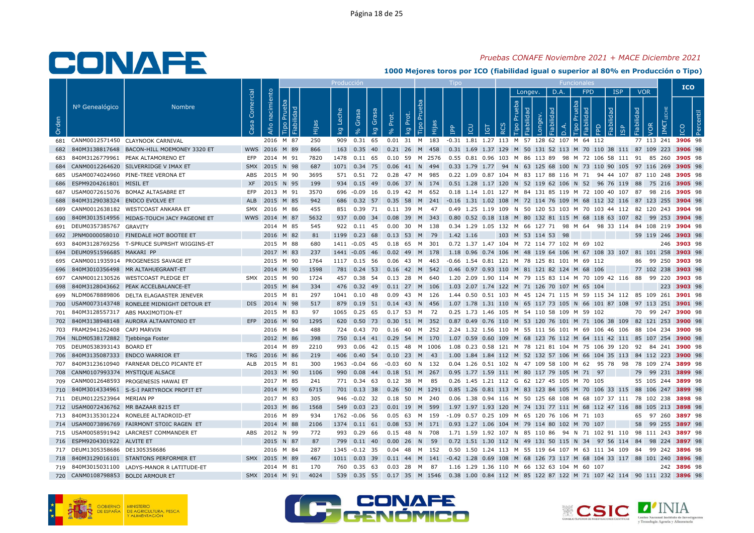# CONAFE

*Pruebas CONAFE Noviembre 2021 + MACE Diciembre 2021*

**1000 Mejores toros por ICO (fiabilidad igual o superior al 80% en Producción o Tipo)**

| Orden | Nº Genealógico | Nombre | Casa Comercial | Año nacimiento | Producción: Tipo Prueba | Fiabilidad | Hijas | kg Leche | % Grasa | kg Grasa | % Prot. | kg Prot. | Tipo: Tipo Prueba | Hijas | IPP | ICU | IGT | RCS | Longev.: Tipo Prueba | Fiabilidad | Longev. | D.A.: Fiabilidad | D.A. | FPD: Tipo Prueba | Fiabilidad | FPD | ISP: Fiabilidad | ISP | VOR: Fiabilidad | VOR | IMCT LECHE | ICO | Percentil |
|---|---|---|---|---|---|---|---|---|---|---|---|---|---|---|---|---|---|---|---|---|---|---|---|---|---|---|---|---|---|---|---|---|---|
| 681 | CANM0012571450 | CLAYNOOK CARNIVAL | | 2016 | M | 87 | 250 | 909 | 0.31 | 65 | 0.01 | 31 | M | 183 | -0.31 | 1.81 | 1.27 | 113 | M | 57 | 128 | 62 | 107 | M | 64 | 112 | | | 77 | 113 | 241 | 3906 | 98 |
| 682 | 840M3138817648 | BACON-HILL MOEMONEY 3320 ET | WWS | 2016 | M | 89 | 866 | 163 | 0.35 | 40 | 0.21 | 26 | M | 458 | 0.31 | 1.69 | 1.37 | 129 | M | 50 | 131 | 52 | 113 | M | 70 | 110 | 38 | 111 | 87 | 109 | 223 | 3906 | 98 |
| 683 | 840M3126779961 | PEAK ALTAMORENO ET | EFP | 2014 | M | 91 | 7820 | 1478 | 0.11 | 65 | 0.10 | 59 | M | 2576 | 0.55 | 0.81 | 0.96 | 103 | M | 86 | 113 | 89 | 98 | M | 72 | 106 | 58 | 111 | 91 | 85 | 260 | 3905 | 98 |
| 684 | CANM0012264620 | SILVERRIDGE V IMAX ET | SMX | 2015 | N | 98 | 687 | 1071 | 0.34 | 75 | 0.06 | 41 | N | 494 | 0.33 | 1.79 | 1.77 | 94 | N | 63 | 125 | 68 | 100 | N | 73 | 110 | 90 | 105 | 97 | 116 | 269 | 3905 | 98 |
| 685 | USAM0074024960 | PINE-TREE VERONA ET | ABS | 2015 | M | 90 | 3695 | 571 | 0.51 | 72 | 0.28 | 47 | M | 985 | 0.22 | 1.09 | 0.87 | 104 | M | 83 | 117 | 88 | 116 | M | 71 | | 94 | 44 | 107 | 87 | 110 | 248 | 3905 | 98 |
| 686 | ESPM9204261801 | MISIL ET | XF | 2015 | N | 95 | 199 | 934 | 0.15 | 49 | 0.06 | 37 | N | 174 | 0.51 | 1.28 | 1.17 | 120 | N | 52 | 119 | 62 | 106 | N | 52 | 96 | 76 | 119 | 88 | 75 | 216 | 3905 | 98 |
| 687 | USAM0072615076 | BOMAZ ALTASABRE ET | EFP | 2013 | M | 91 | 3570 | 696 | -0.09 | 16 | 0.19 | 42 | M | 652 | 0.18 | 1.14 | 1.01 | 127 | M | 84 | 131 | 85 | 119 | M | 72 | 100 | 40 | 107 | 87 | 98 | 216 | 3905 | 98 |
| 688 | 840M3129038324 | ENDCO EVOLVE ET | ALB | 2015 | M | 85 | 942 | 686 | 0.32 | 57 | 0.35 | 58 | M | 241 | -0.16 | 1.31 | 1.02 | 108 | M | 72 | 114 | 76 | 109 | M | 68 | 112 | 32 | 116 | 87 | 123 | 255 | 3904 | 98 |
| 689 | CANM0012638182 | WESTCOAST ANKARA ET | SMX | 2016 | M | 86 | 455 | 851 | 0.39 | 71 | 0.11 | 39 | M | 47 | 0.49 | 1.25 | 1.19 | 109 | N | 50 | 120 | 53 | 103 | M | 70 | 103 | 44 | 112 | 82 | 120 | 243 | 3904 | 98 |
| 690 | 840M3013514956 | MIDAS-TOUCH JACY PAGEONE ET | WWS | 2014 | M | 87 | 5632 | 937 | 0.00 | 34 | 0.08 | 39 | M | 343 | 0.80 | 0.52 | 0.18 | 118 | M | 80 | 132 | 81 | 115 | M | 68 | 118 | 63 | 107 | 82 | 99 | 253 | 3904 | 98 |
| 691 | DEUM0357385767 | GRAVITY | | 2014 | M | 85 | 545 | 922 | 0.11 | 45 | 0.00 | 30 | M | 138 | 0.34 | 1.29 | 1.05 | 132 | M | 66 | 127 | 71 | 98 | M | 64 | 98 | 33 | 114 | 84 | 108 | 219 | 3904 | 98 |
| 692 | JPNM0000058010 | FINEDALE HOT BOOTEE ET | | 2016 | M | 82 | 81 | 1199 | 0.23 | 68 | 0.13 | 53 | M | 79 | 1.42 | 1.16 | | 103 | M | 53 | 114 | 53 | 98 | | | | | | 59 | 119 | 246 | 3903 | 98 |
| 693 | 840M3128769256 | T-SPRUCE SUPRSHT WIGGINS-ET | | 2015 | M | 88 | 680 | 1411 | -0.05 | 45 | 0.18 | 65 | M | 301 | 0.72 | 1.37 | 1.47 | 104 | M | 72 | 114 | 77 | 102 | M | 69 | 102 | | | | | 246 | 3903 | 98 |
| 694 | DEUM0951596685 | MAKARI PP | | 2017 | M | 83 | 237 | 1441 | -0.05 | 46 | 0.02 | 49 | M | 178 | 1.18 | 0.96 | 0.74 | 106 | M | 48 | 119 | 64 | 106 | M | 67 | 108 | 33 | 107 | 81 | 101 | 258 | 3903 | 98 |
| 695 | CANM0011935914 | PROGENESIS SAVAGE ET | | 2015 | M | 90 | 1764 | 1117 | 0.15 | 56 | 0.06 | 43 | M | 463 | -0.66 | 1.54 | 0.81 | 121 | M | 78 | 125 | 81 | 101 | M | 69 | 112 | | | 86 | 99 | 250 | 3903 | 98 |
| 696 | 840M3010356498 | MR ALTAHUEGRANT-ET | | 2014 | M | 90 | 1598 | 781 | 0.24 | 53 | 0.16 | 42 | M | 542 | 0.46 | 0.97 | 0.93 | 110 | M | 81 | 121 | 82 | 124 | M | 68 | 106 | | | 77 | 102 | 238 | 3903 | 98 |
| 697 | CANM0012130526 | WESTCOAST PLEDGE ET | SMX | 2015 | M | 90 | 1724 | 457 | 0.38 | 54 | 0.13 | 28 | M | 640 | 1.20 | 2.09 | 1.90 | 114 | M | 79 | 115 | 83 | 114 | M | 70 | 109 | 42 | 116 | 88 | 99 | 220 | 3903 | 98 |
| 698 | 840M3128043662 | PEAK ACCELBALANCE-ET | | 2015 | M | 84 | 334 | 476 | 0.32 | 49 | 0.11 | 27 | M | 106 | 1.03 | 2.07 | 1.74 | 122 | M | 71 | 126 | 70 | 107 | M | 65 | 104 | | | | | 223 | 3903 | 98 |
| 699 | NLDM0678889806 | DELTA ELAGAASTER JENEVER | | 2015 | M | 81 | 297 | 1041 | 0.10 | 48 | 0.09 | 43 | M | 126 | 1.44 | 0.50 | 0.51 | 103 | M | 45 | 124 | 71 | 115 | M | 59 | 115 | 34 | 112 | 85 | 109 | 261 | 3901 | 98 |
| 700 | USAM0073143748 | RONELEE MIDNIGHT DETOUR ET | DIS | 2014 | N | 98 | 517 | 879 | 0.19 | 51 | 0.14 | 43 | N | 456 | 1.07 | 1.78 | 1.31 | 110 | N | 65 | 117 | 73 | 105 | N | 66 | 101 | 87 | 108 | 97 | 113 | 251 | 3901 | 98 |
| 701 | 840M3128557317 | ABS MAXIMOTION-ET | | 2015 | M | 83 | 97 | 1065 | 0.25 | 65 | 0.17 | 53 | M | 72 | 0.25 | 1.73 | 1.46 | 105 | M | 54 | 110 | 58 | 109 | M | 59 | 102 | | | 70 | 99 | 247 | 3900 | 98 |
| 702 | 840M3138948148 | AURORA ALTAANTONIO ET | EFP | 2016 | M | 90 | 1295 | 620 | 0.50 | 73 | 0.30 | 51 | M | 352 | 0.87 | 0.49 | 0.76 | 110 | M | 53 | 120 | 76 | 101 | M | 71 | 106 | 38 | 109 | 82 | 121 | 253 | 3900 | 98 |
| 703 | FRAM2941262408 | CAPJ MARVIN | | 2016 | M | 84 | 488 | 724 | 0.43 | 70 | 0.16 | 40 | M | 252 | 2.24 | 1.32 | 1.56 | 110 | M | 55 | 111 | 56 | 101 | M | 69 | 106 | 46 | 106 | 88 | 104 | 234 | 3900 | 98 |
| 704 | NLDM0538172882 | Tjebbinga Foster | | 2012 | M | 86 | 398 | 750 | 0.14 | 41 | 0.29 | 54 | M | 170 | 1.07 | 0.59 | 0.60 | 109 | M | 68 | 123 | 76 | 112 | M | 64 | 111 | 42 | 111 | 85 | 107 | 254 | 3900 | 98 |
| 705 | DEUM0538393143 | BOARD ET | | 2014 | M | 89 | 2210 | 993 | 0.06 | 42 | 0.15 | 48 | M | 1006 | 1.08 | 0.23 | 0.58 | 121 | M | 78 | 121 | 81 | 104 | M | 75 | 106 | 39 | 120 | 92 | 84 | 241 | 3900 | 98 |
| 706 | 840M3135087333 | ENDCO WARRIOR ET | TRG | 2016 | M | 86 | 219 | 406 | 0.40 | 54 | 0.10 | 23 | M | 43 | 1.00 | 1.84 | 1.84 | 112 | M | 52 | 132 | 57 | 106 | M | 66 | 104 | 35 | 113 | 84 | 112 | 223 | 3900 | 98 |
| 707 | 840M3123610940 | FARNEAR DELCO PICANTE ET | ALB | 2015 | M | 81 | 300 | 1963 | -0.04 | 66 | -0.03 | 60 | N | 132 | 0.04 | 1.26 | 0.51 | 102 | N | 47 | 109 | 58 | 100 | M | 62 | 95 | 78 | 98 | 78 | 109 | 274 | 3899 | 98 |
| 708 | CANM0107993374 | MYSTIQUE ALSACE | | 2013 | M | 90 | 1106 | 990 | 0.08 | 44 | 0.18 | 51 | M | 267 | 0.95 | 1.77 | 1.59 | 111 | M | 80 | 117 | 79 | 105 | M | 71 | 97 | | | 79 | 99 | 231 | 3899 | 98 |
| 709 | CANM0012648593 | PROGENESIS HAWAI ET | | 2017 | M | 85 | 241 | 771 | 0.34 | 63 | 0.12 | 38 | M | 85 | 0.26 | 1.45 | 1.21 | 112 | G | 62 | 127 | 45 | 105 | M | 70 | 105 | | | 55 | 105 | 244 | 3899 | 98 |
| 710 | 840M3014334961 | S-S-I PARTYROCK PROFIT ET | | 2014 | M | 90 | 6715 | 701 | 0.13 | 38 | 0.26 | 50 | M | 1291 | 0.85 | 1.26 | 0.81 | 113 | M | 83 | 123 | 84 | 105 | M | 70 | 106 | 33 | 115 | 88 | 106 | 247 | 3899 | 98 |
| 711 | DEUM0122523964 | MERIAN PP | | 2017 | M | 83 | 305 | 946 | -0.02 | 32 | 0.18 | 50 | M | 240 | 0.06 | 1.38 | 0.94 | 116 | M | 50 | 125 | 68 | 108 | M | 68 | 107 | 37 | 111 | 78 | 102 | 238 | 3898 | 98 |
| 712 | USAM0072436762 | MR BAZAAR 8215 ET | | 2013 | M | 86 | 1568 | 549 | 0.03 | 23 | 0.01 | 19 | M | 599 | 1.97 | 1.97 | 1.93 | 120 | M | 74 | 131 | 77 | 111 | M | 68 | 112 | 47 | 116 | 88 | 105 | 213 | 3898 | 98 |
| 713 | 840M3135301224 | RONELEE ALTADROID-ET | | 2016 | M | 89 | 934 | 1762 | -0.06 | 56 | 0.05 | 63 | M | 159 | -1.09 | 0.57 | 0.25 | 109 | M | 65 | 120 | 76 | 106 | M | 71 | 103 | | | 65 | 97 | 260 | 3897 | 98 |
| 714 | USAM0073896769 | FAIRMONT STOIC RAGEN ET | | 2014 | M | 88 | 2106 | 1374 | 0.11 | 61 | 0.08 | 53 | M | 171 | 0.93 | 1.27 | 1.06 | 104 | M | 79 | 114 | 80 | 102 | M | 70 | 107 | | | 58 | 99 | 255 | 3897 | 98 |
| 715 | USAM0058591942 | LARCREST COMMANDER ET | ABS | 2012 | N | 99 | 772 | 993 | 0.29 | 66 | 0.15 | 48 | N | 708 | 1.71 | 1.59 | 1.92 | 107 | N | 85 | 110 | 86 | 94 | N | 71 | 102 | 91 | 110 | 98 | 111 | 243 | 3897 | 98 |
| 716 | ESPM9204301922 | ALVITE ET | | 2015 | N | 87 | 87 | 799 | 0.11 | 40 | 0.00 | 26 | N | 59 | 0.72 | 1.51 | 1.30 | 112 | N | 49 | 131 | 50 | 115 | N | 34 | 97 | 56 | 114 | 84 | 98 | 224 | 3897 | 98 |
| 717 | DEUM1305358686 | DE1305358686 | | 2016 | M | 84 | 287 | 1345 | -0.12 | 35 | 0.04 | 48 | M | 152 | 0.50 | 1.50 | 1.24 | 113 | M | 55 | 119 | 64 | 107 | M | 63 | 111 | 34 | 109 | 84 | 99 | 242 | 3896 | 98 |
| 718 | 840M3129016101 | STANTONS PERFORMER ET | SMX | 2015 | M | 89 | 467 | 1011 | 0.03 | 39 | 0.11 | 44 | M | 141 | -0.42 | 1.28 | 0.69 | 108 | M | 68 | 126 | 73 | 117 | M | 68 | 104 | 33 | 117 | 88 | 101 | 240 | 3896 | 98 |
| 719 | 840M3015031100 | LADYS-MANOR R LATITUDE-ET | | 2014 | M | 81 | 170 | 760 | 0.35 | 63 | 0.03 | 28 | M | 87 | 1.16 | 1.29 | 1.36 | 110 | M | 66 | 132 | 63 | 104 | M | 60 | 107 | | | | | 242 | 3896 | 98 |
| 720 | CANM0108798853 | BOLDI ARMOUR ET | SMX | 2014 | M | 91 | 4024 | 539 | 0.35 | 55 | 0.17 | 35 | M | 1546 | 0.38 | 1.00 | 0.84 | 112 | M | 85 | 122 | 87 | 122 | M | 71 | 107 | 42 | 114 | 90 | 111 | 232 | 3896 | 98 |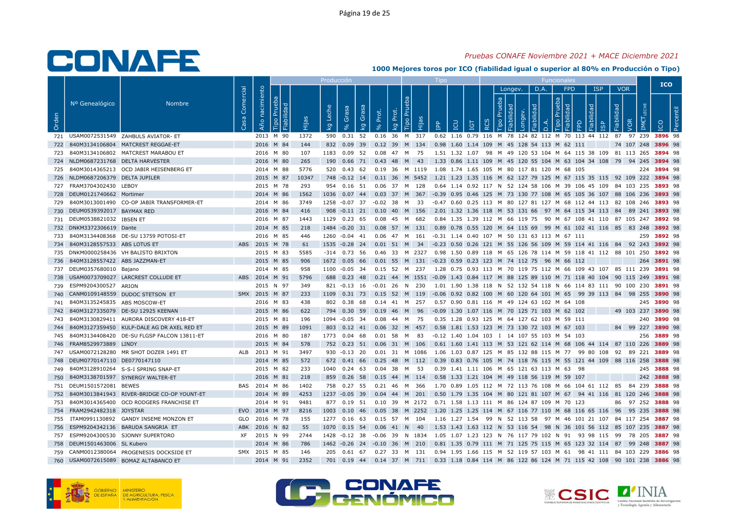# CONAFE

*Pruebas CONAFE Noviembre 2021 + MACE Diciembre 2021*

**1000 Mejores toros por ICO (fiabilidad igual o superior al 80% en Producción o Tipo)**

| Orden | Nº Genealógico | Nombre | Casa Comercial | Año nacimiento | Producción Tipo Prueba | Fiabilidad | Hijas | kg Leche | % Grasa | kg Grasa | % Prot. | kg Prot. | Tipo Tipo Prueba | Hijas | IPP | ICU | IGT | RCS | Longev. Tipo Prueba | Fiabilidad | Longev. | D.A. Fiabilidad | D.A. | FPD Tipo Prueba | Fiabilidad | FPD | ISP Fiabilidad | ISP | VOR Fiabilidad | VOR | IMCT LECHE | ICO | Percentil |
|---|---|---|---|---|---|---|---|---|---|---|---|---|---|---|---|---|---|---|---|---|---|---|---|---|---|---|---|---|---|---|---|---|---|
| 721 | USAM0072531549 | ZAHBULS AVIATOR- ET | | 2013 | M | 90 | 1372 | 590 | 0.31 | 52 | 0.16 | 36 | M | 317 | 0.62 | 1.16 | 0.79 | 116 | M | 78 | 124 | 82 | 112 | M | 70 | 113 | 44 | 112 | 87 | 97 | 239 | 3896 | 98 |
| 722 | 840M3134106804 | MATCREST REGGAE-ET | | 2016 | M | 84 | 144 | 832 | 0.09 | 39 | 0.12 | 39 | M | 134 | 0.98 | 1.60 | 1.14 | 109 | M | 45 | 128 | 54 | 113 | M | 62 | 111 | | | 74 | 107 | 248 | 3896 | 98 |
| 723 | 840M3134106802 | MATCREST MARABOU ET | | 2016 | M | 80 | 107 | 1183 | 0.09 | 52 | 0.08 | 47 | M | 75 | 1.51 | 1.32 | 1.07 | 98 | M | 49 | 120 | 53 | 104 | M | 64 | 115 | 38 | 109 | 81 | 113 | 265 | 3894 | 98 |
| 724 | NLDM0687231768 | DELTA HARVESTER | | 2016 | M | 80 | 265 | 190 | 0.66 | 71 | 0.43 | 48 | M | 43 | 1.33 | 0.86 | 1.11 | 109 | M | 45 | 120 | 55 | 104 | M | 63 | 104 | 34 | 108 | 79 | 94 | 245 | 3894 | 98 |
| 725 | 840M3014365213 | OCD JABIR HEISENBERG ET | | 2014 | M | 88 | 5776 | 520 | 0.43 | 62 | 0.19 | 36 | M | 1119 | 1.08 | 1.74 | 1.65 | 105 | M | 80 | 117 | 81 | 120 | M | 68 | 105 | | | | | 224 | 3894 | 98 |
| 726 | NLDM0687206379 | DELTA JUPILER | | 2015 | M | 87 | 10347 | 748 | -0.12 | 14 | 0.11 | 36 | M | 5452 | 1.21 | 1.23 | 1.35 | 116 | M | 62 | 127 | 79 | 125 | M | 67 | 115 | 35 | 115 | 92 | 109 | 222 | 3894 | 98 |
| 727 | FRAM3704302430 | LEBOY | | 2015 | M | 78 | 293 | 954 | 0.16 | 51 | 0.06 | 37 | M | 128 | 0.64 | 1.14 | 0.92 | 117 | N | 52 | 124 | 58 | 106 | M | 39 | 106 | 45 | 109 | 84 | 103 | 235 | 3893 | 98 |
| 728 | DEUM0121740662 | Mortimer | | 2014 | M | 86 | 1562 | 1036 | 0.07 | 44 | 0.03 | 37 | M | 367 | -0.39 | 0.95 | 0.46 | 125 | M | 73 | 130 | 77 | 108 | M | 65 | 105 | 36 | 107 | 88 | 106 | 236 | 3893 | 98 |
| 729 | 840M3013001490 | CO-OP JABIR TRANSFORMER-ET | | 2014 | M | 86 | 3749 | 1258 | -0.07 | 37 | -0.02 | 38 | M | 33 | -0.47 | 0.60 | 0.25 | 113 | M | 80 | 127 | 81 | 127 | M | 68 | 112 | 44 | 113 | 82 | 108 | 246 | 3893 | 98 |
| 730 | DEUM0539392017 | BAYMAX RED | | 2016 | M | 84 | 416 | 908 | -0.11 | 21 | 0.10 | 40 | M | 156 | 2.01 | 1.32 | 1.36 | 118 | M | 53 | 131 | 66 | 97 | M | 64 | 115 | 34 | 113 | 84 | 89 | 241 | 3893 | 98 |
| 731 | DEUM0538821032 | IBSEN ET | | 2016 | M | 87 | 1443 | 1129 | 0.23 | 65 | 0.08 | 45 | M | 682 | 0.84 | 1.35 | 1.39 | 112 | M | 66 | 119 | 75 | 90 | M | 67 | 108 | 41 | 110 | 87 | 105 | 247 | 3892 | 98 |
| 732 | DNKM3372306619 | Dante | | 2014 | M | 85 | 218 | 1484 | -0.20 | 31 | 0.08 | 57 | M | 131 | 0.89 | 0.78 | 0.55 | 120 | M | 64 | 115 | 69 | 99 | M | 61 | 102 | 41 | 116 | 85 | 83 | 248 | 3892 | 98 |
| 733 | 840M3134408368 | DE-SU 13759 POTOSI-ET | | 2016 | M | 85 | 446 | 1260 | -0.04 | 41 | 0.06 | 47 | M | 161 | -0.31 | 1.14 | 0.40 | 107 | M | 50 | 131 | 63 | 113 | M | 67 | 111 | | | | | 259 | 3892 | 98 |
| 734 | 840M3128557533 | ABS LOTUS ET | ABS | 2015 | M | 78 | 61 | 1535 | -0.28 | 24 | 0.01 | 51 | M | 34 | -0.23 | 0.50 | 0.26 | 121 | M | 55 | 126 | 56 | 109 | M | 59 | 114 | 41 | 116 | 84 | 92 | 243 | 3892 | 98 |
| 735 | DNKM0000258436 | VH BALISTO BRIXTON | | 2015 | M | 83 | 5585 | -314 | 0.73 | 56 | 0.46 | 33 | M | 2327 | 0.98 | 1.50 | 0.89 | 118 | M | 65 | 126 | 78 | 114 | M | 59 | 118 | 41 | 112 | 88 | 101 | 250 | 3892 | 98 |
| 736 | 840M3128557422 | ABS JAZZMAN-ET | | 2015 | M | 85 | 906 | 1672 | 0.05 | 66 | 0.01 | 55 | M | 131 | -0.23 | 0.59 | 0.23 | 123 | M | 74 | 112 | 75 | 96 | M | 66 | 112 | | | | | 264 | 3891 | 98 |
| 737 | DEUM0357680010 | Bajano | | 2014 | M | 85 | 958 | 1100 | -0.05 | 34 | 0.15 | 52 | M | 237 | 1.28 | 0.75 | 0.93 | 113 | M | 70 | 119 | 75 | 112 | M | 66 | 109 | 43 | 107 | 85 | 111 | 239 | 3891 | 98 |
| 738 | USAM0073709027 | LARCREST COLLUDE ET | ABS | 2014 | M | 91 | 5796 | 688 | 0.23 | 48 | 0.21 | 44 | M | 1551 | -0.09 | 1.43 | 0.84 | 117 | M | 88 | 125 | 89 | 110 | M | 71 | 118 | 40 | 104 | 90 | 115 | 249 | 3891 | 98 |
| 739 | ESPM9204300527 | ARION | | 2015 | N | 97 | 349 | 821 | -0.13 | 16 | -0.01 | 26 | N | 230 | 1.01 | 1.90 | 1.38 | 118 | N | 52 | 132 | 54 | 118 | N | 66 | 114 | 83 | 111 | 90 | 100 | 230 | 3891 | 98 |
| 740 | CANM0109148559 | DUDOC STETSON ET | SMX | 2015 | M | 87 | 233 | 1109 | 0.31 | 73 | 0.15 | 52 | M | 119 | -0.06 | 0.92 | 0.82 | 100 | M | 60 | 120 | 64 | 101 | M | 65 | 99 | 39 | 113 | 84 | 98 | 255 | 3890 | 98 |
| 741 | 840M3135245835 | ABS MOSCOW-ET | | 2016 | M | 83 | 438 | 802 | 0.38 | 68 | 0.14 | 41 | M | 257 | 0.57 | 0.90 | 0.81 | 116 | M | 49 | 124 | 63 | 102 | M | 64 | 108 | | | | | 245 | 3890 | 98 |
| 742 | 840M3127335079 | DE-SU 12925 KEENAN | | 2015 | M | 86 | 622 | 794 | 0.30 | 59 | 0.19 | 46 | M | 96 | -0.09 | 1.30 | 1.07 | 116 | M | 70 | 125 | 71 | 103 | M | 62 | 102 | | | 49 | 103 | 237 | 3890 | 98 |
| 743 | 840M3130829411 | AURORA DISCOVERY 418-ET | | 2015 | M | 81 | 196 | 1094 | -0.05 | 34 | 0.08 | 44 | M | 75 | 0.35 | 1.28 | 0.93 | 125 | M | 64 | 127 | 62 | 103 | M | 59 | 111 | | | | | 240 | 3890 | 98 |
| 744 | 840M3127359450 | KULP-DALE AG DR AXEL RED ET | | 2015 | M | 89 | 1091 | 803 | 0.12 | 41 | 0.06 | 32 | M | 457 | 0.58 | 1.81 | 1.53 | 123 | M | 73 | 130 | 72 | 103 | M | 67 | 103 | | | 84 | 99 | 227 | 3890 | 98 |
| 745 | 840M3134408420 | DE-SU FLGSP FALCON 13811-ET | | 2016 | M | 80 | 187 | 1773 | 0.04 | 68 | 0.01 | 58 | M | 83 | -0.12 | 1.40 | 1.04 | 103 | I | 14 | 107 | 55 | 103 | M | 54 | 103 | | | | | 256 | 3889 | 98 |
| 746 | FRAM8529973889 | LINDY | | 2015 | M | 84 | 578 | 752 | 0.23 | 51 | 0.06 | 31 | M | 106 | 0.61 | 1.60 | 1.41 | 113 | M | 53 | 121 | 62 | 114 | M | 68 | 106 | 44 | 114 | 87 | 110 | 226 | 3889 | 98 |
| 747 | USAM0072128280 | MR SHOT DOZER 1491 ET | ALB | 2013 | M | 91 | 3497 | 930 | -0.13 | 20 | 0.01 | 31 | M | 1086 | 1.06 | 1.03 | 0.87 | 125 | M | 85 | 132 | 88 | 115 | M | 77 | 99 | 80 | 108 | 92 | 89 | 221 | 3889 | 98 |
| 748 | DEUM0770147110 | DE0770147110 | | 2014 | M | 85 | 572 | 672 | 0.41 | 66 | 0.25 | 48 | M | 112 | 0.39 | 0.83 | 0.76 | 105 | M | 74 | 118 | 76 | 115 | M | 55 | 121 | 44 | 109 | 88 | 116 | 258 | 3888 | 98 |
| 749 | 840M3128910264 | S-S-I SPRING SNAP-ET | | 2015 | M | 82 | 233 | 1040 | 0.24 | 63 | 0.04 | 38 | M | 53 | 0.39 | 1.41 | 1.11 | 106 | M | 65 | 121 | 63 | 113 | M | 63 | 98 | | | | | 245 | 3888 | 98 |
| 750 | 840M3138701597 | SYNERGY WALTER-ET | | 2016 | M | 81 | 218 | 859 | 0.26 | 58 | 0.15 | 44 | M | 114 | 0.58 | 1.33 | 1.21 | 104 | M | 49 | 118 | 56 | 119 | M | 59 | 107 | | | | | 242 | 3888 | 98 |
| 751 | DEUM1501572081 | BEWES | BAS | 2014 | M | 86 | 1402 | 758 | 0.27 | 55 | 0.21 | 46 | M | 366 | 1.70 | 0.89 | 1.05 | 112 | M | 72 | 113 | 76 | 108 | M | 66 | 104 | 61 | 112 | 85 | 84 | 239 | 3888 | 98 |
| 752 | 840M3013841943 | RIVER-BRIDGE CO-OP YOUNT-ET | | 2014 | M | 89 | 4253 | 1237 | -0.05 | 39 | 0.04 | 44 | M | 201 | 0.50 | 1.79 | 1.35 | 104 | M | 80 | 121 | 81 | 107 | M | 67 | 94 | 41 | 116 | 81 | 120 | 246 | 3888 | 98 |
| 753 | 840M3014365400 | OCD RODGERS FRANCHISE ET | | 2014 | M | 91 | 9481 | 877 | 0.19 | 51 | 0.10 | 39 | M | 2172 | 0.71 | 1.58 | 1.13 | 111 | M | 86 | 124 | 87 | 109 | M | 70 | 123 | | | 86 | 97 | 252 | 3888 | 98 |
| 754 | FRAM2942482318 | JOYSTAR | EVO | 2014 | M | 97 | 8216 | 1003 | 0.10 | 46 | 0.05 | 38 | M | 2252 | 1.20 | 1.25 | 1.25 | 114 | M | 67 | 116 | 77 | 110 | M | 68 | 116 | 65 | 116 | 96 | 95 | 235 | 3888 | 98 |
| 755 | ITAM0991130892 | GANDY INSEME MONZON ET | GLO | 2016 | M | 78 | 155 | 1277 | 0.16 | 63 | 0.15 | 57 | M | 104 | 1.16 | 1.27 | 1.54 | 99 | N | 52 | 113 | 58 | 97 | M | 46 | 101 | 21 | 107 | 84 | 117 | 254 | 3887 | 98 |
| 756 | ESPM9204342136 | BARUDA SANGRIA ET | ABK | 2016 | N | 82 | 55 | 1070 | 0.15 | 54 | 0.06 | 41 | N | 40 | 1.53 | 1.43 | 1.63 | 112 | N | 53 | 116 | 54 | 98 | N | 36 | 101 | 56 | 112 | 85 | 107 | 235 | 3887 | 98 |
| 757 | ESPM9204300530 | SJONNY SUPERTORO | XF | 2015 | N | 99 | 2744 | 1428 | -0.12 | 38 | -0.06 | 39 | N | 1834 | 1.05 | 1.07 | 1.23 | 123 | N | 76 | 117 | 79 | 102 | N | 91 | 93 | 98 | 115 | 99 | 78 | 205 | 3887 | 98 |
| 758 | DEUM1501463006 | SL Kubero | | 2014 | M | 86 | 786 | 1462 | -0.26 | 24 | -0.10 | 36 | M | 210 | 0.81 | 1.35 | 0.79 | 111 | M | 71 | 125 | 75 | 115 | M | 65 | 123 | 32 | 114 | 87 | 99 | 248 | 3887 | 98 |
| 759 | CANM0012380064 | PROGENESIS DOCKSIDE ET | SMX | 2015 | M | 85 | 146 | 205 | 0.61 | 67 | 0.27 | 33 | M | 131 | 0.94 | 1.95 | 1.66 | 115 | M | 52 | 119 | 57 | 103 | M | 61 | 98 | 41 | 111 | 84 | 103 | 229 | 3886 | 98 |
| 760 | USAM0072615089 | BOMAZ ALTABANCO ET | | 2014 | M | 91 | 2352 | 701 | 0.19 | 44 | 0.14 | 37 | M | 711 | 0.33 | 1.18 | 0.84 | 114 | M | 86 | 122 | 86 | 124 | M | 71 | 115 | 42 | 108 | 90 | 101 | 238 | 3886 | 98 |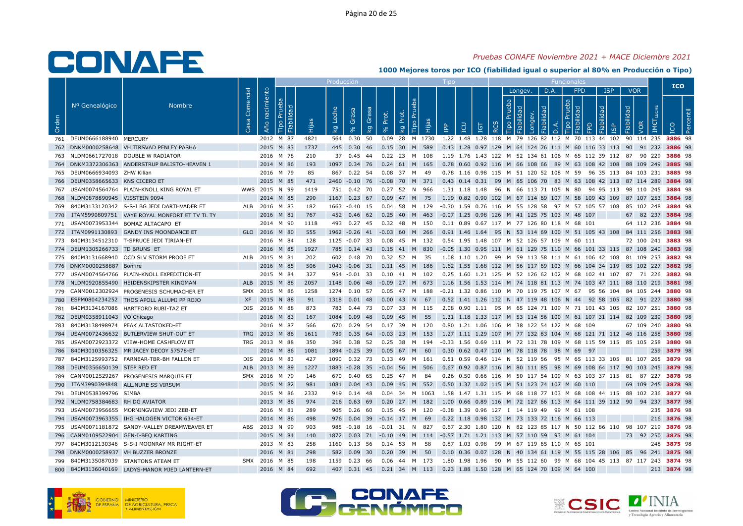# CONAFE

*Pruebas CONAFE Noviembre 2021 + MACE Diciembre 2021*

**1000 Mejores toros por ICO (fiabilidad igual o superior al 80% en Producción o Tipo)**

| Orden | Nº Genealógico | Nombre | Casa Comercial | Año nacimiento | Producción | | | | | | | | Tipo | | | | | | Funcionales | | | | | | | | | | | | | ICO | |
|---|---|---|---|---|---|---|---|---|---|---|---|---|---|---|---|---|---|---|---|---|---|---|---|---|---|---|---|---|---|---|---|---|---|
| | | | | | Tipo Prueba | Fiabilidad | Hijas | kg Leche | % Grasa | kg Grasa | % Prot. | kg Prot. | Tipo Prueba | Hijas | IPP | ICU | IGT | RCS | Longev. | | | D.A. | | FPD | | | ISP | | VOR | | IMET LECHE | ICO | Percentil |
| | | | | | | | | | | | | | | | | | | | Tipo Prueba | Fiabilidad | Longev. | Fiabilidad | D.A. | Tipo Prueba | Fiabilidad | FPD | Fiabilidad | ISP | Fiabilidad | VOR | | | |
| 761 | DEUM0666188940 | MERCURY | | 2012 | M | 87 | 4821 | 564 | 0.30 | 50 | 0.09 | 28 | M | 1730 | 1.22 | 1.48 | 1.28 | 118 | M | 79 | 126 | 82 | 112 | M | 70 | 113 | 44 | 102 | 90 | 114 | 235 | 3886 | 98 |
| 762 | DNKM0000258648 | VH TIRSVAD PENLEY PASHA | | 2015 | M | 83 | 1737 | 445 | 0.30 | 46 | 0.15 | 30 | M | 589 | 0.43 | 1.28 | 0.97 | 129 | M | 64 | 124 | 76 | 111 | M | 60 | 116 | 33 | 113 | 90 | 91 | 232 | 3886 | 98 |
| 763 | NLDM0661727018 | DOUBLE W RADIATOR | | 2016 | M | 78 | 210 | 37 | 0.45 | 44 | 0.22 | 23 | M | 108 | 1.19 | 1.76 | 1.43 | 122 | M | 52 | 134 | 61 | 106 | M | 65 | 112 | 39 | 112 | 87 | 90 | 229 | 3886 | 98 |
| 764 | DNKM3372306363 | ANDERSTRUP BALISTO-HEAVEN 1 | | 2014 | M | 86 | 193 | 1097 | 0.34 | 76 | 0.24 | 61 | M | 165 | 0.78 | 0.60 | 0.92 | 116 | M | 66 | 108 | 66 | 89 | M | 63 | 108 | 42 | 108 | 88 | 109 | 249 | 3885 | 98 |
| 765 | DEUM0666934093 | ZHW Kilian | | 2016 | M | 79 | 85 | 867 | 0.22 | 54 | 0.08 | 37 | M | 49 | 0.78 | 1.16 | 0.98 | 115 | M | 51 | 120 | 52 | 108 | M | 59 | 96 | 35 | 113 | 84 | 103 | 231 | 3885 | 98 |
| 766 | DEUM0358665633 | KNS CICERO ET | | 2015 | M | 85 | 471 | 2460 | -0.10 | 76 | -0.08 | 70 | M | 371 | 0.43 | 0.14 | 0.31 | 99 | M | 65 | 106 | 70 | 83 | M | 63 | 108 | 42 | 113 | 87 | 114 | 289 | 3884 | 98 |
| 767 | USAM0074564764 | PLAIN-KNOLL KING ROYAL ET | WWS | 2015 | N | 99 | 1419 | 751 | 0.42 | 70 | 0.27 | 52 | N | 966 | 1.31 | 1.18 | 1.48 | 96 | N | 66 | 113 | 71 | 105 | N | 80 | 94 | 95 | 113 | 98 | 110 | 245 | 3884 | 98 |
| 768 | NLDM0878890945 | VISSTEIN 9094 | | 2014 | M | 85 | 290 | 1167 | 0.23 | 67 | 0.09 | 47 | M | 75 | 1.19 | 0.82 | 0.90 | 102 | M | 67 | 114 | 69 | 107 | M | 58 | 109 | 43 | 109 | 87 | 107 | 253 | 3884 | 98 |
| 769 | 840M3133120342 | S-S-I BG JEDI DARTHVADER ET | ALB | 2016 | M | 83 | 182 | 1663 | -0.40 | 15 | 0.04 | 58 | M | 129 | -0.30 | 1.59 | 0.76 | 116 | M | 55 | 128 | 58 | 97 | M | 57 | 105 | 57 | 108 | 85 | 102 | 248 | 3884 | 98 |
| 770 | ITAM5990809751 | VAYE ROYAL MONFORT ET TV TL TY | | 2016 | M | 81 | 767 | 452 | 0.46 | 62 | 0.25 | 40 | M | 463 | -0.07 | 1.25 | 0.98 | 126 | M | 41 | 125 | 75 | 103 | M | 48 | 107 | | | 67 | 82 | 237 | 3884 | 98 |
| 771 | USAM0073953344 | BOMAZ ALTACAPO ET | | 2014 | M | 90 | 1118 | 493 | 0.27 | 45 | 0.32 | 48 | M | 150 | 0.11 | 0.89 | 0.67 | 117 | M | 77 | 126 | 80 | 118 | M | 68 | 101 | | | 64 | 112 | 236 | 3884 | 98 |
| 772 | ITAM0991130893 | GANDY INS MOONDANCE ET | GLO | 2016 | M | 80 | 555 | 1962 | -0.26 | 41 | -0.03 | 60 | M | 266 | 0.91 | 1.46 | 1.64 | 95 | N | 53 | 114 | 69 | 100 | M | 51 | 105 | 43 | 108 | 84 | 111 | 256 | 3883 | 98 |
| 773 | 840M3134512310 | T-SPRUCE JEDI TIRIAN-ET | | 2016 | M | 84 | 128 | 1125 | -0.07 | 33 | 0.08 | 45 | M | 132 | 0.54 | 1.95 | 1.48 | 107 | M | 52 | 126 | 57 | 109 | M | 60 | 111 | | | 72 | 100 | 241 | 3883 | 98 |
| 774 | DEUM1305266733 | TD BRUNS ET | | 2016 | M | 85 | 1927 | 785 | 0.14 | 43 | 0.15 | 41 | M | 830 | -0.05 | 1.30 | 0.95 | 111 | M | 61 | 129 | 75 | 110 | M | 66 | 101 | 33 | 115 | 87 | 108 | 240 | 3883 | 98 |
| 775 | 840M3131668940 | OCD SLV STORM PROOF ET | ALB | 2015 | M | 81 | 202 | 602 | 0.48 | 70 | 0.32 | 52 | M | 35 | 1.08 | 1.10 | 1.20 | 99 | M | 59 | 113 | 58 | 111 | M | 61 | 106 | 42 | 108 | 81 | 109 | 253 | 3882 | 98 |
| 776 | DNKM0000258887 | Bonfire | | 2016 | M | 85 | 506 | 1043 | -0.06 | 31 | 0.11 | 45 | M | 186 | 1.62 | 1.55 | 1.68 | 112 | M | 56 | 117 | 69 | 103 | M | 66 | 104 | 34 | 119 | 85 | 102 | 227 | 3882 | 98 |
| 777 | USAM0074564766 | PLAIN-KNOLL EXPEDITION-ET | | 2015 | M | 84 | 327 | 954 | -0.01 | 33 | 0.10 | 41 | M | 102 | 0.25 | 1.60 | 1.21 | 125 | M | 52 | 126 | 62 | 102 | M | 68 | 102 | 41 | 107 | 87 | 71 | 226 | 3882 | 98 |
| 778 | NLDM0920855490 | HEIDENSKIPSTER KINGMAN | ALB | 2015 | M | 88 | 2057 | 1148 | 0.06 | 48 | -0.09 | 27 | M | 673 | 1.16 | 1.56 | 1.53 | 114 | M | 74 | 118 | 81 | 113 | M | 74 | 103 | 47 | 111 | 88 | 110 | 219 | 3881 | 98 |
| 779 | CANM0012302924 | PROGENESIS SCHUMACHER ET | SMX | 2015 | M | 86 | 1258 | 1274 | 0.10 | 57 | 0.05 | 47 | M | 188 | -0.21 | 1.32 | 0.86 | 110 | M | 70 | 119 | 75 | 107 | M | 67 | 95 | 56 | 104 | 84 | 105 | 244 | 3880 | 98 |
| 780 | ESPM0804234252 | THOS APOLL ALLUMI PP ROJO | XF | 2015 | N | 88 | 91 | 1318 | 0.01 | 48 | 0.00 | 43 | N | 67 | 0.52 | 1.41 | 1.26 | 112 | N | 47 | 119 | 48 | 106 | N | 44 | 92 | 58 | 105 | 82 | 91 | 227 | 3880 | 98 |
| 781 | 840M3134167086 | HARTFORD RUBI-TAZ ET | DIS | 2016 | M | 88 | 873 | 783 | 0.44 | 73 | 0.07 | 33 | M | 115 | 2.08 | 0.90 | 1.11 | 95 | M | 65 | 124 | 71 | 109 | M | 71 | 101 | 43 | 105 | 82 | 107 | 251 | 3880 | 98 |
| 782 | DEUM0358911043 | VO Chicago | | 2016 | M | 83 | 167 | 1084 | 0.09 | 48 | 0.09 | 45 | M | 55 | 1.31 | 1.18 | 1.33 | 117 | M | 53 | 114 | 56 | 100 | M | 61 | 107 | 31 | 114 | 82 | 109 | 239 | 3880 | 98 |
| 783 | 840M3138498974 | PEAK ALTASTOKED-ET | | 2016 | M | 87 | 566 | 670 | 0.29 | 54 | 0.17 | 39 | M | 120 | 0.80 | 1.21 | 1.06 | 106 | M | 38 | 122 | 54 | 122 | M | 68 | 109 | | | 67 | 109 | 240 | 3880 | 98 |
| 784 | USAM0072436632 | BUTLERVIEW SHUT-OUT ET | TRG | 2013 | M | 86 | 1611 | 789 | 0.35 | 64 | -0.03 | 23 | M | 153 | 1.27 | 1.11 | 1.29 | 107 | M | 77 | 132 | 83 | 104 | M | 68 | 121 | 71 | 112 | 46 | 116 | 258 | 3880 | 98 |
| 785 | USAM0072923372 | VIEW-HOME CASHFLOW ET | TRG | 2013 | M | 88 | 350 | 396 | 0.38 | 52 | 0.25 | 38 | M | 194 | -0.33 | 1.56 | 0.69 | 111 | M | 72 | 131 | 78 | 109 | M | 68 | 115 | 59 | 115 | 85 | 105 | 258 | 3880 | 98 |
| 786 | 840M3010356325 | MR JACEY DECOY 57578-ET | | 2014 | M | 86 | 1081 | 1894 | -0.25 | 39 | 0.05 | 67 | M | 60 | 0.30 | 0.62 | 0.47 | 110 | M | 78 | 118 | 78 | 98 | M | 69 | 97 | | | | | 259 | 3879 | 98 |
| 787 | 840M3125993752 | FARNEAR-TBR-BH FALLON ET | DIS | 2016 | M | 83 | 427 | 1090 | 0.32 | 73 | 0.13 | 49 | M | 161 | 0.51 | 0.59 | 0.46 | 114 | N | 52 | 119 | 56 | 95 | M | 65 | 113 | 33 | 105 | 81 | 107 | 265 | 3879 | 98 |
| 788 | DEUM0356650139 | STEP RED ET | ALB | 2013 | M | 89 | 1227 | 1883 | -0.28 | 35 | -0.04 | 56 | M | 506 | 0.67 | 0.92 | 0.87 | 116 | M | 80 | 111 | 85 | 98 | M | 69 | 108 | 64 | 117 | 90 | 103 | 245 | 3879 | 98 |
| 789 | CANM0012529267 | PROGENESIS MARQUIS ET | SMX | 2016 | M | 79 | 146 | 670 | 0.40 | 65 | 0.25 | 47 | M | 84 | 0.26 | 0.50 | 0.66 | 116 | M | 50 | 117 | 54 | 109 | M | 63 | 103 | 37 | 115 | 81 | 87 | 227 | 3878 | 98 |
| 790 | ITAM3990394848 | ALL.NURE SS VIRSUM | | 2015 | M | 82 | 981 | 1081 | 0.04 | 43 | 0.09 | 45 | M | 552 | 0.50 | 1.37 | 1.02 | 115 | M | 51 | 123 | 74 | 107 | M | 60 | 110 | | | 69 | 109 | 245 | 3878 | 98 |
| 791 | DEUM0538399796 | SIMBA | | 2015 | M | 86 | 2332 | 919 | 0.14 | 48 | 0.04 | 34 | M | 1063 | 1.58 | 1.47 | 1.31 | 115 | M | 68 | 118 | 77 | 103 | M | 68 | 108 | 44 | 115 | 88 | 102 | 236 | 3877 | 98 |
| 792 | NLDM0758384683 | RH DG AVIATOR | | 2013 | M | 86 | 974 | 216 | 0.63 | 69 | 0.20 | 27 | M | 182 | 1.00 | 0.66 | 0.89 | 116 | M | 72 | 127 | 66 | 113 | M | 64 | 111 | 39 | 112 | 90 | 94 | 237 | 3877 | 98 |
| 793 | USAM0073956655 | MORNINGVIEW JEDI ZEB-ET | | 2016 | M | 81 | 289 | 905 | 0.26 | 60 | 0.15 | 45 | M | 120 | -0.38 | 1.39 | 0.96 | 127 | I | 14 | 119 | 49 | 99 | M | 61 | 108 | | | | | 235 | 3876 | 98 |
| 794 | USAM0073963355 | IHG HALOGEN VICTOR 634-ET | | 2014 | M | 86 | 498 | 976 | 0.04 | 39 | -0.14 | 17 | M | 69 | 0.22 | 1.18 | 0.98 | 132 | M | 73 | 133 | 72 | 116 | M | 66 | 113 | | | | | 216 | 3876 | 98 |
| 795 | USAM0071181872 | SANDY-VALLEY DREAMWEAVER ET | ABS | 2013 | N | 99 | 903 | 985 | -0.18 | 16 | -0.01 | 31 | N | 827 | 0.67 | 2.30 | 1.80 | 120 | N | 82 | 123 | 85 | 117 | N | 50 | 112 | 86 | 110 | 98 | 107 | 219 | 3876 | 98 |
| 796 | CANM0109522904 | GEN-I-BEQ KARTING | | 2015 | M | 84 | 140 | 1872 | 0.03 | 71 | -0.10 | 49 | M | 114 | -0.57 | 1.71 | 1.21 | 113 | M | 57 | 110 | 59 | 93 | M | 61 | 104 | | | 73 | 92 | 250 | 3875 | 98 |
| 797 | 840M3012130346 | S-S-I MOONRAY MR RIGHT-ET | | 2013 | M | 83 | 258 | 1160 | 0.13 | 56 | 0.14 | 53 | M | 58 | 0.87 | 1.03 | 0.98 | 99 | M | 67 | 119 | 65 | 110 | M | 65 | 101 | | | | | 248 | 3875 | 98 |
| 798 | DNKM0000258937 | VH BUZZER BRONZE | | 2016 | M | 81 | 298 | 582 | 0.09 | 30 | 0.20 | 39 | M | 50 | 0.10 | 0.36 | 0.07 | 128 | N | 40 | 134 | 61 | 119 | M | 55 | 115 | 28 | 106 | 85 | 96 | 241 | 3875 | 98 |
| 799 | 840M3135087039 | STANTONS ATEAM ET | SMX | 2016 | M | 85 | 198 | 1159 | 0.23 | 66 | 0.06 | 44 | M | 173 | 1.80 | 1.98 | 1.96 | 90 | M | 55 | 112 | 60 | 99 | M | 68 | 104 | 45 | 113 | 87 | 117 | 243 | 3874 | 98 |
| 800 | 840M3136040169 | LADYS-MANOR MJED LANTERN-ET | | 2016 | M | 84 | 692 | 407 | 0.31 | 45 | 0.21 | 34 | M | 113 | 0.23 | 1.88 | 1.50 | 128 | M | 65 | 124 | 70 | 109 | M | 64 | 100 | | | | | 213 | 3874 | 98 |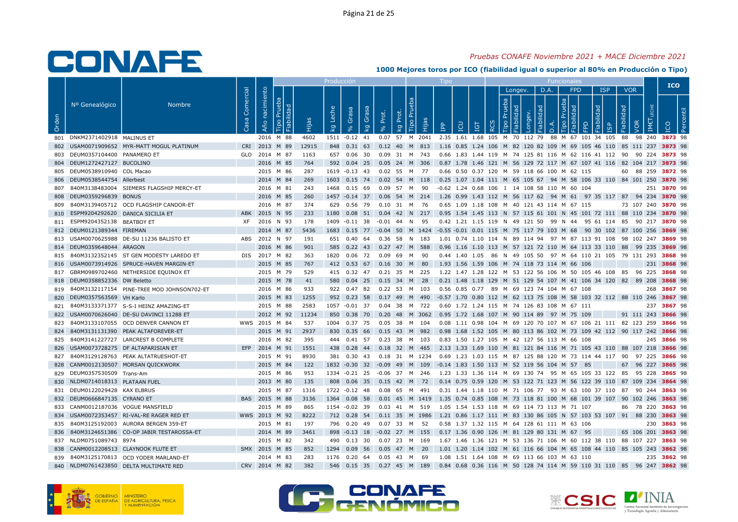# CONAFE

*Pruebas CONAFE Noviembre 2021 + MACE Diciembre 2021*

**1000 Mejores toros por ICO (fiabilidad igual o superior al 80% en Producción o Tipo)**

| | | | | | Producción | | | | | | | | Tipo | | | | | Funcionales | | | | | | | | | | | | | | ICO | |
|---|---|---|---|---|---|---|---|---|---|---|---|---|---|---|---|---|---|---|---|---|---|---|---|---|---|---|---|---|---|---|---|---|---|
| | | | | | | | | | | | | | | | | | | | Longev. | | D.A. | | FPD | | | ISP | | VOR | | | | | |
| Orden | Nº Genealógico | Nombre | Casa Comercial | Año nacimiento | Tipo Prueba | Fiabilidad | Hijas | kg Leche | % Grasa | kg Grasa | % Prot. | kg Prot. | Tipo Prueba | Hijas | IPP | ICU | IGT | RCS | Tipo Prueba | Fiabilidad | Longev. | Fiabilidad | D.A. | Tipo Prueba | Fiabilidad | FPD | Fiabilidad | ISP | Fiabilidad | VOR | IMET LECHE | ICO | Percentil |
| 801 | DNKM2371402918 | MALINUS ET | | 2016 | M | 88 | 4602 | 1511 | -0.12 | 41 | 0.07 | 57 | M | 2041 | 2.35 | 1.61 | 1.68 | 105 | M | 70 | 112 | 79 | 88 | M | 67 | 101 | 34 | 105 | 88 | 98 | 240 | 3873 | 98 |
| 802 | USAM0071909652 | MYR-MATT MOGUL PLATINUM | CRI | 2013 | M | 89 | 12915 | 848 | 0.31 | 63 | 0.12 | 40 | M | 813 | 1.16 | 0.85 | 1.24 | 106 | M | 82 | 120 | 82 | 109 | M | 69 | 105 | 46 | 110 | 85 | 111 | 237 | 3873 | 98 |
| 803 | DEUM0357104400 | PANAMERO ET | GLO | 2014 | M | 87 | 1163 | 657 | 0.06 | 30 | 0.09 | 31 | M | 743 | 0.66 | 1.83 | 1.44 | 119 | M | 74 | 125 | 81 | 116 | M | 62 | 116 | 41 | 112 | 90 | 90 | 224 | 3873 | 98 |
| 804 | DEUM1272427127 | BUCOLINO | | 2016 | M | 85 | 764 | 592 | 0.04 | 25 | 0.05 | 24 | M | 306 | 0.87 | 1.78 | 1.46 | 121 | M | 56 | 129 | 72 | 117 | M | 67 | 107 | 41 | 116 | 82 | 104 | 217 | 3873 | 98 |
| 805 | DEUM0538910940 | COL Macao | | 2015 | M | 86 | 287 | 1619 | -0.13 | 43 | 0.02 | 55 | M | 77 | 0.66 | 0.50 | 0.37 | 120 | M | 59 | 118 | 66 | 100 | M | 62 | 115 | | | 60 | 88 | 259 | 3872 | 98 |
| 806 | DEUM0538544754 | Allerbest | | 2014 | M | 84 | 269 | 1603 | 0.15 | 74 | 0.02 | 54 | M | 118 | 0.25 | 1.07 | 1.04 | 111 | M | 65 | 105 | 67 | 94 | M | 58 | 106 | 33 | 110 | 84 | 101 | 250 | 3870 | 98 |
| 807 | 840M3138483004 | SIEMERS FLAGSHIP MERCY-ET | | 2016 | M | 81 | 243 | 1468 | 0.15 | 69 | 0.09 | 57 | M | 90 | -0.62 | 1.24 | 0.68 | 106 | I | 14 | 108 | 58 | 110 | M | 60 | 104 | | | | | 251 | 3870 | 98 |
| 808 | DEUM0359296839 | BONUS | | 2016 | M | 85 | 260 | 1457 | -0.14 | 37 | 0.06 | 54 | M | 214 | 1.26 | 0.99 | 1.43 | 112 | M | 56 | 117 | 62 | 94 | M | 61 | 97 | 35 | 117 | 87 | 94 | 234 | 3870 | 98 |
| 809 | 840M3139405712 | OCD FLAGSHIP CANDOR-ET | | 2016 | M | 87 | 374 | 629 | 0.56 | 79 | 0.10 | 31 | M | 76 | 0.65 | 1.09 | 1.18 | 108 | M | 40 | 121 | 43 | 114 | M | 67 | 115 | | | 73 | 107 | 240 | 3870 | 98 |
| 810 | ESPM9204292620 | DANICA SICILIA ET | ABK | 2015 | N | 95 | 233 | 1180 | 0.08 | 51 | 0.04 | 42 | N | 217 | 0.95 | 1.54 | 1.45 | 113 | N | 57 | 115 | 61 | 101 | N | 45 | 101 | 72 | 111 | 88 | 110 | 234 | 3870 | 98 |
| 811 | ESPM9204352138 | BEATBOY ET | XF | 2016 | N | 93 | 178 | 1409 | -0.11 | 38 | -0.01 | 44 | N | 95 | 0.42 | 1.21 | 1.15 | 119 | N | 49 | 121 | 50 | 99 | N | 44 | 95 | 61 | 114 | 85 | 97 | 217 | 3870 | 98 |
| 812 | DEUM0121389344 | FIREMAN | | 2014 | M | 87 | 5436 | 1683 | 0.15 | 77 | -0.04 | 50 | M | 1424 | -0.55 | -0.01 | 0.01 | 115 | M | 75 | 117 | 79 | 103 | M | 68 | 90 | 30 | 102 | 87 | 100 | 256 | 3869 | 98 |
| 813 | USAM0070625988 | DE-SU 11236 BALISTO ET | ABS | 2012 | N | 97 | 191 | 651 | 0.40 | 64 | 0.36 | 58 | N | 183 | 1.01 | 0.74 | 1.10 | 114 | N | 89 | 114 | 94 | 97 | M | 87 | 113 | 91 | 108 | 98 | 102 | 247 | 3869 | 98 |
| 814 | DEUM0359648044 | ARAGON | | 2016 | M | 86 | 901 | 585 | 0.22 | 43 | 0.27 | 47 | M | 588 | 0.96 | 1.16 | 1.10 | 113 | M | 57 | 121 | 72 | 110 | M | 64 | 113 | 33 | 110 | 88 | 99 | 235 | 3869 | 98 |
| 815 | 840M3132352145 | ST GEN MODESTY LAREDO ET | DIS | 2017 | M | 82 | 363 | 1820 | 0.06 | 72 | 0.09 | 69 | M | 90 | 0.44 | 1.40 | 1.05 | 86 | N | 49 | 105 | 50 | 97 | M | 64 | 110 | 21 | 105 | 79 | 131 | 293 | 3868 | 98 |
| 816 | USAM0073914926 | SPRUCE-HAVEN MARGIN-ET | | 2015 | M | 85 | 767 | 412 | 0.53 | 67 | 0.16 | 30 | M | 80 | 1.93 | 1.56 | 1.59 | 106 | M | 74 | 118 | 73 | 114 | M | 66 | 106 | | | | | 231 | 3868 | 98 |
| 817 | GBRM0989702460 | NETHERSIDE EQUINOX ET | | 2015 | M | 79 | 529 | 415 | 0.32 | 47 | 0.21 | 35 | M | 225 | 1.22 | 1.47 | 1.28 | 122 | M | 53 | 122 | 56 | 106 | M | 50 | 105 | 46 | 108 | 85 | 96 | 225 | 3868 | 98 |
| 818 | DEUM0358852336 | DW Beletto | | 2015 | M | 78 | 41 | 580 | 0.04 | 25 | 0.15 | 34 | M | 28 | 0.21 | 1.48 | 1.18 | 129 | M | 51 | 129 | 54 | 107 | M | 41 | 106 | 34 | 120 | 82 | 89 | 208 | 3868 | 98 |
| 819 | 840M3132117154 | PINE-TREE MOD JOHNSON702-ET | | 2016 | M | 86 | 933 | 922 | 0.47 | 82 | 0.22 | 53 | M | 103 | 0.56 | 0.85 | 0.77 | 89 | M | 69 | 123 | 74 | 104 | M | 67 | 108 | | | | | 268 | 3867 | 98 |
| 820 | DEUM0357563569 | VH Karlo | | 2015 | M | 83 | 1255 | 952 | 0.23 | 58 | 0.17 | 49 | M | 490 | -0.57 | 1.70 | 0.80 | 112 | M | 62 | 113 | 75 | 108 | M | 58 | 103 | 32 | 112 | 88 | 110 | 246 | 3867 | 98 |
| 821 | 840M3133371377 | S-S-I HEINZ AMAZING-ET | | 2015 | M | 88 | 2583 | 1057 | -0.01 | 37 | 0.04 | 38 | M | 722 | 0.60 | 1.72 | 1.24 | 115 | M | 74 | 126 | 83 | 108 | M | 67 | 111 | | | | | 237 | 3867 | 98 |
| 822 | USAM0070626040 | DE-SU DAVINCI 11288 ET | | 2012 | M | 92 | 11234 | 850 | 0.38 | 70 | 0.20 | 48 | M | 3062 | 0.95 | 1.72 | 1.68 | 107 | M | 90 | 114 | 89 | 97 | M | 75 | 109 | | | 91 | 111 | 243 | 3866 | 98 |
| 823 | 840M3133107055 | OCD DENVER CANNON ET | WWS | 2015 | M | 84 | 537 | 1004 | 0.37 | 75 | 0.05 | 38 | M | 104 | 0.08 | 1.11 | 0.98 | 104 | M | 69 | 120 | 70 | 107 | M | 67 | 106 | 21 | 111 | 82 | 123 | 259 | 3866 | 98 |
| 824 | 840M3131131390 | PEAK ALTAFOREVER-ET | | 2015 | M | 91 | 2937 | 830 | 0.35 | 66 | 0.15 | 43 | M | 982 | 0.98 | 1.68 | 1.52 | 105 | M | 80 | 113 | 86 | 102 | M | 73 | 109 | 42 | 112 | 90 | 117 | 242 | 3866 | 98 |
| 825 | 840M3141227727 | LARCREST B COMPLETE | | 2016 | M | 82 | 395 | 444 | 0.41 | 57 | 0.23 | 38 | M | 103 | 0.83 | 1.50 | 1.27 | 105 | M | 42 | 127 | 56 | 113 | M | 66 | 108 | | | | | 245 | 3866 | 98 |
| 826 | USAM0073728275 | DF ALTAPARISIAN ET | EFP | 2014 | M | 91 | 1551 | 438 | 0.28 | 44 | 0.18 | 32 | M | 465 | 2.13 | 1.33 | 1.69 | 110 | M | 81 | 121 | 84 | 116 | M | 71 | 105 | 43 | 110 | 88 | 107 | 218 | 3866 | 98 |
| 827 | 840M3129128763 | PEAK ALTATRUESHOT-ET | | 2015 | M | 91 | 8930 | 381 | 0.30 | 43 | 0.18 | 31 | M | 1234 | 0.69 | 1.23 | 1.03 | 115 | M | 87 | 125 | 88 | 120 | M | 73 | 114 | 44 | 117 | 90 | 97 | 225 | 3866 | 98 |
| 828 | CANM0012130507 | MORSAN QUICKWORK | | 2015 | M | 84 | 122 | 1832 | -0.30 | 32 | -0.09 | 49 | M | 109 | -0.14 | 1.83 | 1.50 | 113 | M | 52 | 119 | 56 | 104 | M | 57 | 85 | | | 67 | 96 | 227 | 3865 | 98 |
| 829 | DEUM0357530509 | Trans-Am | | 2015 | M | 86 | 953 | 1334 | -0.21 | 25 | -0.06 | 37 | M | 246 | 1.23 | 1.33 | 1.36 | 114 | M | 69 | 130 | 74 | 95 | M | 65 | 105 | 33 | 122 | 85 | 95 | 228 | 3865 | 98 |
| 830 | NLDM0714018313 | PLATAAN FUEL | | 2013 | M | 80 | 135 | 808 | 0.06 | 35 | 0.15 | 42 | M | 72 | 0.14 | 0.75 | 0.59 | 120 | M | 53 | 122 | 71 | 123 | M | 56 | 122 | 39 | 110 | 87 | 109 | 234 | 3864 | 98 |
| 831 | DEUM0122029428 | KAX ELBRUS | | 2015 | M | 87 | 1316 | 1722 | -0.12 | 48 | 0.08 | 65 | M | 491 | 0.31 | 1.44 | 1.18 | 110 | M | 71 | 106 | 77 | 93 | M | 63 | 100 | 37 | 110 | 87 | 90 | 244 | 3863 | 98 |
| 832 | DEUM0666847135 | CYRANO ET | BAS | 2015 | M | 88 | 3136 | 1364 | 0.08 | 58 | 0.01 | 45 | M | 1419 | 1.35 | 0.74 | 0.85 | 108 | M | 73 | 118 | 81 | 100 | M | 68 | 101 | 39 | 107 | 90 | 102 | 246 | 3863 | 98 |
| 833 | CANM0012187036 | VOGUE MANSFIELD | | 2015 | M | 89 | 865 | 1154 | -0.02 | 39 | 0.03 | 41 | M | 519 | 1.05 | 1.54 | 1.53 | 118 | M | 69 | 114 | 73 | 113 | M | 71 | 107 | | | 86 | 78 | 220 | 3863 | 98 |
| 834 | USAM0072353457 | RI-VAL-RE RAGER RED ET | WWS | 2013 | M | 92 | 8222 | 712 | 0.28 | 54 | 0.11 | 35 | M | 1986 | 1.21 | 0.86 | 1.17 | 111 | M | 83 | 130 | 86 | 105 | N | 57 | 103 | 53 | 107 | 91 | 88 | 230 | 3863 | 98 |
| 835 | 840M3125192003 | AURORA BERGEN 359-ET | | 2015 | M | 81 | 197 | 796 | 0.20 | 49 | 0.07 | 33 | M | 52 | 0.58 | 1.37 | 1.32 | 115 | M | 64 | 128 | 61 | 111 | M | 63 | 106 | | | | | 230 | 3863 | 98 |
| 836 | 840M3124651386 | CO-OP JABIR TESTAROSSA-ET | | 2014 | M | 89 | 3461 | 898 | -0.13 | 18 | -0.02 | 27 | M | 155 | 0.17 | 1.36 | 0.90 | 126 | M | 81 | 129 | 80 | 131 | M | 67 | 95 | | | 65 | 106 | 201 | 3863 | 98 |
| 837 | NLDM0751089743 | 8974 | | 2015 | M | 82 | 342 | 490 | 0.13 | 30 | 0.07 | 23 | M | 169 | 1.67 | 1.46 | 1.36 | 121 | M | 53 | 136 | 71 | 106 | M | 60 | 112 | 38 | 110 | 88 | 107 | 227 | 3863 | 98 |
| 838 | CANM0012208513 | CLAYNOOK FLUTE ET | SMX | 2015 | M | 85 | 852 | 1294 | 0.09 | 56 | 0.05 | 47 | M | 20 | 1.01 | 1.20 | 1.14 | 102 | M | 61 | 116 | 66 | 104 | M | 65 | 108 | 44 | 110 | 85 | 105 | 243 | 3862 | 98 |
| 839 | 840M3125170813 | OCD YODER MARLAND-ET | | 2014 | M | 83 | 283 | 1176 | 0.20 | 64 | 0.05 | 43 | M | 69 | 1.08 | 1.51 | 1.64 | 108 | M | 69 | 113 | 66 | 103 | M | 63 | 110 | | | | | 235 | 3862 | 98 |
| 840 | NLDM0761423850 | DELTA MULTIMATE RED | CRV | 2014 | M | 82 | 382 | 546 | 0.15 | 35 | 0.27 | 45 | M | 189 | 0.84 | 0.68 | 0.36 | 116 | M | 50 | 128 | 74 | 114 | M | 59 | 110 | 31 | 110 | 85 | 96 | 247 | 3862 | 98 |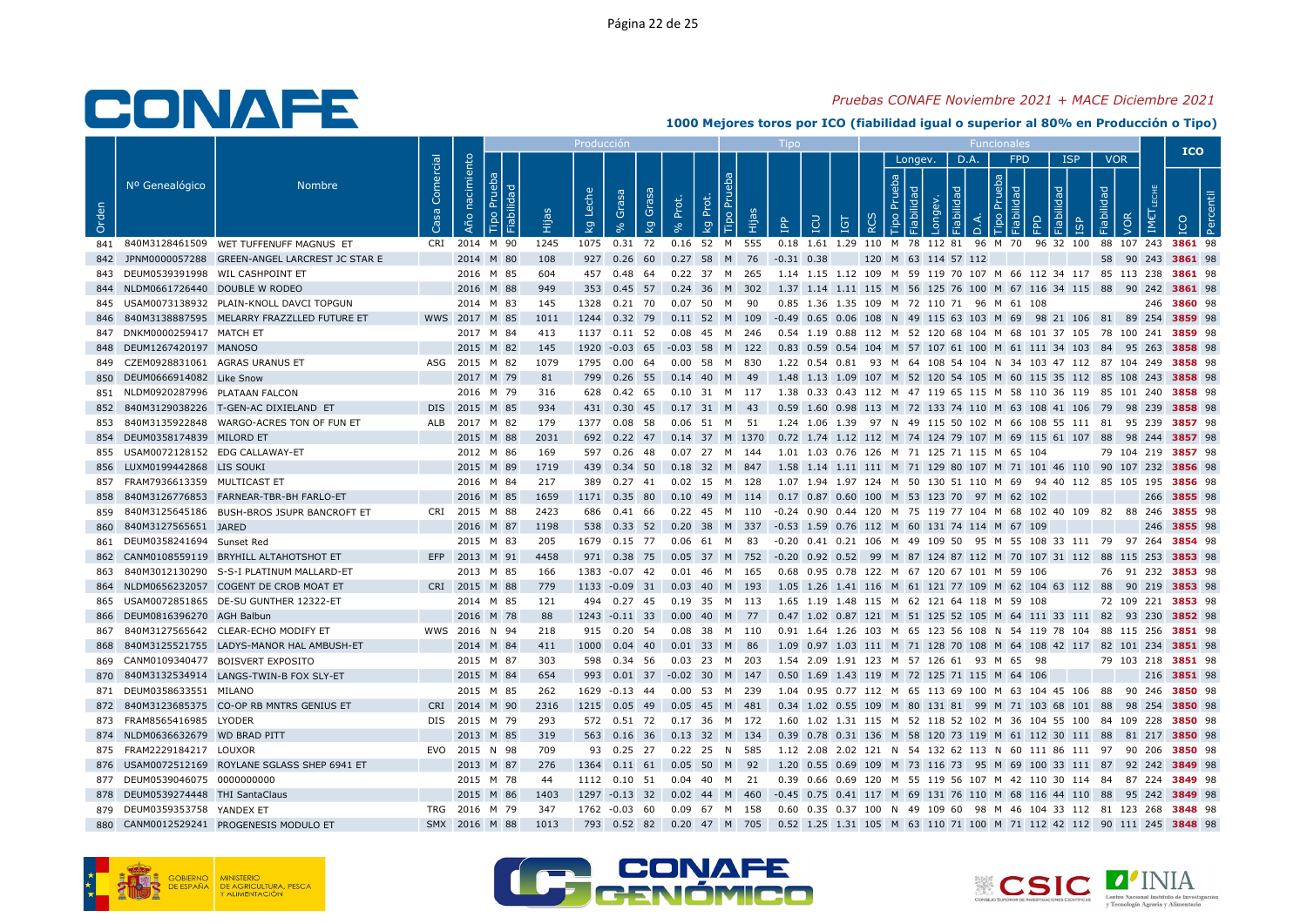# CONAFE

*Pruebas CONAFE Noviembre 2021 + MACE Diciembre 2021*

**1000 Mejores toros por ICO (fiabilidad igual o superior al 80% en Producción o Tipo)**

| Orden | Nº Genealógico | Nombre | Casa Comercial | Año nacimiento | Producción Tipo Prueba | Fiabilidad | Hijas | kg Leche | % Grasa | kg Grasa | % Prot. | kg Prot. | Tipo Tipo Prueba | Hijas | IPP | ICU | IGT | RCS | Longev. Tipo Prueba | Fiabilidad | Longev. | D.A. Fiabilidad | D.A. | FPD Tipo Prueba | Fiabilidad | FPD | ISP Fiabilidad | ISP | VOR Fiabilidad | VOR | IMCT LECHE | ICO | Percentil |
|---|---|---|---|---|---|---|---|---|---|---|---|---|---|---|---|---|---|---|---|---|---|---|---|---|---|---|---|---|---|---|---|---|---|
| 841 | 840M3128461509 | WET TUFFENUFF MAGNUS ET | CRI | 2014 | M | 90 | 1245 | 1075 | 0.31 | 72 | 0.16 | 52 | M | 555 | 0.18 | 1.61 | 1.29 | 110 | M | 78 | 112 | 81 | 96 | M | 70 | 96 | 32 | 100 | 88 | 107 | 243 | 3861 | 98 |
| 842 | JPNM0000057288 | GREEN-ANGEL LARCREST JC STAR E | | 2014 | M | 80 | 108 | 927 | 0.26 | 60 | 0.27 | 58 | M | 76 | -0.31 | 0.38 | | 120 | M | 63 | 114 | 57 | 112 | | | | | | 58 | 90 | 243 | 3861 | 98 |
| 843 | DEUM0539391998 | WIL CASHPOINT ET | | 2016 | M | 85 | 604 | 457 | 0.48 | 64 | 0.22 | 37 | M | 265 | 1.14 | 1.15 | 1.12 | 109 | M | 59 | 119 | 70 | 107 | M | 66 | 112 | 34 | 117 | 85 | 113 | 238 | 3861 | 98 |
| 844 | NLDM0661726440 | DOUBLE W RODEO | | 2016 | M | 88 | 949 | 353 | 0.45 | 57 | 0.24 | 36 | M | 302 | 1.37 | 1.14 | 1.11 | 115 | M | 56 | 125 | 76 | 100 | M | 67 | 116 | 34 | 115 | 88 | 90 | 242 | 3861 | 98 |
| 845 | USAM0073138932 | PLAIN-KNOLL DAVCI TOPGUN | | 2014 | M | 83 | 145 | 1328 | 0.21 | 70 | 0.07 | 50 | M | 90 | 0.85 | 1.36 | 1.35 | 109 | M | 72 | 110 | 71 | 96 | M | 61 | 108 | | | | | 246 | 3860 | 98 |
| 846 | 840M3138887595 | MELARRY FRAZZLLED FUTURE ET | WWS | 2017 | M | 85 | 1011 | 1244 | 0.32 | 79 | 0.11 | 52 | M | 109 | -0.49 | 0.65 | 0.06 | 108 | N | 49 | 115 | 63 | 103 | M | 69 | 98 | 21 | 106 | 81 | 89 | 254 | 3859 | 98 |
| 847 | DNKM0000259417 | MATCH ET | | 2017 | M | 84 | 413 | 1137 | 0.11 | 52 | 0.08 | 45 | M | 246 | 0.54 | 1.19 | 0.88 | 112 | M | 52 | 120 | 68 | 104 | M | 68 | 101 | 37 | 105 | 78 | 100 | 241 | 3859 | 98 |
| 848 | DEUM1267420197 | MANOSO | | 2015 | M | 82 | 145 | 1920 | -0.03 | 65 | -0.03 | 58 | M | 122 | 0.83 | 0.59 | 0.54 | 104 | M | 57 | 107 | 61 | 100 | M | 61 | 111 | 34 | 103 | 84 | 95 | 263 | 3858 | 98 |
| 849 | CZEM0928831061 | AGRAS URANUS ET | ASG | 2015 | M | 82 | 1079 | 1795 | 0.00 | 64 | 0.00 | 58 | M | 830 | 1.22 | 0.54 | 0.81 | 93 | M | 64 | 108 | 54 | 104 | N | 34 | 103 | 47 | 112 | 87 | 104 | 249 | 3858 | 98 |
| 850 | DEUM0666914082 | Like Snow | | 2017 | M | 79 | 81 | 799 | 0.26 | 55 | 0.14 | 40 | M | 49 | 1.48 | 1.13 | 1.09 | 107 | M | 52 | 120 | 54 | 105 | M | 60 | 115 | 35 | 112 | 85 | 108 | 243 | 3858 | 98 |
| 851 | NLDM0920287996 | PLATAAN FALCON | | 2016 | M | 79 | 316 | 628 | 0.42 | 65 | 0.10 | 31 | M | 117 | 1.38 | 0.33 | 0.43 | 112 | M | 47 | 119 | 65 | 115 | M | 58 | 110 | 36 | 119 | 85 | 101 | 240 | 3858 | 98 |
| 852 | 840M3129038226 | T-GEN-AC DIXIELAND ET | DIS | 2015 | M | 85 | 934 | 431 | 0.30 | 45 | 0.17 | 31 | M | 43 | 0.59 | 1.60 | 0.98 | 113 | M | 72 | 133 | 74 | 110 | M | 63 | 108 | 41 | 106 | 79 | 98 | 239 | 3858 | 98 |
| 853 | 840M3135922848 | WARGO-ACRES TON OF FUN ET | ALB | 2017 | M | 82 | 179 | 1377 | 0.08 | 58 | 0.06 | 51 | M | 51 | 1.24 | 1.06 | 1.39 | 97 | N | 49 | 115 | 50 | 102 | M | 66 | 108 | 55 | 111 | 81 | 95 | 239 | 3857 | 98 |
| 854 | DEUM0358174839 | MILORD ET | | 2015 | M | 88 | 2031 | 692 | 0.22 | 47 | 0.14 | 37 | M | 1370 | 0.72 | 1.74 | 1.12 | 112 | M | 74 | 124 | 79 | 107 | M | 69 | 115 | 61 | 107 | 88 | 98 | 244 | 3857 | 98 |
| 855 | USAM0072128152 | EDG CALLAWAY-ET | | 2012 | M | 86 | 169 | 597 | 0.26 | 48 | 0.07 | 27 | M | 144 | 1.01 | 1.03 | 0.76 | 126 | M | 71 | 125 | 71 | 115 | M | 65 | 104 | | | 79 | 104 | 219 | 3857 | 98 |
| 856 | LUXM0199442868 | LIS SOUKI | | 2015 | M | 89 | 1719 | 439 | 0.34 | 50 | 0.18 | 32 | M | 847 | 1.58 | 1.14 | 1.11 | 111 | M | 71 | 129 | 80 | 107 | M | 71 | 101 | 46 | 110 | 90 | 107 | 232 | 3856 | 98 |
| 857 | FRAM7936613359 | MULTICAST ET | | 2016 | M | 84 | 217 | 389 | 0.27 | 41 | 0.02 | 15 | M | 128 | 1.07 | 1.94 | 1.97 | 124 | M | 50 | 130 | 51 | 110 | M | 69 | 94 | 40 | 112 | 85 | 105 | 195 | 3856 | 98 |
| 858 | 840M3126776853 | FARNEAR-TBR-BH FARLO-ET | | 2016 | M | 85 | 1659 | 1171 | 0.35 | 80 | 0.10 | 49 | M | 114 | 0.17 | 0.87 | 0.60 | 100 | M | 53 | 123 | 70 | 97 | M | 62 | 102 | | | | | 266 | 3855 | 98 |
| 859 | 840M3125645186 | BUSH-BROS JSUPR BANCROFT ET | CRI | 2015 | M | 88 | 2423 | 686 | 0.41 | 66 | 0.22 | 45 | M | 110 | -0.24 | 0.90 | 0.44 | 120 | M | 75 | 119 | 77 | 104 | M | 68 | 102 | 40 | 109 | 82 | 88 | 246 | 3855 | 98 |
| 860 | 840M3127565651 | JARED | | 2016 | M | 87 | 1198 | 538 | 0.33 | 52 | 0.20 | 38 | M | 337 | -0.53 | 1.59 | 0.76 | 112 | M | 60 | 131 | 74 | 114 | M | 67 | 109 | | | | | 246 | 3855 | 98 |
| 861 | DEUM0358241694 | Sunset Red | | 2015 | M | 83 | 205 | 1679 | 0.15 | 77 | 0.06 | 61 | M | 83 | -0.20 | 0.41 | 0.21 | 106 | M | 49 | 109 | 50 | 95 | M | 55 | 108 | 33 | 111 | 79 | 97 | 264 | 3854 | 98 |
| 862 | CANM0108559119 | BRYHILL ALTAHOTSHOT ET | EFP | 2013 | M | 91 | 4458 | 971 | 0.38 | 75 | 0.05 | 37 | M | 752 | -0.20 | 0.92 | 0.52 | 99 | M | 87 | 124 | 87 | 112 | M | 70 | 107 | 31 | 112 | 88 | 115 | 253 | 3853 | 98 |
| 863 | 840M3012130290 | S-S-I PLATINUM MALLARD-ET | | 2013 | M | 85 | 166 | 1383 | -0.07 | 42 | 0.01 | 46 | M | 165 | 0.68 | 0.95 | 0.78 | 122 | M | 67 | 120 | 67 | 101 | M | 59 | 106 | | | 76 | 91 | 232 | 3853 | 98 |
| 864 | NLDM0656232057 | COGENT DE CROB MOAT ET | CRI | 2015 | M | 88 | 779 | 1133 | -0.09 | 31 | 0.03 | 40 | M | 193 | 1.05 | 1.26 | 1.41 | 116 | M | 61 | 121 | 77 | 109 | M | 62 | 104 | 63 | 112 | 88 | 90 | 219 | 3853 | 98 |
| 865 | USAM0072851865 | DE-SU GUNTHER 12322-ET | | 2014 | M | 85 | 121 | 494 | 0.27 | 45 | 0.19 | 35 | M | 113 | 1.65 | 1.19 | 1.48 | 115 | M | 62 | 121 | 64 | 118 | M | 59 | 108 | | | 72 | 109 | 221 | 3853 | 98 |
| 866 | DEUM0816396270 | AGH Balbun | | 2016 | M | 78 | 88 | 1243 | -0.11 | 33 | 0.00 | 40 | M | 77 | 0.47 | 1.02 | 0.87 | 121 | M | 51 | 125 | 52 | 105 | M | 64 | 111 | 33 | 111 | 82 | 93 | 230 | 3852 | 98 |
| 867 | 840M3127565642 | CLEAR-ECHO MODIFY ET | WWS | 2016 | N | 94 | 218 | 915 | 0.20 | 54 | 0.08 | 38 | M | 110 | 0.91 | 1.64 | 1.26 | 103 | M | 65 | 123 | 56 | 108 | N | 54 | 119 | 78 | 104 | 88 | 115 | 256 | 3851 | 98 |
| 868 | 840M3125521755 | LADYS-MANOR HAL AMBUSH-ET | | 2014 | M | 84 | 411 | 1000 | 0.04 | 40 | 0.01 | 33 | M | 86 | 1.09 | 0.97 | 1.03 | 111 | M | 71 | 128 | 70 | 108 | M | 64 | 108 | 42 | 117 | 82 | 101 | 234 | 3851 | 98 |
| 869 | CANM0109340477 | BOISVERT EXPOSITO | | 2015 | M | 87 | 303 | 598 | 0.34 | 56 | 0.03 | 23 | M | 203 | 1.54 | 2.09 | 1.91 | 123 | M | 57 | 126 | 61 | 93 | M | 65 | 98 | | | 79 | 103 | 218 | 3851 | 98 |
| 870 | 840M3132534914 | LANGS-TWIN-B FOX SLY-ET | | 2015 | M | 84 | 654 | 993 | 0.01 | 37 | -0.02 | 30 | M | 147 | 0.50 | 1.69 | 1.43 | 119 | M | 72 | 125 | 71 | 115 | M | 64 | 106 | | | | | 216 | 3851 | 98 |
| 871 | DEUM0358633551 | MILANO | | 2015 | M | 85 | 262 | 1629 | -0.13 | 44 | 0.00 | 53 | M | 239 | 1.04 | 0.95 | 0.77 | 112 | M | 65 | 113 | 69 | 100 | M | 63 | 104 | 45 | 106 | 88 | 90 | 246 | 3850 | 98 |
| 872 | 840M3123685375 | CO-OP RB MNTRS GENIUS ET | CRI | 2014 | M | 90 | 2316 | 1215 | 0.05 | 49 | 0.05 | 45 | M | 481 | 0.34 | 1.02 | 0.55 | 109 | M | 80 | 131 | 81 | 99 | M | 71 | 103 | 68 | 101 | 88 | 98 | 254 | 3850 | 98 |
| 873 | FRAM8565416985 | LYODER | DIS | 2015 | M | 79 | 293 | 572 | 0.51 | 72 | 0.17 | 36 | M | 172 | 1.60 | 1.02 | 1.31 | 115 | M | 52 | 118 | 52 | 102 | M | 36 | 104 | 55 | 100 | 84 | 109 | 228 | 3850 | 98 |
| 874 | NLDM0636632679 | WD BRAD PITT | | 2013 | M | 85 | 319 | 563 | 0.16 | 36 | 0.13 | 32 | M | 134 | 0.39 | 0.78 | 0.31 | 136 | M | 58 | 120 | 73 | 119 | M | 61 | 112 | 30 | 111 | 88 | 81 | 217 | 3850 | 98 |
| 875 | FRAM2229184217 | LOUXOR | EVO | 2015 | N | 98 | 709 | 93 | 0.25 | 27 | 0.22 | 25 | N | 585 | 1.12 | 2.08 | 2.02 | 121 | N | 54 | 132 | 62 | 113 | N | 60 | 111 | 86 | 111 | 97 | 90 | 206 | 3850 | 98 |
| 876 | USAM0072512169 | ROYLANE SGLASS SHEP 6941 ET | | 2013 | M | 87 | 276 | 1364 | 0.11 | 61 | 0.05 | 50 | M | 92 | 1.20 | 0.55 | 0.69 | 109 | M | 73 | 116 | 73 | 95 | M | 69 | 100 | 33 | 111 | 87 | 92 | 242 | 3849 | 98 |
| 877 | DEUM0539046075 | 0000000000 | | 2015 | M | 78 | 44 | 1112 | 0.10 | 51 | 0.04 | 40 | M | 21 | 0.39 | 0.66 | 0.69 | 120 | M | 55 | 119 | 56 | 107 | M | 42 | 110 | 30 | 114 | 84 | 87 | 224 | 3849 | 98 |
| 878 | DEUM0539274448 | THI SantaClaus | | 2015 | M | 86 | 1403 | 1297 | -0.13 | 32 | 0.02 | 44 | M | 460 | -0.45 | 0.75 | 0.41 | 117 | M | 69 | 131 | 76 | 110 | M | 68 | 116 | 44 | 110 | 88 | 95 | 242 | 3849 | 98 |
| 879 | DEUM0359353758 | YANDEX ET | TRG | 2016 | M | 79 | 347 | 1762 | -0.03 | 60 | 0.09 | 67 | M | 158 | 0.60 | 0.35 | 0.37 | 100 | N | 49 | 109 | 60 | 98 | M | 46 | 104 | 33 | 112 | 81 | 123 | 268 | 3848 | 98 |
| 880 | CANM0012529241 | PROGENESIS MODULO ET | SMX | 2016 | M | 88 | 1013 | 793 | 0.52 | 82 | 0.20 | 47 | M | 705 | 0.52 | 1.25 | 1.31 | 105 | M | 63 | 110 | 71 | 100 | M | 71 | 112 | 42 | 112 | 90 | 111 | 245 | 3848 | 98 |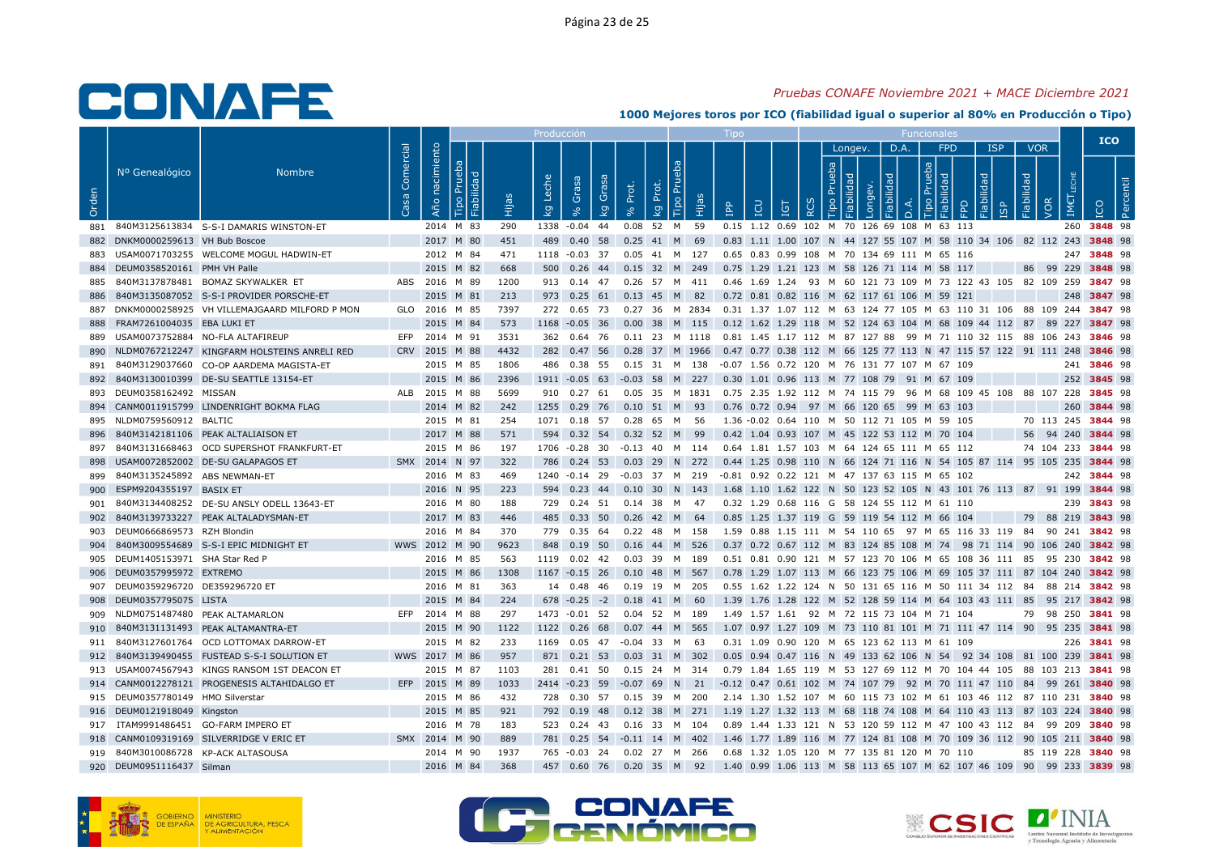*Pruebas CONAFE Noviembre 2021 + MACE Diciembre 2021*

**1000 Mejores toros por ICO (fiabilidad igual o superior al 80% en Producción o Tipo)**

| | | | | | Producción | | | | | | | | Tipo | | | | | | Funcionales | | | | | | | | | | | | | ICO | |
|---|---|---|---|---|---|---|---|---|---|---|---|---|---|---|---|---|---|---|---|---|---|---|---|---|---|---|---|---|---|---|---|---|---|
| | | | | | | | | | | | | | | | | | | | Longev. | | | D.A. | | FPD | | | ISP | | VOR | | | | |
| Orden | Nº Genealógico | Nombre | Casa Comercial | Año nacimiento | Tipo Prueba | Fiabilidad | Hijas | kg Leche | % Grasa | kg Grasa | % Prot. | kg Prot. | Tipo Prueba | Hijas | IPP | ICU | IGT | RCS | Tipo Prueba | Fiabilidad | Longev. | Fiabilidad | D.A. | Tipo Prueba | Fiabilidad | FPD | Fiabilidad | ISP | Fiabilidad | VOR | IMET LECHE | ICO | Percentil |
| 881 | 840M3125613834 | S-S-I DAMARIS WINSTON-ET | | 2014 | M | 83 | 290 | 1338 | -0.04 | 44 | 0.08 | 52 | M | 59 | 0.15 | 1.12 | 0.69 | 102 | M | 70 | 126 | 69 | 108 | M | 63 | 113 | | | | | 260 | 3848 | 98 |
| 882 | DNKM0000259613 | VH Bub Boscoe | | 2017 | M | 80 | 451 | 489 | 0.40 | 58 | 0.25 | 41 | M | 69 | 0.83 | 1.11 | 1.00 | 107 | N | 44 | 127 | 55 | 107 | M | 58 | 110 | 34 | 106 | 82 | 112 | 243 | 3848 | 98 |
| 883 | USAM0071703255 | WELCOME MOGUL HADWIN-ET | | 2012 | M | 84 | 471 | 1118 | -0.03 | 37 | 0.05 | 41 | M | 127 | 0.65 | 0.83 | 0.99 | 108 | M | 70 | 134 | 69 | 111 | M | 65 | 116 | | | | | 247 | 3848 | 98 |
| 884 | DEUM0358520161 | PMH VH Palle | | 2015 | M | 82 | 668 | 500 | 0.26 | 44 | 0.15 | 32 | M | 249 | 0.75 | 1.29 | 1.21 | 123 | M | 58 | 126 | 71 | 114 | M | 58 | 117 | | | 86 | 99 | 229 | 3848 | 98 |
| 885 | 840M3137878481 | BOMAZ SKYWALKER ET | ABS | 2016 | M | 89 | 1200 | 913 | 0.14 | 47 | 0.26 | 57 | M | 411 | 0.46 | 1.69 | 1.24 | 93 | M | 60 | 121 | 73 | 109 | M | 73 | 122 | 43 | 105 | 82 | 109 | 259 | 3847 | 98 |
| 886 | 840M3135087052 | S-S-I PROVIDER PORSCHE-ET | | 2015 | M | 81 | 213 | 973 | 0.25 | 61 | 0.13 | 45 | M | 82 | 0.72 | 0.81 | 0.82 | 116 | M | 62 | 117 | 61 | 106 | M | 59 | 121 | | | | | 248 | 3847 | 98 |
| 887 | DNKM0000258925 | VH VILLEMAJGAARD MILFORD P MON | GLO | 2016 | M | 85 | 7397 | 272 | 0.65 | 73 | 0.27 | 36 | M | 2834 | 0.31 | 1.37 | 1.07 | 112 | M | 63 | 124 | 77 | 105 | M | 63 | 110 | 31 | 106 | 88 | 109 | 244 | 3847 | 98 |
| 888 | FRAM7261004035 | EBA LUKI ET | | 2015 | M | 84 | 573 | 1168 | -0.05 | 36 | 0.00 | 38 | M | 115 | 0.12 | 1.62 | 1.29 | 118 | M | 52 | 124 | 63 | 104 | M | 68 | 109 | 44 | 112 | 87 | 89 | 227 | 3847 | 98 |
| 889 | USAM0073752884 | NO-FLA ALTAFIREUP | EFP | 2014 | M | 91 | 3531 | 362 | 0.64 | 76 | 0.11 | 23 | M | 1118 | 0.81 | 1.45 | 1.17 | 112 | M | 87 | 127 | 88 | 99 | M | 71 | 110 | 32 | 115 | 88 | 106 | 243 | 3846 | 98 |
| 890 | NLDM0767212247 | KINGFARM HOLSTEINS ANRELI RED | CRV | 2015 | M | 88 | 4432 | 282 | 0.47 | 56 | 0.28 | 37 | M | 1966 | 0.47 | 0.77 | 0.38 | 112 | M | 66 | 125 | 77 | 113 | N | 47 | 115 | 57 | 122 | 91 | 111 | 248 | 3846 | 98 |
| 891 | 840M3129037660 | CO-OP AARDEMA MAGISTA-ET | | 2015 | M | 85 | 1806 | 486 | 0.38 | 55 | 0.15 | 31 | M | 138 | -0.07 | 1.56 | 0.72 | 120 | M | 76 | 131 | 77 | 107 | M | 67 | 109 | | | | | 241 | 3846 | 98 |
| 892 | 840M3130010399 | DE-SU SEATTLE 13154-ET | | 2015 | M | 86 | 2396 | 1911 | -0.05 | 63 | -0.03 | 58 | M | 227 | 0.30 | 1.01 | 0.96 | 113 | M | 77 | 108 | 79 | 91 | M | 67 | 109 | | | | | 252 | 3845 | 98 |
| 893 | DEUM0358162492 | MISSAN | ALB | 2015 | M | 88 | 5699 | 910 | 0.27 | 61 | 0.05 | 35 | M | 1831 | 0.75 | 2.35 | 1.92 | 112 | M | 74 | 115 | 79 | 96 | M | 68 | 109 | 45 | 108 | 88 | 107 | 228 | 3845 | 98 |
| 894 | CANM0011915799 | LINDENRIGHT BOKMA FLAG | | 2014 | M | 82 | 242 | 1255 | 0.29 | 76 | 0.10 | 51 | M | 93 | 0.76 | 0.72 | 0.94 | 97 | M | 66 | 120 | 65 | 99 | M | 63 | 103 | | | | | 260 | 3844 | 98 |
| 895 | NLDM0759560912 | BALTIC | | 2015 | M | 81 | 254 | 1071 | 0.18 | 57 | 0.28 | 65 | M | 56 | 1.36 | -0.02 | 0.64 | 110 | M | 50 | 112 | 71 | 105 | M | 59 | 105 | | | 70 | 113 | 245 | 3844 | 98 |
| 896 | 840M3142181106 | PEAK ALTALIAISON ET | | 2017 | M | 88 | 571 | 594 | 0.32 | 54 | 0.32 | 52 | M | 99 | 0.42 | 1.04 | 0.93 | 107 | M | 45 | 122 | 53 | 112 | M | 70 | 104 | | | 56 | 94 | 240 | 3844 | 98 |
| 897 | 840M3131668463 | OCD SUPERSHOT FRANKFURT-ET | | 2015 | M | 86 | 197 | 1706 | -0.28 | 30 | -0.13 | 40 | M | 114 | 0.64 | 1.81 | 1.57 | 103 | M | 64 | 124 | 65 | 111 | M | 65 | 112 | | | 74 | 104 | 233 | 3844 | 98 |
| 898 | USAM0072852002 | DE-SU GALAPAGOS ET | SMX | 2014 | N | 97 | 322 | 786 | 0.24 | 53 | 0.03 | 29 | N | 272 | 0.44 | 1.25 | 0.98 | 110 | N | 66 | 124 | 71 | 116 | N | 54 | 105 | 87 | 114 | 95 | 105 | 235 | 3844 | 98 |
| 899 | 840M3135245892 | ABS NEWMAN-ET | | 2016 | M | 83 | 469 | 1240 | -0.14 | 29 | -0.03 | 37 | M | 219 | -0.81 | 0.92 | 0.22 | 121 | M | 47 | 137 | 63 | 115 | M | 65 | 102 | | | | | 242 | 3844 | 98 |
| 900 | ESPM9204355197 | BASIX ET | | 2016 | N | 95 | 223 | 594 | 0.23 | 44 | 0.10 | 30 | N | 143 | 1.68 | 1.10 | 1.62 | 122 | N | 50 | 123 | 52 | 105 | N | 43 | 101 | 76 | 113 | 87 | 91 | 199 | 3844 | 98 |
| 901 | 840M3134408252 | DE-SU ANSLY ODELL 13643-ET | | 2016 | M | 80 | 188 | 729 | 0.24 | 51 | 0.14 | 38 | M | 47 | 0.32 | 1.29 | 0.68 | 116 | G | 58 | 124 | 55 | 112 | M | 61 | 110 | | | | | 239 | 3843 | 98 |
| 902 | 840M3139733227 | PEAK ALTALADYSMAN-ET | | 2017 | M | 83 | 446 | 485 | 0.33 | 50 | 0.26 | 42 | M | 64 | 0.85 | 1.25 | 1.37 | 119 | G | 59 | 119 | 54 | 112 | M | 66 | 104 | | | 79 | 88 | 219 | 3843 | 98 |
| 903 | DEUM0666869573 | RZH Blondin | | 2016 | M | 84 | 370 | 779 | 0.35 | 64 | 0.22 | 48 | M | 158 | 1.59 | 0.88 | 1.15 | 111 | M | 54 | 110 | 65 | 97 | M | 65 | 116 | 33 | 119 | 84 | 90 | 241 | 3842 | 98 |
| 904 | 840M3009554689 | S-S-I EPIC MIDNIGHT ET | WWS | 2012 | M | 90 | 9623 | 848 | 0.19 | 50 | 0.16 | 44 | M | 526 | 0.37 | 0.72 | 0.67 | 112 | M | 83 | 124 | 85 | 108 | M | 74 | 98 | 71 | 114 | 90 | 106 | 240 | 3842 | 98 |
| 905 | DEUM1405153971 | SHA Star Red P | | 2016 | M | 85 | 563 | 1119 | 0.02 | 42 | 0.03 | 39 | M | 189 | 0.51 | 0.81 | 0.90 | 121 | M | 57 | 123 | 70 | 106 | M | 65 | 108 | 36 | 111 | 85 | 95 | 230 | 3842 | 98 |
| 906 | DEUM0357995972 | EXTREMO | | 2015 | M | 86 | 1308 | 1167 | -0.15 | 26 | 0.10 | 48 | M | 567 | 0.78 | 1.29 | 1.07 | 113 | M | 66 | 123 | 75 | 106 | M | 69 | 105 | 37 | 111 | 87 | 104 | 240 | 3842 | 98 |
| 907 | DEUM0359296720 | DE359296720 ET | | 2016 | M | 81 | 363 | 14 | 0.48 | 46 | 0.19 | 19 | M | 205 | 0.55 | 1.62 | 1.22 | 124 | N | 50 | 131 | 65 | 116 | M | 50 | 111 | 34 | 112 | 84 | 88 | 214 | 3842 | 98 |
| 908 | DEUM0357795075 | LISTA | | 2015 | M | 84 | 224 | 678 | -0.25 | -2 | 0.18 | 41 | M | 60 | 1.39 | 1.76 | 1.28 | 122 | M | 52 | 128 | 59 | 114 | M | 64 | 103 | 43 | 111 | 85 | 95 | 217 | 3842 | 98 |
| 909 | NLDM0751487480 | PEAK ALTAMARLON | EFP | 2014 | M | 88 | 297 | 1473 | -0.01 | 52 | 0.04 | 52 | M | 189 | 1.49 | 1.57 | 1.61 | 92 | M | 72 | 115 | 73 | 104 | M | 71 | 104 | | | 79 | 98 | 250 | 3841 | 98 |
| 910 | 840M3131131493 | PEAK ALTAMANTRA-ET | | 2015 | M | 90 | 1122 | 1122 | 0.26 | 68 | 0.07 | 44 | M | 565 | 1.07 | 0.97 | 1.27 | 109 | M | 73 | 110 | 81 | 101 | M | 71 | 111 | 47 | 114 | 90 | 95 | 235 | 3841 | 98 |
| 911 | 840M3127601764 | OCD LOTTOMAX DARROW-ET | | 2015 | M | 82 | 233 | 1169 | 0.05 | 47 | -0.04 | 33 | M | 63 | 0.31 | 1.09 | 0.90 | 120 | M | 65 | 123 | 62 | 113 | M | 61 | 109 | | | | | 226 | 3841 | 98 |
| 912 | 840M3139490455 | FUSTEAD S-S-I SOLUTION ET | WWS | 2017 | M | 86 | 957 | 871 | 0.21 | 53 | 0.03 | 31 | M | 302 | 0.05 | 0.94 | 0.47 | 116 | N | 49 | 133 | 62 | 106 | N | 54 | 92 | 34 | 108 | 81 | 100 | 239 | 3841 | 98 |
| 913 | USAM0074567943 | KINGS RANSOM 1ST DEACON ET | | 2015 | M | 87 | 1103 | 281 | 0.41 | 50 | 0.15 | 24 | M | 314 | 0.79 | 1.84 | 1.65 | 119 | M | 53 | 127 | 69 | 112 | M | 70 | 104 | 44 | 105 | 88 | 103 | 213 | 3841 | 98 |
| 914 | CANM0012278121 | PROGENESIS ALTAHIDALGO ET | EFP | 2015 | M | 89 | 1033 | 2414 | -0.23 | 59 | -0.07 | 69 | N | 21 | -0.12 | 0.47 | 0.61 | 102 | M | 74 | 107 | 79 | 92 | M | 70 | 111 | 47 | 110 | 84 | 99 | 261 | 3840 | 98 |
| 915 | DEUM0357780149 | HMO Silverstar | | 2015 | M | 86 | 432 | 728 | 0.30 | 57 | 0.15 | 39 | M | 200 | 2.14 | 1.30 | 1.52 | 107 | M | 60 | 115 | 73 | 102 | M | 61 | 103 | 46 | 112 | 87 | 110 | 231 | 3840 | 98 |
| 916 | DEUM0121918049 | Kingston | | 2015 | M | 85 | 921 | 792 | 0.19 | 48 | 0.12 | 38 | M | 271 | 1.19 | 1.27 | 1.32 | 113 | M | 68 | 118 | 74 | 108 | M | 64 | 110 | 43 | 113 | 87 | 103 | 224 | 3840 | 98 |
| 917 | ITAM9991486451 | GO-FARM IMPERO ET | | 2016 | M | 78 | 183 | 523 | 0.24 | 43 | 0.16 | 33 | M | 104 | 0.89 | 1.44 | 1.33 | 121 | N | 53 | 120 | 59 | 112 | M | 47 | 100 | 43 | 112 | 84 | 99 | 209 | 3840 | 98 |
| 918 | CANM0109319169 | SILVERRIDGE V ERIC ET | SMX | 2014 | M | 90 | 889 | 781 | 0.25 | 54 | -0.11 | 14 | M | 402 | 1.46 | 1.77 | 1.89 | 116 | M | 77 | 124 | 81 | 108 | M | 70 | 109 | 36 | 112 | 90 | 105 | 211 | 3840 | 98 |
| 919 | 840M3010086728 | KP-ACK ALTASOUSA | | 2014 | M | 90 | 1937 | 765 | -0.03 | 24 | 0.02 | 27 | M | 266 | 0.68 | 1.32 | 1.05 | 120 | M | 77 | 135 | 81 | 120 | M | 70 | 110 | | | 85 | 119 | 228 | 3840 | 98 |
| 920 | DEUM0951116437 | Silman | | 2016 | M | 84 | 368 | 457 | 0.60 | 76 | 0.20 | 35 | M | 92 | 1.40 | 0.99 | 1.06 | 113 | M | 58 | 113 | 65 | 107 | M | 62 | 107 | 46 | 109 | 90 | 99 | 233 | 3839 | 98 |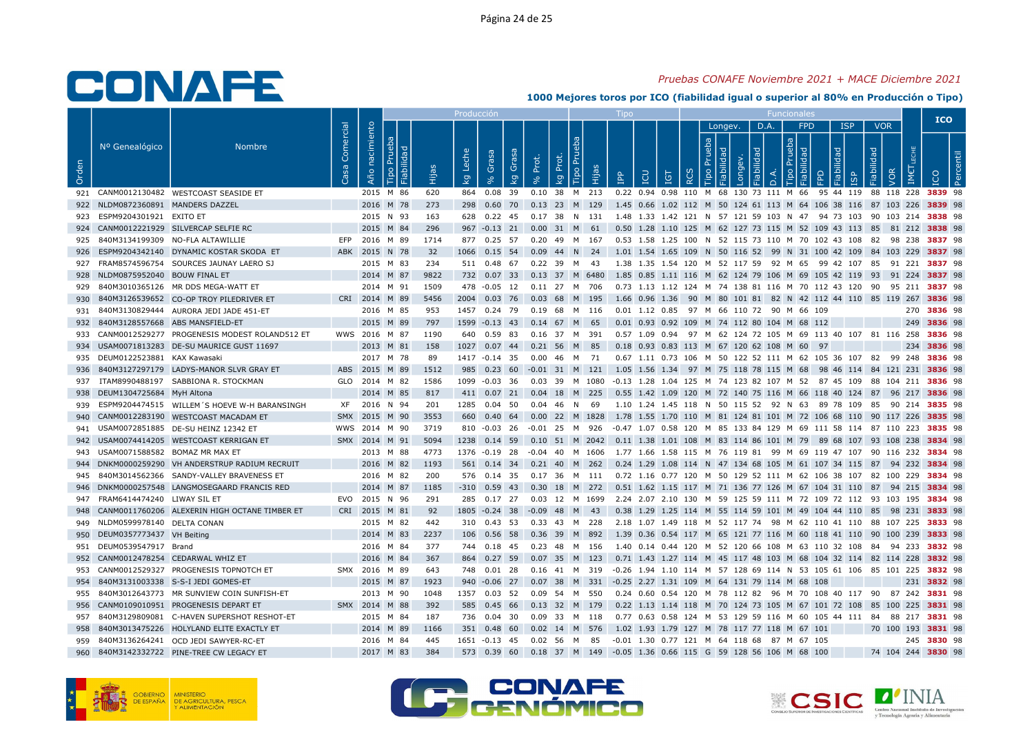## 1000 Mejores toros por ICO (fiabilidad igual o superior al 80% en Producción o Tipo)

*Pruebas CONAFE Noviembre 2021 + MACE Diciembre 2021*

| Orden | Nº Genealógico | Nombre | Casa Comercial | Año nacimiento | Producción: Tipo Prueba | Fiabilidad | Hijas | kg Leche | % Grasa | kg Grasa | % Prot. | kg Prot. | Tipo: Tipo Prueba | Hijas | IPP | ICU | IGT | Funcionales: RCS | Longev.: Tipo Prueba | Fiabilidad | Longev. | D.A.: Fiabilidad | D.A. | FPD: Tipo Prueba | Fiabilidad | FPD | ISP: Fiabilidad | ISP | VOR: Fiabilidad | VOR | IMET LECHE | ICO | Percentil |
|---|---|---|---|---|---|---|---|---|---|---|---|---|---|---|---|---|---|---|---|---|---|---|---|---|---|---|---|---|---|---|---|---|---|
| 921 | CANM0012130482 | WESTCOAST SEASIDE ET | | 2015 | M | 86 | 620 | 864 | 0.08 | 39 | 0.10 | 38 | M | 213 | 0.22 | 0.94 | 0.98 | 110 | M | 68 | 130 | 73 | 111 | M | 66 | 95 | 44 | 119 | 88 | 118 | 228 | 3839 | 98 |
| 922 | NLDM0872360891 | MANDERS DAZZEL | | 2016 | M | 78 | 273 | 298 | 0.60 | 70 | 0.13 | 23 | M | 129 | 1.45 | 0.66 | 1.02 | 112 | M | 50 | 124 | 61 | 113 | M | 64 | 106 | 38 | 116 | 87 | 103 | 226 | 3839 | 98 |
| 923 | ESPM9204301921 | EXITO ET | | 2015 | N | 93 | 163 | 628 | 0.22 | 45 | 0.17 | 38 | N | 131 | 1.48 | 1.33 | 1.42 | 121 | N | 57 | 121 | 59 | 103 | N | 47 | 94 | 73 | 103 | 90 | 103 | 214 | 3838 | 98 |
| 924 | CANM0012221929 | SILVERCAP SELFIE RC | | 2015 | M | 84 | 296 | 967 | -0.13 | 21 | 0.00 | 31 | M | 61 | 0.50 | 1.28 | 1.10 | 125 | M | 62 | 127 | 73 | 115 | M | 52 | 109 | 43 | 113 | 85 | 81 | 212 | 3838 | 98 |
| 925 | 840M3134199309 | NO-FLA ALTAWILLIE | EFP | 2016 | M | 89 | 1714 | 877 | 0.25 | 57 | 0.20 | 49 | M | 167 | 0.53 | 1.58 | 1.25 | 100 | N | 52 | 115 | 73 | 110 | M | 70 | 102 | 43 | 108 | 82 | 98 | 238 | 3837 | 98 |
| 926 | ESPM9204342140 | DYNAMIC KOSTAR SKODA ET | ABK | 2015 | N | 78 | 32 | 1066 | 0.15 | 54 | 0.09 | 44 | N | 24 | 1.01 | 1.54 | 1.65 | 109 | N | 50 | 116 | 52 | 99 | N | 31 | 100 | 42 | 109 | 84 | 103 | 229 | 3837 | 98 |
| 927 | FRAM8574596754 | SOURCES JAUNAY LAERO SJ | | 2015 | M | 83 | 234 | 511 | 0.48 | 67 | 0.22 | 39 | M | 43 | 1.38 | 1.35 | 1.54 | 120 | M | 52 | 117 | 59 | 92 | M | 65 | 99 | 42 | 107 | 85 | 91 | 221 | 3837 | 98 |
| 928 | NLDM0875952040 | BOUW FINAL ET | | 2014 | M | 87 | 9822 | 732 | 0.07 | 33 | 0.13 | 37 | M | 6480 | 1.85 | 0.85 | 1.11 | 116 | M | 62 | 124 | 79 | 106 | M | 69 | 105 | 42 | 119 | 93 | 91 | 224 | 3837 | 98 |
| 929 | 840M3010365126 | MR DDS MEGA-WATT ET | | 2014 | M | 91 | 1509 | 478 | -0.05 | 12 | 0.11 | 27 | M | 706 | 0.73 | 1.13 | 1.12 | 124 | M | 74 | 138 | 81 | 116 | M | 70 | 112 | 43 | 120 | 90 | 95 | 211 | 3837 | 98 |
| 930 | 840M3126539652 | CO-OP TROY PILEDRIVER ET | CRI | 2014 | M | 89 | 5456 | 2004 | 0.03 | 76 | 0.03 | 68 | M | 195 | 1.66 | 0.96 | 1.36 | 90 | M | 80 | 101 | 81 | 82 | N | 42 | 112 | 44 | 110 | 85 | 119 | 267 | 3836 | 98 |
| 931 | 840M3130829444 | AURORA JEDI JADE 451-ET | | 2016 | M | 85 | 953 | 1457 | 0.24 | 79 | 0.19 | 68 | M | 116 | 0.01 | 1.12 | 0.85 | 97 | M | 66 | 110 | 72 | 90 | M | 66 | 109 | | | | | 270 | 3836 | 98 |
| 932 | 840M3128557668 | ABS MANSFIELD-ET | | 2015 | M | 89 | 797 | 1599 | -0.13 | 43 | 0.14 | 67 | M | 65 | 0.01 | 0.93 | 0.92 | 109 | M | 74 | 112 | 80 | 104 | M | 68 | 112 | | | | | 249 | 3836 | 98 |
| 933 | CANM0012529277 | PROGENESIS MODEST ROLAND512 ET | WWS | 2016 | M | 87 | 1190 | 640 | 0.59 | 83 | 0.16 | 37 | M | 391 | 0.57 | 1.09 | 0.94 | 97 | M | 62 | 124 | 72 | 105 | M | 69 | 113 | 40 | 107 | 81 | 116 | 258 | 3836 | 98 |
| 934 | USAM0071813283 | DE-SU MAURICE GUST 11697 | | 2013 | M | 81 | 158 | 1027 | 0.07 | 44 | 0.21 | 56 | M | 85 | 0.18 | 0.93 | 0.83 | 113 | M | 67 | 120 | 62 | 108 | M | 60 | 97 | | | | | 234 | 3836 | 98 |
| 935 | DEUM0122523881 | KAX Kawasaki | | 2017 | M | 78 | 89 | 1417 | -0.14 | 35 | 0.00 | 46 | M | 71 | 0.67 | 1.11 | 0.73 | 106 | M | 50 | 122 | 52 | 111 | M | 62 | 105 | 36 | 107 | 82 | 99 | 248 | 3836 | 98 |
| 936 | 840M3127297179 | LADYS-MANOR SLVR GRAY ET | ABS | 2015 | M | 89 | 1512 | 985 | 0.23 | 60 | -0.01 | 31 | M | 121 | 1.05 | 1.56 | 1.34 | 97 | M | 75 | 118 | 78 | 115 | M | 68 | 98 | 46 | 114 | 84 | 121 | 231 | 3836 | 98 |
| 937 | ITAM8990488197 | SABBIONA R. STOCKMAN | GLO | 2014 | M | 82 | 1586 | 1099 | -0.03 | 36 | 0.03 | 39 | M | 1080 | -0.13 | 1.28 | 1.04 | 125 | M | 74 | 123 | 82 | 107 | M | 52 | 87 | 45 | 109 | 88 | 104 | 211 | 3836 | 98 |
| 938 | DEUM1304725684 | MyH Altona | | 2014 | M | 85 | 817 | 411 | 0.07 | 21 | 0.04 | 18 | M | 225 | 0.55 | 1.42 | 1.09 | 120 | M | 72 | 140 | 75 | 116 | M | 66 | 118 | 40 | 124 | 87 | 96 | 217 | 3836 | 98 |
| 939 | ESPM9204474515 | WILLEM´S HOEVE W-H BARANSINGH | XF | 2016 | N | 94 | 201 | 1285 | 0.04 | 50 | 0.04 | 46 | N | 69 | 1.10 | 1.24 | 1.45 | 118 | N | 50 | 115 | 52 | 92 | N | 63 | 89 | 78 | 109 | 85 | 90 | 214 | 3835 | 98 |
| 940 | CANM0012283190 | WESTCOAST MACADAM ET | SMX | 2015 | M | 90 | 3553 | 660 | 0.40 | 64 | 0.00 | 22 | M | 1828 | 1.78 | 1.55 | 1.70 | 110 | M | 81 | 124 | 81 | 101 | M | 72 | 106 | 68 | 110 | 90 | 117 | 226 | 3835 | 98 |
| 941 | USAM0072851885 | DE-SU HEINZ 12342 ET | WWS | 2014 | M | 90 | 3719 | 810 | -0.03 | 26 | -0.01 | 25 | M | 926 | -0.47 | 1.07 | 0.58 | 120 | M | 85 | 133 | 84 | 129 | M | 69 | 111 | 58 | 114 | 87 | 110 | 223 | 3835 | 98 |
| 942 | USAM0074414205 | WESTCOAST KERRIGAN ET | SMX | 2014 | M | 91 | 5094 | 1238 | 0.14 | 59 | 0.10 | 51 | M | 2042 | 0.11 | 1.38 | 1.01 | 108 | M | 83 | 114 | 86 | 101 | M | 79 | 89 | 68 | 107 | 93 | 108 | 238 | 3834 | 98 |
| 943 | USAM0071588582 | BOMAZ MR MAX ET | | 2013 | M | 88 | 4773 | 1376 | -0.19 | 28 | -0.04 | 40 | M | 1606 | 1.77 | 1.66 | 1.58 | 115 | M | 76 | 119 | 81 | 99 | M | 69 | 119 | 47 | 107 | 90 | 116 | 232 | 3834 | 98 |
| 944 | DNKM0000259290 | VH ANDERSTRUP RADIUM RECRUIT | | 2016 | M | 82 | 1193 | 561 | 0.14 | 34 | 0.21 | 40 | M | 262 | 0.24 | 1.29 | 1.08 | 114 | N | 47 | 134 | 68 | 105 | M | 61 | 107 | 34 | 115 | 87 | 94 | 232 | 3834 | 98 |
| 945 | 840M3014562366 | SANDY-VALLEY BRAVENESS ET | | 2016 | M | 82 | 200 | 576 | 0.14 | 35 | 0.17 | 36 | M | 111 | 0.72 | 1.16 | 0.77 | 120 | M | 50 | 129 | 52 | 111 | M | 62 | 106 | 38 | 107 | 82 | 100 | 229 | 3834 | 98 |
| 946 | DNKM0000257548 | LANGMOSEGAARD FRANCIS RED | | 2014 | M | 87 | 1185 | -310 | 0.59 | 43 | 0.30 | 18 | M | 272 | 0.51 | 1.62 | 1.15 | 117 | M | 71 | 136 | 77 | 126 | M | 67 | 104 | 31 | 110 | 87 | 94 | 215 | 3834 | 98 |
| 947 | FRAM6414474240 | LIWAY SIL ET | EVO | 2015 | N | 96 | 291 | 285 | 0.17 | 27 | 0.03 | 12 | M | 1699 | 2.24 | 2.07 | 2.10 | 130 | M | 59 | 125 | 59 | 111 | M | 72 | 109 | 72 | 112 | 93 | 103 | 195 | 3834 | 98 |
| 948 | CANM0011760206 | ALEXERIN HIGH OCTANE TIMBER ET | CRI | 2015 | M | 81 | 92 | 1805 | -0.24 | 38 | -0.09 | 48 | M | 43 | 0.38 | 1.29 | 1.25 | 114 | M | 55 | 114 | 59 | 101 | M | 49 | 104 | 44 | 110 | 85 | 98 | 231 | 3833 | 98 |
| 949 | NLDM0599978140 | DELTA CONAN | | 2015 | M | 82 | 442 | 310 | 0.43 | 53 | 0.33 | 43 | M | 228 | 2.18 | 1.07 | 1.49 | 118 | M | 52 | 117 | 74 | 98 | M | 62 | 110 | 41 | 110 | 88 | 107 | 225 | 3833 | 98 |
| 950 | DEUM0357773437 | VH Beiting | | 2014 | M | 83 | 2237 | 106 | 0.56 | 58 | 0.36 | 39 | M | 892 | 1.39 | 0.36 | 0.54 | 117 | M | 65 | 121 | 77 | 116 | M | 60 | 118 | 41 | 110 | 90 | 100 | 239 | 3833 | 98 |
| 951 | DEUM0539547917 | Brand | | 2016 | M | 84 | 377 | 744 | 0.18 | 45 | 0.23 | 48 | M | 156 | 1.40 | 0.14 | 0.44 | 120 | M | 52 | 120 | 66 | 108 | M | 63 | 110 | 32 | 108 | 84 | 94 | 233 | 3832 | 98 |
| 952 | CANM0012478254 | CEDARWAL WHIZ ET | | 2016 | M | 84 | 367 | 864 | 0.27 | 59 | 0.07 | 35 | M | 123 | 0.71 | 1.43 | 1.27 | 114 | M | 45 | 117 | 48 | 103 | M | 68 | 104 | 32 | 114 | 82 | 114 | 228 | 3832 | 98 |
| 953 | CANM0012529327 | PROGENESIS TOPNOTCH ET | SMX | 2016 | M | 89 | 643 | 748 | 0.01 | 28 | 0.16 | 41 | M | 319 | -0.26 | 1.94 | 1.10 | 114 | M | 57 | 128 | 69 | 114 | N | 53 | 105 | 61 | 106 | 85 | 101 | 225 | 3832 | 98 |
| 954 | 840M3131003338 | S-S-I JEDI GOMES-ET | | 2015 | M | 87 | 1923 | 940 | -0.06 | 27 | 0.07 | 38 | M | 331 | -0.25 | 2.27 | 1.31 | 109 | M | 64 | 131 | 79 | 114 | M | 68 | 108 | | | | | 231 | 3832 | 98 |
| 955 | 840M3012643773 | MR SUNVIEW COIN SUNFISH-ET | | 2013 | M | 90 | 1048 | 1357 | 0.03 | 52 | 0.09 | 54 | M | 550 | 0.24 | 0.60 | 0.54 | 120 | M | 78 | 112 | 82 | 96 | M | 70 | 108 | 40 | 117 | 90 | 87 | 242 | 3831 | 98 |
| 956 | CANM0109010951 | PROGENESIS DEPART ET | SMX | 2014 | M | 88 | 392 | 585 | 0.45 | 66 | 0.13 | 32 | M | 179 | 0.22 | 1.13 | 1.14 | 118 | M | 70 | 124 | 73 | 105 | M | 67 | 101 | 72 | 108 | 85 | 100 | 225 | 3831 | 98 |
| 957 | 840M3129809081 | C-HAVEN SUPERSHOT RESHOT-ET | | 2015 | M | 84 | 187 | 736 | 0.04 | 30 | 0.09 | 33 | M | 118 | 0.77 | 0.63 | 0.58 | 124 | M | 53 | 129 | 59 | 116 | M | 60 | 105 | 44 | 111 | 84 | 88 | 217 | 3831 | 98 |
| 958 | 840M3013475226 | HOLYLAND ELITE EXACTLY ET | | 2014 | M | 89 | 1166 | 351 | 0.48 | 60 | 0.02 | 14 | M | 576 | 1.02 | 1.93 | 1.79 | 127 | M | 78 | 117 | 77 | 118 | M | 67 | 101 | | | 70 | 100 | 193 | 3831 | 98 |
| 959 | 840M3136264241 | OCD JEDI SAWYER-RC-ET | | 2016 | M | 84 | 445 | 1651 | -0.13 | 45 | 0.02 | 56 | M | 85 | -0.01 | 1.30 | 0.77 | 121 | M | 64 | 118 | 68 | 87 | M | 67 | 105 | | | | | 245 | 3830 | 98 |
| 960 | 840M3142332722 | PINE-TREE CW LEGACY ET | | 2017 | M | 83 | 384 | 573 | 0.39 | 60 | 0.18 | 37 | M | 149 | -0.05 | 1.36 | 0.66 | 115 | G | 59 | 128 | 56 | 106 | M | 68 | 100 | | | 74 | 104 | 244 | 3830 | 98 |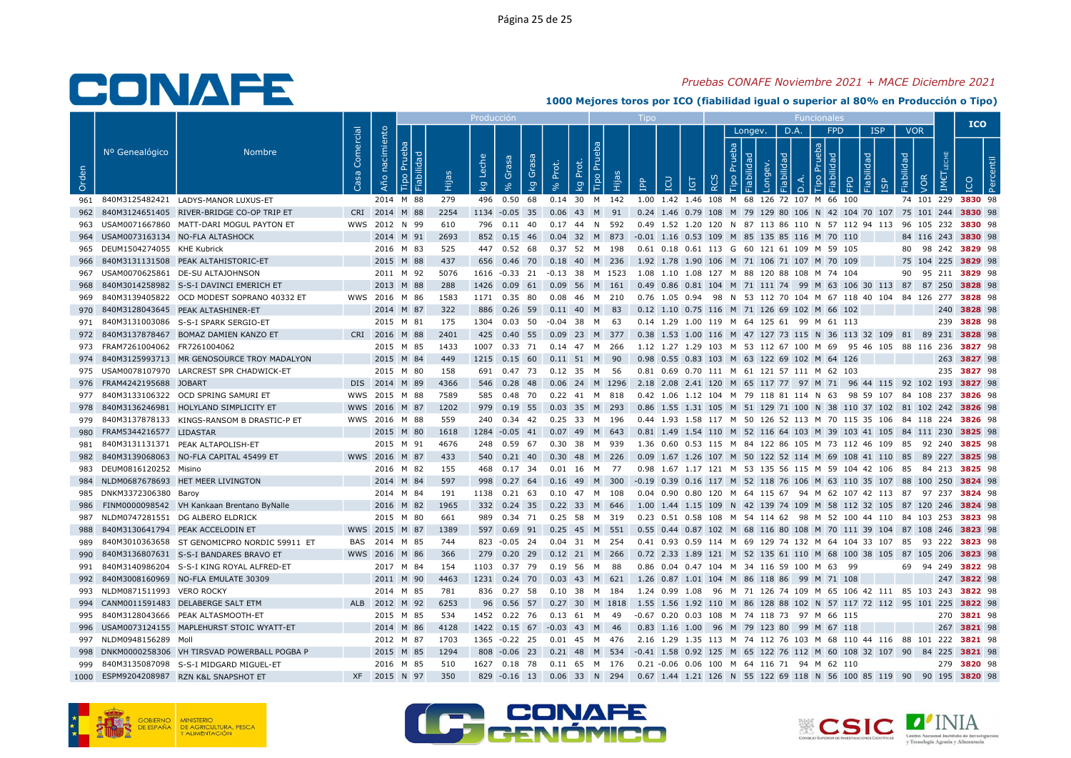# CONAFE

*Pruebas CONAFE Noviembre 2021 + MACE Diciembre 2021*

**1000 Mejores toros por ICO (fiabilidad igual o superior al 80% en Producción o Tipo)**

| | | | | | Producción | | | | | | | | | Tipo | | | | | | Funcionales | | | | | | | | | | | | | ICO | |
|---|---|---|---|---|---|---|---|---|---|---|---|---|---|---|---|---|---|---|---|---|---|---|---|---|---|---|---|---|---|---|---|---|---|---|
| | | | | | | | | | | | | | | | | | | | Longev. | | | D.A. | | FPD | | | ISP | | VOR | | | | | |
| Orden | Nº Genealógico | Nombre | Casa Comercial | Año nacimiento | Tipo Prueba | Fiabilidad | Hijas | kg Leche | % Grasa | kg Grasa | % Prot. | kg Prot. | Tipo Prueba | Hijas | IPP | ICU | IGT | RCS | Tipo Prueba | Fiabilidad | Longev. | Fiabilidad | D.A. | Tipo Prueba | Fiabilidad | FPD | Fiabilidad | ISP | Fiabilidad | VOR | IMET LECHE | ICO | Percentil |
| 961 | 840M3125482421 | LADYS-MANOR LUXUS-ET | | 2014 | M | 88 | 279 | 496 | 0.50 | 68 | 0.14 | 30 | M | 142 | 1.00 | 1.42 | 1.46 | 108 | M | 68 | 126 | 72 | 107 | M | 66 | 100 | | | 74 | 101 | 229 | 3830 | 98 |
| 962 | 840M3124651405 | RIVER-BRIDGE CO-OP TRIP ET | CRI | 2014 | M | 88 | 2254 | 1134 | -0.05 | 35 | 0.06 | 43 | M | 91 | 0.24 | 1.46 | 0.79 | 108 | M | 79 | 129 | 80 | 106 | N | 42 | 104 | 70 | 107 | 75 | 101 | 244 | 3830 | 98 |
| 963 | USAM0071667860 | MATT-DARI MOGUL PAYTON ET | WWS | 2012 | N | 99 | 610 | 796 | 0.11 | 40 | 0.17 | 44 | N | 592 | 0.49 | 1.52 | 1.20 | 120 | N | 87 | 113 | 86 | 110 | N | 57 | 112 | 94 | 113 | 96 | 105 | 232 | 3830 | 98 |
| 964 | USAM0073163134 | NO-FLA ALTASHOCK | | 2014 | M | 91 | 2693 | 852 | 0.15 | 46 | 0.04 | 32 | M | 873 | -0.01 | 1.16 | 0.53 | 109 | M | 85 | 135 | 85 | 116 | M | 70 | 110 | | | 84 | 116 | 243 | 3830 | 98 |
| 965 | DEUM1504274055 | KHE Kubrick | | 2016 | M | 83 | 525 | 447 | 0.52 | 68 | 0.37 | 52 | M | 198 | 0.61 | 0.18 | 0.61 | 113 | G | 60 | 121 | 61 | 109 | M | 59 | 105 | | | 80 | 98 | 242 | 3829 | 98 |
| 966 | 840M3131131508 | PEAK ALTAHISTORIC-ET | | 2015 | M | 88 | 437 | 656 | 0.46 | 70 | 0.18 | 40 | M | 236 | 1.92 | 1.78 | 1.90 | 106 | M | 71 | 106 | 71 | 107 | M | 70 | 109 | | | 75 | 104 | 225 | 3829 | 98 |
| 967 | USAM0070625861 | DE-SU ALTAJOHNSON | | 2011 | M | 92 | 5076 | 1616 | -0.33 | 21 | -0.13 | 38 | M | 1523 | 1.08 | 1.10 | 1.08 | 127 | M | 88 | 120 | 88 | 108 | M | 74 | 104 | | | 90 | 95 | 211 | 3829 | 98 |
| 968 | 840M3014258982 | S-S-I DAVINCI EMERICH ET | | 2013 | M | 88 | 288 | 1426 | 0.09 | 61 | 0.09 | 56 | M | 161 | 0.49 | 0.86 | 0.81 | 104 | M | 71 | 111 | 74 | 99 | M | 63 | 106 | 30 | 113 | 87 | 87 | 250 | 3828 | 98 |
| 969 | 840M3139405822 | OCD MODEST SOPRANO 40332 ET | WWS | 2016 | M | 86 | 1583 | 1171 | 0.35 | 80 | 0.08 | 46 | M | 210 | 0.76 | 1.05 | 0.94 | 98 | N | 53 | 112 | 70 | 104 | M | 67 | 118 | 40 | 104 | 84 | 126 | 277 | 3828 | 98 |
| 970 | 840M3128043645 | PEAK ALTASHINER-ET | | 2014 | M | 87 | 322 | 886 | 0.26 | 59 | 0.11 | 40 | M | 83 | 0.12 | 1.10 | 0.75 | 116 | M | 71 | 126 | 69 | 102 | M | 66 | 102 | | | | | 240 | 3828 | 98 |
| 971 | 840M3131003086 | S-S-I SPARK SERGIO-ET | | 2015 | M | 81 | 175 | 1304 | 0.03 | 50 | -0.04 | 38 | M | 63 | 0.14 | 1.29 | 1.00 | 119 | M | 64 | 125 | 61 | 99 | M | 61 | 113 | | | | | 239 | 3828 | 98 |
| 972 | 840M3137878467 | BOMAZ DAMIEN KANZO ET | CRI | 2016 | M | 88 | 2401 | 425 | 0.40 | 55 | 0.09 | 23 | M | 377 | 0.38 | 1.53 | 1.00 | 116 | M | 47 | 127 | 73 | 115 | N | 36 | 113 | 32 | 109 | 81 | 89 | 231 | 3828 | 98 |
| 973 | FRAM7261004062 | FR7261004062 | | 2015 | M | 85 | 1433 | 1007 | 0.33 | 71 | 0.14 | 47 | M | 266 | 1.12 | 1.27 | 1.29 | 103 | M | 53 | 112 | 67 | 100 | M | 69 | 95 | 46 | 105 | 88 | 116 | 236 | 3827 | 98 |
| 974 | 840M3125993713 | MR GENOSOURCE TROY MADALYON | | 2015 | M | 84 | 449 | 1215 | 0.15 | 60 | 0.11 | 51 | M | 90 | 0.98 | 0.55 | 0.83 | 103 | M | 63 | 122 | 69 | 102 | M | 64 | 126 | | | | | 263 | 3827 | 98 |
| 975 | USAM0078107970 | LARCREST SPR CHADWICK-ET | | 2015 | M | 80 | 158 | 691 | 0.47 | 73 | 0.12 | 35 | M | 56 | 0.81 | 0.69 | 0.70 | 111 | M | 61 | 121 | 57 | 111 | M | 62 | 103 | | | | | 235 | 3827 | 98 |
| 976 | FRAM4242195688 | JOBART | DIS | 2014 | M | 89 | 4366 | 546 | 0.28 | 48 | 0.06 | 24 | M | 1296 | 2.18 | 2.08 | 2.41 | 120 | M | 65 | 117 | 77 | 97 | M | 71 | 96 | 44 | 115 | 92 | 102 | 193 | 3827 | 98 |
| 977 | 840M3133106322 | OCD SPRING SAMURI ET | WWS | 2015 | M | 88 | 7589 | 585 | 0.48 | 70 | 0.22 | 41 | M | 818 | 0.42 | 1.06 | 1.12 | 104 | M | 79 | 118 | 81 | 114 | N | 63 | 98 | 59 | 107 | 84 | 108 | 237 | 3826 | 98 |
| 978 | 840M3136246981 | HOLYLAND SIMPLICITY ET | WWS | 2016 | M | 87 | 1202 | 979 | 0.19 | 55 | 0.03 | 35 | M | 293 | 0.86 | 1.55 | 1.31 | 105 | M | 51 | 129 | 71 | 100 | N | 38 | 110 | 37 | 102 | 81 | 102 | 242 | 3826 | 98 |
| 979 | 840M3137878133 | KINGS-RANSOM B DRASTIC-P ET | WWS | 2016 | M | 88 | 559 | 240 | 0.34 | 42 | 0.25 | 33 | M | 196 | 0.44 | 1.93 | 1.58 | 117 | M | 50 | 126 | 52 | 113 | M | 70 | 115 | 35 | 106 | 84 | 118 | 224 | 3826 | 98 |
| 980 | FRAM5344216577 | LIDASTAR | | 2015 | M | 80 | 1618 | 1284 | -0.05 | 41 | 0.07 | 49 | M | 643 | 0.81 | 1.49 | 1.54 | 110 | M | 52 | 116 | 64 | 103 | M | 39 | 103 | 41 | 105 | 84 | 111 | 230 | 3825 | 98 |
| 981 | 840M3131131371 | PEAK ALTAPOLISH-ET | | 2015 | M | 91 | 4676 | 248 | 0.59 | 67 | 0.30 | 38 | M | 939 | 1.36 | 0.60 | 0.53 | 115 | M | 84 | 122 | 86 | 105 | M | 73 | 112 | 46 | 109 | 85 | 92 | 240 | 3825 | 98 |
| 982 | 840M3139068063 | NO-FLA CAPITAL 45499 ET | WWS | 2016 | M | 87 | 433 | 540 | 0.21 | 40 | 0.30 | 48 | M | 226 | 0.09 | 1.67 | 1.26 | 107 | M | 50 | 122 | 52 | 114 | M | 69 | 108 | 41 | 110 | 85 | 89 | 227 | 3825 | 98 |
| 983 | DEUM0816120252 | Misino | | 2016 | M | 82 | 155 | 468 | 0.17 | 34 | 0.01 | 16 | M | 77 | 0.98 | 1.67 | 1.17 | 121 | M | 53 | 135 | 56 | 115 | M | 59 | 104 | 42 | 106 | 85 | 84 | 213 | 3825 | 98 |
| 984 | NLDM0687678693 | HET MEER LIVINGTON | | 2014 | M | 84 | 597 | 998 | 0.27 | 64 | 0.16 | 49 | M | 300 | -0.19 | 0.39 | 0.16 | 117 | M | 52 | 118 | 76 | 106 | M | 63 | 110 | 35 | 107 | 88 | 100 | 250 | 3824 | 98 |
| 985 | DNKM3372306380 | Baroy | | 2014 | M | 84 | 191 | 1138 | 0.21 | 63 | 0.10 | 47 | M | 108 | 0.04 | 0.90 | 0.80 | 120 | M | 64 | 115 | 67 | 94 | M | 62 | 107 | 42 | 113 | 87 | 97 | 237 | 3824 | 98 |
| 986 | FINM0000098542 | VH Kankaan Brentano ByNalle | | 2016 | M | 82 | 1965 | 332 | 0.24 | 35 | 0.22 | 33 | M | 646 | 1.00 | 1.44 | 1.15 | 109 | N | 42 | 139 | 74 | 109 | M | 58 | 112 | 32 | 105 | 87 | 120 | 246 | 3824 | 98 |
| 987 | NLDM0747281551 | DG ALBERO ELDRICK | | 2015 | M | 80 | 661 | 989 | 0.34 | 71 | 0.25 | 58 | M | 319 | 0.23 | 0.51 | 0.58 | 108 | M | 54 | 114 | 62 | 98 | M | 52 | 100 | 44 | 110 | 84 | 103 | 253 | 3823 | 98 |
| 988 | 840M3130641794 | PEAK ACCELODIN ET | WWS | 2015 | M | 87 | 1389 | 597 | 0.69 | 91 | 0.25 | 45 | M | 551 | 0.55 | 0.44 | 0.87 | 102 | M | 68 | 116 | 80 | 108 | M | 70 | 111 | 39 | 104 | 87 | 108 | 246 | 3823 | 98 |
| 989 | 840M3010363658 | ST GENOMICPRO NORDIC 59911 ET | BAS | 2014 | M | 85 | 744 | 823 | -0.05 | 24 | 0.04 | 31 | M | 254 | 0.41 | 0.93 | 0.59 | 114 | M | 69 | 129 | 74 | 132 | M | 64 | 104 | 33 | 107 | 85 | 93 | 222 | 3823 | 98 |
| 990 | 840M3136807631 | S-S-I BANDARES BRAVO ET | WWS | 2016 | M | 86 | 366 | 279 | 0.20 | 29 | 0.12 | 21 | M | 266 | 0.72 | 2.33 | 1.89 | 121 | M | 52 | 135 | 61 | 110 | M | 68 | 100 | 38 | 105 | 87 | 105 | 206 | 3823 | 98 |
| 991 | 840M3140986204 | S-S-I KING ROYAL ALFRED-ET | | 2017 | M | 84 | 154 | 1103 | 0.37 | 79 | 0.19 | 56 | M | 88 | 0.86 | 0.04 | 0.47 | 104 | M | 34 | 116 | 59 | 100 | M | 63 | 99 | | | 69 | 94 | 249 | 3822 | 98 |
| 992 | 840M3008160969 | NO-FLA EMULATE 30309 | | 2011 | M | 90 | 4463 | 1231 | 0.24 | 70 | 0.03 | 43 | M | 621 | 1.26 | 0.87 | 1.01 | 104 | M | 86 | 118 | 86 | 99 | M | 71 | 108 | | | | | 247 | 3822 | 98 |
| 993 | NLDM0871511993 | VERO ROCKY | | 2014 | M | 85 | 781 | 836 | 0.27 | 58 | 0.10 | 38 | M | 184 | 1.24 | 0.99 | 1.08 | 96 | M | 71 | 126 | 74 | 109 | M | 65 | 106 | 42 | 111 | 85 | 103 | 243 | 3822 | 98 |
| 994 | CANM0011591483 | DELABERGE SALT ETM | ALB | 2012 | M | 92 | 6253 | 96 | 0.56 | 57 | 0.27 | 30 | M | 1818 | 1.55 | 1.56 | 1.92 | 110 | M | 86 | 128 | 88 | 102 | N | 57 | 117 | 72 | 112 | 95 | 101 | 225 | 3822 | 98 |
| 995 | 840M3128043666 | PEAK ALTASMOOTH-ET | | 2015 | M | 85 | 534 | 1452 | 0.22 | 76 | 0.13 | 61 | M | 49 | -0.67 | 0.20 | 0.03 | 108 | M | 74 | 118 | 73 | 97 | M | 66 | 115 | | | | | 270 | 3821 | 98 |
| 996 | USAM0073124155 | MAPLEHURST STOIC WYATT-ET | | 2014 | M | 86 | 4128 | 1422 | 0.15 | 67 | -0.03 | 43 | M | 46 | 0.83 | 1.16 | 1.00 | 96 | M | 79 | 123 | 80 | 99 | M | 67 | 118 | | | | | 267 | 3821 | 98 |
| 997 | NLDM0948156289 | Moll | | 2012 | M | 87 | 1703 | 1365 | -0.22 | 25 | 0.01 | 45 | M | 476 | 2.16 | 1.29 | 1.35 | 113 | M | 74 | 112 | 76 | 103 | M | 68 | 110 | 44 | 116 | 88 | 101 | 222 | 3821 | 98 |
| 998 | DNKM0000258306 | VH TIRSVAD POWERBALL POGBA P | | 2015 | M | 85 | 1294 | 808 | -0.06 | 23 | 0.21 | 48 | M | 534 | -0.41 | 1.58 | 0.92 | 125 | M | 65 | 122 | 76 | 112 | M | 60 | 108 | 32 | 107 | 90 | 84 | 225 | 3821 | 98 |
| 999 | 840M3135087098 | S-S-I MIDGARD MIGUEL-ET | | 2016 | M | 85 | 510 | 1627 | 0.18 | 78 | 0.11 | 65 | M | 176 | 0.21 | -0.06 | 0.06 | 100 | M | 64 | 116 | 71 | 94 | M | 62 | 110 | | | | | 279 | 3820 | 98 |
| 1000 | ESPM9204208987 | RZN K&L SNAPSHOT ET | XF | 2015 | N | 97 | 350 | 829 | -0.16 | 13 | 0.06 | 33 | N | 294 | 0.67 | 1.44 | 1.21 | 126 | N | 55 | 122 | 69 | 118 | N | 56 | 100 | 85 | 119 | 90 | 90 | 195 | 3820 | 98 |